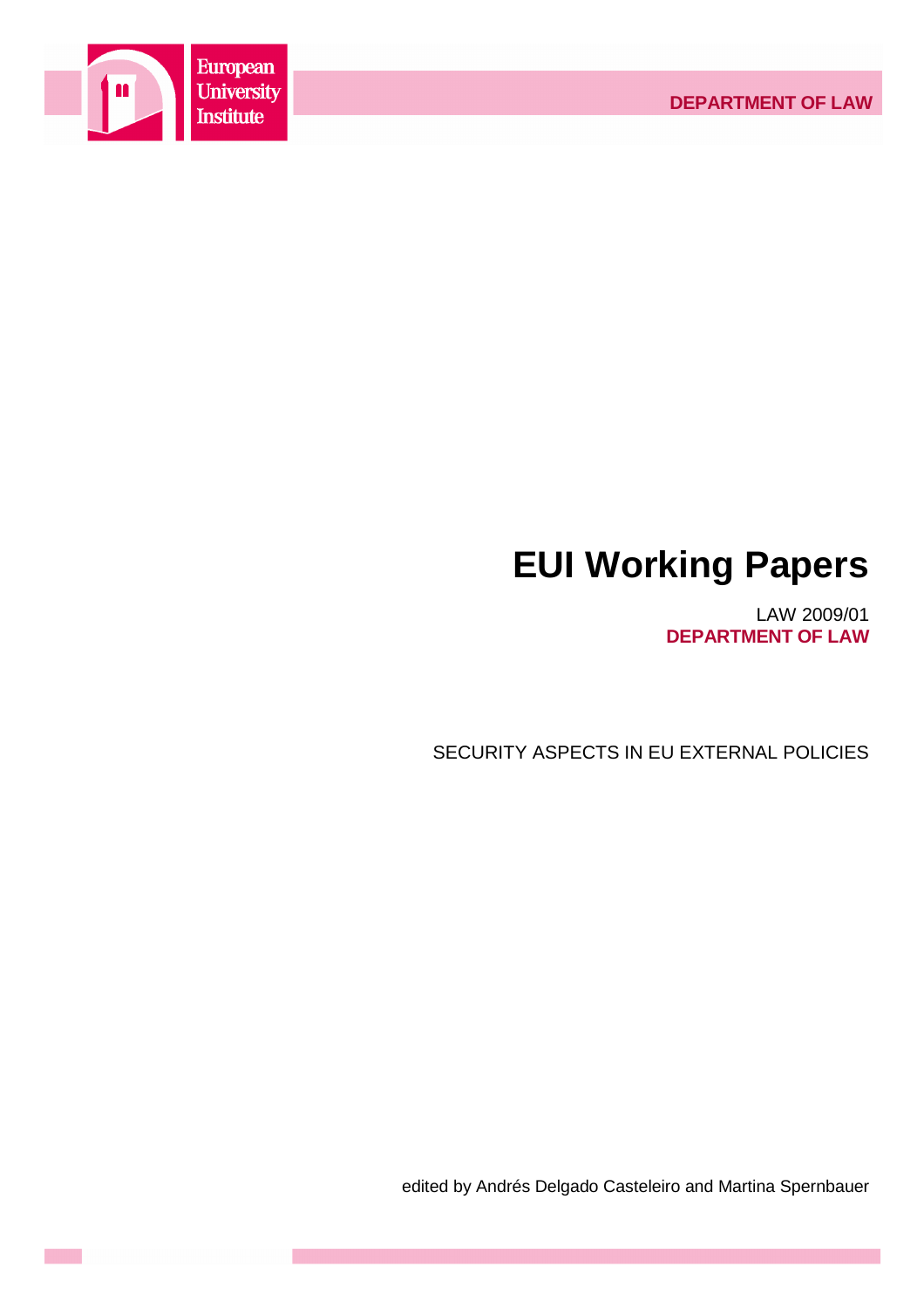European University Institute

DEPARTMENT OF LAW

# EUI Working Papers

LAW 2009/01
**DEPARTMENT OF LAW**

SECURITY ASPECTS IN EU EXTERNAL POLICIES

edited by Andrés Delgado Casteleiro and Martina Spernbauer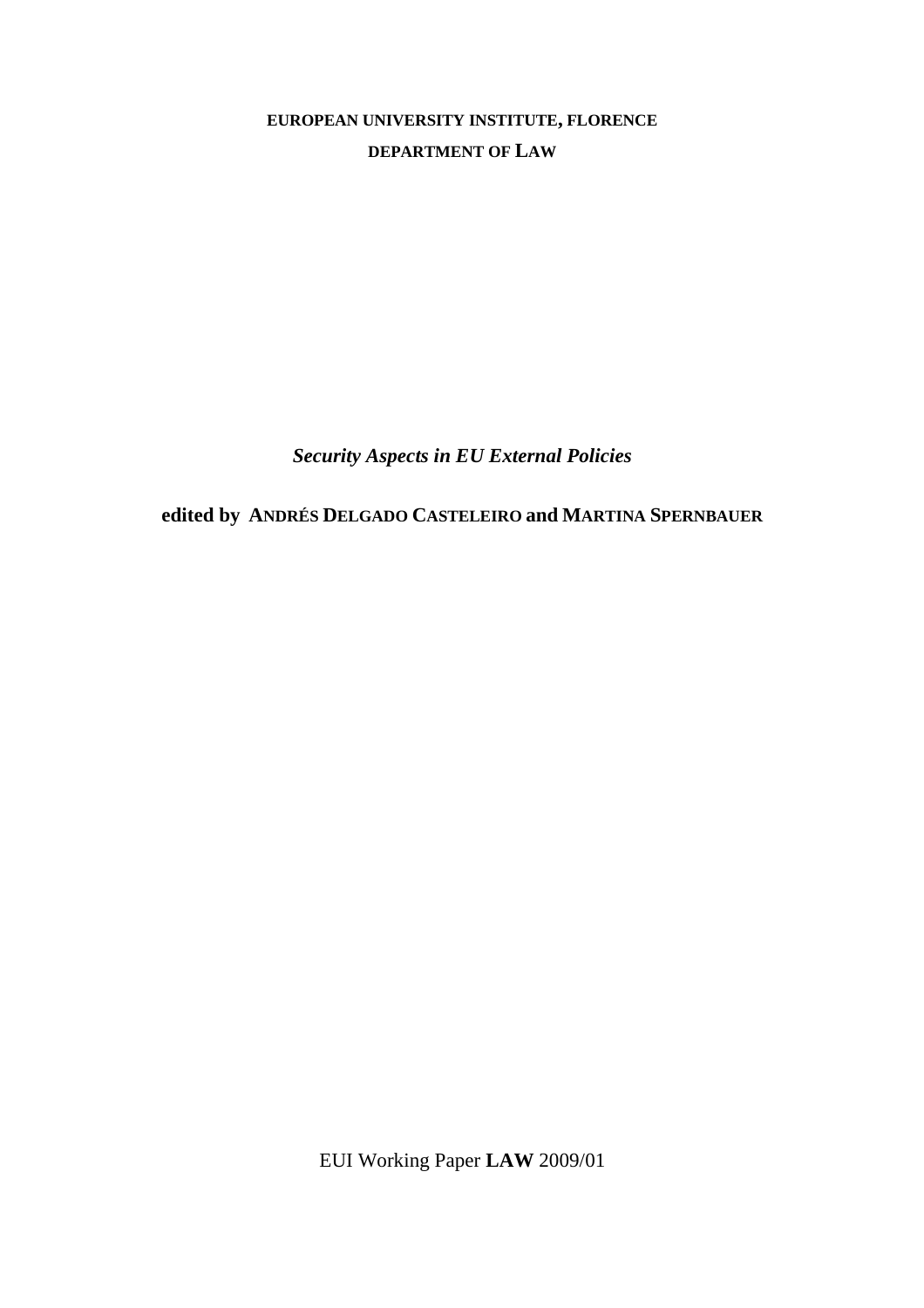**EUROPEAN UNIVERSITY INSTITUTE, FLORENCE**

**DEPARTMENT OF LAW**

***Security Aspects in EU External Policies***

**edited by ANDRÉS DELGADO CASTELEIRO and MARTINA SPERNBAUER**

EUI Working Paper **LAW** 2009/01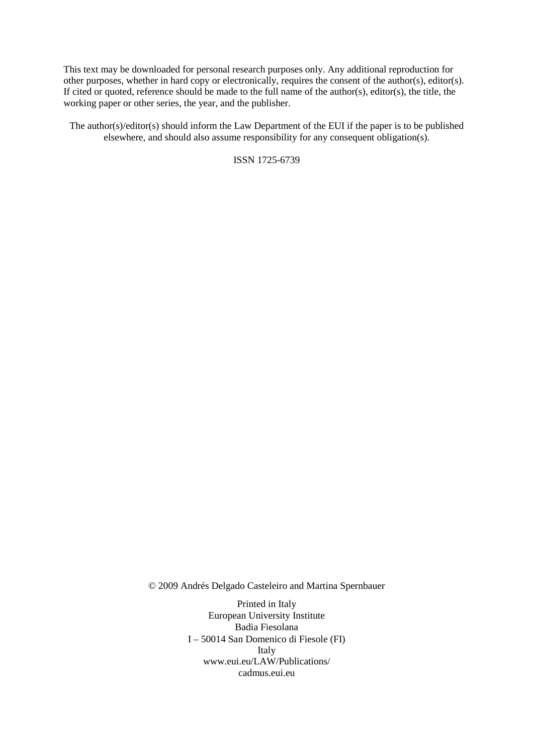This text may be downloaded for personal research purposes only. Any additional reproduction for other purposes, whether in hard copy or electronically, requires the consent of the author(s), editor(s). If cited or quoted, reference should be made to the full name of the author(s), editor(s), the title, the working paper or other series, the year, and the publisher.

The author(s)/editor(s) should inform the Law Department of the EUI if the paper is to be published elsewhere, and should also assume responsibility for any consequent obligation(s).

ISSN 1725-6739

© 2009 Andrés Delgado Casteleiro and Martina Spernbauer

Printed in Italy
European University Institute
Badia Fiesolana
I – 50014 San Domenico di Fiesole (FI)
Italy
www.eui.eu/LAW/Publications/
cadmus.eui.eu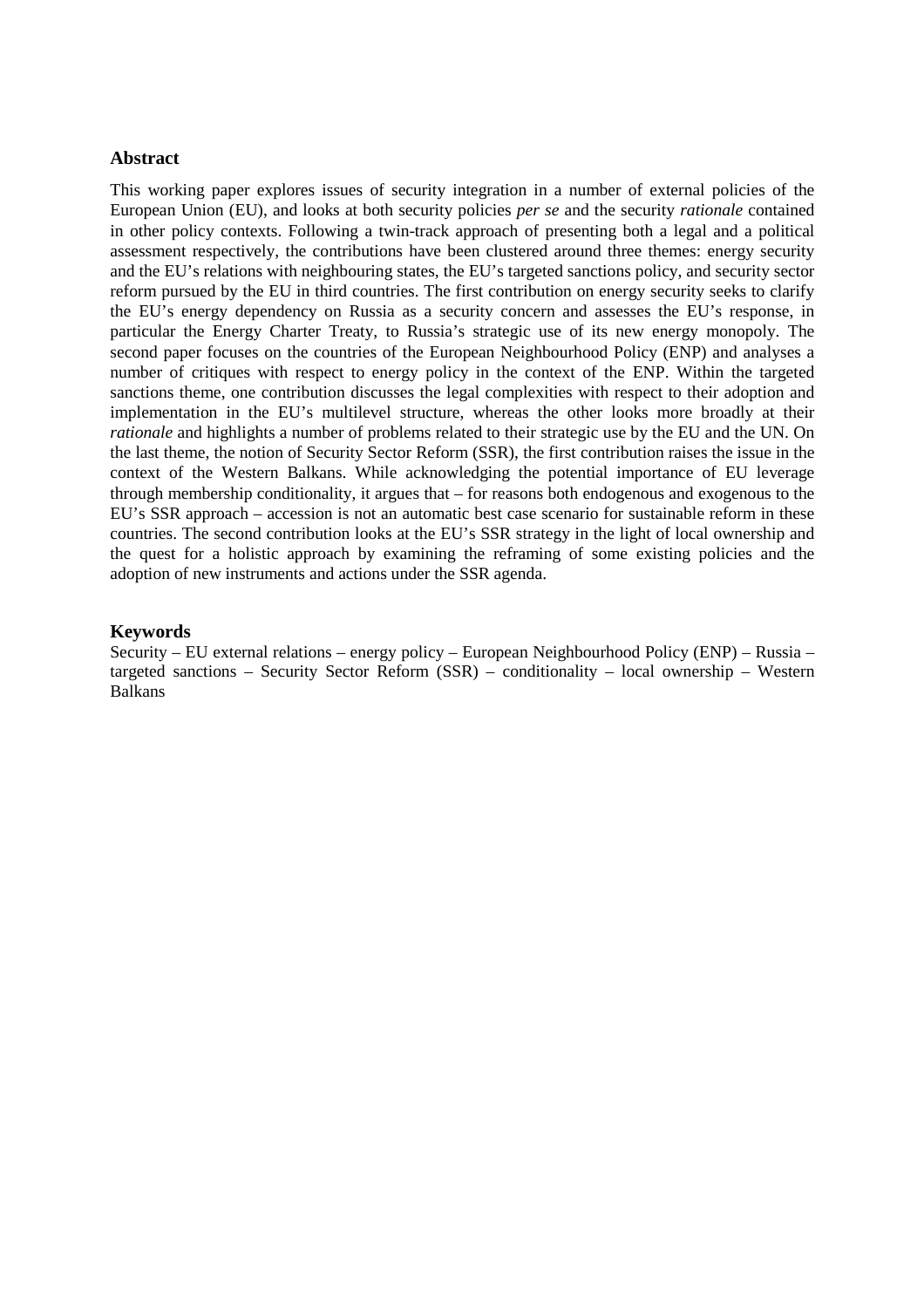## Abstract

This working paper explores issues of security integration in a number of external policies of the European Union (EU), and looks at both security policies *per se* and the security *rationale* contained in other policy contexts. Following a twin-track approach of presenting both a legal and a political assessment respectively, the contributions have been clustered around three themes: energy security and the EU's relations with neighbouring states, the EU's targeted sanctions policy, and security sector reform pursued by the EU in third countries. The first contribution on energy security seeks to clarify the EU's energy dependency on Russia as a security concern and assesses the EU's response, in particular the Energy Charter Treaty, to Russia's strategic use of its new energy monopoly. The second paper focuses on the countries of the European Neighbourhood Policy (ENP) and analyses a number of critiques with respect to energy policy in the context of the ENP. Within the targeted sanctions theme, one contribution discusses the legal complexities with respect to their adoption and implementation in the EU's multilevel structure, whereas the other looks more broadly at their *rationale* and highlights a number of problems related to their strategic use by the EU and the UN. On the last theme, the notion of Security Sector Reform (SSR), the first contribution raises the issue in the context of the Western Balkans. While acknowledging the potential importance of EU leverage through membership conditionality, it argues that – for reasons both endogenous and exogenous to the EU's SSR approach – accession is not an automatic best case scenario for sustainable reform in these countries. The second contribution looks at the EU's SSR strategy in the light of local ownership and the quest for a holistic approach by examining the reframing of some existing policies and the adoption of new instruments and actions under the SSR agenda.

## Keywords

Security – EU external relations – energy policy – European Neighbourhood Policy (ENP) – Russia – targeted sanctions – Security Sector Reform (SSR) – conditionality – local ownership – Western Balkans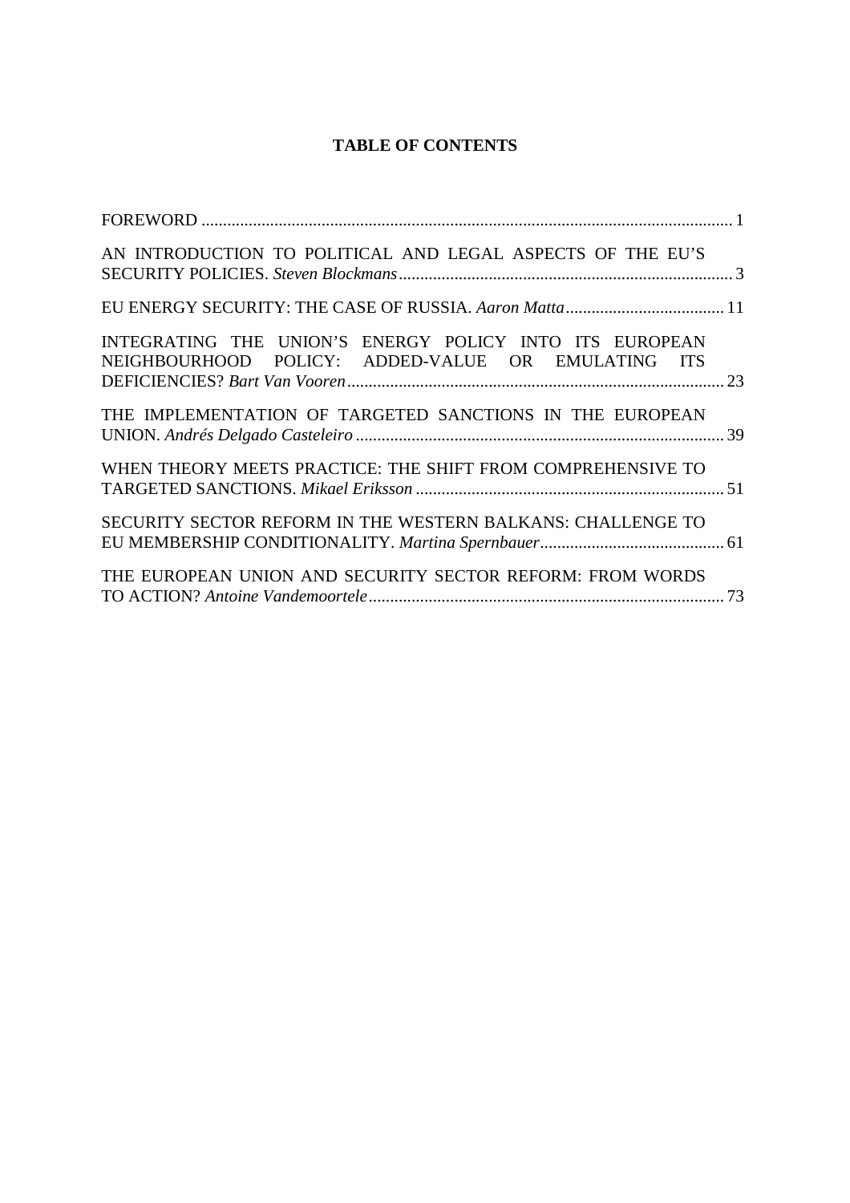# TABLE OF CONTENTS

FOREWORD ........................................................................................................................... 1

AN INTRODUCTION TO POLITICAL AND LEGAL ASPECTS OF THE EU'S SECURITY POLICIES. *Steven Blockmans* ............................................................................. 3

EU ENERGY SECURITY: THE CASE OF RUSSIA. *Aaron Matta* ..................................... 11

INTEGRATING THE UNION'S ENERGY POLICY INTO ITS EUROPEAN NEIGHBOURHOOD POLICY: ADDED-VALUE OR EMULATING ITS DEFICIENCIES? *Bart Van Vooren* ....................................................................................... 23

THE IMPLEMENTATION OF TARGETED SANCTIONS IN THE EUROPEAN UNION. *Andrés Delgado Casteleiro* ..................................................................................... 39

WHEN THEORY MEETS PRACTICE: THE SHIFT FROM COMPREHENSIVE TO TARGETED SANCTIONS. *Mikael Eriksson* ........................................................................ 51

SECURITY SECTOR REFORM IN THE WESTERN BALKANS: CHALLENGE TO EU MEMBERSHIP CONDITIONALITY. *Martina Spernbauer* ........................................... 61

THE EUROPEAN UNION AND SECURITY SECTOR REFORM: FROM WORDS TO ACTION? *Antoine Vandemoortele* .................................................................................. 73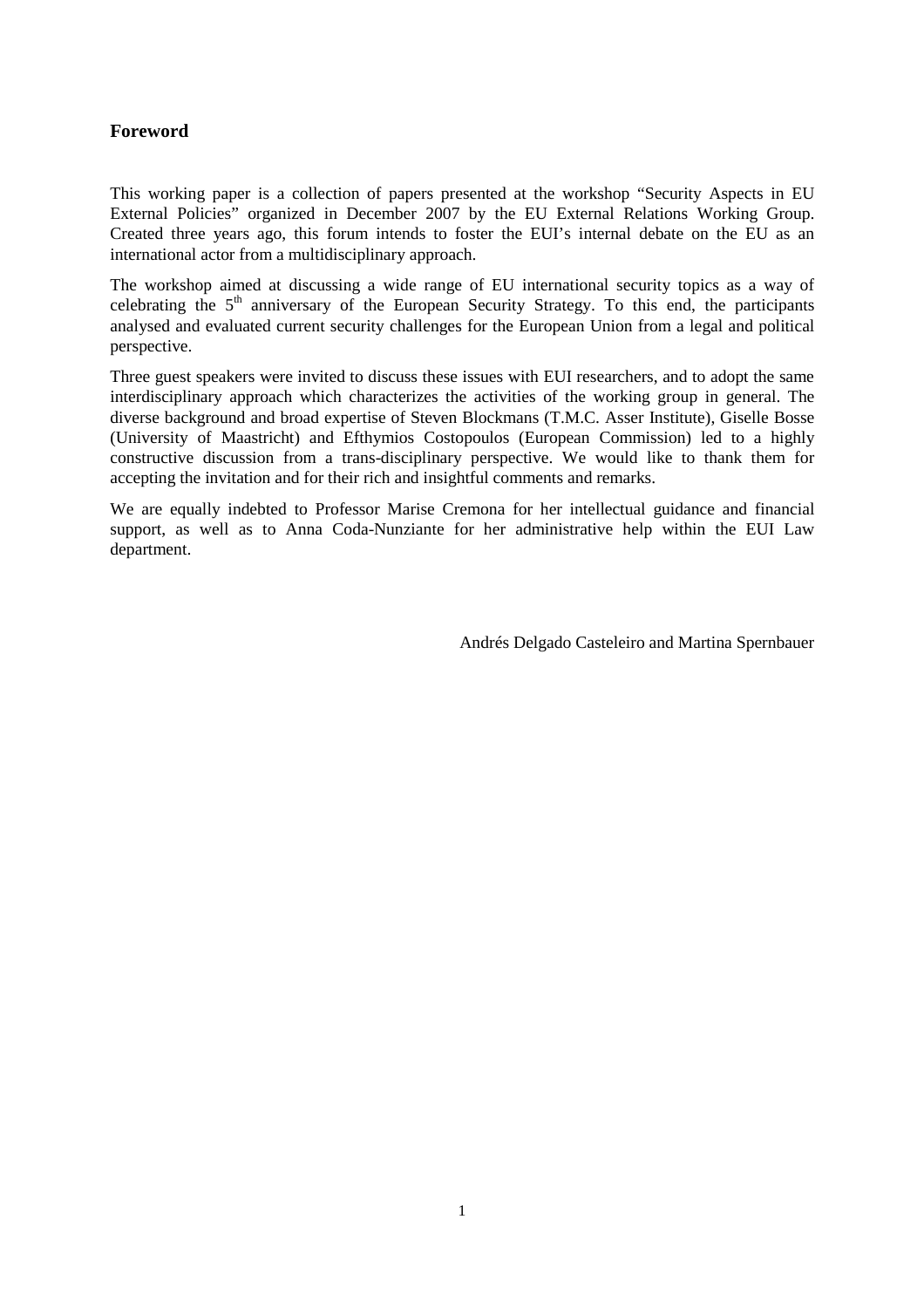## Foreword

This working paper is a collection of papers presented at the workshop "Security Aspects in EU External Policies" organized in December 2007 by the EU External Relations Working Group. Created three years ago, this forum intends to foster the EUI's internal debate on the EU as an international actor from a multidisciplinary approach.

The workshop aimed at discussing a wide range of EU international security topics as a way of celebrating the 5th anniversary of the European Security Strategy. To this end, the participants analysed and evaluated current security challenges for the European Union from a legal and political perspective.

Three guest speakers were invited to discuss these issues with EUI researchers, and to adopt the same interdisciplinary approach which characterizes the activities of the working group in general. The diverse background and broad expertise of Steven Blockmans (T.M.C. Asser Institute), Giselle Bosse (University of Maastricht) and Efthymios Costopoulos (European Commission) led to a highly constructive discussion from a trans-disciplinary perspective. We would like to thank them for accepting the invitation and for their rich and insightful comments and remarks.

We are equally indebted to Professor Marise Cremona for her intellectual guidance and financial support, as well as to Anna Coda-Nunziante for her administrative help within the EUI Law department.

Andrés Delgado Casteleiro and Martina Spernbauer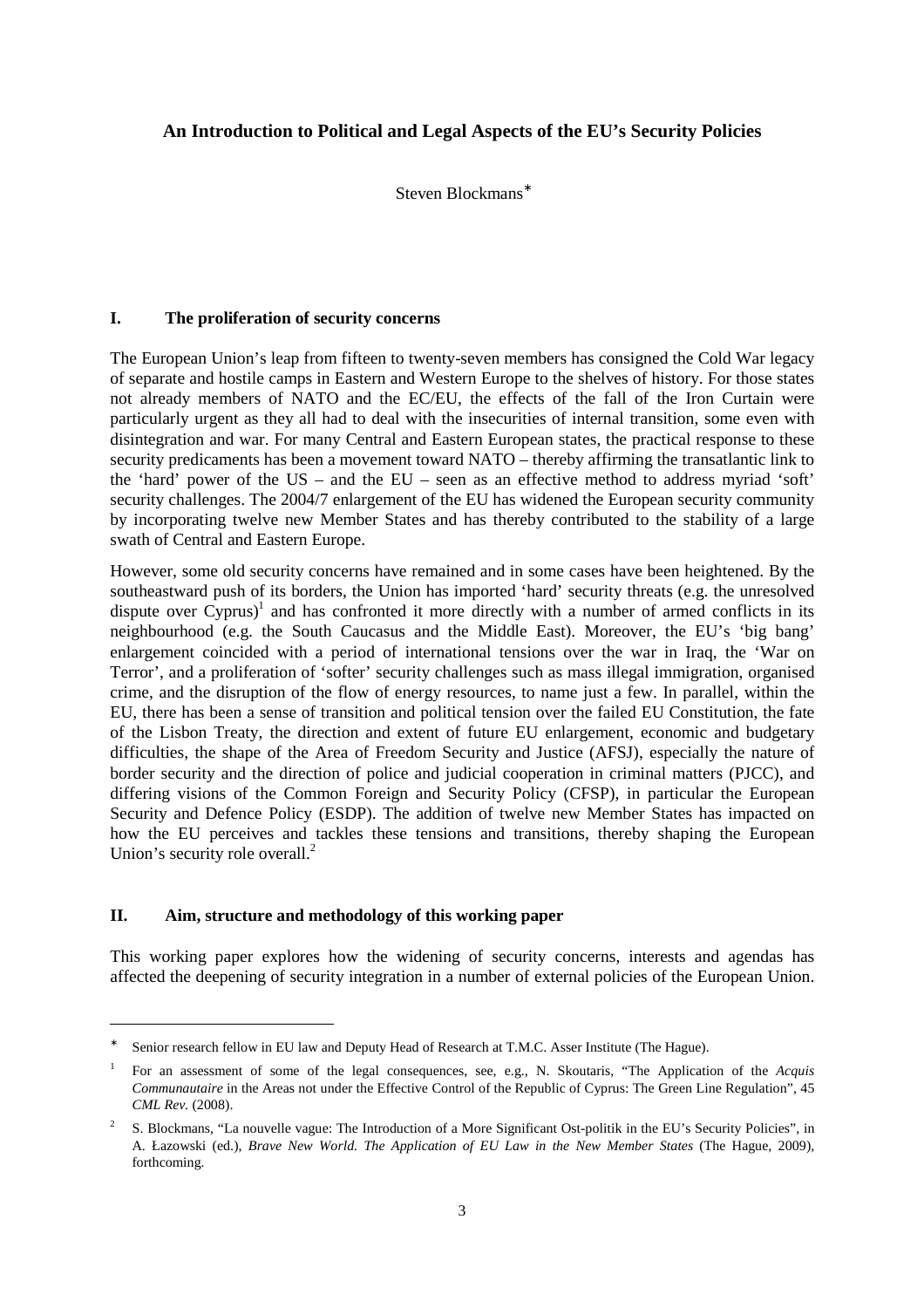**An Introduction to Political and Legal Aspects of the EU's Security Policies**

Steven Blockmans*

## I. The proliferation of security concerns

The European Union's leap from fifteen to twenty-seven members has consigned the Cold War legacy of separate and hostile camps in Eastern and Western Europe to the shelves of history. For those states not already members of NATO and the EC/EU, the effects of the fall of the Iron Curtain were particularly urgent as they all had to deal with the insecurities of internal transition, some even with disintegration and war. For many Central and Eastern European states, the practical response to these security predicaments has been a movement toward NATO – thereby affirming the transatlantic link to the 'hard' power of the US – and the EU – seen as an effective method to address myriad 'soft' security challenges. The 2004/7 enlargement of the EU has widened the European security community by incorporating twelve new Member States and has thereby contributed to the stability of a large swath of Central and Eastern Europe.

However, some old security concerns have remained and in some cases have been heightened. By the southeastward push of its borders, the Union has imported 'hard' security threats (e.g. the unresolved dispute over Cyprus)[1] and has confronted it more directly with a number of armed conflicts in its neighbourhood (e.g. the South Caucasus and the Middle East). Moreover, the EU's 'big bang' enlargement coincided with a period of international tensions over the war in Iraq, the 'War on Terror', and a proliferation of 'softer' security challenges such as mass illegal immigration, organised crime, and the disruption of the flow of energy resources, to name just a few. In parallel, within the EU, there has been a sense of transition and political tension over the failed EU Constitution, the fate of the Lisbon Treaty, the direction and extent of future EU enlargement, economic and budgetary difficulties, the shape of the Area of Freedom Security and Justice (AFSJ), especially the nature of border security and the direction of police and judicial cooperation in criminal matters (PJCC), and differing visions of the Common Foreign and Security Policy (CFSP), in particular the European Security and Defence Policy (ESDP). The addition of twelve new Member States has impacted on how the EU perceives and tackles these tensions and transitions, thereby shaping the European Union's security role overall.[2]

## II. Aim, structure and methodology of this working paper

This working paper explores how the widening of security concerns, interests and agendas has affected the deepening of security integration in a number of external policies of the European Union.

---

* Senior research fellow in EU law and Deputy Head of Research at T.M.C. Asser Institute (The Hague).

[1] For an assessment of some of the legal consequences, see, e.g., N. Skoutaris, "The Application of the *Acquis Communautaire* in the Areas not under the Effective Control of the Republic of Cyprus: The Green Line Regulation", 45 *CML Rev.* (2008).

[2] S. Blockmans, "La nouvelle vague: The Introduction of a More Significant Ost-politik in the EU's Security Policies", in A. Łazowski (ed.), *Brave New World. The Application of EU Law in the New Member States* (The Hague, 2009), forthcoming.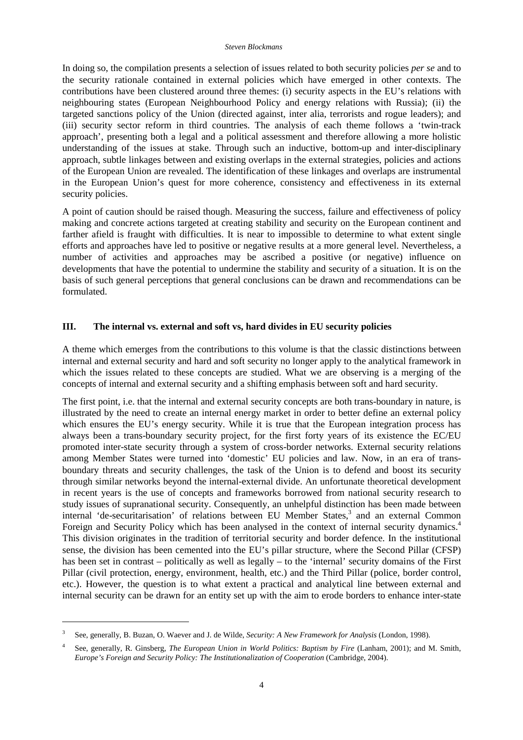In doing so, the compilation presents a selection of issues related to both security policies *per se* and to the security rationale contained in external policies which have emerged in other contexts. The contributions have been clustered around three themes: (i) security aspects in the EU's relations with neighbouring states (European Neighbourhood Policy and energy relations with Russia); (ii) the targeted sanctions policy of the Union (directed against, inter alia, terrorists and rogue leaders); and (iii) security sector reform in third countries. The analysis of each theme follows a 'twin-track approach', presenting both a legal and a political assessment and therefore allowing a more holistic understanding of the issues at stake. Through such an inductive, bottom-up and inter-disciplinary approach, subtle linkages between and existing overlaps in the external strategies, policies and actions of the European Union are revealed. The identification of these linkages and overlaps are instrumental in the European Union's quest for more coherence, consistency and effectiveness in its external security policies.

A point of caution should be raised though. Measuring the success, failure and effectiveness of policy making and concrete actions targeted at creating stability and security on the European continent and farther afield is fraught with difficulties. It is near to impossible to determine to what extent single efforts and approaches have led to positive or negative results at a more general level. Nevertheless, a number of activities and approaches may be ascribed a positive (or negative) influence on developments that have the potential to undermine the stability and security of a situation. It is on the basis of such general perceptions that general conclusions can be drawn and recommendations can be formulated.

## III. The internal vs. external and soft vs, hard divides in EU security policies

A theme which emerges from the contributions to this volume is that the classic distinctions between internal and external security and hard and soft security no longer apply to the analytical framework in which the issues related to these concepts are studied. What we are observing is a merging of the concepts of internal and external security and a shifting emphasis between soft and hard security.

The first point, i.e. that the internal and external security concepts are both trans-boundary in nature, is illustrated by the need to create an internal energy market in order to better define an external policy which ensures the EU's energy security. While it is true that the European integration process has always been a trans-boundary security project, for the first forty years of its existence the EC/EU promoted inter-state security through a system of cross-border networks. External security relations among Member States were turned into 'domestic' EU policies and law. Now, in an era of trans-boundary threats and security challenges, the task of the Union is to defend and boost its security through similar networks beyond the internal-external divide. An unfortunate theoretical development in recent years is the use of concepts and frameworks borrowed from national security research to study issues of supranational security. Consequently, an unhelpful distinction has been made between internal 'de-securitarisation' of relations between EU Member States,[3] and an external Common Foreign and Security Policy which has been analysed in the context of internal security dynamics.[4] This division originates in the tradition of territorial security and border defence. In the institutional sense, the division has been cemented into the EU's pillar structure, where the Second Pillar (CFSP) has been set in contrast – politically as well as legally – to the 'internal' security domains of the First Pillar (civil protection, energy, environment, health, etc.) and the Third Pillar (police, border control, etc.). However, the question is to what extent a practical and analytical line between external and internal security can be drawn for an entity set up with the aim to erode borders to enhance inter-state

---

[3] See, generally, B. Buzan, O. Waever and J. de Wilde, *Security: A New Framework for Analysis* (London, 1998).

[4] See, generally, R. Ginsberg, *The European Union in World Politics: Baptism by Fire* (Lanham, 2001); and M. Smith, *Europe's Foreign and Security Policy: The Institutionalization of Cooperation* (Cambridge, 2004).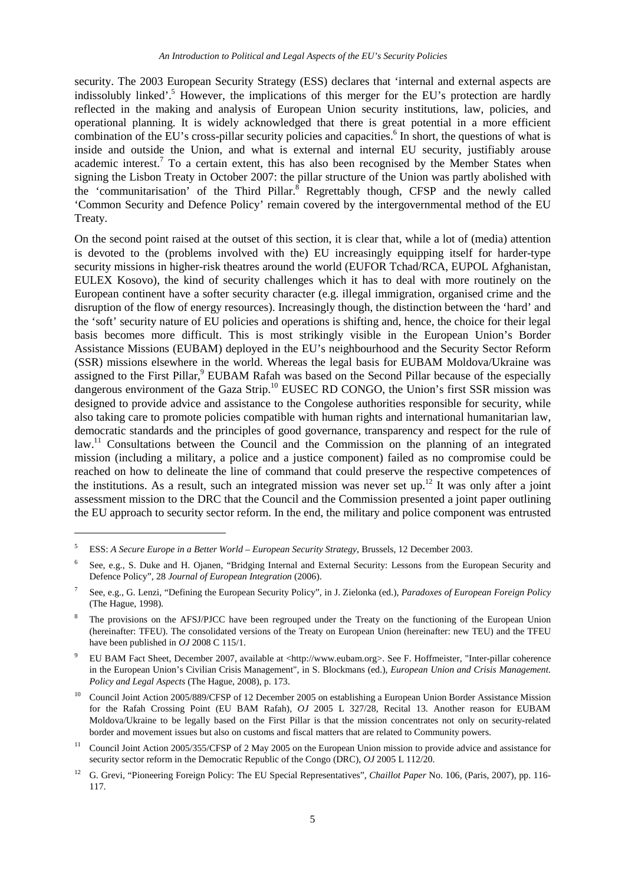security. The 2003 European Security Strategy (ESS) declares that 'internal and external aspects are indissolubly linked'.[5] However, the implications of this merger for the EU's protection are hardly reflected in the making and analysis of European Union security institutions, law, policies, and operational planning. It is widely acknowledged that there is great potential in a more efficient combination of the EU's cross-pillar security policies and capacities.[6] In short, the questions of what is inside and outside the Union, and what is external and internal EU security, justifiably arouse academic interest.[7] To a certain extent, this has also been recognised by the Member States when signing the Lisbon Treaty in October 2007: the pillar structure of the Union was partly abolished with the 'communitarisation' of the Third Pillar.[8] Regrettably though, CFSP and the newly called 'Common Security and Defence Policy' remain covered by the intergovernmental method of the EU Treaty.

On the second point raised at the outset of this section, it is clear that, while a lot of (media) attention is devoted to the (problems involved with the) EU increasingly equipping itself for harder-type security missions in higher-risk theatres around the world (EUFOR Tchad/RCA, EUPOL Afghanistan, EULEX Kosovo), the kind of security challenges which it has to deal with more routinely on the European continent have a softer security character (e.g. illegal immigration, organised crime and the disruption of the flow of energy resources). Increasingly though, the distinction between the 'hard' and the 'soft' security nature of EU policies and operations is shifting and, hence, the choice for their legal basis becomes more difficult. This is most strikingly visible in the European Union's Border Assistance Missions (EUBAM) deployed in the EU's neighbourhood and the Security Sector Reform (SSR) missions elsewhere in the world. Whereas the legal basis for EUBAM Moldova/Ukraine was assigned to the First Pillar,[9] EUBAM Rafah was based on the Second Pillar because of the especially dangerous environment of the Gaza Strip.[10] EUSEC RD CONGO, the Union's first SSR mission was designed to provide advice and assistance to the Congolese authorities responsible for security, while also taking care to promote policies compatible with human rights and international humanitarian law, democratic standards and the principles of good governance, transparency and respect for the rule of law.[11] Consultations between the Council and the Commission on the planning of an integrated mission (including a military, a police and a justice component) failed as no compromise could be reached on how to delineate the line of command that could preserve the respective competences of the institutions. As a result, such an integrated mission was never set up.[12] It was only after a joint assessment mission to the DRC that the Council and the Commission presented a joint paper outlining the EU approach to security sector reform. In the end, the military and police component was entrusted

---

[5] ESS: *A Secure Europe in a Better World – European Security Strategy*, Brussels, 12 December 2003.

[6] See, e.g., S. Duke and H. Ojanen, "Bridging Internal and External Security: Lessons from the European Security and Defence Policy", 28 *Journal of European Integration* (2006).

[7] See, e.g., G. Lenzi, "Defining the European Security Policy", in J. Zielonka (ed.), *Paradoxes of European Foreign Policy* (The Hague, 1998).

[8] The provisions on the AFSJ/PJCC have been regrouped under the Treaty on the functioning of the European Union (hereinafter: TFEU). The consolidated versions of the Treaty on European Union (hereinafter: new TEU) and the TFEU have been published in *OJ* 2008 C 115/1.

[9] EU BAM Fact Sheet, December 2007, available at <http://www.eubam.org>. See F. Hoffmeister, "Inter-pillar coherence in the European Union's Civilian Crisis Management", in S. Blockmans (ed.), *European Union and Crisis Management. Policy and Legal Aspects* (The Hague, 2008), p. 173.

[10] Council Joint Action 2005/889/CFSP of 12 December 2005 on establishing a European Union Border Assistance Mission for the Rafah Crossing Point (EU BAM Rafah), *OJ* 2005 L 327/28, Recital 13. Another reason for EUBAM Moldova/Ukraine to be legally based on the First Pillar is that the mission concentrates not only on security-related border and movement issues but also on customs and fiscal matters that are related to Community powers.

[11] Council Joint Action 2005/355/CFSP of 2 May 2005 on the European Union mission to provide advice and assistance for security sector reform in the Democratic Republic of the Congo (DRC), *OJ* 2005 L 112/20.

[12] G. Grevi, "Pioneering Foreign Policy: The EU Special Representatives", *Chaillot Paper* No. 106, (Paris, 2007), pp. 116-117.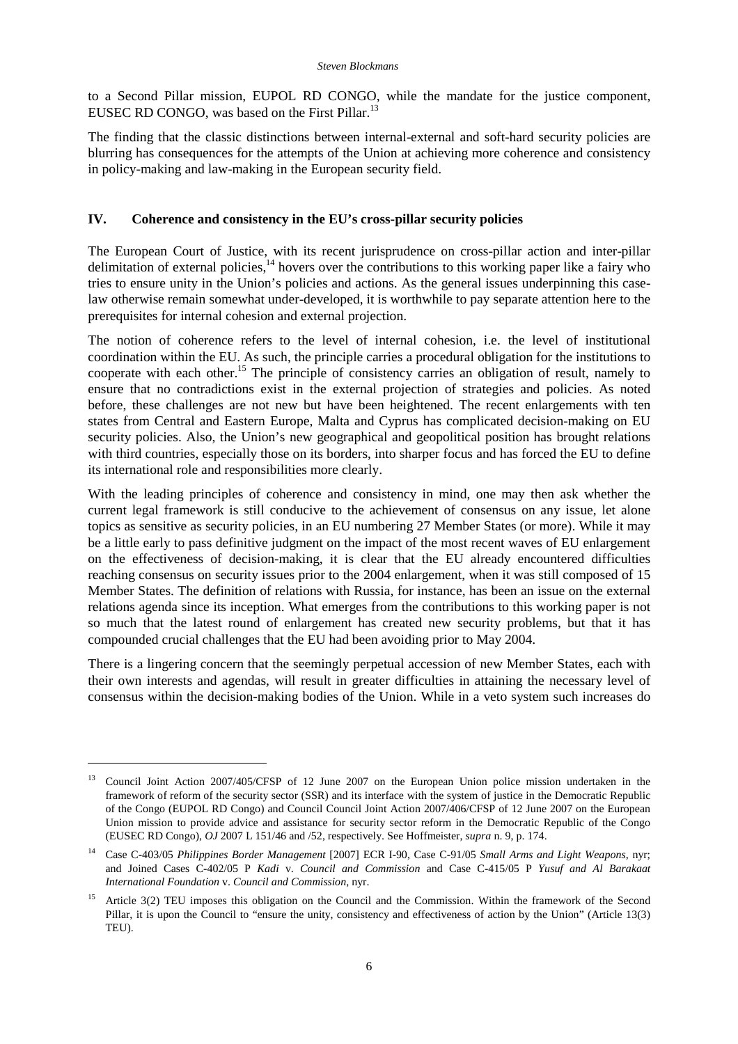to a Second Pillar mission, EUPOL RD CONGO, while the mandate for the justice component, EUSEC RD CONGO, was based on the First Pillar.[13]

The finding that the classic distinctions between internal-external and soft-hard security policies are blurring has consequences for the attempts of the Union at achieving more coherence and consistency in policy-making and law-making in the European security field.

## IV. Coherence and consistency in the EU's cross-pillar security policies

The European Court of Justice, with its recent jurisprudence on cross-pillar action and inter-pillar delimitation of external policies,[14] hovers over the contributions to this working paper like a fairy who tries to ensure unity in the Union's policies and actions. As the general issues underpinning this case-law otherwise remain somewhat under-developed, it is worthwhile to pay separate attention here to the prerequisites for internal cohesion and external projection.

The notion of coherence refers to the level of internal cohesion, i.e. the level of institutional coordination within the EU. As such, the principle carries a procedural obligation for the institutions to cooperate with each other.[15] The principle of consistency carries an obligation of result, namely to ensure that no contradictions exist in the external projection of strategies and policies. As noted before, these challenges are not new but have been heightened. The recent enlargements with ten states from Central and Eastern Europe, Malta and Cyprus has complicated decision-making on EU security policies. Also, the Union's new geographical and geopolitical position has brought relations with third countries, especially those on its borders, into sharper focus and has forced the EU to define its international role and responsibilities more clearly.

With the leading principles of coherence and consistency in mind, one may then ask whether the current legal framework is still conducive to the achievement of consensus on any issue, let alone topics as sensitive as security policies, in an EU numbering 27 Member States (or more). While it may be a little early to pass definitive judgment on the impact of the most recent waves of EU enlargement on the effectiveness of decision-making, it is clear that the EU already encountered difficulties reaching consensus on security issues prior to the 2004 enlargement, when it was still composed of 15 Member States. The definition of relations with Russia, for instance, has been an issue on the external relations agenda since its inception. What emerges from the contributions to this working paper is not so much that the latest round of enlargement has created new security problems, but that it has compounded crucial challenges that the EU had been avoiding prior to May 2004.

There is a lingering concern that the seemingly perpetual accession of new Member States, each with their own interests and agendas, will result in greater difficulties in attaining the necessary level of consensus within the decision-making bodies of the Union. While in a veto system such increases do

---

[13] Council Joint Action 2007/405/CFSP of 12 June 2007 on the European Union police mission undertaken in the framework of reform of the security sector (SSR) and its interface with the system of justice in the Democratic Republic of the Congo (EUPOL RD Congo) and Council Council Joint Action 2007/406/CFSP of 12 June 2007 on the European Union mission to provide advice and assistance for security sector reform in the Democratic Republic of the Congo (EUSEC RD Congo), *OJ* 2007 L 151/46 and /52, respectively. See Hoffmeister, *supra* n. 9, p. 174.

[14] Case C-403/05 *Philippines Border Management* [2007] ECR I-90, Case C-91/05 *Small Arms and Light Weapons*, nyr; and Joined Cases C-402/05 P *Kadi* v. *Council and Commission* and Case C-415/05 P *Yusuf and Al Barakaat International Foundation* v. *Council and Commission*, nyr.

[15] Article 3(2) TEU imposes this obligation on the Council and the Commission. Within the framework of the Second Pillar, it is upon the Council to "ensure the unity, consistency and effectiveness of action by the Union" (Article 13(3) TEU).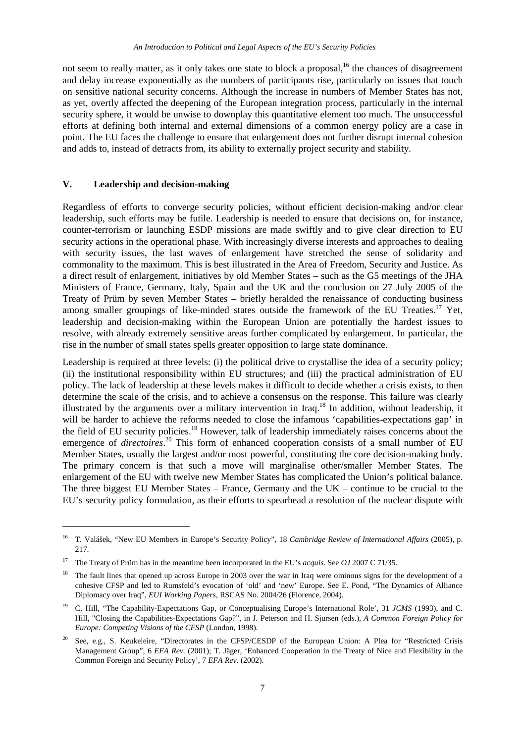not seem to really matter, as it only takes one state to block a proposal,[16] the chances of disagreement and delay increase exponentially as the numbers of participants rise, particularly on issues that touch on sensitive national security concerns. Although the increase in numbers of Member States has not, as yet, overtly affected the deepening of the European integration process, particularly in the internal security sphere, it would be unwise to downplay this quantitative element too much. The unsuccessful efforts at defining both internal and external dimensions of a common energy policy are a case in point. The EU faces the challenge to ensure that enlargement does not further disrupt internal cohesion and adds to, instead of detracts from, its ability to externally project security and stability.

## V. Leadership and decision-making

Regardless of efforts to converge security policies, without efficient decision-making and/or clear leadership, such efforts may be futile. Leadership is needed to ensure that decisions on, for instance, counter-terrorism or launching ESDP missions are made swiftly and to give clear direction to EU security actions in the operational phase. With increasingly diverse interests and approaches to dealing with security issues, the last waves of enlargement have stretched the sense of solidarity and commonality to the maximum. This is best illustrated in the Area of Freedom, Security and Justice. As a direct result of enlargement, initiatives by old Member States – such as the G5 meetings of the JHA Ministers of France, Germany, Italy, Spain and the UK and the conclusion on 27 July 2005 of the Treaty of Prüm by seven Member States – briefly heralded the renaissance of conducting business among smaller groupings of like-minded states outside the framework of the EU Treaties.[17] Yet, leadership and decision-making within the European Union are potentially the hardest issues to resolve, with already extremely sensitive areas further complicated by enlargement. In particular, the rise in the number of small states spells greater opposition to large state dominance.

Leadership is required at three levels: (i) the political drive to crystallise the idea of a security policy; (ii) the institutional responsibility within EU structures; and (iii) the practical administration of EU policy. The lack of leadership at these levels makes it difficult to decide whether a crisis exists, to then determine the scale of the crisis, and to achieve a consensus on the response. This failure was clearly illustrated by the arguments over a military intervention in Iraq.[18] In addition, without leadership, it will be harder to achieve the reforms needed to close the infamous 'capabilities-expectations gap' in the field of EU security policies.[19] However, talk of leadership immediately raises concerns about the emergence of *directoires*.[20] This form of enhanced cooperation consists of a small number of EU Member States, usually the largest and/or most powerful, constituting the core decision-making body. The primary concern is that such a move will marginalise other/smaller Member States. The enlargement of the EU with twelve new Member States has complicated the Union's political balance. The three biggest EU Member States – France, Germany and the UK – continue to be crucial to the EU's security policy formulation, as their efforts to spearhead a resolution of the nuclear dispute with

---

[16] T. Valášek, "New EU Members in Europe's Security Policy", 18 *Cambridge Review of International Affairs* (2005), p. 217.

[17] The Treaty of Prüm has in the meantime been incorporated in the EU's *acquis*. See *OJ* 2007 C 71/35.

[18] The fault lines that opened up across Europe in 2003 over the war in Iraq were ominous signs for the development of a cohesive CFSP and led to Rumsfeld's evocation of 'old' and 'new' Europe. See E. Pond, "The Dynamics of Alliance Diplomacy over Iraq", *EUI Working Papers*, RSCAS No. 2004/26 (Florence, 2004).

[19] C. Hill, "The Capability-Expectations Gap, or Conceptualising Europe's International Role", 31 *JCMS* (1993), and C. Hill, "Closing the Capabilities-Expectations Gap?", in J. Peterson and H. Sjursen (eds.), *A Common Foreign Policy for Europe: Competing Visions of the CFSP* (London, 1998).

[20] See, e.g., S. Keukeleire, "Directorates in the CFSP/CESDP of the European Union: A Plea for "Restricted Crisis Management Group", 6 *EFA Rev.* (2001); T. Jäger, 'Enhanced Cooperation in the Treaty of Nice and Flexibility in the Common Foreign and Security Policy', 7 *EFA Rev.* (2002).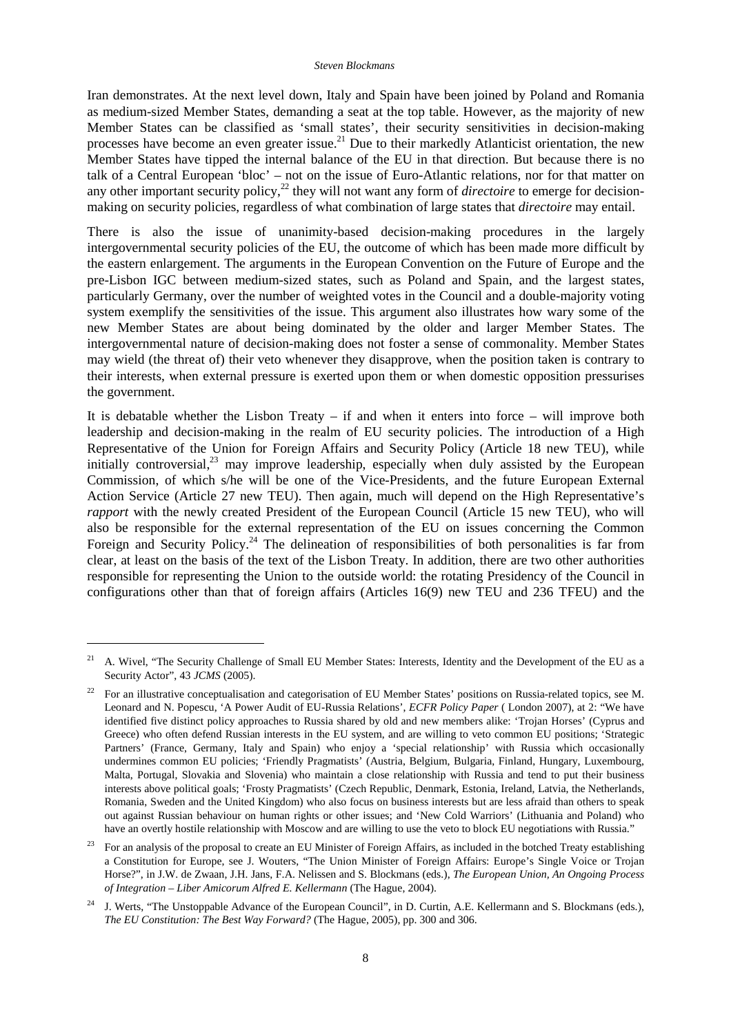Iran demonstrates. At the next level down, Italy and Spain have been joined by Poland and Romania as medium-sized Member States, demanding a seat at the top table. However, as the majority of new Member States can be classified as 'small states', their security sensitivities in decision-making processes have become an even greater issue.[21] Due to their markedly Atlanticist orientation, the new Member States have tipped the internal balance of the EU in that direction. But because there is no talk of a Central European 'bloc' – not on the issue of Euro-Atlantic relations, nor for that matter on any other important security policy,[22] they will not want any form of *directoire* to emerge for decision-making on security policies, regardless of what combination of large states that *directoire* may entail.

There is also the issue of unanimity-based decision-making procedures in the largely intergovernmental security policies of the EU, the outcome of which has been made more difficult by the eastern enlargement. The arguments in the European Convention on the Future of Europe and the pre-Lisbon IGC between medium-sized states, such as Poland and Spain, and the largest states, particularly Germany, over the number of weighted votes in the Council and a double-majority voting system exemplify the sensitivities of the issue. This argument also illustrates how wary some of the new Member States are about being dominated by the older and larger Member States. The intergovernmental nature of decision-making does not foster a sense of commonality. Member States may wield (the threat of) their veto whenever they disapprove, when the position taken is contrary to their interests, when external pressure is exerted upon them or when domestic opposition pressurises the government.

It is debatable whether the Lisbon Treaty – if and when it enters into force – will improve both leadership and decision-making in the realm of EU security policies. The introduction of a High Representative of the Union for Foreign Affairs and Security Policy (Article 18 new TEU), while initially controversial,[23] may improve leadership, especially when duly assisted by the European Commission, of which s/he will be one of the Vice-Presidents, and the future European External Action Service (Article 27 new TEU). Then again, much will depend on the High Representative's *rapport* with the newly created President of the European Council (Article 15 new TEU), who will also be responsible for the external representation of the EU on issues concerning the Common Foreign and Security Policy.[24] The delineation of responsibilities of both personalities is far from clear, at least on the basis of the text of the Lisbon Treaty. In addition, there are two other authorities responsible for representing the Union to the outside world: the rotating Presidency of the Council in configurations other than that of foreign affairs (Articles 16(9) new TEU and 236 TFEU) and the

---

[21] A. Wivel, "The Security Challenge of Small EU Member States: Interests, Identity and the Development of the EU as a Security Actor", 43 *JCMS* (2005).

[22] For an illustrative conceptualisation and categorisation of EU Member States' positions on Russia-related topics, see M. Leonard and N. Popescu, 'A Power Audit of EU-Russia Relations', *ECFR Policy Paper* ( London 2007), at 2: "We have identified five distinct policy approaches to Russia shared by old and new members alike: 'Trojan Horses' (Cyprus and Greece) who often defend Russian interests in the EU system, and are willing to veto common EU positions; 'Strategic Partners' (France, Germany, Italy and Spain) who enjoy a 'special relationship' with Russia which occasionally undermines common EU policies; 'Friendly Pragmatists' (Austria, Belgium, Bulgaria, Finland, Hungary, Luxembourg, Malta, Portugal, Slovakia and Slovenia) who maintain a close relationship with Russia and tend to put their business interests above political goals; 'Frosty Pragmatists' (Czech Republic, Denmark, Estonia, Ireland, Latvia, the Netherlands, Romania, Sweden and the United Kingdom) who also focus on business interests but are less afraid than others to speak out against Russian behaviour on human rights or other issues; and 'New Cold Warriors' (Lithuania and Poland) who have an overtly hostile relationship with Moscow and are willing to use the veto to block EU negotiations with Russia."

[23] For an analysis of the proposal to create an EU Minister of Foreign Affairs, as included in the botched Treaty establishing a Constitution for Europe, see J. Wouters, "The Union Minister of Foreign Affairs: Europe's Single Voice or Trojan Horse?", in J.W. de Zwaan, J.H. Jans, F.A. Nelissen and S. Blockmans (eds.), *The European Union, An Ongoing Process of Integration – Liber Amicorum Alfred E. Kellermann* (The Hague, 2004).

[24] J. Werts, "The Unstoppable Advance of the European Council", in D. Curtin, A.E. Kellermann and S. Blockmans (eds.), *The EU Constitution: The Best Way Forward?* (The Hague, 2005), pp. 300 and 306.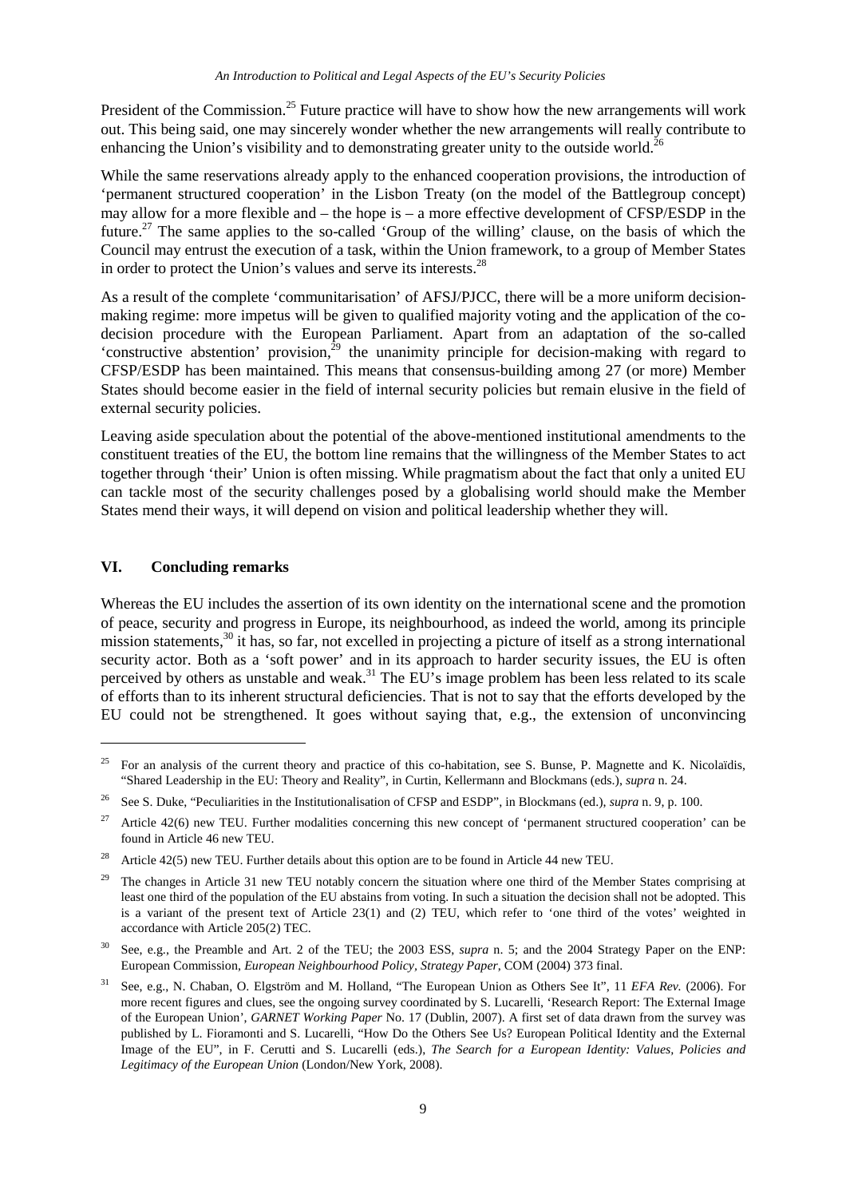President of the Commission.[25] Future practice will have to show how the new arrangements will work out. This being said, one may sincerely wonder whether the new arrangements will really contribute to enhancing the Union's visibility and to demonstrating greater unity to the outside world.[26]

While the same reservations already apply to the enhanced cooperation provisions, the introduction of 'permanent structured cooperation' in the Lisbon Treaty (on the model of the Battlegroup concept) may allow for a more flexible and – the hope is – a more effective development of CFSP/ESDP in the future.[27] The same applies to the so-called 'Group of the willing' clause, on the basis of which the Council may entrust the execution of a task, within the Union framework, to a group of Member States in order to protect the Union's values and serve its interests.[28]

As a result of the complete 'communitarisation' of AFSJ/PJCC, there will be a more uniform decision-making regime: more impetus will be given to qualified majority voting and the application of the co-decision procedure with the European Parliament. Apart from an adaptation of the so-called 'constructive abstention' provision,[29] the unanimity principle for decision-making with regard to CFSP/ESDP has been maintained. This means that consensus-building among 27 (or more) Member States should become easier in the field of internal security policies but remain elusive in the field of external security policies.

Leaving aside speculation about the potential of the above-mentioned institutional amendments to the constituent treaties of the EU, the bottom line remains that the willingness of the Member States to act together through 'their' Union is often missing. While pragmatism about the fact that only a united EU can tackle most of the security challenges posed by a globalising world should make the Member States mend their ways, it will depend on vision and political leadership whether they will.

## VI. Concluding remarks

Whereas the EU includes the assertion of its own identity on the international scene and the promotion of peace, security and progress in Europe, its neighbourhood, as indeed the world, among its principle mission statements,[30] it has, so far, not excelled in projecting a picture of itself as a strong international security actor. Both as a 'soft power' and in its approach to harder security issues, the EU is often perceived by others as unstable and weak.[31] The EU's image problem has been less related to its scale of efforts than to its inherent structural deficiencies. That is not to say that the efforts developed by the EU could not be strengthened. It goes without saying that, e.g., the extension of unconvincing

---

[25] For an analysis of the current theory and practice of this co-habitation, see S. Bunse, P. Magnette and K. Nicolaïdis, "Shared Leadership in the EU: Theory and Reality", in Curtin, Kellermann and Blockmans (eds.), *supra* n. 24.

[26] See S. Duke, "Peculiarities in the Institutionalisation of CFSP and ESDP", in Blockmans (ed.), *supra* n. 9, p. 100.

[27] Article 42(6) new TEU. Further modalities concerning this new concept of 'permanent structured cooperation' can be found in Article 46 new TEU.

[28] Article 42(5) new TEU. Further details about this option are to be found in Article 44 new TEU.

[29] The changes in Article 31 new TEU notably concern the situation where one third of the Member States comprising at least one third of the population of the EU abstains from voting. In such a situation the decision shall not be adopted. This is a variant of the present text of Article 23(1) and (2) TEU, which refer to 'one third of the votes' weighted in accordance with Article 205(2) TEC.

[30] See, e.g., the Preamble and Art. 2 of the TEU; the 2003 ESS, *supra* n. 5; and the 2004 Strategy Paper on the ENP: European Commission, *European Neighbourhood Policy, Strategy Paper*, COM (2004) 373 final.

[31] See, e.g., N. Chaban, O. Elgström and M. Holland, "The European Union as Others See It", 11 *EFA Rev.* (2006). For more recent figures and clues, see the ongoing survey coordinated by S. Lucarelli, 'Research Report: The External Image of the European Union', *GARNET Working Paper* No. 17 (Dublin, 2007). A first set of data drawn from the survey was published by L. Fioramonti and S. Lucarelli, "How Do the Others See Us? European Political Identity and the External Image of the EU", in F. Cerutti and S. Lucarelli (eds.), *The Search for a European Identity: Values, Policies and Legitimacy of the European Union* (London/New York, 2008).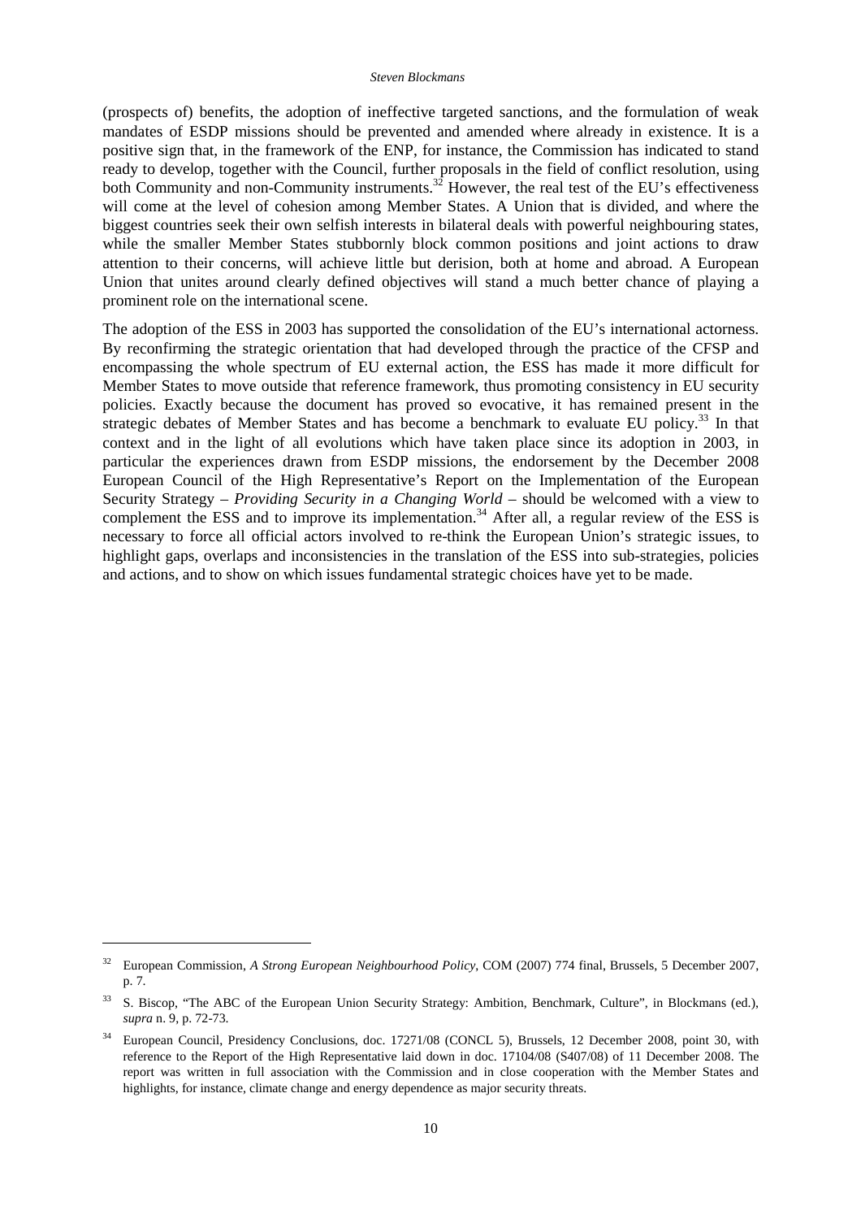(prospects of) benefits, the adoption of ineffective targeted sanctions, and the formulation of weak mandates of ESDP missions should be prevented and amended where already in existence. It is a positive sign that, in the framework of the ENP, for instance, the Commission has indicated to stand ready to develop, together with the Council, further proposals in the field of conflict resolution, using both Community and non-Community instruments.[32] However, the real test of the EU's effectiveness will come at the level of cohesion among Member States. A Union that is divided, and where the biggest countries seek their own selfish interests in bilateral deals with powerful neighbouring states, while the smaller Member States stubbornly block common positions and joint actions to draw attention to their concerns, will achieve little but derision, both at home and abroad. A European Union that unites around clearly defined objectives will stand a much better chance of playing a prominent role on the international scene.

The adoption of the ESS in 2003 has supported the consolidation of the EU's international actorness. By reconfirming the strategic orientation that had developed through the practice of the CFSP and encompassing the whole spectrum of EU external action, the ESS has made it more difficult for Member States to move outside that reference framework, thus promoting consistency in EU security policies. Exactly because the document has proved so evocative, it has remained present in the strategic debates of Member States and has become a benchmark to evaluate EU policy.[33] In that context and in the light of all evolutions which have taken place since its adoption in 2003, in particular the experiences drawn from ESDP missions, the endorsement by the December 2008 European Council of the High Representative's Report on the Implementation of the European Security Strategy – *Providing Security in a Changing World* – should be welcomed with a view to complement the ESS and to improve its implementation.[34] After all, a regular review of the ESS is necessary to force all official actors involved to re-think the European Union's strategic issues, to highlight gaps, overlaps and inconsistencies in the translation of the ESS into sub-strategies, policies and actions, and to show on which issues fundamental strategic choices have yet to be made.

---

[32] European Commission, *A Strong European Neighbourhood Policy*, COM (2007) 774 final, Brussels, 5 December 2007, p. 7.

[33] S. Biscop, "The ABC of the European Union Security Strategy: Ambition, Benchmark, Culture", in Blockmans (ed.), *supra* n. 9, p. 72-73.

[34] European Council, Presidency Conclusions, doc. 17271/08 (CONCL 5), Brussels, 12 December 2008, point 30, with reference to the Report of the High Representative laid down in doc. 17104/08 (S407/08) of 11 December 2008. The report was written in full association with the Commission and in close cooperation with the Member States and highlights, for instance, climate change and energy dependence as major security threats.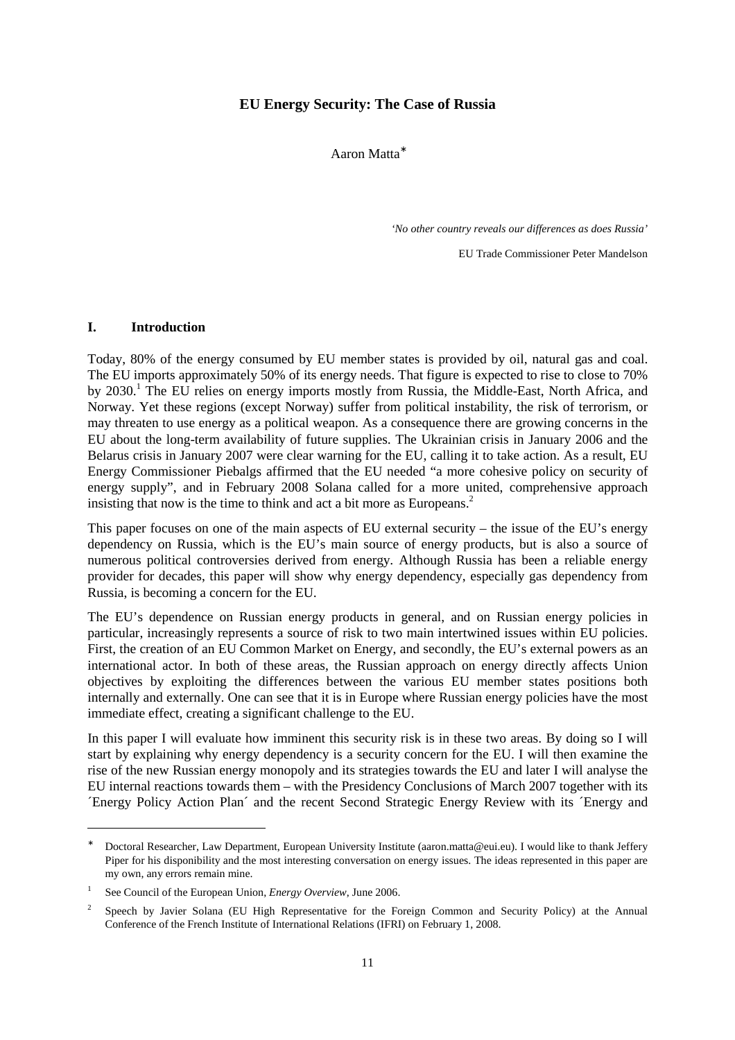# EU Energy Security: The Case of Russia

Aaron Matta*

*'No other country reveals our differences as does Russia'*

EU Trade Commissioner Peter Mandelson

## I. Introduction

Today, 80% of the energy consumed by EU member states is provided by oil, natural gas and coal. The EU imports approximately 50% of its energy needs. That figure is expected to rise to close to 70% by 2030.[1] The EU relies on energy imports mostly from Russia, the Middle-East, North Africa, and Norway. Yet these regions (except Norway) suffer from political instability, the risk of terrorism, or may threaten to use energy as a political weapon. As a consequence there are growing concerns in the EU about the long-term availability of future supplies. The Ukrainian crisis in January 2006 and the Belarus crisis in January 2007 were clear warning for the EU, calling it to take action. As a result, EU Energy Commissioner Piebalgs affirmed that the EU needed "a more cohesive policy on security of energy supply", and in February 2008 Solana called for a more united, comprehensive approach insisting that now is the time to think and act a bit more as Europeans.[2]

This paper focuses on one of the main aspects of EU external security – the issue of the EU's energy dependency on Russia, which is the EU's main source of energy products, but is also a source of numerous political controversies derived from energy. Although Russia has been a reliable energy provider for decades, this paper will show why energy dependency, especially gas dependency from Russia, is becoming a concern for the EU.

The EU's dependence on Russian energy products in general, and on Russian energy policies in particular, increasingly represents a source of risk to two main intertwined issues within EU policies. First, the creation of an EU Common Market on Energy, and secondly, the EU's external powers as an international actor. In both of these areas, the Russian approach on energy directly affects Union objectives by exploiting the differences between the various EU member states positions both internally and externally. One can see that it is in Europe where Russian energy policies have the most immediate effect, creating a significant challenge to the EU.

In this paper I will evaluate how imminent this security risk is in these two areas. By doing so I will start by explaining why energy dependency is a security concern for the EU. I will then examine the rise of the new Russian energy monopoly and its strategies towards the EU and later I will analyse the EU internal reactions towards them – with the Presidency Conclusions of March 2007 together with its ´Energy Policy Action Plan´ and the recent Second Strategic Energy Review with its ´Energy and

---

* Doctoral Researcher, Law Department, European University Institute (aaron.matta@eui.eu). I would like to thank Jeffery Piper for his disponibility and the most interesting conversation on energy issues. The ideas represented in this paper are my own, any errors remain mine.

[1] See Council of the European Union, *Energy Overview*, June 2006.

[2] Speech by Javier Solana (EU High Representative for the Foreign Common and Security Policy) at the Annual Conference of the French Institute of International Relations (IFRI) on February 1, 2008.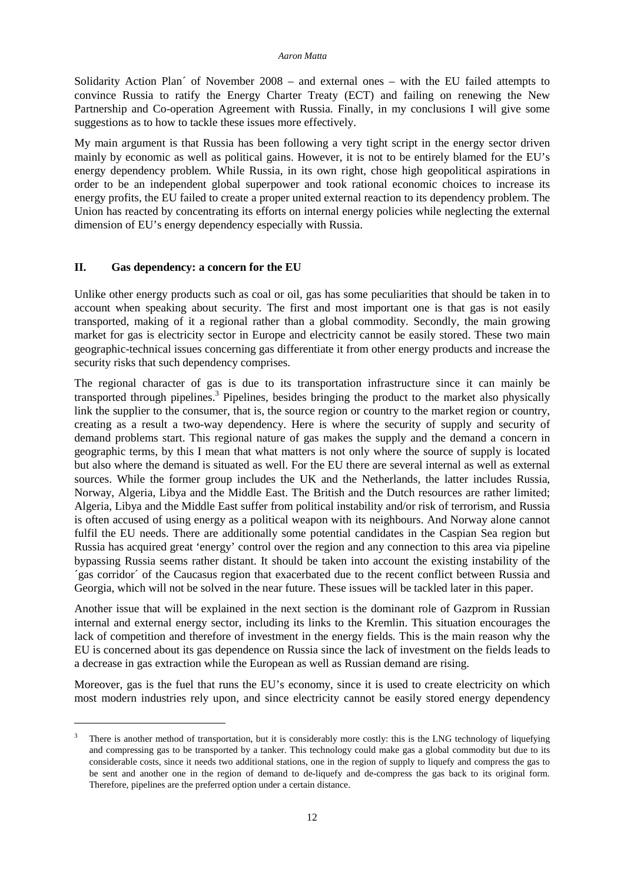Solidarity Action Plan´ of November 2008 – and external ones – with the EU failed attempts to convince Russia to ratify the Energy Charter Treaty (ECT) and failing on renewing the New Partnership and Co-operation Agreement with Russia. Finally, in my conclusions I will give some suggestions as to how to tackle these issues more effectively.

My main argument is that Russia has been following a very tight script in the energy sector driven mainly by economic as well as political gains. However, it is not to be entirely blamed for the EU's energy dependency problem. While Russia, in its own right, chose high geopolitical aspirations in order to be an independent global superpower and took rational economic choices to increase its energy profits, the EU failed to create a proper united external reaction to its dependency problem. The Union has reacted by concentrating its efforts on internal energy policies while neglecting the external dimension of EU's energy dependency especially with Russia.

## II. Gas dependency: a concern for the EU

Unlike other energy products such as coal or oil, gas has some peculiarities that should be taken in to account when speaking about security. The first and most important one is that gas is not easily transported, making of it a regional rather than a global commodity. Secondly, the main growing market for gas is electricity sector in Europe and electricity cannot be easily stored. These two main geographic-technical issues concerning gas differentiate it from other energy products and increase the security risks that such dependency comprises.

The regional character of gas is due to its transportation infrastructure since it can mainly be transported through pipelines.[3] Pipelines, besides bringing the product to the market also physically link the supplier to the consumer, that is, the source region or country to the market region or country, creating as a result a two-way dependency. Here is where the security of supply and security of demand problems start. This regional nature of gas makes the supply and the demand a concern in geographic terms, by this I mean that what matters is not only where the source of supply is located but also where the demand is situated as well. For the EU there are several internal as well as external sources. While the former group includes the UK and the Netherlands, the latter includes Russia, Norway, Algeria, Libya and the Middle East. The British and the Dutch resources are rather limited; Algeria, Libya and the Middle East suffer from political instability and/or risk of terrorism, and Russia is often accused of using energy as a political weapon with its neighbours. And Norway alone cannot fulfil the EU needs. There are additionally some potential candidates in the Caspian Sea region but Russia has acquired great 'energy' control over the region and any connection to this area via pipeline bypassing Russia seems rather distant. It should be taken into account the existing instability of the ´gas corridor´ of the Caucasus region that exacerbated due to the recent conflict between Russia and Georgia, which will not be solved in the near future. These issues will be tackled later in this paper.

Another issue that will be explained in the next section is the dominant role of Gazprom in Russian internal and external energy sector, including its links to the Kremlin. This situation encourages the lack of competition and therefore of investment in the energy fields. This is the main reason why the EU is concerned about its gas dependence on Russia since the lack of investment on the fields leads to a decrease in gas extraction while the European as well as Russian demand are rising.

Moreover, gas is the fuel that runs the EU's economy, since it is used to create electricity on which most modern industries rely upon, and since electricity cannot be easily stored energy dependency

---

[3] There is another method of transportation, but it is considerably more costly: this is the LNG technology of liquefying and compressing gas to be transported by a tanker. This technology could make gas a global commodity but due to its considerable costs, since it needs two additional stations, one in the region of supply to liquefy and compress the gas to be sent and another one in the region of demand to de-liquefy and de-compress the gas back to its original form. Therefore, pipelines are the preferred option under a certain distance.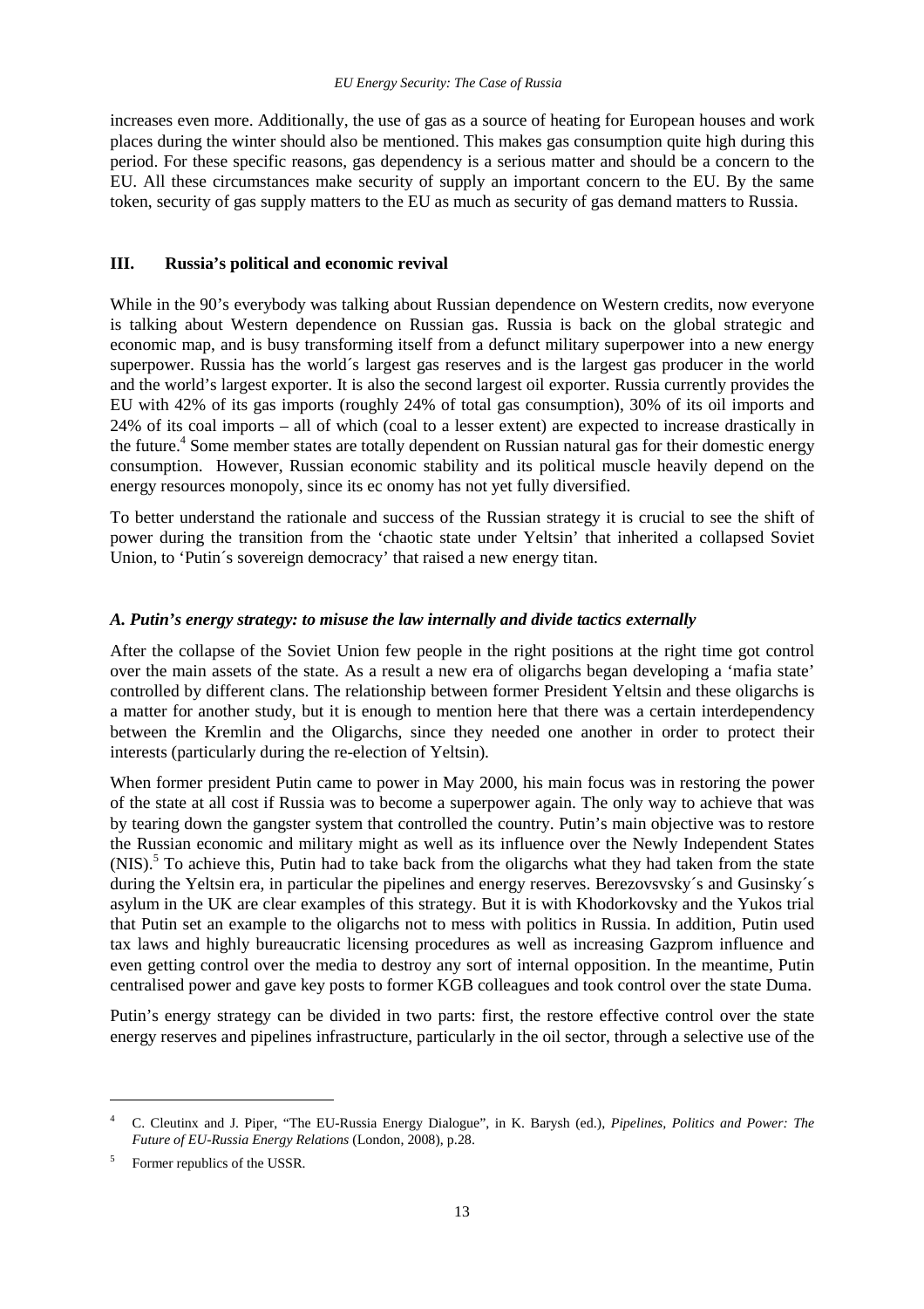increases even more. Additionally, the use of gas as a source of heating for European houses and work places during the winter should also be mentioned. This makes gas consumption quite high during this period. For these specific reasons, gas dependency is a serious matter and should be a concern to the EU. All these circumstances make security of supply an important concern to the EU. By the same token, security of gas supply matters to the EU as much as security of gas demand matters to Russia.

## III. Russia's political and economic revival

While in the 90's everybody was talking about Russian dependence on Western credits, now everyone is talking about Western dependence on Russian gas. Russia is back on the global strategic and economic map, and is busy transforming itself from a defunct military superpower into a new energy superpower. Russia has the world´s largest gas reserves and is the largest gas producer in the world and the world's largest exporter. It is also the second largest oil exporter. Russia currently provides the EU with 42% of its gas imports (roughly 24% of total gas consumption), 30% of its oil imports and 24% of its coal imports – all of which (coal to a lesser extent) are expected to increase drastically in the future.[4] Some member states are totally dependent on Russian natural gas for their domestic energy consumption. However, Russian economic stability and its political muscle heavily depend on the energy resources monopoly, since its ec onomy has not yet fully diversified.

To better understand the rationale and success of the Russian strategy it is crucial to see the shift of power during the transition from the 'chaotic state under Yeltsin' that inherited a collapsed Soviet Union, to 'Putin´s sovereign democracy' that raised a new energy titan.

### *A. Putin's energy strategy: to misuse the law internally and divide tactics externally*

After the collapse of the Soviet Union few people in the right positions at the right time got control over the main assets of the state. As a result a new era of oligarchs began developing a 'mafia state' controlled by different clans. The relationship between former President Yeltsin and these oligarchs is a matter for another study, but it is enough to mention here that there was a certain interdependency between the Kremlin and the Oligarchs, since they needed one another in order to protect their interests (particularly during the re-election of Yeltsin).

When former president Putin came to power in May 2000, his main focus was in restoring the power of the state at all cost if Russia was to become a superpower again. The only way to achieve that was by tearing down the gangster system that controlled the country. Putin's main objective was to restore the Russian economic and military might as well as its influence over the Newly Independent States (NIS).[5] To achieve this, Putin had to take back from the oligarchs what they had taken from the state during the Yeltsin era, in particular the pipelines and energy reserves. Berezovsvsky´s and Gusinsky´s asylum in the UK are clear examples of this strategy. But it is with Khodorkovsky and the Yukos trial that Putin set an example to the oligarchs not to mess with politics in Russia. In addition, Putin used tax laws and highly bureaucratic licensing procedures as well as increasing Gazprom influence and even getting control over the media to destroy any sort of internal opposition. In the meantime, Putin centralised power and gave key posts to former KGB colleagues and took control over the state Duma.

Putin's energy strategy can be divided in two parts: first, the restore effective control over the state energy reserves and pipelines infrastructure, particularly in the oil sector, through a selective use of the

---

[4] C. Cleutinx and J. Piper, "The EU-Russia Energy Dialogue", in K. Barysh (ed.), *Pipelines, Politics and Power: The Future of EU-Russia Energy Relations* (London, 2008), p.28.

[5] Former republics of the USSR.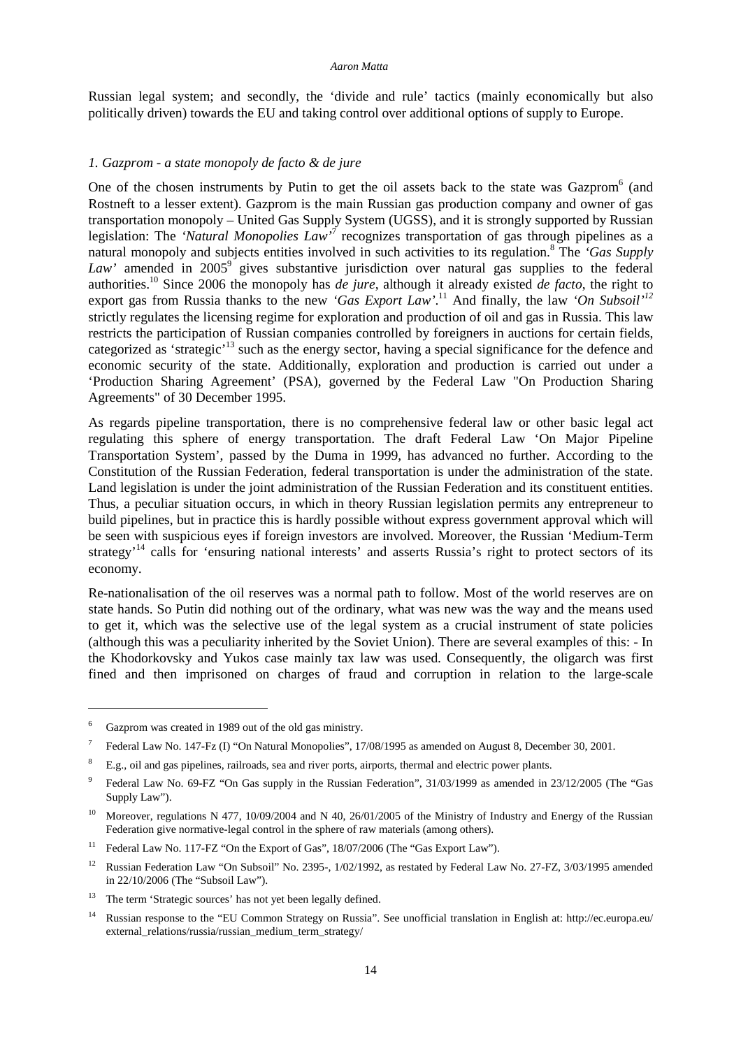Russian legal system; and secondly, the 'divide and rule' tactics (mainly economically but also politically driven) towards the EU and taking control over additional options of supply to Europe.

### *1. Gazprom - a state monopoly de facto & de jure*

One of the chosen instruments by Putin to get the oil assets back to the state was Gazprom[6] (and Rostneft to a lesser extent). Gazprom is the main Russian gas production company and owner of gas transportation monopoly – United Gas Supply System (UGSS), and it is strongly supported by Russian legislation: The *'Natural Monopolies Law'*[7] recognizes transportation of gas through pipelines as a natural monopoly and subjects entities involved in such activities to its regulation.[8] The *'Gas Supply Law'* amended in 2005[9] gives substantive jurisdiction over natural gas supplies to the federal authorities.[10] Since 2006 the monopoly has *de jure*, although it already existed *de facto*, the right to export gas from Russia thanks to the new *'Gas Export Law'*.[11] And finally, the law *'On Subsoil'*[12] strictly regulates the licensing regime for exploration and production of oil and gas in Russia. This law restricts the participation of Russian companies controlled by foreigners in auctions for certain fields, categorized as 'strategic'[13] such as the energy sector, having a special significance for the defence and economic security of the state. Additionally, exploration and production is carried out under a 'Production Sharing Agreement' (PSA), governed by the Federal Law "On Production Sharing Agreements" of 30 December 1995.

As regards pipeline transportation, there is no comprehensive federal law or other basic legal act regulating this sphere of energy transportation. The draft Federal Law 'On Major Pipeline Transportation System', passed by the Duma in 1999, has advanced no further. According to the Constitution of the Russian Federation, federal transportation is under the administration of the state. Land legislation is under the joint administration of the Russian Federation and its constituent entities. Thus, a peculiar situation occurs, in which in theory Russian legislation permits any entrepreneur to build pipelines, but in practice this is hardly possible without express government approval which will be seen with suspicious eyes if foreign investors are involved. Moreover, the Russian 'Medium-Term strategy'[14] calls for 'ensuring national interests' and asserts Russia's right to protect sectors of its economy.

Re-nationalisation of the oil reserves was a normal path to follow. Most of the world reserves are on state hands. So Putin did nothing out of the ordinary, what was new was the way and the means used to get it, which was the selective use of the legal system as a crucial instrument of state policies (although this was a peculiarity inherited by the Soviet Union). There are several examples of this: - In the Khodorkovsky and Yukos case mainly tax law was used. Consequently, the oligarch was first fined and then imprisoned on charges of fraud and corruption in relation to the large-scale

---

[6] Gazprom was created in 1989 out of the old gas ministry.

[7] Federal Law No. 147-Fz (I) "On Natural Monopolies", 17/08/1995 as amended on August 8, December 30, 2001.

[8] E.g., oil and gas pipelines, railroads, sea and river ports, airports, thermal and electric power plants.

[9] Federal Law No. 69-FZ "On Gas supply in the Russian Federation", 31/03/1999 as amended in 23/12/2005 (The "Gas Supply Law").

[10] Moreover, regulations N 477, 10/09/2004 and N 40, 26/01/2005 of the Ministry of Industry and Energy of the Russian Federation give normative-legal control in the sphere of raw materials (among others).

[11] Federal Law No. 117-FZ "On the Export of Gas", 18/07/2006 (The "Gas Export Law").

[12] Russian Federation Law "On Subsoil" No. 2395-, 1/02/1992, as restated by Federal Law No. 27-FZ, 3/03/1995 amended in 22/10/2006 (The "Subsoil Law").

[13] The term 'Strategic sources' has not yet been legally defined.

[14] Russian response to the "EU Common Strategy on Russia". See unofficial translation in English at: http://ec.europa.eu/external_relations/russia/russian_medium_term_strategy/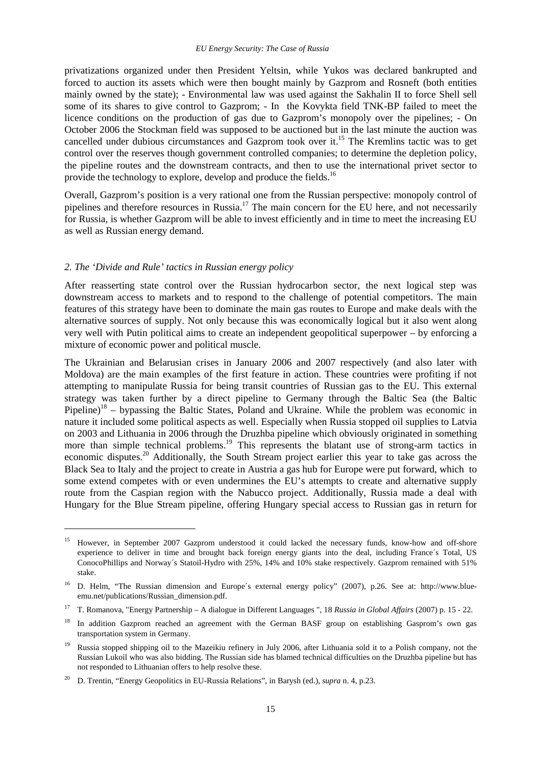privatizations organized under then President Yeltsin, while Yukos was declared bankrupted and forced to auction its assets which were then bought mainly by Gazprom and Rosneft (both entities mainly owned by the state); - Environmental law was used against the Sakhalin II to force Shell sell some of its shares to give control to Gazprom; - In the Kovykta field TNK-BP failed to meet the licence conditions on the production of gas due to Gazprom's monopoly over the pipelines; - On October 2006 the Stockman field was supposed to be auctioned but in the last minute the auction was cancelled under dubious circumstances and Gazprom took over it.[15] The Kremlins tactic was to get control over the reserves though government controlled companies; to determine the depletion policy, the pipeline routes and the downstream contracts, and then to use the international privet sector to provide the technology to explore, develop and produce the fields.[16]

Overall, Gazprom's position is a very rational one from the Russian perspective: monopoly control of pipelines and therefore resources in Russia.[17] The main concern for the EU here, and not necessarily for Russia, is whether Gazprom will be able to invest efficiently and in time to meet the increasing EU as well as Russian energy demand.

### *2. The 'Divide and Rule' tactics in Russian energy policy*

After reasserting state control over the Russian hydrocarbon sector, the next logical step was downstream access to markets and to respond to the challenge of potential competitors. The main features of this strategy have been to dominate the main gas routes to Europe and make deals with the alternative sources of supply. Not only because this was economically logical but it also went along very well with Putin political aims to create an independent geopolitical superpower – by enforcing a mixture of economic power and political muscle.

The Ukrainian and Belarusian crises in January 2006 and 2007 respectively (and also later with Moldova) are the main examples of the first feature in action. These countries were profiting if not attempting to manipulate Russia for being transit countries of Russian gas to the EU. This external strategy was taken further by a direct pipeline to Germany through the Baltic Sea (the Baltic Pipeline)[18] – bypassing the Baltic States, Poland and Ukraine. While the problem was economic in nature it included some political aspects as well. Especially when Russia stopped oil supplies to Latvia on 2003 and Lithuania in 2006 through the Druzhba pipeline which obviously originated in something more than simple technical problems.[19] This represents the blatant use of strong-arm tactics in economic disputes.[20] Additionally, the South Stream project earlier this year to take gas across the Black Sea to Italy and the project to create in Austria a gas hub for Europe were put forward, which to some extend competes with or even undermines the EU's attempts to create and alternative supply route from the Caspian region with the Nabucco project. Additionally, Russia made a deal with Hungary for the Blue Stream pipeline, offering Hungary special access to Russian gas in return for

---

[15] However, in September 2007 Gazprom understood it could lacked the necessary funds, know-how and off-shore experience to deliver in time and brought back foreign energy giants into the deal, including France´s Total, US ConocoPhillips and Norway´s Statoil-Hydro with 25%, 14% and 10% stake respectively. Gazprom remained with 51% stake.

[16] D. Helm, "The Russian dimension and Europe´s external energy policy" (2007), p.26. See at: http://www.blue-emu.net/publications/Russian_dimension.pdf.

[17] T. Romanova, "Energy Partnership – A dialogue in Different Languages ", 18 *Russia in Global Affairs* (2007) p. 15 - 22.

[18] In addition Gazprom reached an agreement with the German BASF group on establishing Gasprom's own gas transportation system in Germany.

[19] Russia stopped shipping oil to the Mazeikiu refinery in July 2006, after Lithuania sold it to a Polish company, not the Russian Lukoil who was also bidding. The Russian side has blamed technical difficulties on the Druzhba pipeline but has not responded to Lithuanian offers to help resolve these.

[20] D. Trentin, "Energy Geopolitics in EU-Russia Relations", in Barysh (ed.), *supra* n. 4, p.23.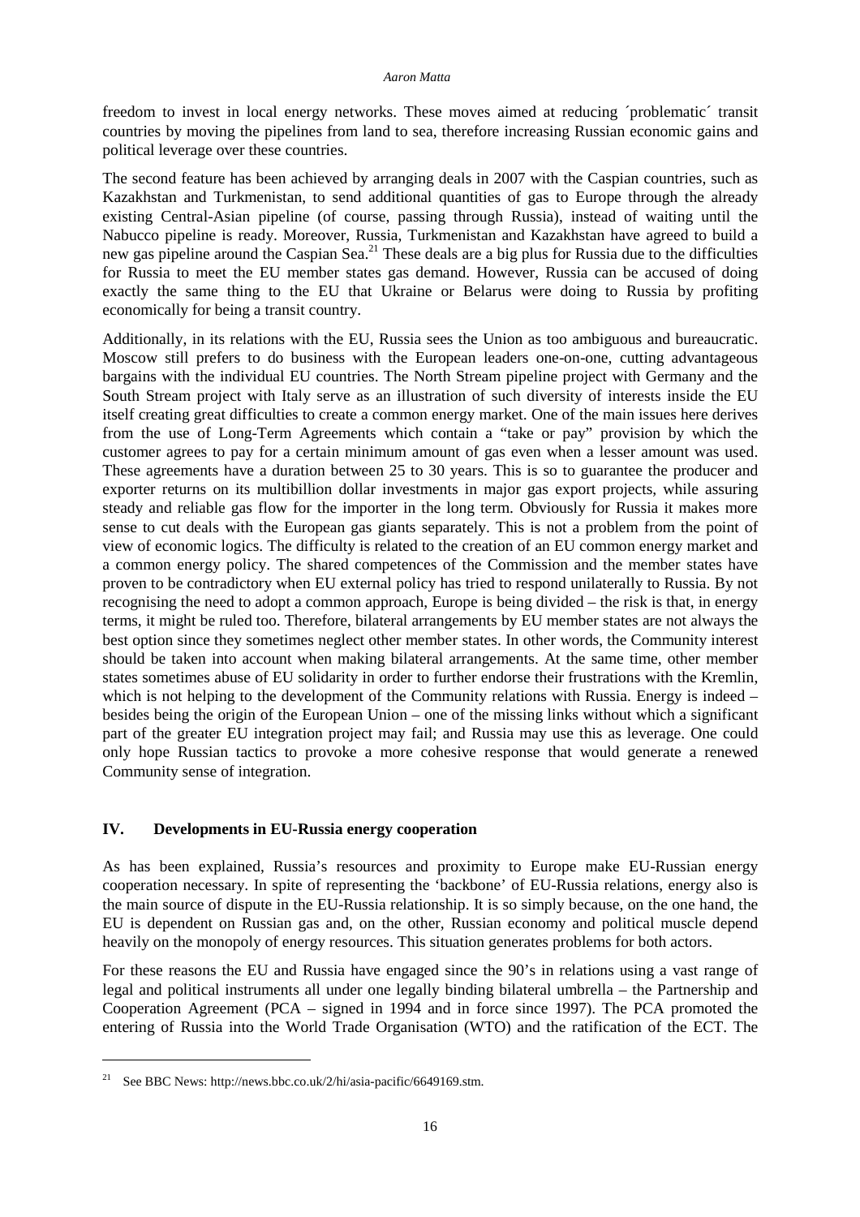freedom to invest in local energy networks. These moves aimed at reducing ´problematic´ transit countries by moving the pipelines from land to sea, therefore increasing Russian economic gains and political leverage over these countries.

The second feature has been achieved by arranging deals in 2007 with the Caspian countries, such as Kazakhstan and Turkmenistan, to send additional quantities of gas to Europe through the already existing Central-Asian pipeline (of course, passing through Russia), instead of waiting until the Nabucco pipeline is ready. Moreover, Russia, Turkmenistan and Kazakhstan have agreed to build a new gas pipeline around the Caspian Sea.[21] These deals are a big plus for Russia due to the difficulties for Russia to meet the EU member states gas demand. However, Russia can be accused of doing exactly the same thing to the EU that Ukraine or Belarus were doing to Russia by profiting economically for being a transit country.

Additionally, in its relations with the EU, Russia sees the Union as too ambiguous and bureaucratic. Moscow still prefers to do business with the European leaders one-on-one, cutting advantageous bargains with the individual EU countries. The North Stream pipeline project with Germany and the South Stream project with Italy serve as an illustration of such diversity of interests inside the EU itself creating great difficulties to create a common energy market. One of the main issues here derives from the use of Long-Term Agreements which contain a "take or pay" provision by which the customer agrees to pay for a certain minimum amount of gas even when a lesser amount was used. These agreements have a duration between 25 to 30 years. This is so to guarantee the producer and exporter returns on its multibillion dollar investments in major gas export projects, while assuring steady and reliable gas flow for the importer in the long term. Obviously for Russia it makes more sense to cut deals with the European gas giants separately. This is not a problem from the point of view of economic logics. The difficulty is related to the creation of an EU common energy market and a common energy policy. The shared competences of the Commission and the member states have proven to be contradictory when EU external policy has tried to respond unilaterally to Russia. By not recognising the need to adopt a common approach, Europe is being divided – the risk is that, in energy terms, it might be ruled too. Therefore, bilateral arrangements by EU member states are not always the best option since they sometimes neglect other member states. In other words, the Community interest should be taken into account when making bilateral arrangements. At the same time, other member states sometimes abuse of EU solidarity in order to further endorse their frustrations with the Kremlin, which is not helping to the development of the Community relations with Russia. Energy is indeed – besides being the origin of the European Union – one of the missing links without which a significant part of the greater EU integration project may fail; and Russia may use this as leverage. One could only hope Russian tactics to provoke a more cohesive response that would generate a renewed Community sense of integration.

## IV. Developments in EU-Russia energy cooperation

As has been explained, Russia's resources and proximity to Europe make EU-Russian energy cooperation necessary. In spite of representing the 'backbone' of EU-Russia relations, energy also is the main source of dispute in the EU-Russia relationship. It is so simply because, on the one hand, the EU is dependent on Russian gas and, on the other, Russian economy and political muscle depend heavily on the monopoly of energy resources. This situation generates problems for both actors.

For these reasons the EU and Russia have engaged since the 90's in relations using a vast range of legal and political instruments all under one legally binding bilateral umbrella – the Partnership and Cooperation Agreement (PCA – signed in 1994 and in force since 1997). The PCA promoted the entering of Russia into the World Trade Organisation (WTO) and the ratification of the ECT. The

---

[21] See BBC News: http://news.bbc.co.uk/2/hi/asia-pacific/6649169.stm.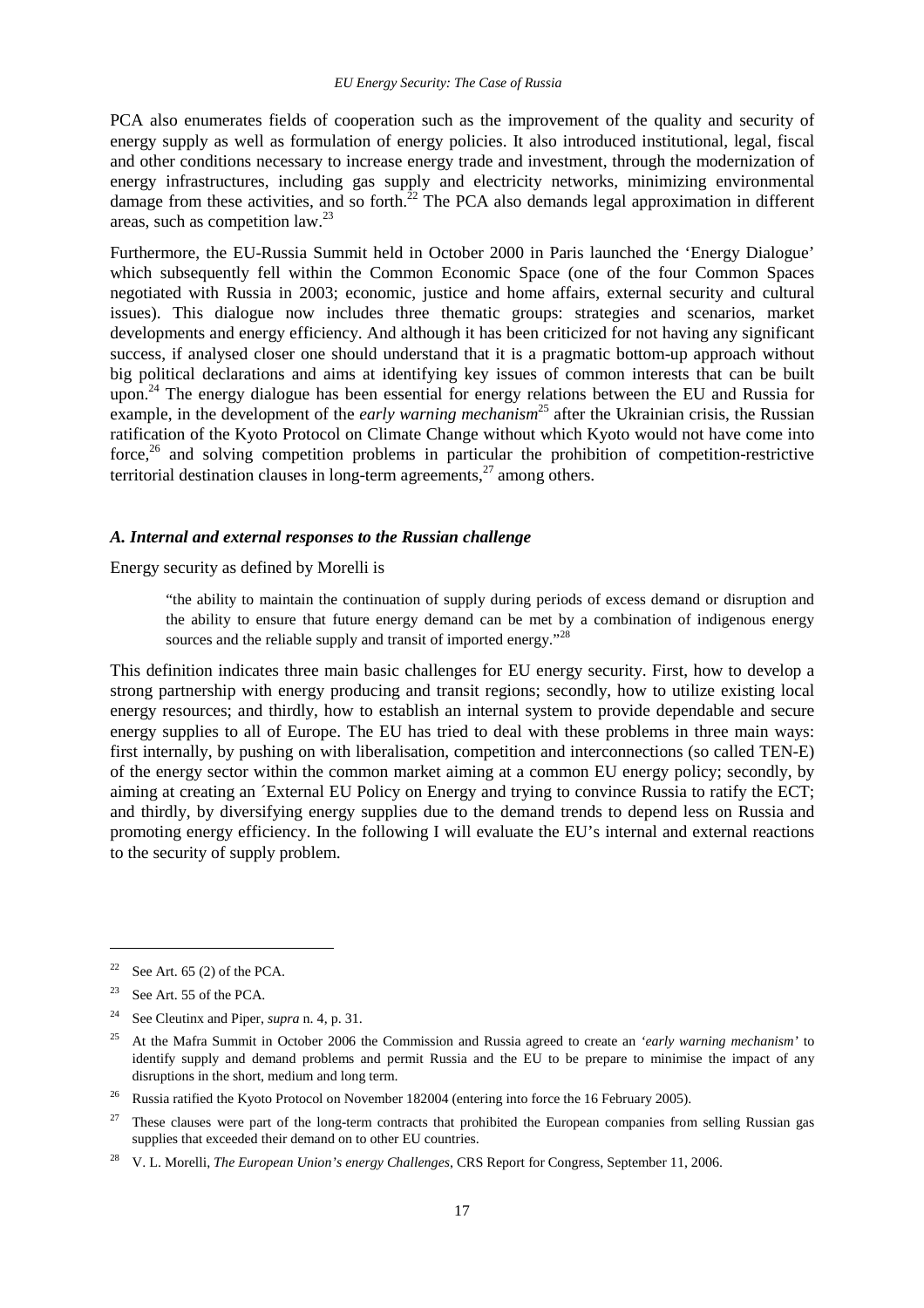PCA also enumerates fields of cooperation such as the improvement of the quality and security of energy supply as well as formulation of energy policies. It also introduced institutional, legal, fiscal and other conditions necessary to increase energy trade and investment, through the modernization of energy infrastructures, including gas supply and electricity networks, minimizing environmental damage from these activities, and so forth.[22] The PCA also demands legal approximation in different areas, such as competition law.[23]

Furthermore, the EU-Russia Summit held in October 2000 in Paris launched the 'Energy Dialogue' which subsequently fell within the Common Economic Space (one of the four Common Spaces negotiated with Russia in 2003; economic, justice and home affairs, external security and cultural issues). This dialogue now includes three thematic groups: strategies and scenarios, market developments and energy efficiency. And although it has been criticized for not having any significant success, if analysed closer one should understand that it is a pragmatic bottom-up approach without big political declarations and aims at identifying key issues of common interests that can be built upon.[24] The energy dialogue has been essential for energy relations between the EU and Russia for example, in the development of the *early warning mechanism*[25] after the Ukrainian crisis, the Russian ratification of the Kyoto Protocol on Climate Change without which Kyoto would not have come into force,[26] and solving competition problems in particular the prohibition of competition-restrictive territorial destination clauses in long-term agreements,[27] among others.

### *A. Internal and external responses to the Russian challenge*

Energy security as defined by Morelli is

> "the ability to maintain the continuation of supply during periods of excess demand or disruption and the ability to ensure that future energy demand can be met by a combination of indigenous energy sources and the reliable supply and transit of imported energy."[28]

This definition indicates three main basic challenges for EU energy security. First, how to develop a strong partnership with energy producing and transit regions; secondly, how to utilize existing local energy resources; and thirdly, how to establish an internal system to provide dependable and secure energy supplies to all of Europe. The EU has tried to deal with these problems in three main ways: first internally, by pushing on with liberalisation, competition and interconnections (so called TEN-E) of the energy sector within the common market aiming at a common EU energy policy; secondly, by aiming at creating an ´External EU Policy on Energy and trying to convince Russia to ratify the ECT; and thirdly, by diversifying energy supplies due to the demand trends to depend less on Russia and promoting energy efficiency. In the following I will evaluate the EU's internal and external reactions to the security of supply problem.

---

[22] See Art. 65 (2) of the PCA.

[23] See Art. 55 of the PCA.

[24] See Cleutinx and Piper, *supra* n. 4, p. 31.

[25] At the Mafra Summit in October 2006 the Commission and Russia agreed to create an *'early warning mechanism'* to identify supply and demand problems and permit Russia and the EU to be prepare to minimise the impact of any disruptions in the short, medium and long term.

[26] Russia ratified the Kyoto Protocol on November 182004 (entering into force the 16 February 2005).

[27] These clauses were part of the long-term contracts that prohibited the European companies from selling Russian gas supplies that exceeded their demand on to other EU countries.

[28] V. L. Morelli, *The European Union's energy Challenges*, CRS Report for Congress, September 11, 2006.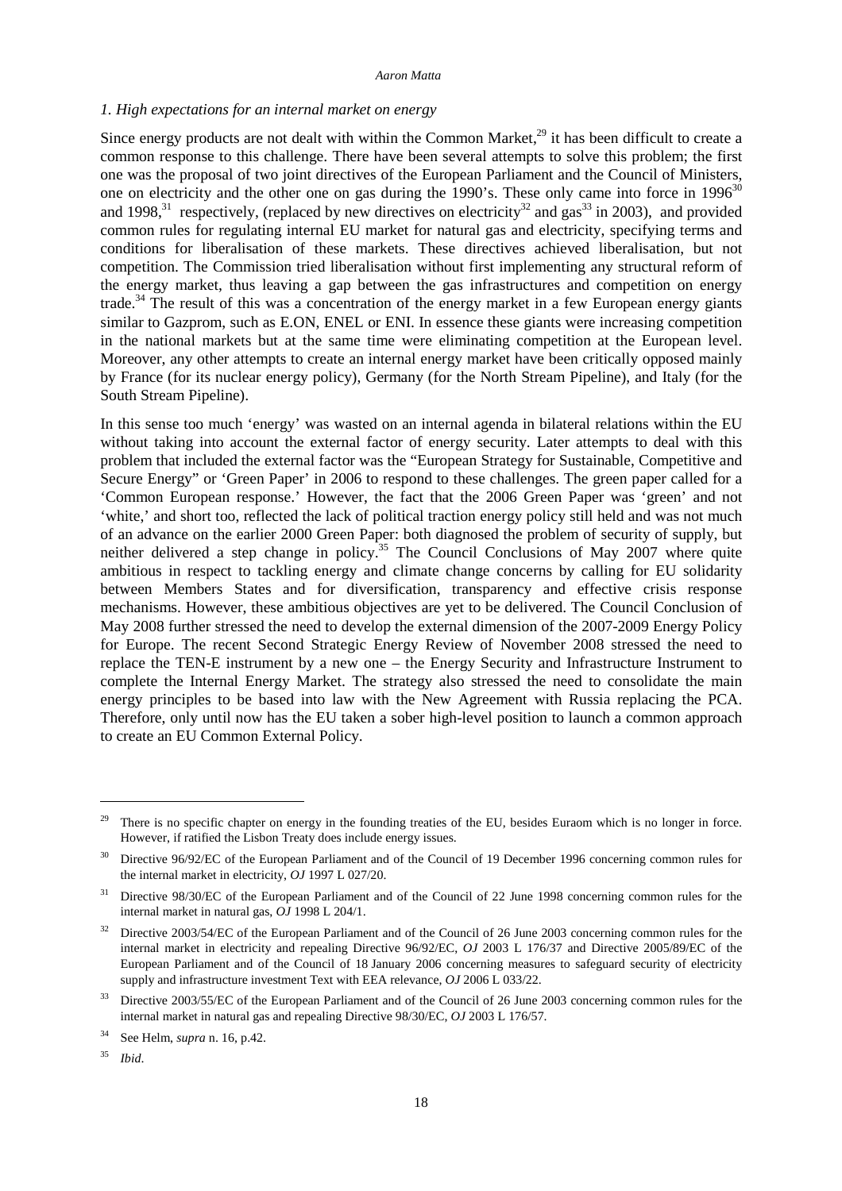*1. High expectations for an internal market on energy*

Since energy products are not dealt with within the Common Market,[29] it has been difficult to create a common response to this challenge. There have been several attempts to solve this problem; the first one was the proposal of two joint directives of the European Parliament and the Council of Ministers, one on electricity and the other one on gas during the 1990's. These only came into force in 1996[30] and 1998,[31] respectively, (replaced by new directives on electricity[32] and gas[33] in 2003), and provided common rules for regulating internal EU market for natural gas and electricity, specifying terms and conditions for liberalisation of these markets. These directives achieved liberalisation, but not competition. The Commission tried liberalisation without first implementing any structural reform of the energy market, thus leaving a gap between the gas infrastructures and competition on energy trade.[34] The result of this was a concentration of the energy market in a few European energy giants similar to Gazprom, such as E.ON, ENEL or ENI. In essence these giants were increasing competition in the national markets but at the same time were eliminating competition at the European level. Moreover, any other attempts to create an internal energy market have been critically opposed mainly by France (for its nuclear energy policy), Germany (for the North Stream Pipeline), and Italy (for the South Stream Pipeline).

In this sense too much 'energy' was wasted on an internal agenda in bilateral relations within the EU without taking into account the external factor of energy security. Later attempts to deal with this problem that included the external factor was the "European Strategy for Sustainable, Competitive and Secure Energy" or 'Green Paper' in 2006 to respond to these challenges. The green paper called for a 'Common European response.' However, the fact that the 2006 Green Paper was 'green' and not 'white,' and short too, reflected the lack of political traction energy policy still held and was not much of an advance on the earlier 2000 Green Paper: both diagnosed the problem of security of supply, but neither delivered a step change in policy.[35] The Council Conclusions of May 2007 where quite ambitious in respect to tackling energy and climate change concerns by calling for EU solidarity between Members States and for diversification, transparency and effective crisis response mechanisms. However, these ambitious objectives are yet to be delivered. The Council Conclusion of May 2008 further stressed the need to develop the external dimension of the 2007-2009 Energy Policy for Europe. The recent Second Strategic Energy Review of November 2008 stressed the need to replace the TEN-E instrument by a new one – the Energy Security and Infrastructure Instrument to complete the Internal Energy Market. The strategy also stressed the need to consolidate the main energy principles to be based into law with the New Agreement with Russia replacing the PCA. Therefore, only until now has the EU taken a sober high-level position to launch a common approach to create an EU Common External Policy.

---

[29] There is no specific chapter on energy in the founding treaties of the EU, besides Euraom which is no longer in force. However, if ratified the Lisbon Treaty does include energy issues.

[30] Directive 96/92/EC of the European Parliament and of the Council of 19 December 1996 concerning common rules for the internal market in electricity, *OJ* 1997 L 027/20.

[31] Directive 98/30/EC of the European Parliament and of the Council of 22 June 1998 concerning common rules for the internal market in natural gas, *OJ* 1998 L 204/1.

[32] Directive 2003/54/EC of the European Parliament and of the Council of 26 June 2003 concerning common rules for the internal market in electricity and repealing Directive 96/92/EC, *OJ* 2003 L 176/37 and Directive 2005/89/EC of the European Parliament and of the Council of 18 January 2006 concerning measures to safeguard security of electricity supply and infrastructure investment Text with EEA relevance, *OJ* 2006 L 033/22.

[33] Directive 2003/55/EC of the European Parliament and of the Council of 26 June 2003 concerning common rules for the internal market in natural gas and repealing Directive 98/30/EC, *OJ* 2003 L 176/57.

[34] See Helm, *supra* n. 16, p.42.

[35] *Ibid*.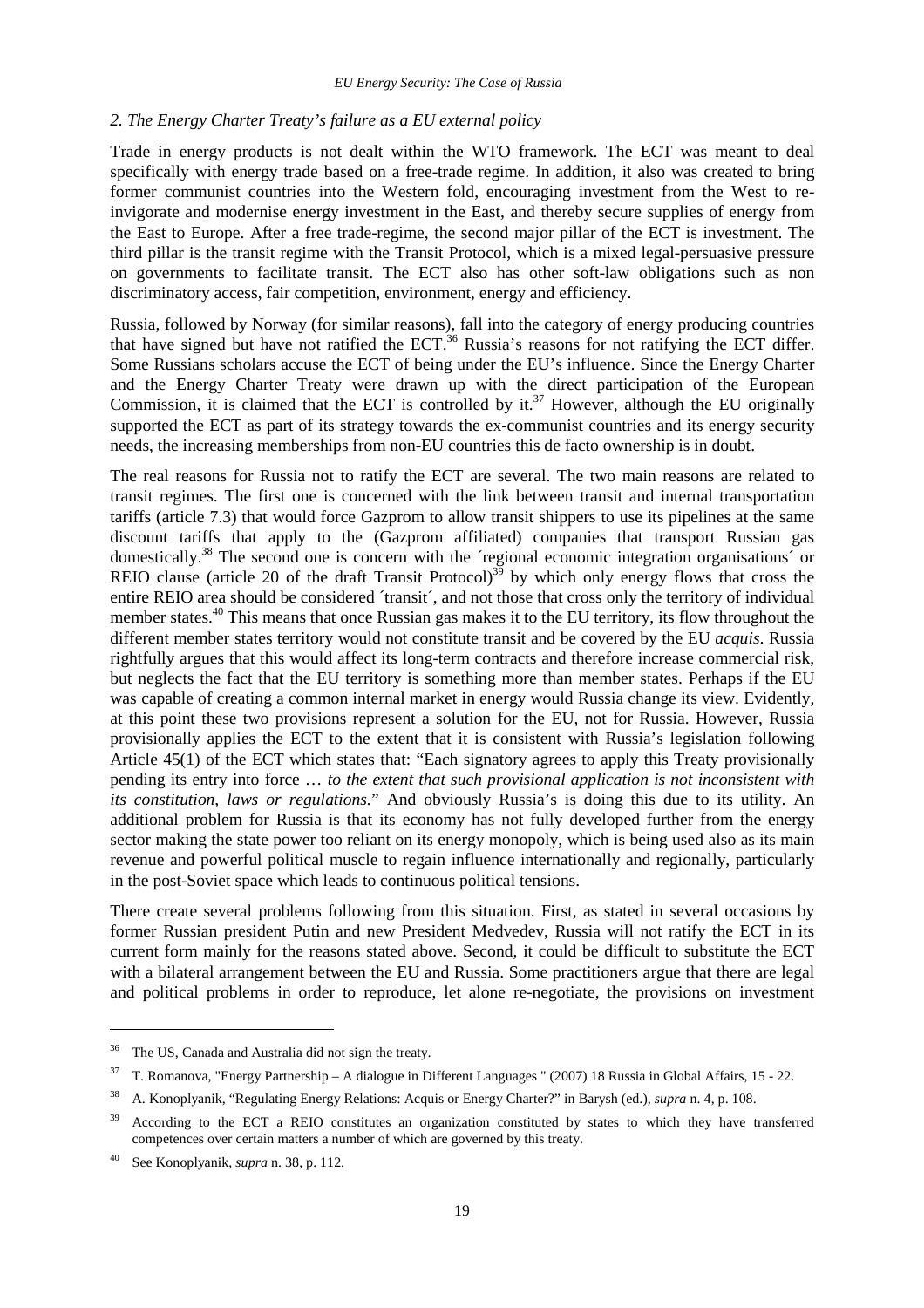*2. The Energy Charter Treaty's failure as a EU external policy*

Trade in energy products is not dealt within the WTO framework. The ECT was meant to deal specifically with energy trade based on a free-trade regime. In addition, it also was created to bring former communist countries into the Western fold, encouraging investment from the West to re-invigorate and modernise energy investment in the East, and thereby secure supplies of energy from the East to Europe. After a free trade-regime, the second major pillar of the ECT is investment. The third pillar is the transit regime with the Transit Protocol, which is a mixed legal-persuasive pressure on governments to facilitate transit. The ECT also has other soft-law obligations such as non discriminatory access, fair competition, environment, energy and efficiency.

Russia, followed by Norway (for similar reasons), fall into the category of energy producing countries that have signed but have not ratified the ECT.[36] Russia's reasons for not ratifying the ECT differ. Some Russians scholars accuse the ECT of being under the EU's influence. Since the Energy Charter and the Energy Charter Treaty were drawn up with the direct participation of the European Commission, it is claimed that the ECT is controlled by it.[37] However, although the EU originally supported the ECT as part of its strategy towards the ex-communist countries and its energy security needs, the increasing memberships from non-EU countries this de facto ownership is in doubt.

The real reasons for Russia not to ratify the ECT are several. The two main reasons are related to transit regimes. The first one is concerned with the link between transit and internal transportation tariffs (article 7.3) that would force Gazprom to allow transit shippers to use its pipelines at the same discount tariffs that apply to the (Gazprom affiliated) companies that transport Russian gas domestically.[38] The second one is concern with the ´regional economic integration organisations´ or REIO clause (article 20 of the draft Transit Protocol)[39] by which only energy flows that cross the entire REIO area should be considered ´transit´, and not those that cross only the territory of individual member states.[40] This means that once Russian gas makes it to the EU territory, its flow throughout the different member states territory would not constitute transit and be covered by the EU *acquis*. Russia rightfully argues that this would affect its long-term contracts and therefore increase commercial risk, but neglects the fact that the EU territory is something more than member states. Perhaps if the EU was capable of creating a common internal market in energy would Russia change its view. Evidently, at this point these two provisions represent a solution for the EU, not for Russia. However, Russia provisionally applies the ECT to the extent that it is consistent with Russia's legislation following Article 45(1) of the ECT which states that: "Each signatory agrees to apply this Treaty provisionally pending its entry into force … *to the extent that such provisional application is not inconsistent with its constitution, laws or regulations.*" And obviously Russia's is doing this due to its utility. An additional problem for Russia is that its economy has not fully developed further from the energy sector making the state power too reliant on its energy monopoly, which is being used also as its main revenue and powerful political muscle to regain influence internationally and regionally, particularly in the post-Soviet space which leads to continuous political tensions.

There create several problems following from this situation. First, as stated in several occasions by former Russian president Putin and new President Medvedev, Russia will not ratify the ECT in its current form mainly for the reasons stated above. Second, it could be difficult to substitute the ECT with a bilateral arrangement between the EU and Russia. Some practitioners argue that there are legal and political problems in order to reproduce, let alone re-negotiate, the provisions on investment

---

[36] The US, Canada and Australia did not sign the treaty.

[37] T. Romanova, "Energy Partnership – A dialogue in Different Languages " (2007) 18 Russia in Global Affairs, 15 - 22.

[38] A. Konoplyanik, "Regulating Energy Relations: Acquis or Energy Charter?" in Barysh (ed.), *supra* n. 4, p. 108.

[39] According to the ECT a REIO constitutes an organization constituted by states to which they have transferred competences over certain matters a number of which are governed by this treaty.

[40] See Konoplyanik, *supra* n. 38, p. 112.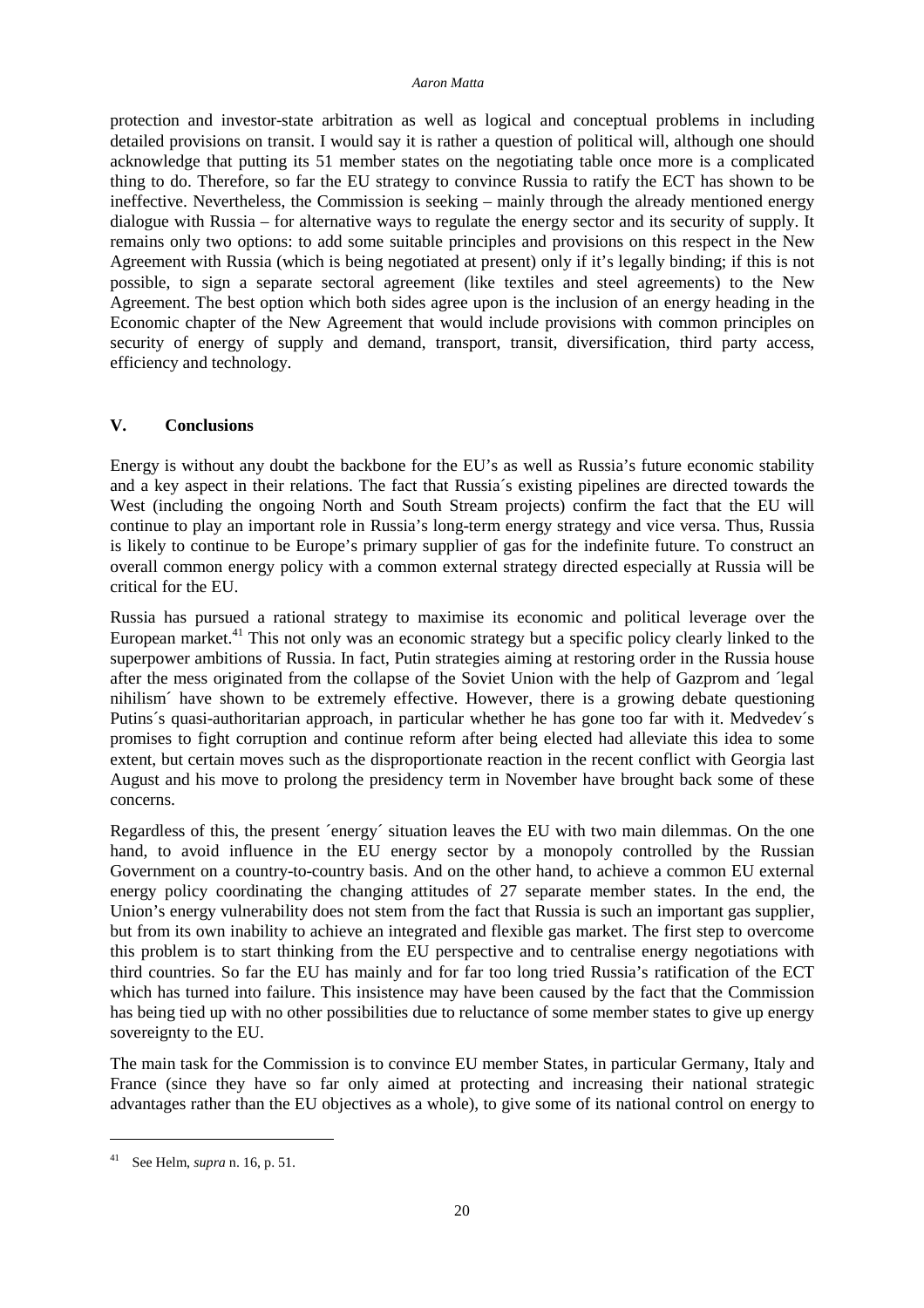protection and investor-state arbitration as well as logical and conceptual problems in including detailed provisions on transit. I would say it is rather a question of political will, although one should acknowledge that putting its 51 member states on the negotiating table once more is a complicated thing to do. Therefore, so far the EU strategy to convince Russia to ratify the ECT has shown to be ineffective. Nevertheless, the Commission is seeking – mainly through the already mentioned energy dialogue with Russia – for alternative ways to regulate the energy sector and its security of supply. It remains only two options: to add some suitable principles and provisions on this respect in the New Agreement with Russia (which is being negotiated at present) only if it's legally binding; if this is not possible, to sign a separate sectoral agreement (like textiles and steel agreements) to the New Agreement. The best option which both sides agree upon is the inclusion of an energy heading in the Economic chapter of the New Agreement that would include provisions with common principles on security of energy of supply and demand, transport, transit, diversification, third party access, efficiency and technology.

## V. Conclusions

Energy is without any doubt the backbone for the EU's as well as Russia's future economic stability and a key aspect in their relations. The fact that Russia´s existing pipelines are directed towards the West (including the ongoing North and South Stream projects) confirm the fact that the EU will continue to play an important role in Russia's long-term energy strategy and vice versa. Thus, Russia is likely to continue to be Europe's primary supplier of gas for the indefinite future. To construct an overall common energy policy with a common external strategy directed especially at Russia will be critical for the EU.

Russia has pursued a rational strategy to maximise its economic and political leverage over the European market.[41] This not only was an economic strategy but a specific policy clearly linked to the superpower ambitions of Russia. In fact, Putin strategies aiming at restoring order in the Russia house after the mess originated from the collapse of the Soviet Union with the help of Gazprom and ´legal nihilism´ have shown to be extremely effective. However, there is a growing debate questioning Putins´s quasi-authoritarian approach, in particular whether he has gone too far with it. Medvedev´s promises to fight corruption and continue reform after being elected had alleviate this idea to some extent, but certain moves such as the disproportionate reaction in the recent conflict with Georgia last August and his move to prolong the presidency term in November have brought back some of these concerns.

Regardless of this, the present ´energy´ situation leaves the EU with two main dilemmas. On the one hand, to avoid influence in the EU energy sector by a monopoly controlled by the Russian Government on a country-to-country basis. And on the other hand, to achieve a common EU external energy policy coordinating the changing attitudes of 27 separate member states. In the end, the Union's energy vulnerability does not stem from the fact that Russia is such an important gas supplier, but from its own inability to achieve an integrated and flexible gas market. The first step to overcome this problem is to start thinking from the EU perspective and to centralise energy negotiations with third countries. So far the EU has mainly and for far too long tried Russia's ratification of the ECT which has turned into failure. This insistence may have been caused by the fact that the Commission has being tied up with no other possibilities due to reluctance of some member states to give up energy sovereignty to the EU.

The main task for the Commission is to convince EU member States, in particular Germany, Italy and France (since they have so far only aimed at protecting and increasing their national strategic advantages rather than the EU objectives as a whole), to give some of its national control on energy to

[41] See Helm, *supra* n. 16, p. 51.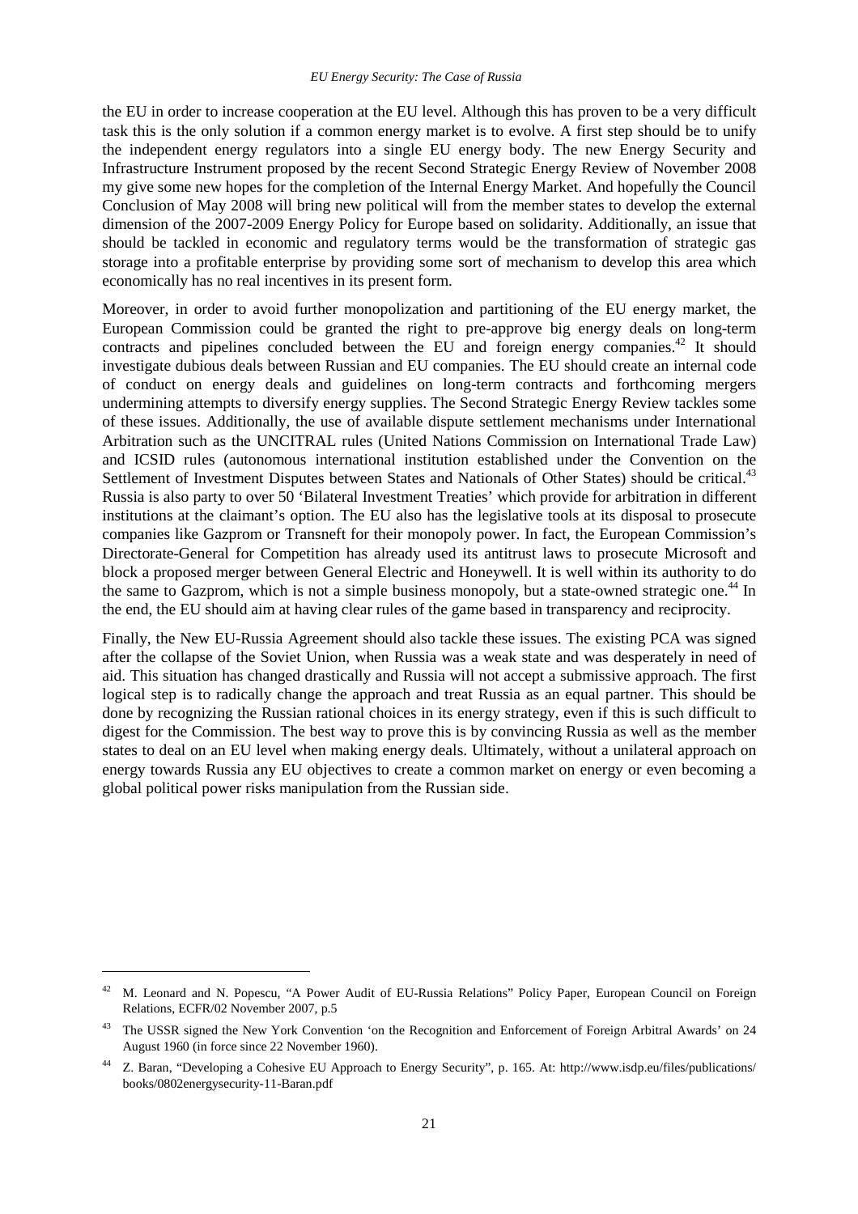the EU in order to increase cooperation at the EU level. Although this has proven to be a very difficult task this is the only solution if a common energy market is to evolve. A first step should be to unify the independent energy regulators into a single EU energy body. The new Energy Security and Infrastructure Instrument proposed by the recent Second Strategic Energy Review of November 2008 my give some new hopes for the completion of the Internal Energy Market. And hopefully the Council Conclusion of May 2008 will bring new political will from the member states to develop the external dimension of the 2007-2009 Energy Policy for Europe based on solidarity. Additionally, an issue that should be tackled in economic and regulatory terms would be the transformation of strategic gas storage into a profitable enterprise by providing some sort of mechanism to develop this area which economically has no real incentives in its present form.

Moreover, in order to avoid further monopolization and partitioning of the EU energy market, the European Commission could be granted the right to pre-approve big energy deals on long-term contracts and pipelines concluded between the EU and foreign energy companies.[42] It should investigate dubious deals between Russian and EU companies. The EU should create an internal code of conduct on energy deals and guidelines on long-term contracts and forthcoming mergers undermining attempts to diversify energy supplies. The Second Strategic Energy Review tackles some of these issues. Additionally, the use of available dispute settlement mechanisms under International Arbitration such as the UNCITRAL rules (United Nations Commission on International Trade Law) and ICSID rules (autonomous international institution established under the Convention on the Settlement of Investment Disputes between States and Nationals of Other States) should be critical.[43] Russia is also party to over 50 'Bilateral Investment Treaties' which provide for arbitration in different institutions at the claimant's option. The EU also has the legislative tools at its disposal to prosecute companies like Gazprom or Transneft for their monopoly power. In fact, the European Commission's Directorate-General for Competition has already used its antitrust laws to prosecute Microsoft and block a proposed merger between General Electric and Honeywell. It is well within its authority to do the same to Gazprom, which is not a simple business monopoly, but a state-owned strategic one.[44] In the end, the EU should aim at having clear rules of the game based in transparency and reciprocity.

Finally, the New EU-Russia Agreement should also tackle these issues. The existing PCA was signed after the collapse of the Soviet Union, when Russia was a weak state and was desperately in need of aid. This situation has changed drastically and Russia will not accept a submissive approach. The first logical step is to radically change the approach and treat Russia as an equal partner. This should be done by recognizing the Russian rational choices in its energy strategy, even if this is such difficult to digest for the Commission. The best way to prove this is by convincing Russia as well as the member states to deal on an EU level when making energy deals. Ultimately, without a unilateral approach on energy towards Russia any EU objectives to create a common market on energy or even becoming a global political power risks manipulation from the Russian side.

---

[42] M. Leonard and N. Popescu, "A Power Audit of EU-Russia Relations" Policy Paper, European Council on Foreign Relations, ECFR/02 November 2007, p.5

[43] The USSR signed the New York Convention 'on the Recognition and Enforcement of Foreign Arbitral Awards' on 24 August 1960 (in force since 22 November 1960).

[44] Z. Baran, "Developing a Cohesive EU Approach to Energy Security", p. 165. At: http://www.isdp.eu/files/publications/books/0802energysecurity-11-Baran.pdf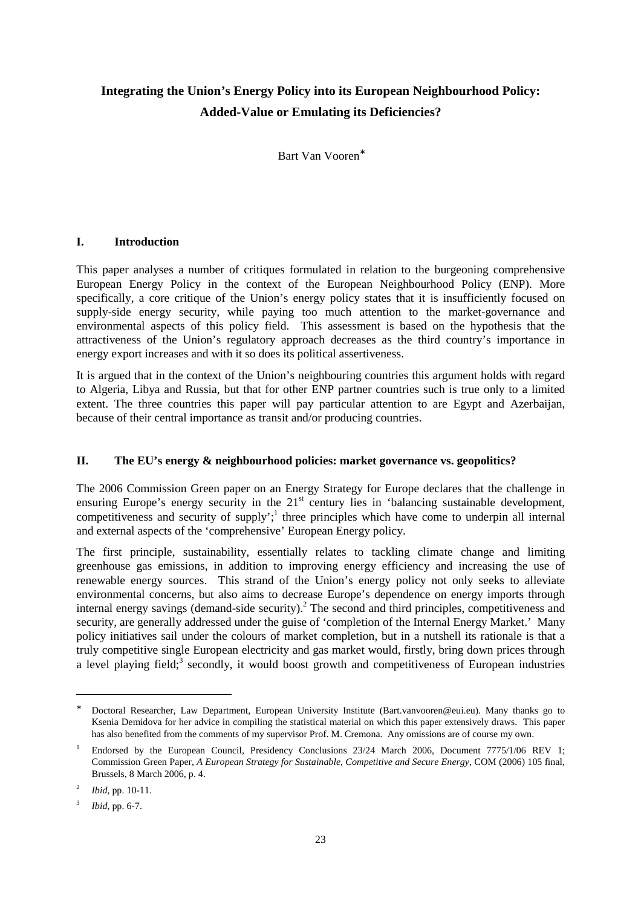# Integrating the Union's Energy Policy into its European Neighbourhood Policy: Added-Value or Emulating its Deficiencies?

Bart Van Vooren*

## I. Introduction

This paper analyses a number of critiques formulated in relation to the burgeoning comprehensive European Energy Policy in the context of the European Neighbourhood Policy (ENP). More specifically, a core critique of the Union's energy policy states that it is insufficiently focused on supply-side energy security, while paying too much attention to the market-governance and environmental aspects of this policy field. This assessment is based on the hypothesis that the attractiveness of the Union's regulatory approach decreases as the third country's importance in energy export increases and with it so does its political assertiveness.

It is argued that in the context of the Union's neighbouring countries this argument holds with regard to Algeria, Libya and Russia, but that for other ENP partner countries such is true only to a limited extent. The three countries this paper will pay particular attention to are Egypt and Azerbaijan, because of their central importance as transit and/or producing countries.

## II. The EU's energy & neighbourhood policies: market governance vs. geopolitics?

The 2006 Commission Green paper on an Energy Strategy for Europe declares that the challenge in ensuring Europe's energy security in the 21st century lies in 'balancing sustainable development, competitiveness and security of supply';[1] three principles which have come to underpin all internal and external aspects of the 'comprehensive' European Energy policy.

The first principle, sustainability, essentially relates to tackling climate change and limiting greenhouse gas emissions, in addition to improving energy efficiency and increasing the use of renewable energy sources. This strand of the Union's energy policy not only seeks to alleviate environmental concerns, but also aims to decrease Europe's dependence on energy imports through internal energy savings (demand-side security).[2] The second and third principles, competitiveness and security, are generally addressed under the guise of 'completion of the Internal Energy Market.' Many policy initiatives sail under the colours of market completion, but in a nutshell its rationale is that a truly competitive single European electricity and gas market would, firstly, bring down prices through a level playing field;[3] secondly, it would boost growth and competitiveness of European industries

---

* Doctoral Researcher, Law Department, European University Institute (Bart.vanvooren@eui.eu). Many thanks go to Ksenia Demidova for her advice in compiling the statistical material on which this paper extensively draws. This paper has also benefited from the comments of my supervisor Prof. M. Cremona. Any omissions are of course my own.

[1] Endorsed by the European Council, Presidency Conclusions 23/24 March 2006, Document 7775/1/06 REV 1; Commission Green Paper, *A European Strategy for Sustainable, Competitive and Secure Energy*, COM (2006) 105 final, Brussels, 8 March 2006, p. 4.

[2] *Ibid*, pp. 10-11.

[3] *Ibid*, pp. 6-7.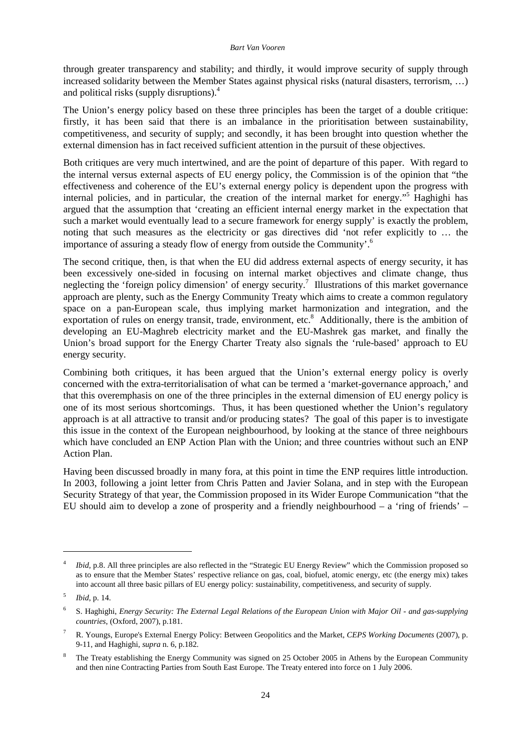through greater transparency and stability; and thirdly, it would improve security of supply through increased solidarity between the Member States against physical risks (natural disasters, terrorism, …) and political risks (supply disruptions).[4]

The Union's energy policy based on these three principles has been the target of a double critique: firstly, it has been said that there is an imbalance in the prioritisation between sustainability, competitiveness, and security of supply; and secondly, it has been brought into question whether the external dimension has in fact received sufficient attention in the pursuit of these objectives.

Both critiques are very much intertwined, and are the point of departure of this paper. With regard to the internal versus external aspects of EU energy policy, the Commission is of the opinion that "the effectiveness and coherence of the EU's external energy policy is dependent upon the progress with internal policies, and in particular, the creation of the internal market for energy."[5] Haghighi has argued that the assumption that 'creating an efficient internal energy market in the expectation that such a market would eventually lead to a secure framework for energy supply' is exactly the problem, noting that such measures as the electricity or gas directives did 'not refer explicitly to … the importance of assuring a steady flow of energy from outside the Community'.[6]

The second critique, then, is that when the EU did address external aspects of energy security, it has been excessively one-sided in focusing on internal market objectives and climate change, thus neglecting the 'foreign policy dimension' of energy security.[7] Illustrations of this market governance approach are plenty, such as the Energy Community Treaty which aims to create a common regulatory space on a pan-European scale, thus implying market harmonization and integration, and the exportation of rules on energy transit, trade, environment, etc.[8] Additionally, there is the ambition of developing an EU-Maghreb electricity market and the EU-Mashrek gas market, and finally the Union's broad support for the Energy Charter Treaty also signals the 'rule-based' approach to EU energy security.

Combining both critiques, it has been argued that the Union's external energy policy is overly concerned with the extra-territorialisation of what can be termed a 'market-governance approach,' and that this overemphasis on one of the three principles in the external dimension of EU energy policy is one of its most serious shortcomings. Thus, it has been questioned whether the Union's regulatory approach is at all attractive to transit and/or producing states? The goal of this paper is to investigate this issue in the context of the European neighbourhood, by looking at the stance of three neighbours which have concluded an ENP Action Plan with the Union; and three countries without such an ENP Action Plan.

Having been discussed broadly in many fora, at this point in time the ENP requires little introduction. In 2003, following a joint letter from Chris Patten and Javier Solana, and in step with the European Security Strategy of that year, the Commission proposed in its Wider Europe Communication "that the EU should aim to develop a zone of prosperity and a friendly neighbourhood – a 'ring of friends' –

---

[4] *Ibid*, p.8. All three principles are also reflected in the "Strategic EU Energy Review" which the Commission proposed so as to ensure that the Member States' respective reliance on gas, coal, biofuel, atomic energy, etc (the energy mix) takes into account all three basic pillars of EU energy policy: sustainability, competitiveness, and security of supply.

[5] *Ibid*, p. 14.

[6] S. Haghighi, *Energy Security: The External Legal Relations of the European Union with Major Oil - and gas-supplying countries*, (Oxford, 2007), p.181.

[7] R. Youngs, Europe's External Energy Policy: Between Geopolitics and the Market, *CEPS Working Documents* (2007), p. 9-11, and Haghighi, *supra* n. 6, p.182.

[8] The Treaty establishing the Energy Community was signed on 25 October 2005 in Athens by the European Community and then nine Contracting Parties from South East Europe. The Treaty entered into force on 1 July 2006.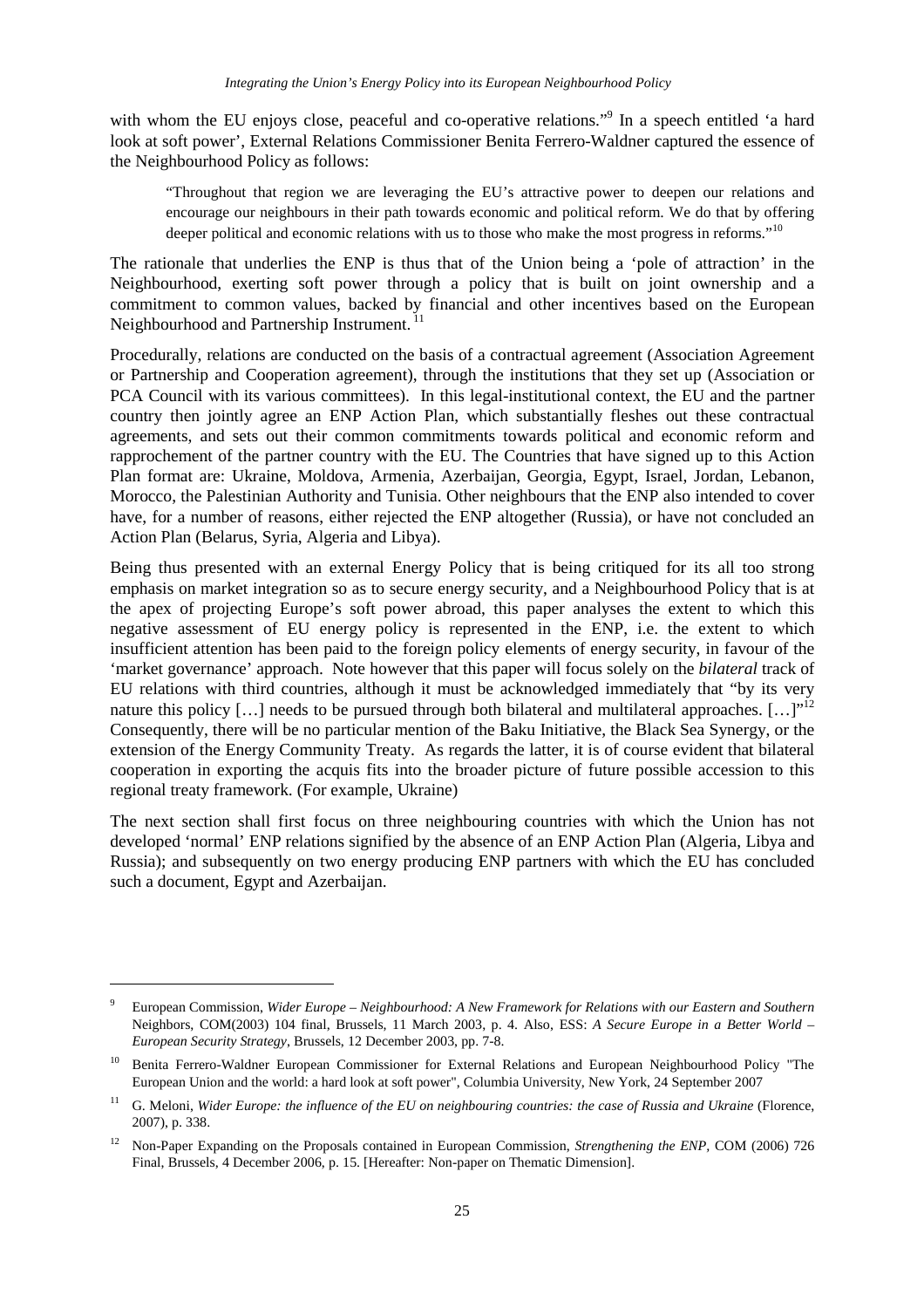with whom the EU enjoys close, peaceful and co-operative relations."[9] In a speech entitled 'a hard look at soft power', External Relations Commissioner Benita Ferrero-Waldner captured the essence of the Neighbourhood Policy as follows:

> "Throughout that region we are leveraging the EU's attractive power to deepen our relations and encourage our neighbours in their path towards economic and political reform. We do that by offering deeper political and economic relations with us to those who make the most progress in reforms."[10]

The rationale that underlies the ENP is thus that of the Union being a 'pole of attraction' in the Neighbourhood, exerting soft power through a policy that is built on joint ownership and a commitment to common values, backed by financial and other incentives based on the European Neighbourhood and Partnership Instrument.[11]

Procedurally, relations are conducted on the basis of a contractual agreement (Association Agreement or Partnership and Cooperation agreement), through the institutions that they set up (Association or PCA Council with its various committees). In this legal-institutional context, the EU and the partner country then jointly agree an ENP Action Plan, which substantially fleshes out these contractual agreements, and sets out their common commitments towards political and economic reform and rapprochement of the partner country with the EU. The Countries that have signed up to this Action Plan format are: Ukraine, Moldova, Armenia, Azerbaijan, Georgia, Egypt, Israel, Jordan, Lebanon, Morocco, the Palestinian Authority and Tunisia. Other neighbours that the ENP also intended to cover have, for a number of reasons, either rejected the ENP altogether (Russia), or have not concluded an Action Plan (Belarus, Syria, Algeria and Libya).

Being thus presented with an external Energy Policy that is being critiqued for its all too strong emphasis on market integration so as to secure energy security, and a Neighbourhood Policy that is at the apex of projecting Europe's soft power abroad, this paper analyses the extent to which this negative assessment of EU energy policy is represented in the ENP, i.e. the extent to which insufficient attention has been paid to the foreign policy elements of energy security, in favour of the 'market governance' approach. Note however that this paper will focus solely on the *bilateral* track of EU relations with third countries, although it must be acknowledged immediately that "by its very nature this policy […] needs to be pursued through both bilateral and multilateral approaches. […]"[12] Consequently, there will be no particular mention of the Baku Initiative, the Black Sea Synergy, or the extension of the Energy Community Treaty. As regards the latter, it is of course evident that bilateral cooperation in exporting the acquis fits into the broader picture of future possible accession to this regional treaty framework. (For example, Ukraine)

The next section shall first focus on three neighbouring countries with which the Union has not developed 'normal' ENP relations signified by the absence of an ENP Action Plan (Algeria, Libya and Russia); and subsequently on two energy producing ENP partners with which the EU has concluded such a document, Egypt and Azerbaijan.

---

[9] European Commission, *Wider Europe – Neighbourhood: A New Framework for Relations with our Eastern and Southern* Neighbors, COM(2003) 104 final, Brussels, 11 March 2003, p. 4. Also, ESS: *A Secure Europe in a Better World – European Security Strategy*, Brussels, 12 December 2003, pp. 7-8.

[10] Benita Ferrero-Waldner European Commissioner for External Relations and European Neighbourhood Policy "The European Union and the world: a hard look at soft power", Columbia University, New York, 24 September 2007

[11] G. Meloni, *Wider Europe: the influence of the EU on neighbouring countries: the case of Russia and Ukraine* (Florence, 2007), p. 338.

[12] Non-Paper Expanding on the Proposals contained in European Commission, *Strengthening the ENP*, COM (2006) 726 Final, Brussels, 4 December 2006, p. 15. [Hereafter: Non-paper on Thematic Dimension].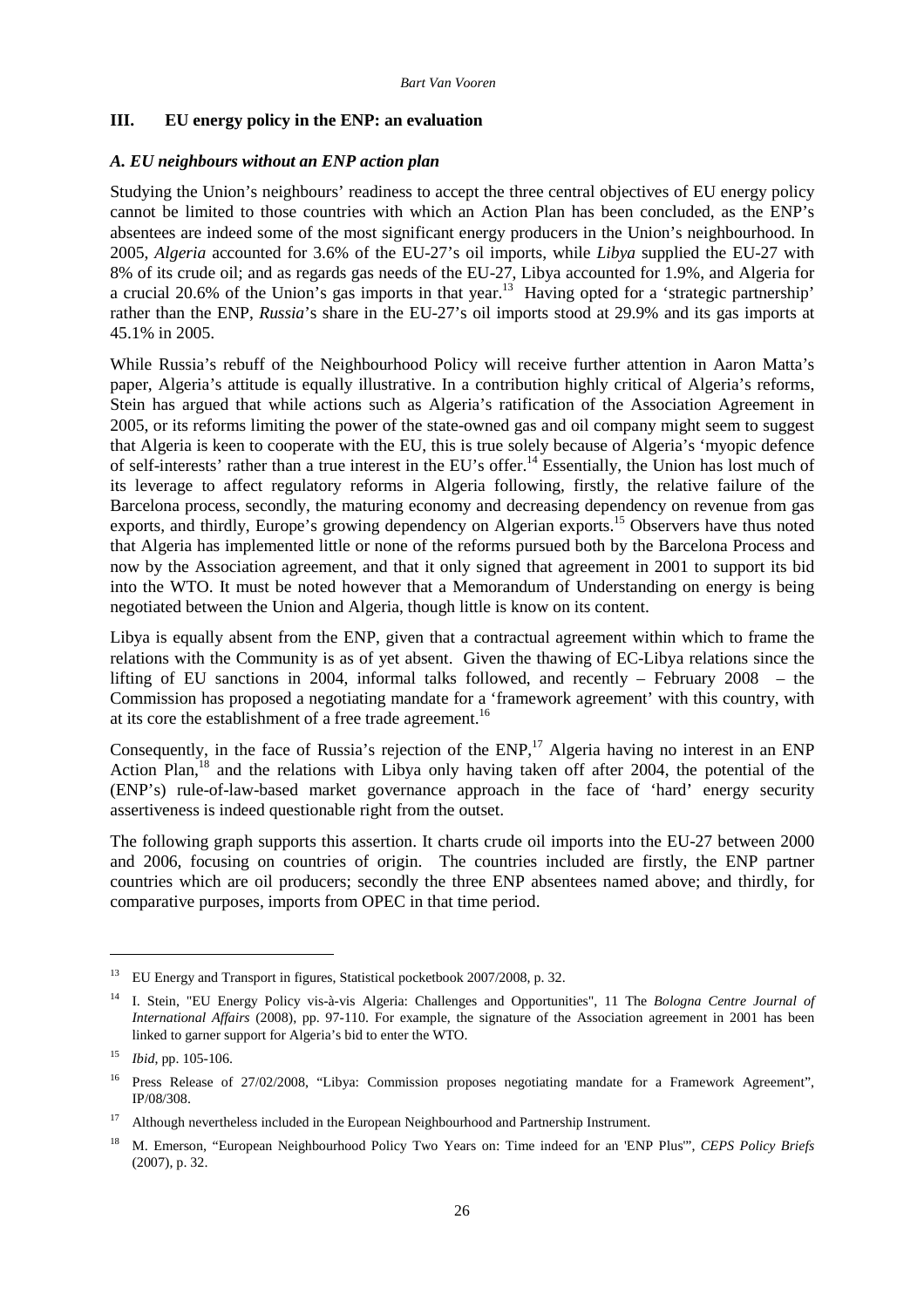## III. EU energy policy in the ENP: an evaluation

### *A. EU neighbours without an ENP action plan*

Studying the Union's neighbours' readiness to accept the three central objectives of EU energy policy cannot be limited to those countries with which an Action Plan has been concluded, as the ENP's absentees are indeed some of the most significant energy producers in the Union's neighbourhood. In 2005, *Algeria* accounted for 3.6% of the EU-27's oil imports, while *Libya* supplied the EU-27 with 8% of its crude oil; and as regards gas needs of the EU-27, Libya accounted for 1.9%, and Algeria for a crucial 20.6% of the Union's gas imports in that year.[13] Having opted for a 'strategic partnership' rather than the ENP, *Russia*'s share in the EU-27's oil imports stood at 29.9% and its gas imports at 45.1% in 2005.

While Russia's rebuff of the Neighbourhood Policy will receive further attention in Aaron Matta's paper, Algeria's attitude is equally illustrative. In a contribution highly critical of Algeria's reforms, Stein has argued that while actions such as Algeria's ratification of the Association Agreement in 2005, or its reforms limiting the power of the state-owned gas and oil company might seem to suggest that Algeria is keen to cooperate with the EU, this is true solely because of Algeria's 'myopic defence of self-interests' rather than a true interest in the EU's offer.[14] Essentially, the Union has lost much of its leverage to affect regulatory reforms in Algeria following, firstly, the relative failure of the Barcelona process, secondly, the maturing economy and decreasing dependency on revenue from gas exports, and thirdly, Europe's growing dependency on Algerian exports.[15] Observers have thus noted that Algeria has implemented little or none of the reforms pursued both by the Barcelona Process and now by the Association agreement, and that it only signed that agreement in 2001 to support its bid into the WTO. It must be noted however that a Memorandum of Understanding on energy is being negotiated between the Union and Algeria, though little is know on its content.

Libya is equally absent from the ENP, given that a contractual agreement within which to frame the relations with the Community is as of yet absent. Given the thawing of EC-Libya relations since the lifting of EU sanctions in 2004, informal talks followed, and recently – February 2008 – the Commission has proposed a negotiating mandate for a 'framework agreement' with this country, with at its core the establishment of a free trade agreement.[16]

Consequently, in the face of Russia's rejection of the ENP,[17] Algeria having no interest in an ENP Action Plan,[18] and the relations with Libya only having taken off after 2004, the potential of the (ENP's) rule-of-law-based market governance approach in the face of 'hard' energy security assertiveness is indeed questionable right from the outset.

The following graph supports this assertion. It charts crude oil imports into the EU-27 between 2000 and 2006, focusing on countries of origin. The countries included are firstly, the ENP partner countries which are oil producers; secondly the three ENP absentees named above; and thirdly, for comparative purposes, imports from OPEC in that time period.

---

[13] EU Energy and Transport in figures, Statistical pocketbook 2007/2008, p. 32.

[14] I. Stein, "EU Energy Policy vis-à-vis Algeria: Challenges and Opportunities", 11 The *Bologna Centre Journal of International Affairs* (2008), pp. 97-110. For example, the signature of the Association agreement in 2001 has been linked to garner support for Algeria's bid to enter the WTO.

[15] *Ibid*, pp. 105-106.

[16] Press Release of 27/02/2008, "Libya: Commission proposes negotiating mandate for a Framework Agreement", IP/08/308.

[17] Although nevertheless included in the European Neighbourhood and Partnership Instrument.

[18] M. Emerson, "European Neighbourhood Policy Two Years on: Time indeed for an 'ENP Plus'", *CEPS Policy Briefs* (2007), p. 32.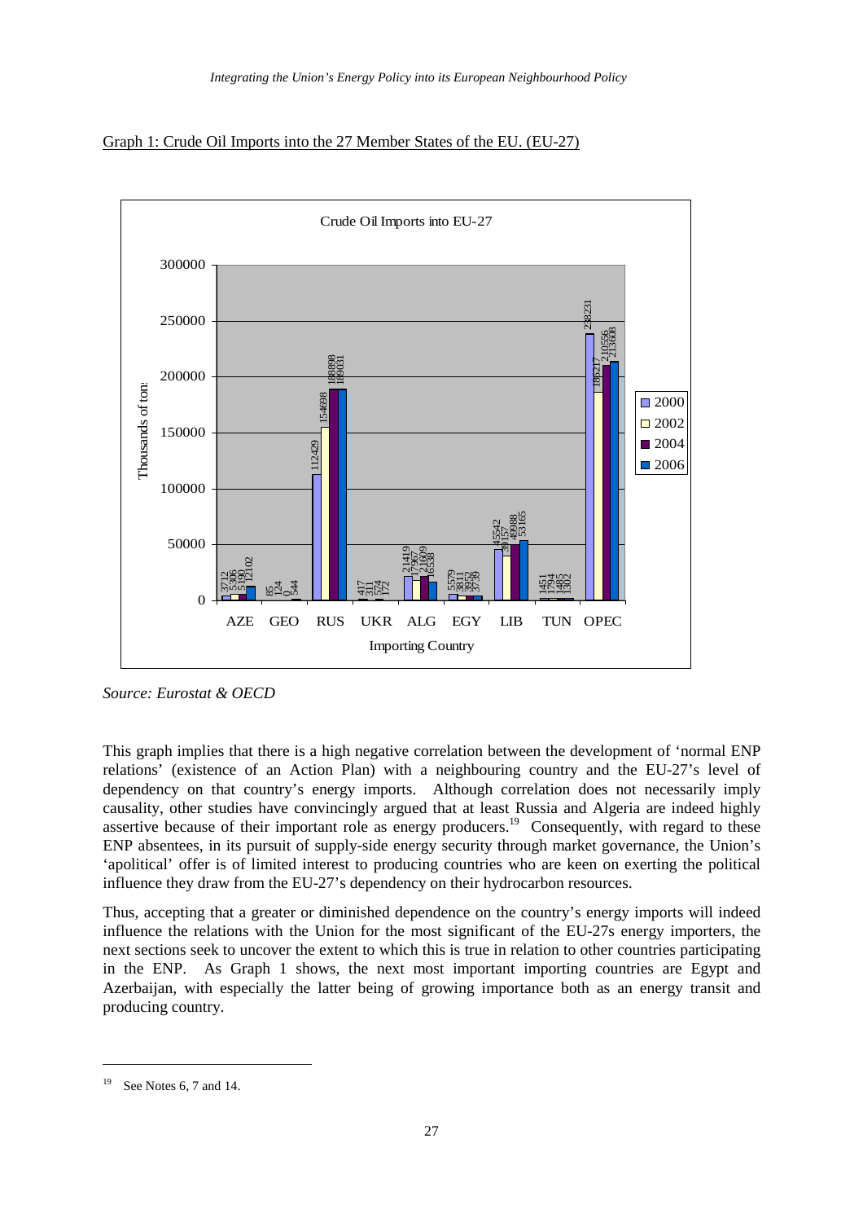Graph 1: Crude Oil Imports into the 27 Member States of the EU. (EU-27)

**Crude Oil Imports into EU-27**

Thousands of tons

| Importing Country | 2000 | 2002 | 2004 | 2006 |
|---|---|---|---|---|
| AZE | 3712 | 5306 | 5190 | 12102 |
| GEO | 85 | 124 | 0 | 544 |
| RUS | 112429 | 154698 | 188898 | 189031 |
| UKR | 417 | 311 | 574 | 172 |
| ALG | 21419 | 17967 | 21609 | 16538 |
| EGY | 5579 | 3811 | 3752 | 3739 |
| LIB | 45542 | 39157 | 49988 | 53165 |
| TUN | 1451 | 1794 | 1485 | 1302 |
| OPEC | 238231 | 186217 | 210556 | 213608 |

*Source: Eurostat & OECD*

This graph implies that there is a high negative correlation between the development of 'normal ENP relations' (existence of an Action Plan) with a neighbouring country and the EU-27's level of dependency on that country's energy imports. Although correlation does not necessarily imply causality, other studies have convincingly argued that at least Russia and Algeria are indeed highly assertive because of their important role as energy producers.[19] Consequently, with regard to these ENP absentees, in its pursuit of supply-side energy security through market governance, the Union's 'apolitical' offer is of limited interest to producing countries who are keen on exerting the political influence they draw from the EU-27's dependency on their hydrocarbon resources.

Thus, accepting that a greater or diminished dependence on the country's energy imports will indeed influence the relations with the Union for the most significant of the EU-27s energy importers, the next sections seek to uncover the extent to which this is true in relation to other countries participating in the ENP. As Graph 1 shows, the next most important importing countries are Egypt and Azerbaijan, with especially the latter being of growing importance both as an energy transit and producing country.

[19] See Notes 6, 7 and 14.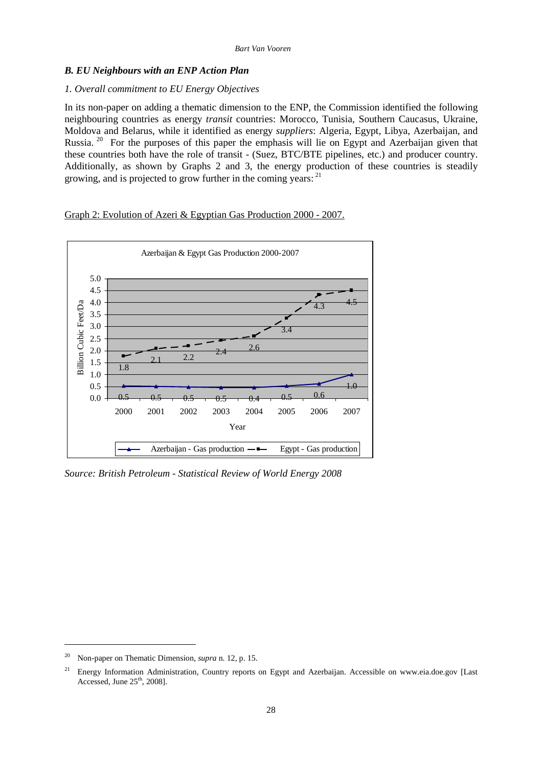### *B. EU Neighbours with an ENP Action Plan*

#### *1. Overall commitment to EU Energy Objectives*

In its non-paper on adding a thematic dimension to the ENP, the Commission identified the following neighbouring countries as energy *transit* countries: Morocco, Tunisia, Southern Caucasus, Ukraine, Moldova and Belarus, while it identified as energy *suppliers*: Algeria, Egypt, Libya, Azerbaijan, and Russia. [20] For the purposes of this paper the emphasis will lie on Egypt and Azerbaijan given that these countries both have the role of transit - (Suez, BTC/BTE pipelines, etc.) and producer country. Additionally, as shown by Graphs 2 and 3, the energy production of these countries is steadily growing, and is projected to grow further in the coming years: [21]

Graph 2: Evolution of Azeri & Egyptian Gas Production 2000 - 2007.

Azerbaijan & Egypt Gas Production 2000-2007 (Billion Cubic Feet/Da)

| Year | Azerbaijan - Gas production | Egypt - Gas production |
|---|---|---|
| 2000 | 0.5 | 1.8 |
| 2001 | 0.5 | 2.1 |
| 2002 | 0.5 | 2.2 |
| 2003 | 0.5 | 2.4 |
| 2004 | 0.4 | 2.6 |
| 2005 | 0.5 | 3.4 |
| 2006 | 0.6 | 4.3 |
| 2007 | 1.0 | 4.5 |

*Source: British Petroleum - Statistical Review of World Energy 2008*

---

[20] Non-paper on Thematic Dimension, *supra* n. 12, p. 15.

[21] Energy Information Administration, Country reports on Egypt and Azerbaijan. Accessible on www.eia.doe.gov [Last Accessed, June 25th, 2008].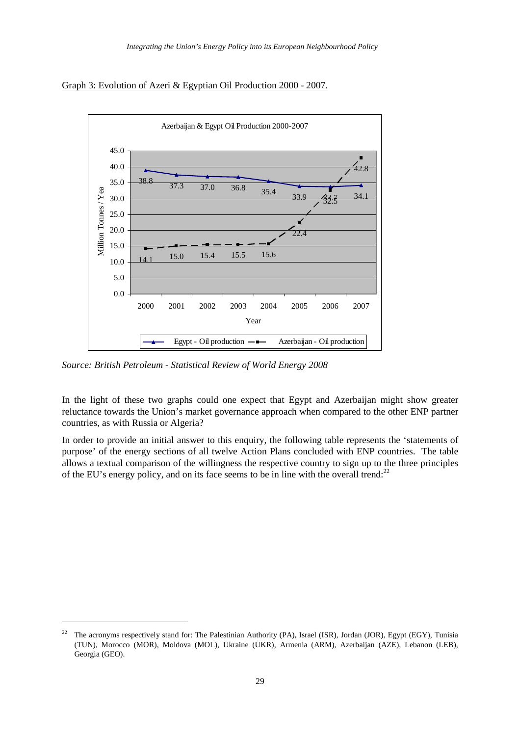Graph 3: Evolution of Azeri & Egyptian Oil Production 2000 - 2007.

Azerbaijan & Egypt Oil Production 2000-2007

| Year | Egypt - Oil production (Million Tonnes / Year) | Azerbaijan - Oil production (Million Tonnes / Year) |
|---|---|---|
| 2000 | 38.8 | 14.1 |
| 2001 | 37.3 | 15.0 |
| 2002 | 37.0 | 15.4 |
| 2003 | 36.8 | 15.5 |
| 2004 | 35.4 | 15.6 |
| 2005 | 33.9 | 22.4 |
| 2006 | 33.7 | 32.5 |
| 2007 | 34.1 | 42.8 |

*Source: British Petroleum - Statistical Review of World Energy 2008*

In the light of these two graphs could one expect that Egypt and Azerbaijan might show greater reluctance towards the Union's market governance approach when compared to the other ENP partner countries, as with Russia or Algeria?

In order to provide an initial answer to this enquiry, the following table represents the 'statements of purpose' of the energy sections of all twelve Action Plans concluded with ENP countries. The table allows a textual comparison of the willingness the respective country to sign up to the three principles of the EU's energy policy, and on its face seems to be in line with the overall trend:[22]

[22] The acronyms respectively stand for: The Palestinian Authority (PA), Israel (ISR), Jordan (JOR), Egypt (EGY), Tunisia (TUN), Morocco (MOR), Moldova (MOL), Ukraine (UKR), Armenia (ARM), Azerbaijan (AZE), Lebanon (LEB), Georgia (GEO).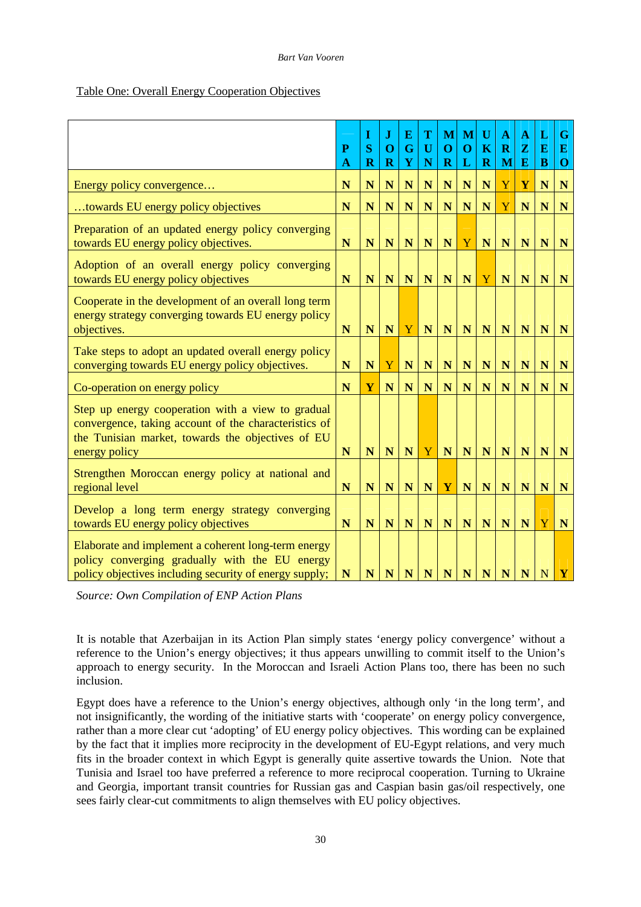Table One: Overall Energy Cooperation Objectives

| | PA | ISR | JOR | EGY | TUN | MOR | MOL | UKR | ARM | AZE | LEB | GEO |
|---|---|---|---|---|---|---|---|---|---|---|---|---|
| Energy policy convergence… | N | N | N | N | N | N | N | N | Y | Y | N | N |
| …towards EU energy policy objectives | N | N | N | N | N | N | N | N | Y | N | N | N |
| Preparation of an updated energy policy converging towards EU energy policy objectives. | N | N | N | N | N | N | Y | N | N | N | N | N |
| Adoption of an overall energy policy converging towards EU energy policy objectives | N | N | N | N | N | N | N | Y | N | N | N | N |
| Cooperate in the development of an overall long term energy strategy converging towards EU energy policy objectives. | N | N | N | Y | N | N | N | N | N | N | N | N |
| Take steps to adopt an updated overall energy policy converging towards EU energy policy objectives. | N | N | Y | N | N | N | N | N | N | N | N | N |
| Co-operation on energy policy | N | Y | N | N | N | N | N | N | N | N | N | N |
| Step up energy cooperation with a view to gradual convergence, taking account of the characteristics of the Tunisian market, towards the objectives of EU energy policy | N | N | N | N | Y | N | N | N | N | N | N | N |
| Strengthen Moroccan energy policy at national and regional level | N | N | N | N | N | Y | N | N | N | N | N | N |
| Develop a long term energy strategy converging towards EU energy policy objectives | N | N | N | N | N | N | N | N | N | N | Y | N |
| Elaborate and implement a coherent long-term energy policy converging gradually with the EU energy policy objectives including security of energy supply; | N | N | N | N | N | N | N | N | N | N | N | Y |

*Source: Own Compilation of ENP Action Plans*

It is notable that Azerbaijan in its Action Plan simply states 'energy policy convergence' without a reference to the Union's energy objectives; it thus appears unwilling to commit itself to the Union's approach to energy security. In the Moroccan and Israeli Action Plans too, there has been no such inclusion.

Egypt does have a reference to the Union's energy objectives, although only 'in the long term', and not insignificantly, the wording of the initiative starts with 'cooperate' on energy policy convergence, rather than a more clear cut 'adopting' of EU energy policy objectives. This wording can be explained by the fact that it implies more reciprocity in the development of EU-Egypt relations, and very much fits in the broader context in which Egypt is generally quite assertive towards the Union. Note that Tunisia and Israel too have preferred a reference to more reciprocal cooperation. Turning to Ukraine and Georgia, important transit countries for Russian gas and Caspian basin gas/oil respectively, one sees fairly clear-cut commitments to align themselves with EU policy objectives.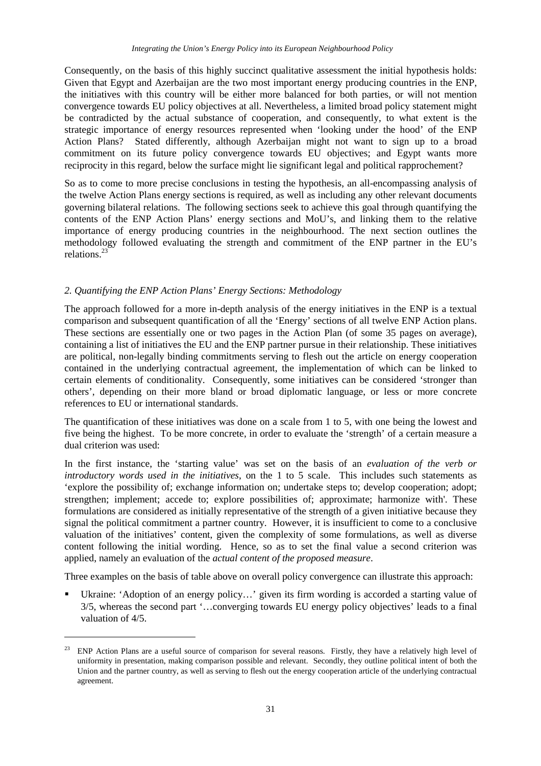Consequently, on the basis of this highly succinct qualitative assessment the initial hypothesis holds: Given that Egypt and Azerbaijan are the two most important energy producing countries in the ENP, the initiatives with this country will be either more balanced for both parties, or will not mention convergence towards EU policy objectives at all. Nevertheless, a limited broad policy statement might be contradicted by the actual substance of cooperation, and consequently, to what extent is the strategic importance of energy resources represented when 'looking under the hood' of the ENP Action Plans? Stated differently, although Azerbaijan might not want to sign up to a broad commitment on its future policy convergence towards EU objectives; and Egypt wants more reciprocity in this regard, below the surface might lie significant legal and political rapprochement?

So as to come to more precise conclusions in testing the hypothesis, an all-encompassing analysis of the twelve Action Plans energy sections is required, as well as including any other relevant documents governing bilateral relations. The following sections seek to achieve this goal through quantifying the contents of the ENP Action Plans' energy sections and MoU's, and linking them to the relative importance of energy producing countries in the neighbourhood. The next section outlines the methodology followed evaluating the strength and commitment of the ENP partner in the EU's relations.[23]

## *2. Quantifying the ENP Action Plans' Energy Sections: Methodology*

The approach followed for a more in-depth analysis of the energy initiatives in the ENP is a textual comparison and subsequent quantification of all the 'Energy' sections of all twelve ENP Action plans. These sections are essentially one or two pages in the Action Plan (of some 35 pages on average), containing a list of initiatives the EU and the ENP partner pursue in their relationship. These initiatives are political, non-legally binding commitments serving to flesh out the article on energy cooperation contained in the underlying contractual agreement, the implementation of which can be linked to certain elements of conditionality. Consequently, some initiatives can be considered 'stronger than others', depending on their more bland or broad diplomatic language, or less or more concrete references to EU or international standards.

The quantification of these initiatives was done on a scale from 1 to 5, with one being the lowest and five being the highest. To be more concrete, in order to evaluate the 'strength' of a certain measure a dual criterion was used:

In the first instance, the 'starting value' was set on the basis of an *evaluation of the verb or introductory words used in the initiatives*, on the 1 to 5 scale. This includes such statements as 'explore the possibility of; exchange information on; undertake steps to; develop cooperation; adopt; strengthen; implement; accede to; explore possibilities of; approximate; harmonize with'. These formulations are considered as initially representative of the strength of a given initiative because they signal the political commitment a partner country. However, it is insufficient to come to a conclusive valuation of the initiatives' content, given the complexity of some formulations, as well as diverse content following the initial wording. Hence, so as to set the final value a second criterion was applied, namely an evaluation of the *actual content of the proposed measure*.

Three examples on the basis of table above on overall policy convergence can illustrate this approach:

- Ukraine: 'Adoption of an energy policy…' given its firm wording is accorded a starting value of 3/5, whereas the second part '…converging towards EU energy policy objectives' leads to a final valuation of 4/5.

---

[23] ENP Action Plans are a useful source of comparison for several reasons. Firstly, they have a relatively high level of uniformity in presentation, making comparison possible and relevant. Secondly, they outline political intent of both the Union and the partner country, as well as serving to flesh out the energy cooperation article of the underlying contractual agreement.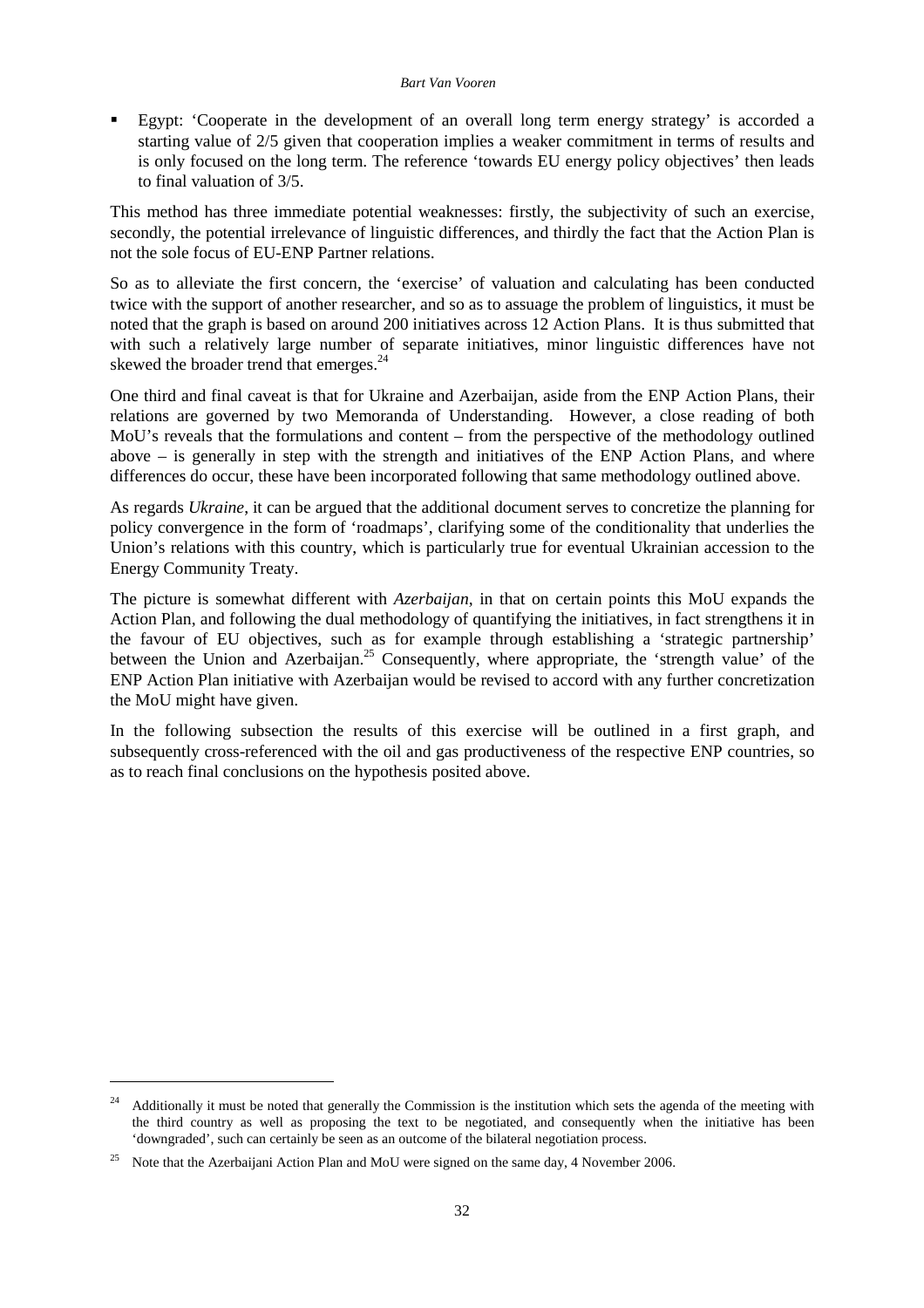- Egypt: 'Cooperate in the development of an overall long term energy strategy' is accorded a starting value of 2/5 given that cooperation implies a weaker commitment in terms of results and is only focused on the long term. The reference 'towards EU energy policy objectives' then leads to final valuation of 3/5.

This method has three immediate potential weaknesses: firstly, the subjectivity of such an exercise, secondly, the potential irrelevance of linguistic differences, and thirdly the fact that the Action Plan is not the sole focus of EU-ENP Partner relations.

So as to alleviate the first concern, the 'exercise' of valuation and calculating has been conducted twice with the support of another researcher, and so as to assuage the problem of linguistics, it must be noted that the graph is based on around 200 initiatives across 12 Action Plans. It is thus submitted that with such a relatively large number of separate initiatives, minor linguistic differences have not skewed the broader trend that emerges.[24]

One third and final caveat is that for Ukraine and Azerbaijan, aside from the ENP Action Plans, their relations are governed by two Memoranda of Understanding. However, a close reading of both MoU's reveals that the formulations and content – from the perspective of the methodology outlined above – is generally in step with the strength and initiatives of the ENP Action Plans, and where differences do occur, these have been incorporated following that same methodology outlined above.

As regards *Ukraine*, it can be argued that the additional document serves to concretize the planning for policy convergence in the form of 'roadmaps', clarifying some of the conditionality that underlies the Union's relations with this country, which is particularly true for eventual Ukrainian accession to the Energy Community Treaty.

The picture is somewhat different with *Azerbaijan*, in that on certain points this MoU expands the Action Plan, and following the dual methodology of quantifying the initiatives, in fact strengthens it in the favour of EU objectives, such as for example through establishing a 'strategic partnership' between the Union and Azerbaijan.[25] Consequently, where appropriate, the 'strength value' of the ENP Action Plan initiative with Azerbaijan would be revised to accord with any further concretization the MoU might have given.

In the following subsection the results of this exercise will be outlined in a first graph, and subsequently cross-referenced with the oil and gas productiveness of the respective ENP countries, so as to reach final conclusions on the hypothesis posited above.

---

[24] Additionally it must be noted that generally the Commission is the institution which sets the agenda of the meeting with the third country as well as proposing the text to be negotiated, and consequently when the initiative has been 'downgraded', such can certainly be seen as an outcome of the bilateral negotiation process.

[25] Note that the Azerbaijani Action Plan and MoU were signed on the same day, 4 November 2006.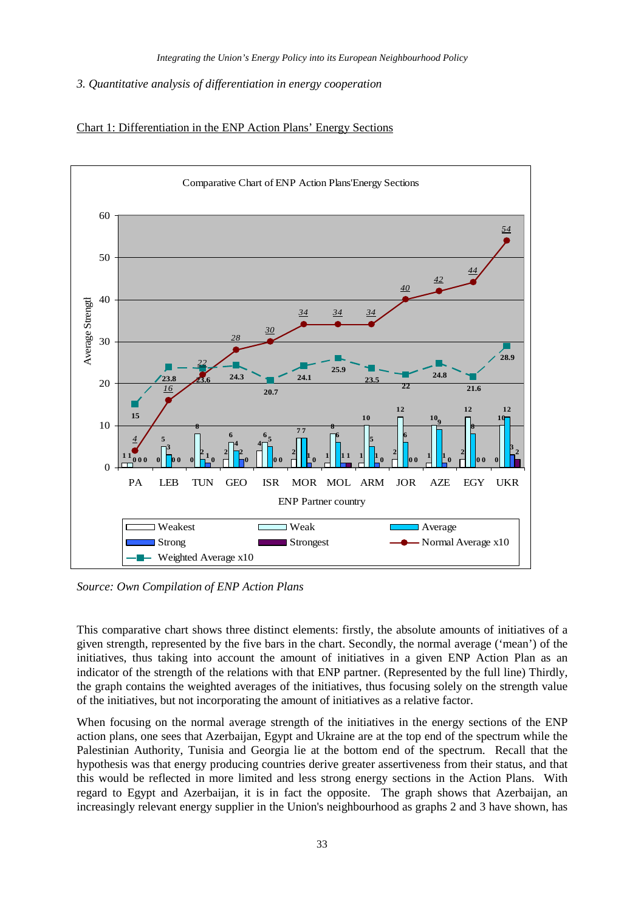*3. Quantitative analysis of differentiation in energy cooperation*

Chart 1: Differentiation in the ENP Action Plans' Energy Sections

*Source: Own Compilation of ENP Action Plans*

This comparative chart shows three distinct elements: firstly, the absolute amounts of initiatives of a given strength, represented by the five bars in the chart. Secondly, the normal average ('mean') of the initiatives, thus taking into account the amount of initiatives in a given ENP Action Plan as an indicator of the strength of the relations with that ENP partner. (Represented by the full line) Thirdly, the graph contains the weighted averages of the initiatives, thus focusing solely on the strength value of the initiatives, but not incorporating the amount of initiatives as a relative factor.

When focusing on the normal average strength of the initiatives in the energy sections of the ENP action plans, one sees that Azerbaijan, Egypt and Ukraine are at the top end of the spectrum while the Palestinian Authority, Tunisia and Georgia lie at the bottom end of the spectrum. Recall that the hypothesis was that energy producing countries derive greater assertiveness from their status, and that this would be reflected in more limited and less strong energy sections in the Action Plans. With regard to Egypt and Azerbaijan, it is in fact the opposite. The graph shows that Azerbaijan, an increasingly relevant energy supplier in the Union's neighbourhood as graphs 2 and 3 have shown, has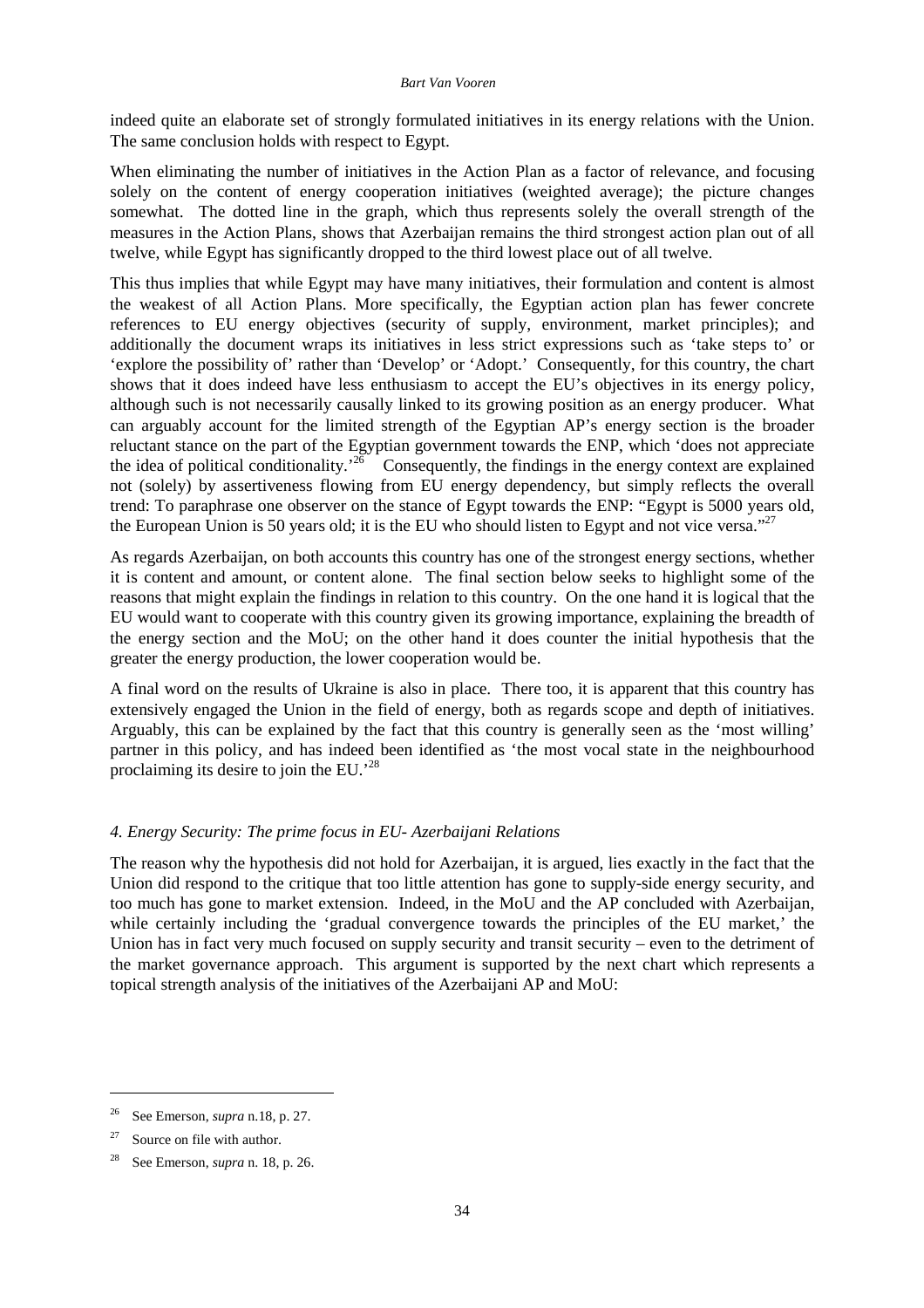indeed quite an elaborate set of strongly formulated initiatives in its energy relations with the Union. The same conclusion holds with respect to Egypt.

When eliminating the number of initiatives in the Action Plan as a factor of relevance, and focusing solely on the content of energy cooperation initiatives (weighted average); the picture changes somewhat. The dotted line in the graph, which thus represents solely the overall strength of the measures in the Action Plans, shows that Azerbaijan remains the third strongest action plan out of all twelve, while Egypt has significantly dropped to the third lowest place out of all twelve.

This thus implies that while Egypt may have many initiatives, their formulation and content is almost the weakest of all Action Plans. More specifically, the Egyptian action plan has fewer concrete references to EU energy objectives (security of supply, environment, market principles); and additionally the document wraps its initiatives in less strict expressions such as 'take steps to' or 'explore the possibility of' rather than 'Develop' or 'Adopt.' Consequently, for this country, the chart shows that it does indeed have less enthusiasm to accept the EU's objectives in its energy policy, although such is not necessarily causally linked to its growing position as an energy producer. What can arguably account for the limited strength of the Egyptian AP's energy section is the broader reluctant stance on the part of the Egyptian government towards the ENP, which 'does not appreciate the idea of political conditionality.'[26] Consequently, the findings in the energy context are explained not (solely) by assertiveness flowing from EU energy dependency, but simply reflects the overall trend: To paraphrase one observer on the stance of Egypt towards the ENP: "Egypt is 5000 years old, the European Union is 50 years old; it is the EU who should listen to Egypt and not vice versa."[27]

As regards Azerbaijan, on both accounts this country has one of the strongest energy sections, whether it is content and amount, or content alone. The final section below seeks to highlight some of the reasons that might explain the findings in relation to this country. On the one hand it is logical that the EU would want to cooperate with this country given its growing importance, explaining the breadth of the energy section and the MoU; on the other hand it does counter the initial hypothesis that the greater the energy production, the lower cooperation would be.

A final word on the results of Ukraine is also in place. There too, it is apparent that this country has extensively engaged the Union in the field of energy, both as regards scope and depth of initiatives. Arguably, this can be explained by the fact that this country is generally seen as the 'most willing' partner in this policy, and has indeed been identified as 'the most vocal state in the neighbourhood proclaiming its desire to join the EU.'[28]

### *4. Energy Security: The prime focus in EU- Azerbaijani Relations*

The reason why the hypothesis did not hold for Azerbaijan, it is argued, lies exactly in the fact that the Union did respond to the critique that too little attention has gone to supply-side energy security, and too much has gone to market extension. Indeed, in the MoU and the AP concluded with Azerbaijan, while certainly including the 'gradual convergence towards the principles of the EU market,' the Union has in fact very much focused on supply security and transit security – even to the detriment of the market governance approach. This argument is supported by the next chart which represents a topical strength analysis of the initiatives of the Azerbaijani AP and MoU:

---

[26] See Emerson, *supra* n.18, p. 27.

[27] Source on file with author.

[28] See Emerson, *supra* n. 18, p. 26.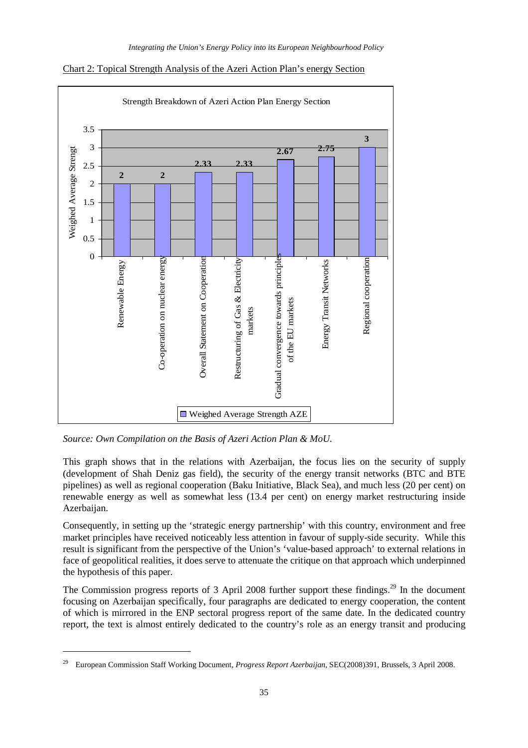Chart 2: Topical Strength Analysis of the Azeri Action Plan's energy Section

Strength Breakdown of Azeri Action Plan Energy Section

| Topic | Weighed Average Strength AZE |
|---|---|
| Renewable Energy | 2 |
| Co-operation on nuclear energy | 2 |
| Overall Statement on Cooperation | 2.33 |
| Restructuring of Gas & Electricity markets | 2.33 |
| Gradual convergence towards principles of the EU markets | 2.67 |
| Energy Transit Networks | 2.75 |
| Regional cooperation | 3 |

*Source: Own Compilation on the Basis of Azeri Action Plan & MoU.*

This graph shows that in the relations with Azerbaijan, the focus lies on the security of supply (development of Shah Deniz gas field), the security of the energy transit networks (BTC and BTE pipelines) as well as regional cooperation (Baku Initiative, Black Sea), and much less (20 per cent) on renewable energy as well as somewhat less (13.4 per cent) on energy market restructuring inside Azerbaijan.

Consequently, in setting up the 'strategic energy partnership' with this country, environment and free market principles have received noticeably less attention in favour of supply-side security. While this result is significant from the perspective of the Union's 'value-based approach' to external relations in face of geopolitical realities, it does serve to attenuate the critique on that approach which underpinned the hypothesis of this paper.

The Commission progress reports of 3 April 2008 further support these findings.[29] In the document focusing on Azerbaijan specifically, four paragraphs are dedicated to energy cooperation, the content of which is mirrored in the ENP sectoral progress report of the same date. In the dedicated country report, the text is almost entirely dedicated to the country's role as an energy transit and producing

---

[29] European Commission Staff Working Document, *Progress Report Azerbaijan*, SEC(2008)391, Brussels, 3 April 2008.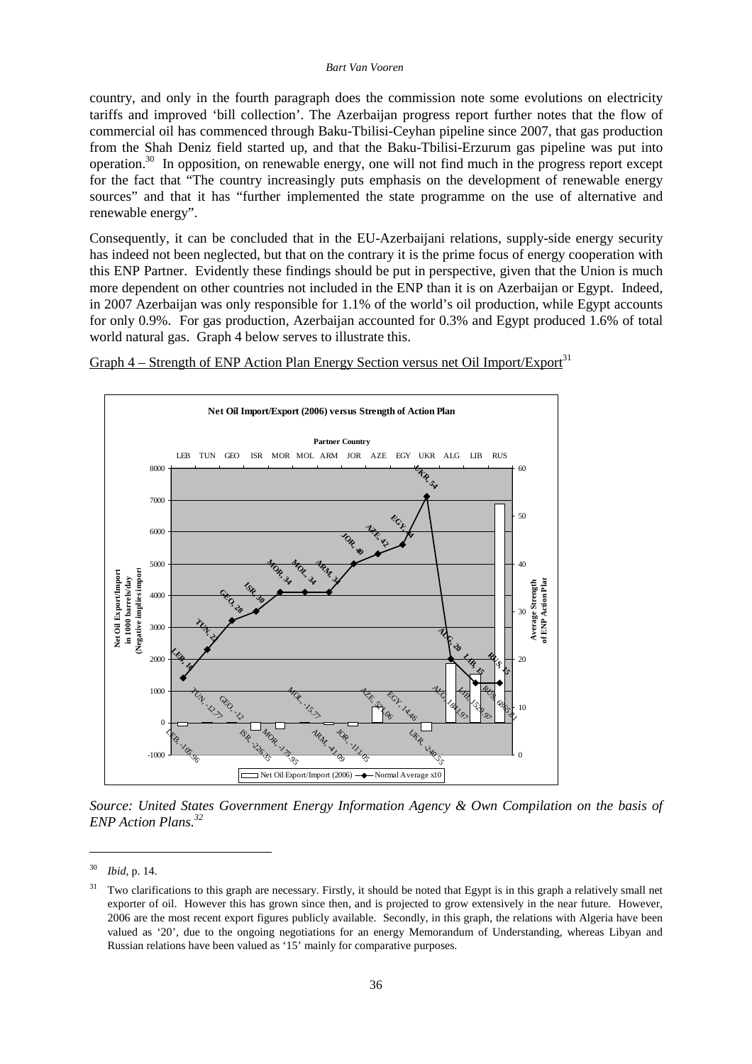country, and only in the fourth paragraph does the commission note some evolutions on electricity tariffs and improved 'bill collection'. The Azerbaijan progress report further notes that the flow of commercial oil has commenced through Baku-Tbilisi-Ceyhan pipeline since 2007, that gas production from the Shah Deniz field started up, and that the Baku-Tbilisi-Erzurum gas pipeline was put into operation.[30] In opposition, on renewable energy, one will not find much in the progress report except for the fact that "The country increasingly puts emphasis on the development of renewable energy sources" and that it has "further implemented the state programme on the use of alternative and renewable energy".

Consequently, it can be concluded that in the EU-Azerbaijani relations, supply-side energy security has indeed not been neglected, but that on the contrary it is the prime focus of energy cooperation with this ENP Partner. Evidently these findings should be put in perspective, given that the Union is much more dependent on other countries not included in the ENP than it is on Azerbaijan or Egypt. Indeed, in 2007 Azerbaijan was only responsible for 1.1% of the world's oil production, while Egypt accounts for only 0.9%. For gas production, Azerbaijan accounted for 0.3% and Egypt produced 1.6% of total world natural gas. Graph 4 below serves to illustrate this.

Graph 4 – Strength of ENP Action Plan Energy Section versus net Oil Import/Export[31]

**Net Oil Import/Export (2006) versus Strength of Action Plan**

| Partner Country | Net Oil Export/Import (2006) in 1000 barrels/day (Negative implies import) | Average Strength of ENP Action Plan (Normal Average x10) |
|---|---|---|
| LEB | -105.96 | 16 |
| TUN | -12.77 | 22 |
| GEO | -12 | 28 |
| ISR | -226.35 | 30 |
| MOR | -175.95 | 34 |
| MOL | -15.77 | 34 |
| ARM | -41.09 | 34 |
| JOR | -111.05 | 40 |
| AZE | 522.06 | 42 |
| EGY | 14.46 | 44 |
| UKR | -240.55 | 54 |
| ALG | 1841.97 | 20 |
| LIB | 1529.97 | 15 |
| RUS | 6865.81 | 15 |

*Source: United States Government Energy Information Agency & Own Compilation on the basis of ENP Action Plans.[32]*

---

[30] *Ibid*, p. 14.

[31] Two clarifications to this graph are necessary. Firstly, it should be noted that Egypt is in this graph a relatively small net exporter of oil. However this has grown since then, and is projected to grow extensively in the near future. However, 2006 are the most recent export figures publicly available. Secondly, in this graph, the relations with Algeria have been valued as '20', due to the ongoing negotiations for an energy Memorandum of Understanding, whereas Libyan and Russian relations have been valued as '15' mainly for comparative purposes.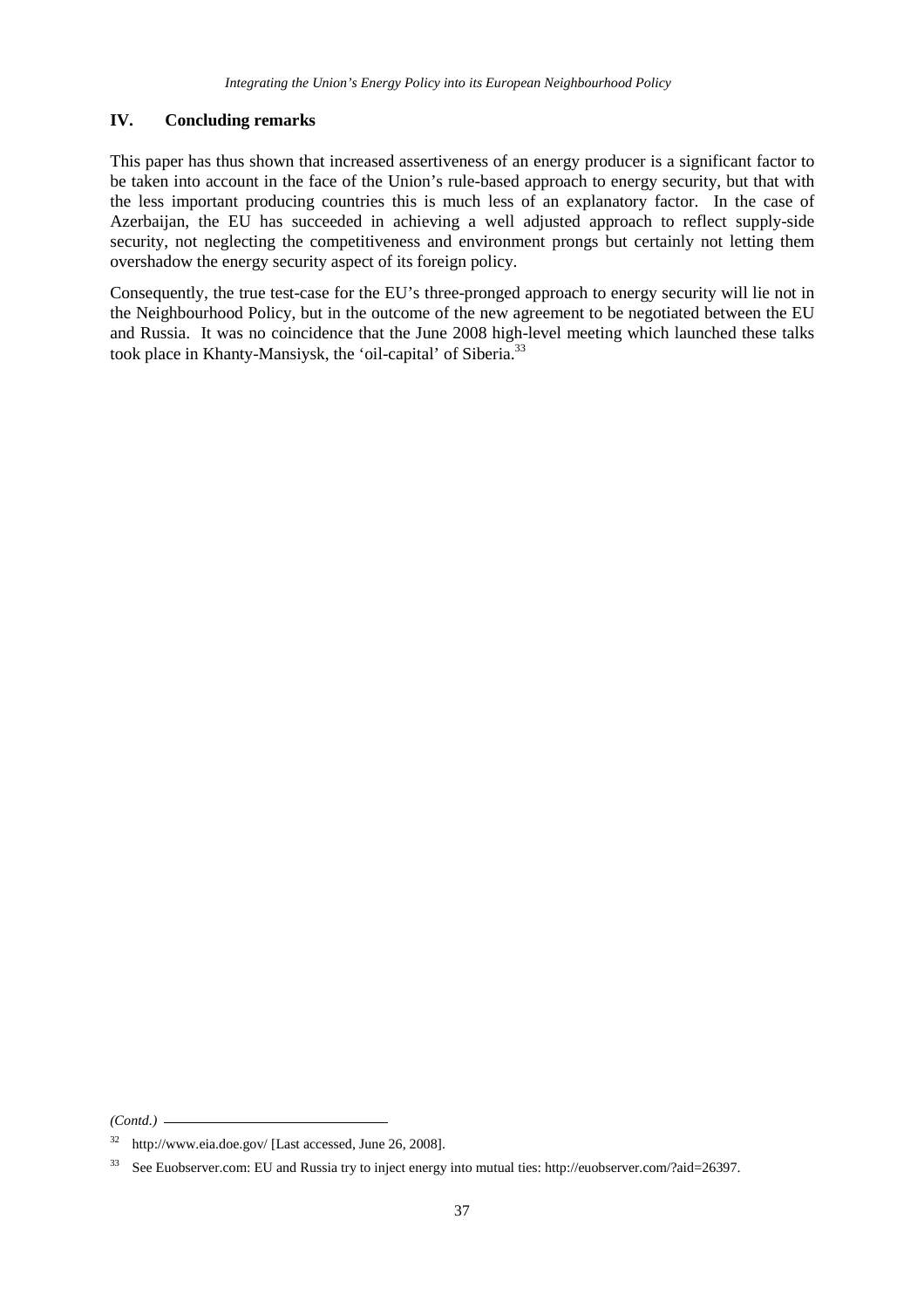## IV. Concluding remarks

This paper has thus shown that increased assertiveness of an energy producer is a significant factor to be taken into account in the face of the Union's rule-based approach to energy security, but that with the less important producing countries this is much less of an explanatory factor. In the case of Azerbaijan, the EU has succeeded in achieving a well adjusted approach to reflect supply-side security, not neglecting the competitiveness and environment prongs but certainly not letting them overshadow the energy security aspect of its foreign policy.

Consequently, the true test-case for the EU's three-pronged approach to energy security will lie not in the Neighbourhood Policy, but in the outcome of the new agreement to be negotiated between the EU and Russia. It was no coincidence that the June 2008 high-level meeting which launched these talks took place in Khanty-Mansiysk, the 'oil-capital' of Siberia.[33]

*(Contd.)*

[32] http://www.eia.doe.gov/ [Last accessed, June 26, 2008].

[33] See Euobserver.com: EU and Russia try to inject energy into mutual ties: http://euobserver.com/?aid=26397.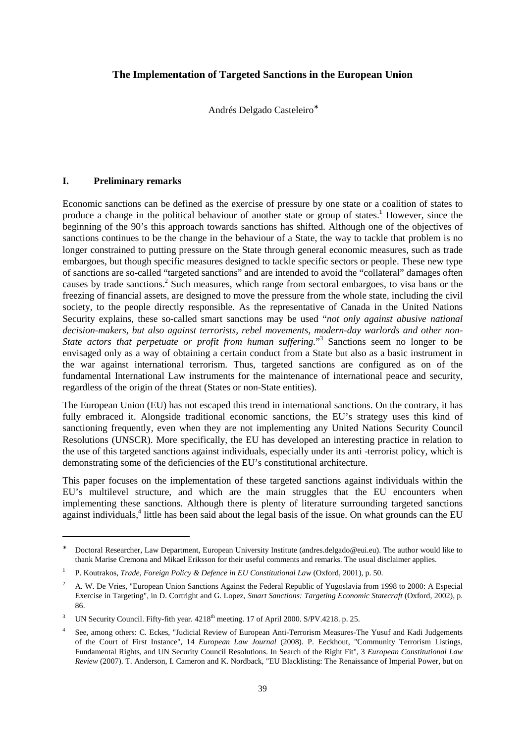## The Implementation of Targeted Sanctions in the European Union

Andrés Delgado Casteleiro*

### I. Preliminary remarks

Economic sanctions can be defined as the exercise of pressure by one state or a coalition of states to produce a change in the political behaviour of another state or group of states.[1] However, since the beginning of the 90's this approach towards sanctions has shifted. Although one of the objectives of sanctions continues to be the change in the behaviour of a State, the way to tackle that problem is no longer constrained to putting pressure on the State through general economic measures, such as trade embargoes, but though specific measures designed to tackle specific sectors or people. These new type of sanctions are so-called "targeted sanctions" and are intended to avoid the "collateral" damages often causes by trade sanctions.[2] Such measures, which range from sectoral embargoes, to visa bans or the freezing of financial assets, are designed to move the pressure from the whole state, including the civil society, to the people directly responsible. As the representative of Canada in the United Nations Security explains, these so-called smart sanctions may be used "*not only against abusive national decision-makers, but also against terrorists, rebel movements, modern-day warlords and other non-State actors that perpetuate or profit from human suffering*."[3] Sanctions seem no longer to be envisaged only as a way of obtaining a certain conduct from a State but also as a basic instrument in the war against international terrorism. Thus, targeted sanctions are configured as on of the fundamental International Law instruments for the maintenance of international peace and security, regardless of the origin of the threat (States or non-State entities).

The European Union (EU) has not escaped this trend in international sanctions. On the contrary, it has fully embraced it. Alongside traditional economic sanctions, the EU's strategy uses this kind of sanctioning frequently, even when they are not implementing any United Nations Security Council Resolutions (UNSCR). More specifically, the EU has developed an interesting practice in relation to the use of this targeted sanctions against individuals, especially under its anti -terrorist policy, which is demonstrating some of the deficiencies of the EU's constitutional architecture.

This paper focuses on the implementation of these targeted sanctions against individuals within the EU's multilevel structure, and which are the main struggles that the EU encounters when implementing these sanctions. Although there is plenty of literature surrounding targeted sanctions against individuals,[4] little has been said about the legal basis of the issue. On what grounds can the EU

---

\* Doctoral Researcher, Law Department, European University Institute (andres.delgado@eui.eu). The author would like to thank Marise Cremona and Mikael Eriksson for their useful comments and remarks. The usual disclaimer applies.

[1] P. Koutrakos, *Trade, Foreign Policy & Defence in EU Constitutional Law* (Oxford, 2001), p. 50.

[2] A. W. De Vries, "European Union Sanctions Against the Federal Republic of Yugoslavia from 1998 to 2000: A Especial Exercise in Targeting", in D. Cortright and G. Lopez, *Smart Sanctions: Targeting Economic Statecraft* (Oxford, 2002), p. 86.

[3] UN Security Council. Fifty-fith year. 4218th meeting. 17 of April 2000. S/PV.4218. p. 25.

[4] See, among others: C. Eckes, "Judicial Review of European Anti-Terrorism Measures-The Yusuf and Kadi Judgements of the Court of First Instance", 14 *European Law Journal* (2008). P. Eeckhout, "Community Terrorism Listings, Fundamental Rights, and UN Security Council Resolutions. In Search of the Right Fit", 3 *European Constitutional Law Review* (2007). T. Anderson, I. Cameron and K. Nordback, "EU Blacklisting: The Renaissance of Imperial Power, but on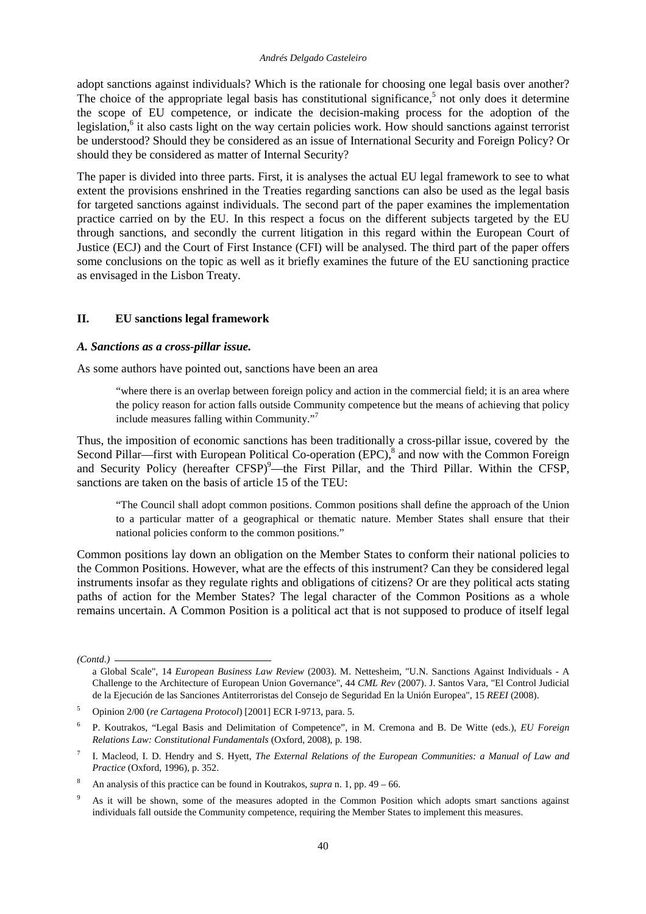adopt sanctions against individuals? Which is the rationale for choosing one legal basis over another? The choice of the appropriate legal basis has constitutional significance,[5] not only does it determine the scope of EU competence, or indicate the decision-making process for the adoption of the legislation,[6] it also casts light on the way certain policies work. How should sanctions against terrorist be understood? Should they be considered as an issue of International Security and Foreign Policy? Or should they be considered as matter of Internal Security?

The paper is divided into three parts. First, it is analyses the actual EU legal framework to see to what extent the provisions enshrined in the Treaties regarding sanctions can also be used as the legal basis for targeted sanctions against individuals. The second part of the paper examines the implementation practice carried on by the EU. In this respect a focus on the different subjects targeted by the EU through sanctions, and secondly the current litigation in this regard within the European Court of Justice (ECJ) and the Court of First Instance (CFI) will be analysed. The third part of the paper offers some conclusions on the topic as well as it briefly examines the future of the EU sanctioning practice as envisaged in the Lisbon Treaty.

## II. EU sanctions legal framework

### *A. Sanctions as a cross-pillar issue.*

As some authors have pointed out, sanctions have been an area

> "where there is an overlap between foreign policy and action in the commercial field; it is an area where the policy reason for action falls outside Community competence but the means of achieving that policy include measures falling within Community."[7]

Thus, the imposition of economic sanctions has been traditionally a cross-pillar issue, covered by the Second Pillar—first with European Political Co-operation (EPC),[8] and now with the Common Foreign and Security Policy (hereafter CFSP)[9]—the First Pillar, and the Third Pillar. Within the CFSP, sanctions are taken on the basis of article 15 of the TEU:

> "The Council shall adopt common positions. Common positions shall define the approach of the Union to a particular matter of a geographical or thematic nature. Member States shall ensure that their national policies conform to the common positions."

Common positions lay down an obligation on the Member States to conform their national policies to the Common Positions. However, what are the effects of this instrument? Can they be considered legal instruments insofar as they regulate rights and obligations of citizens? Or are they political acts stating paths of action for the Member States? The legal character of the Common Positions as a whole remains uncertain. A Common Position is a political act that is not supposed to produce of itself legal

---

*(Contd.)*

a Global Scale", 14 *European Business Law Review* (2003). M. Nettesheim, "U.N. Sanctions Against Individuals - A Challenge to the Architecture of European Union Governance", 44 *CML Rev* (2007). J. Santos Vara, "El Control Judicial de la Ejecución de las Sanciones Antiterroristas del Consejo de Seguridad En la Unión Europea", 15 *REEI* (2008).

[5] Opinion 2/00 (*re Cartagena Protocol*) [2001] ECR I-9713, para. 5.

[6] P. Koutrakos, "Legal Basis and Delimitation of Competence", in M. Cremona and B. De Witte (eds.), *EU Foreign Relations Law: Constitutional Fundamentals* (Oxford, 2008), p. 198.

[7] I. Macleod, I. D. Hendry and S. Hyett, *The External Relations of the European Communities: a Manual of Law and Practice* (Oxford, 1996), p. 352.

[8] An analysis of this practice can be found in Koutrakos, *supra* n. 1, pp. 49 – 66.

[9] As it will be shown, some of the measures adopted in the Common Position which adopts smart sanctions against individuals fall outside the Community competence, requiring the Member States to implement this measures.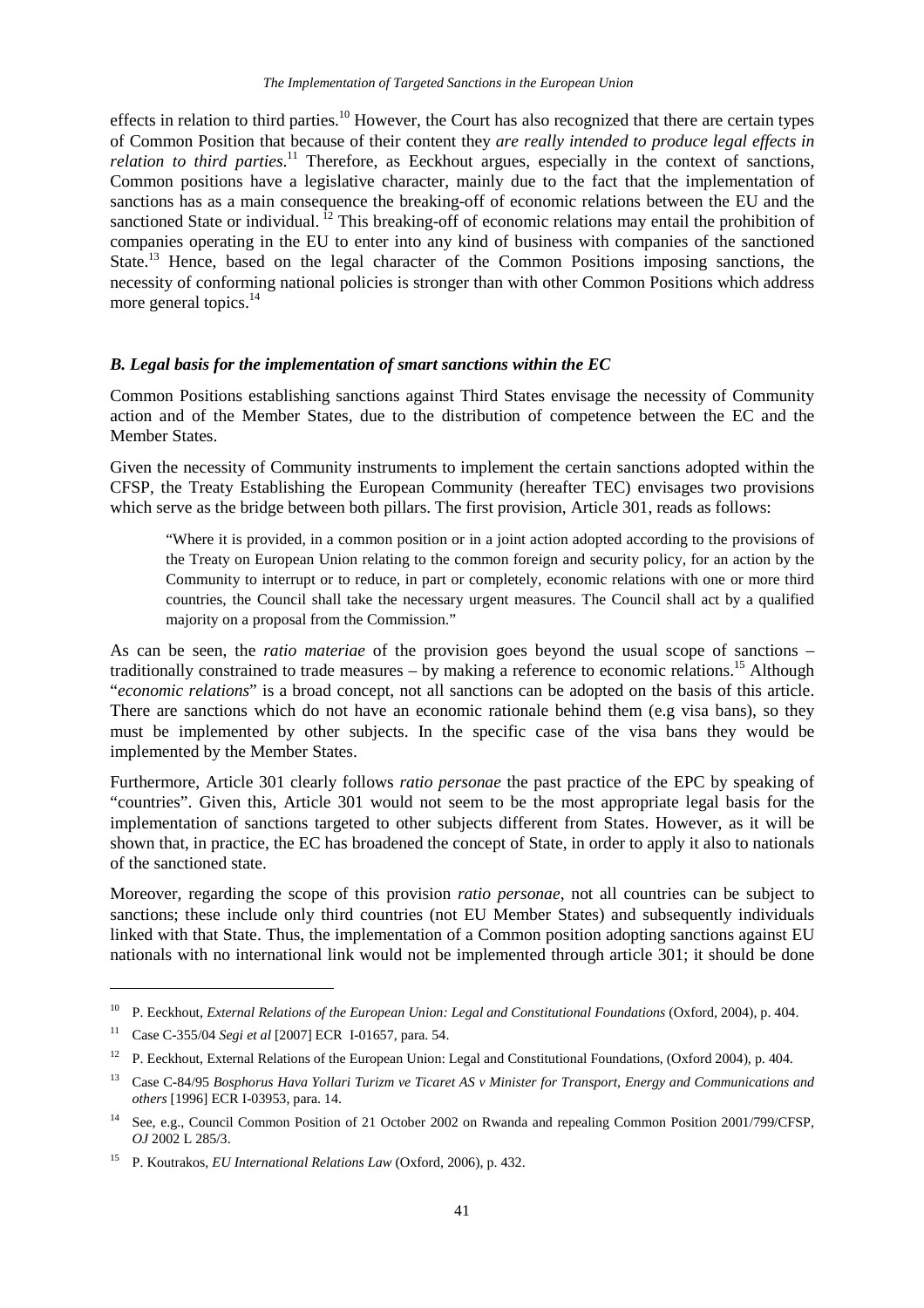effects in relation to third parties.[10] However, the Court has also recognized that there are certain types of Common Position that because of their content they *are really intended to produce legal effects in relation to third parties*.[11] Therefore, as Eeckhout argues, especially in the context of sanctions, Common positions have a legislative character, mainly due to the fact that the implementation of sanctions has as a main consequence the breaking-off of economic relations between the EU and the sanctioned State or individual. [12] This breaking-off of economic relations may entail the prohibition of companies operating in the EU to enter into any kind of business with companies of the sanctioned State.[13] Hence, based on the legal character of the Common Positions imposing sanctions, the necessity of conforming national policies is stronger than with other Common Positions which address more general topics.[14]

### *B. Legal basis for the implementation of smart sanctions within the EC*

Common Positions establishing sanctions against Third States envisage the necessity of Community action and of the Member States, due to the distribution of competence between the EC and the Member States.

Given the necessity of Community instruments to implement the certain sanctions adopted within the CFSP, the Treaty Establishing the European Community (hereafter TEC) envisages two provisions which serve as the bridge between both pillars. The first provision, Article 301, reads as follows:

> "Where it is provided, in a common position or in a joint action adopted according to the provisions of the Treaty on European Union relating to the common foreign and security policy, for an action by the Community to interrupt or to reduce, in part or completely, economic relations with one or more third countries, the Council shall take the necessary urgent measures. The Council shall act by a qualified majority on a proposal from the Commission."

As can be seen, the *ratio materiae* of the provision goes beyond the usual scope of sanctions – traditionally constrained to trade measures – by making a reference to economic relations.[15] Although "*economic relations*" is a broad concept, not all sanctions can be adopted on the basis of this article. There are sanctions which do not have an economic rationale behind them (e.g visa bans), so they must be implemented by other subjects. In the specific case of the visa bans they would be implemented by the Member States.

Furthermore, Article 301 clearly follows *ratio personae* the past practice of the EPC by speaking of "countries". Given this, Article 301 would not seem to be the most appropriate legal basis for the implementation of sanctions targeted to other subjects different from States. However, as it will be shown that, in practice, the EC has broadened the concept of State, in order to apply it also to nationals of the sanctioned state.

Moreover, regarding the scope of this provision *ratio personae*, not all countries can be subject to sanctions; these include only third countries (not EU Member States) and subsequently individuals linked with that State. Thus, the implementation of a Common position adopting sanctions against EU nationals with no international link would not be implemented through article 301; it should be done

---

[10] P. Eeckhout, *External Relations of the European Union: Legal and Constitutional Foundations* (Oxford, 2004), p. 404.

[11] Case C-355/04 *Segi et al* [2007] ECR I-01657, para. 54.

[12] P. Eeckhout, External Relations of the European Union: Legal and Constitutional Foundations, (Oxford 2004), p. 404.

[13] Case C-84/95 *Bosphorus Hava Yollari Turizm ve Ticaret AS v Minister for Transport, Energy and Communications and others* [1996] ECR I-03953, para. 14.

[14] See, e.g., Council Common Position of 21 October 2002 on Rwanda and repealing Common Position 2001/799/CFSP, *OJ* 2002 L 285/3.

[15] P. Koutrakos, *EU International Relations Law* (Oxford, 2006), p. 432.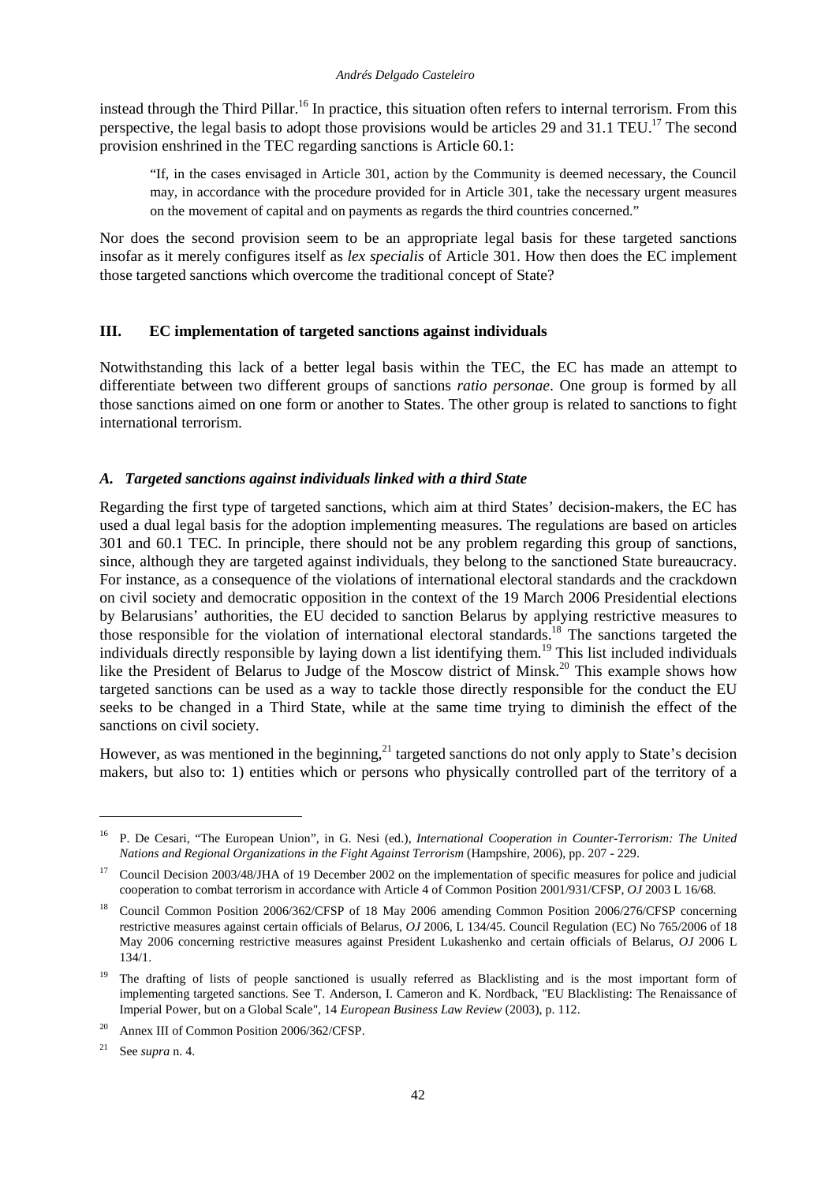instead through the Third Pillar.[16] In practice, this situation often refers to internal terrorism. From this perspective, the legal basis to adopt those provisions would be articles 29 and 31.1 TEU.[17] The second provision enshrined in the TEC regarding sanctions is Article 60.1:

> "If, in the cases envisaged in Article 301, action by the Community is deemed necessary, the Council may, in accordance with the procedure provided for in Article 301, take the necessary urgent measures on the movement of capital and on payments as regards the third countries concerned."

Nor does the second provision seem to be an appropriate legal basis for these targeted sanctions insofar as it merely configures itself as *lex specialis* of Article 301. How then does the EC implement those targeted sanctions which overcome the traditional concept of State?

## III. EC implementation of targeted sanctions against individuals

Notwithstanding this lack of a better legal basis within the TEC, the EC has made an attempt to differentiate between two different groups of sanctions *ratio personae*. One group is formed by all those sanctions aimed on one form or another to States. The other group is related to sanctions to fight international terrorism.

### *A. Targeted sanctions against individuals linked with a third State*

Regarding the first type of targeted sanctions, which aim at third States' decision-makers, the EC has used a dual legal basis for the adoption implementing measures. The regulations are based on articles 301 and 60.1 TEC. In principle, there should not be any problem regarding this group of sanctions, since, although they are targeted against individuals, they belong to the sanctioned State bureaucracy. For instance, as a consequence of the violations of international electoral standards and the crackdown on civil society and democratic opposition in the context of the 19 March 2006 Presidential elections by Belarusians' authorities, the EU decided to sanction Belarus by applying restrictive measures to those responsible for the violation of international electoral standards.[18] The sanctions targeted the individuals directly responsible by laying down a list identifying them.[19] This list included individuals like the President of Belarus to Judge of the Moscow district of Minsk.[20] This example shows how targeted sanctions can be used as a way to tackle those directly responsible for the conduct the EU seeks to be changed in a Third State, while at the same time trying to diminish the effect of the sanctions on civil society.

However, as was mentioned in the beginning,[21] targeted sanctions do not only apply to State's decision makers, but also to: 1) entities which or persons who physically controlled part of the territory of a

---

[16] P. De Cesari, "The European Union", in G. Nesi (ed.), *International Cooperation in Counter-Terrorism: The United Nations and Regional Organizations in the Fight Against Terrorism* (Hampshire, 2006), pp. 207 - 229.

[17] Council Decision 2003/48/JHA of 19 December 2002 on the implementation of specific measures for police and judicial cooperation to combat terrorism in accordance with Article 4 of Common Position 2001/931/CFSP, *OJ* 2003 L 16/68.

[18] Council Common Position 2006/362/CFSP of 18 May 2006 amending Common Position 2006/276/CFSP concerning restrictive measures against certain officials of Belarus, *OJ* 2006, L 134/45. Council Regulation (EC) No 765/2006 of 18 May 2006 concerning restrictive measures against President Lukashenko and certain officials of Belarus, *OJ* 2006 L 134/1.

[19] The drafting of lists of people sanctioned is usually referred as Blacklisting and is the most important form of implementing targeted sanctions. See T. Anderson, I. Cameron and K. Nordback, "EU Blacklisting: The Renaissance of Imperial Power, but on a Global Scale", 14 *European Business Law Review* (2003), p. 112.

[20] Annex III of Common Position 2006/362/CFSP.

[21] See *supra* n. 4.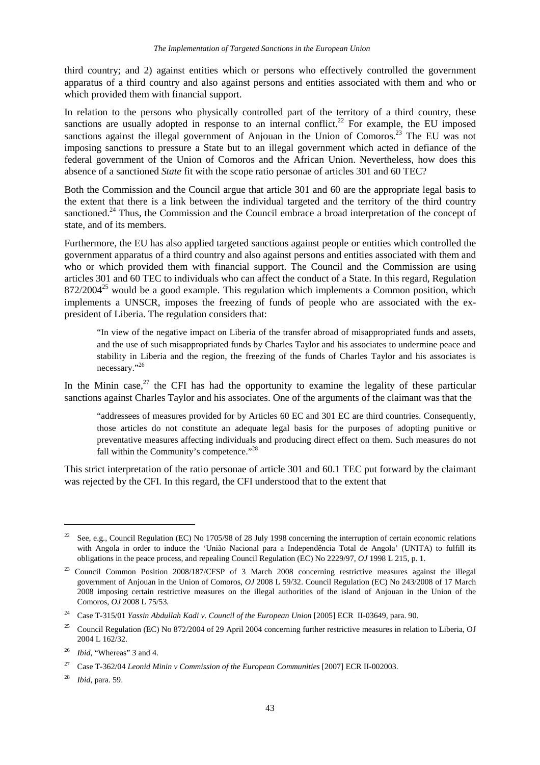third country; and 2) against entities which or persons who effectively controlled the government apparatus of a third country and also against persons and entities associated with them and who or which provided them with financial support.

In relation to the persons who physically controlled part of the territory of a third country, these sanctions are usually adopted in response to an internal conflict.[22] For example, the EU imposed sanctions against the illegal government of Anjouan in the Union of Comoros.[23] The EU was not imposing sanctions to pressure a State but to an illegal government which acted in defiance of the federal government of the Union of Comoros and the African Union. Nevertheless, how does this absence of a sanctioned *State* fit with the scope ratio personae of articles 301 and 60 TEC?

Both the Commission and the Council argue that article 301 and 60 are the appropriate legal basis to the extent that there is a link between the individual targeted and the territory of the third country sanctioned.[24] Thus, the Commission and the Council embrace a broad interpretation of the concept of state, and of its members.

Furthermore, the EU has also applied targeted sanctions against people or entities which controlled the government apparatus of a third country and also against persons and entities associated with them and who or which provided them with financial support. The Council and the Commission are using articles 301 and 60 TEC to individuals who can affect the conduct of a State. In this regard, Regulation 872/2004[25] would be a good example. This regulation which implements a Common position, which implements a UNSCR, imposes the freezing of funds of people who are associated with the ex-president of Liberia. The regulation considers that:

> "In view of the negative impact on Liberia of the transfer abroad of misappropriated funds and assets, and the use of such misappropriated funds by Charles Taylor and his associates to undermine peace and stability in Liberia and the region, the freezing of the funds of Charles Taylor and his associates is necessary."[26]

In the Minin case,[27] the CFI has had the opportunity to examine the legality of these particular sanctions against Charles Taylor and his associates. One of the arguments of the claimant was that the

> "addressees of measures provided for by Articles 60 EC and 301 EC are third countries. Consequently, those articles do not constitute an adequate legal basis for the purposes of adopting punitive or preventative measures affecting individuals and producing direct effect on them. Such measures do not fall within the Community's competence."[28]

This strict interpretation of the ratio personae of article 301 and 60.1 TEC put forward by the claimant was rejected by the CFI. In this regard, the CFI understood that to the extent that

---

[22] See, e.g., Council Regulation (EC) No 1705/98 of 28 July 1998 concerning the interruption of certain economic relations with Angola in order to induce the 'União Nacional para a Independência Total de Angola' (UNITA) to fulfill its obligations in the peace process, and repealing Council Regulation (EC) No 2229/97, *OJ* 1998 L 215, p. 1.

[23] Council Common Position 2008/187/CFSP of 3 March 2008 concerning restrictive measures against the illegal government of Anjouan in the Union of Comoros, *OJ* 2008 L 59/32. Council Regulation (EC) No 243/2008 of 17 March 2008 imposing certain restrictive measures on the illegal authorities of the island of Anjouan in the Union of the Comoros, *OJ* 2008 L 75/53.

[24] Case T-315/01 *Yassin Abdullah Kadi v. Council of the European Union* [2005] ECR II-03649, para. 90.

[25] Council Regulation (EC) No 872/2004 of 29 April 2004 concerning further restrictive measures in relation to Liberia, OJ 2004 L 162/32.

[26] *Ibid*, "Whereas" 3 and 4.

[27] Case T-362/04 *Leonid Minin v Commission of the European Communities* [2007] ECR II-002003.

[28] *Ibid*, para. 59.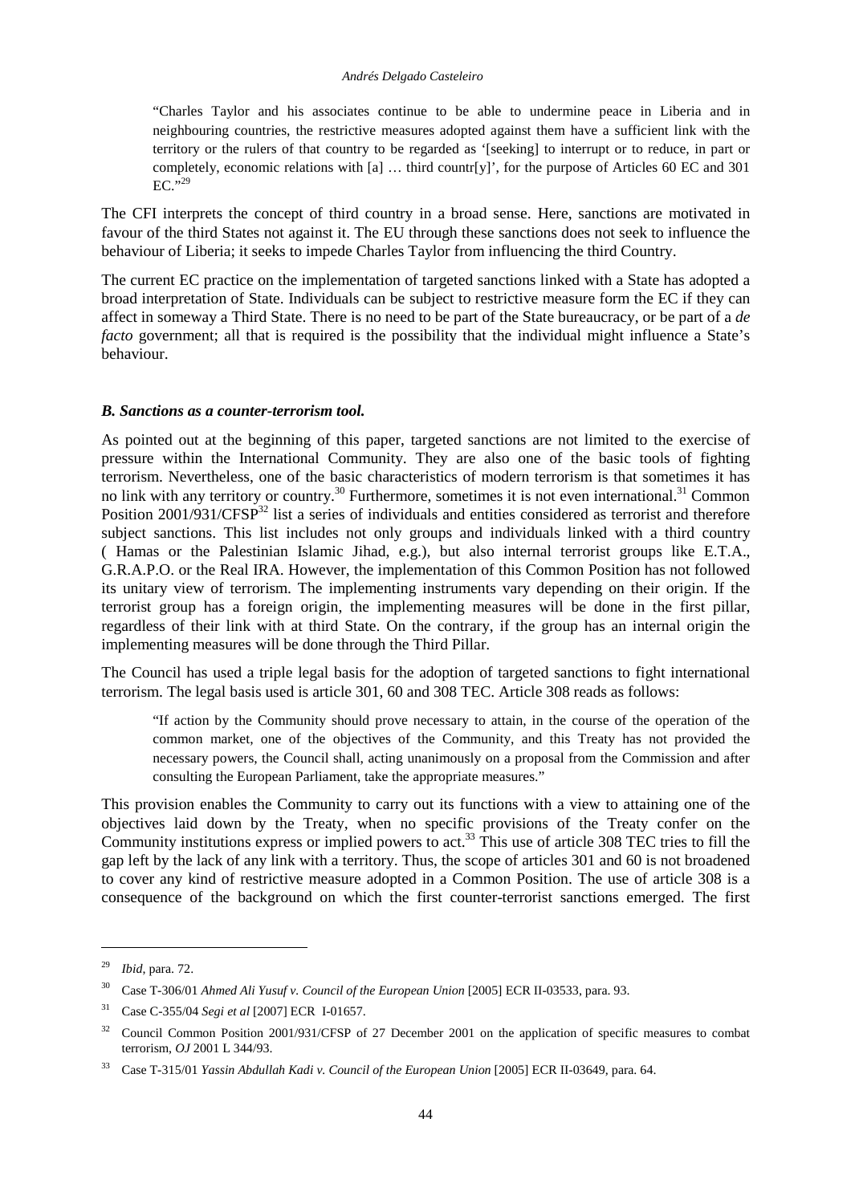> "Charles Taylor and his associates continue to be able to undermine peace in Liberia and in neighbouring countries, the restrictive measures adopted against them have a sufficient link with the territory or the rulers of that country to be regarded as '[seeking] to interrupt or to reduce, in part or completely, economic relations with [a] … third countr[y]', for the purpose of Articles 60 EC and 301 EC."[29]

The CFI interprets the concept of third country in a broad sense. Here, sanctions are motivated in favour of the third States not against it. The EU through these sanctions does not seek to influence the behaviour of Liberia; it seeks to impede Charles Taylor from influencing the third Country.

The current EC practice on the implementation of targeted sanctions linked with a State has adopted a broad interpretation of State. Individuals can be subject to restrictive measure form the EC if they can affect in someway a Third State. There is no need to be part of the State bureaucracy, or be part of a *de facto* government; all that is required is the possibility that the individual might influence a State's behaviour.

### *B. Sanctions as a counter-terrorism tool.*

As pointed out at the beginning of this paper, targeted sanctions are not limited to the exercise of pressure within the International Community. They are also one of the basic tools of fighting terrorism. Nevertheless, one of the basic characteristics of modern terrorism is that sometimes it has no link with any territory or country.[30] Furthermore, sometimes it is not even international.[31] Common Position 2001/931/CFSP[32] list a series of individuals and entities considered as terrorist and therefore subject sanctions. This list includes not only groups and individuals linked with a third country ( Hamas or the Palestinian Islamic Jihad, e.g.), but also internal terrorist groups like E.T.A., G.R.A.P.O. or the Real IRA. However, the implementation of this Common Position has not followed its unitary view of terrorism. The implementing instruments vary depending on their origin. If the terrorist group has a foreign origin, the implementing measures will be done in the first pillar, regardless of their link with at third State. On the contrary, if the group has an internal origin the implementing measures will be done through the Third Pillar.

The Council has used a triple legal basis for the adoption of targeted sanctions to fight international terrorism. The legal basis used is article 301, 60 and 308 TEC. Article 308 reads as follows:

> "If action by the Community should prove necessary to attain, in the course of the operation of the common market, one of the objectives of the Community, and this Treaty has not provided the necessary powers, the Council shall, acting unanimously on a proposal from the Commission and after consulting the European Parliament, take the appropriate measures."

This provision enables the Community to carry out its functions with a view to attaining one of the objectives laid down by the Treaty, when no specific provisions of the Treaty confer on the Community institutions express or implied powers to act.[33] This use of article 308 TEC tries to fill the gap left by the lack of any link with a territory. Thus, the scope of articles 301 and 60 is not broadened to cover any kind of restrictive measure adopted in a Common Position. The use of article 308 is a consequence of the background on which the first counter-terrorist sanctions emerged. The first

---

[29] *Ibid*, para. 72.

[30] Case T-306/01 *Ahmed Ali Yusuf v. Council of the European Union* [2005] ECR II-03533, para. 93.

[31] Case C-355/04 *Segi et al* [2007] ECR I-01657.

[32] Council Common Position 2001/931/CFSP of 27 December 2001 on the application of specific measures to combat terrorism, *OJ* 2001 L 344/93.

[33] Case T-315/01 *Yassin Abdullah Kadi v. Council of the European Union* [2005] ECR II-03649, para. 64.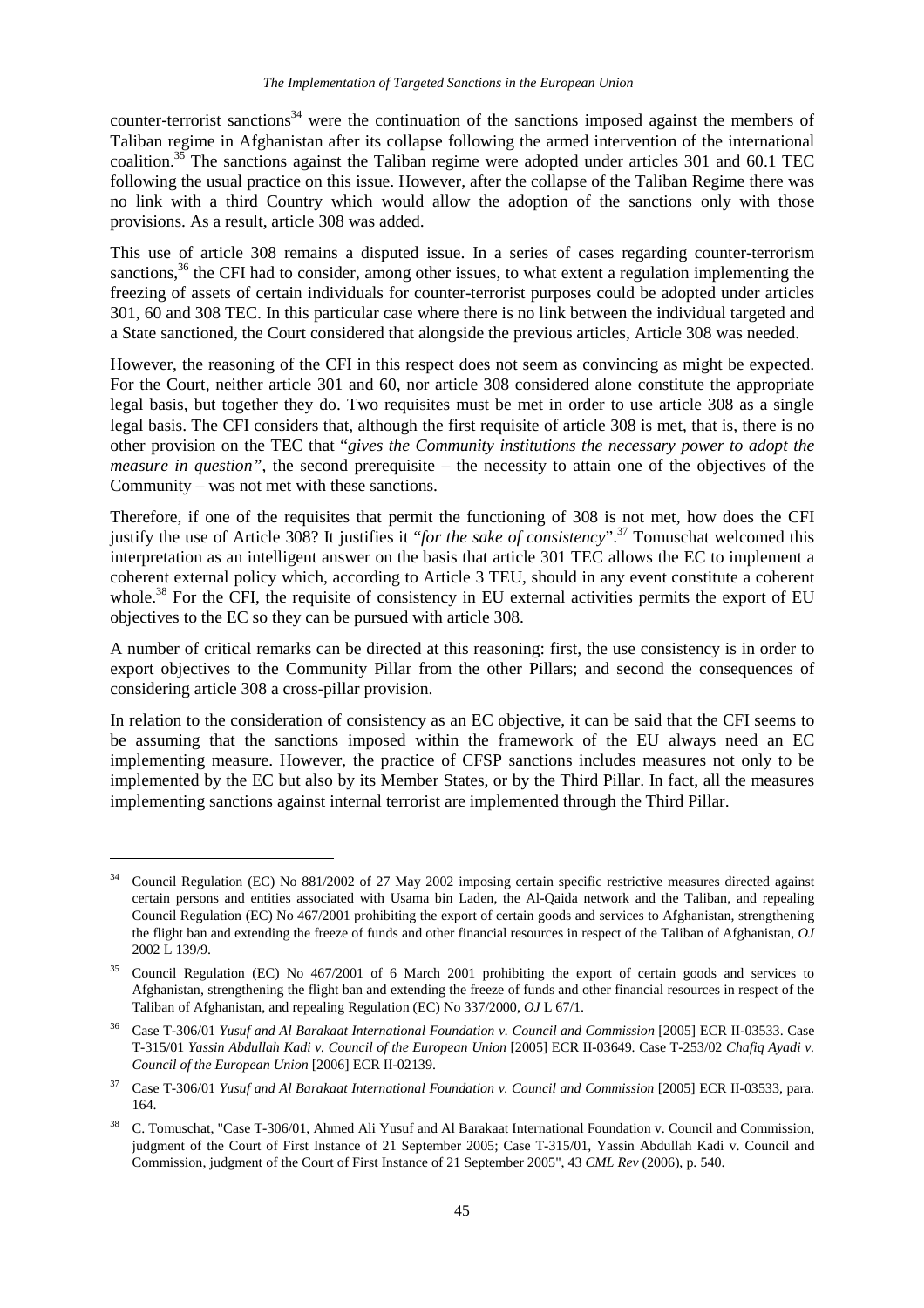counter-terrorist sanctions[34] were the continuation of the sanctions imposed against the members of Taliban regime in Afghanistan after its collapse following the armed intervention of the international coalition.[35] The sanctions against the Taliban regime were adopted under articles 301 and 60.1 TEC following the usual practice on this issue. However, after the collapse of the Taliban Regime there was no link with a third Country which would allow the adoption of the sanctions only with those provisions. As a result, article 308 was added.

This use of article 308 remains a disputed issue. In a series of cases regarding counter-terrorism sanctions,[36] the CFI had to consider, among other issues, to what extent a regulation implementing the freezing of assets of certain individuals for counter-terrorist purposes could be adopted under articles 301, 60 and 308 TEC. In this particular case where there is no link between the individual targeted and a State sanctioned, the Court considered that alongside the previous articles, Article 308 was needed.

However, the reasoning of the CFI in this respect does not seem as convincing as might be expected. For the Court, neither article 301 and 60, nor article 308 considered alone constitute the appropriate legal basis, but together they do. Two requisites must be met in order to use article 308 as a single legal basis. The CFI considers that, although the first requisite of article 308 is met, that is, there is no other provision on the TEC that "*gives the Community institutions the necessary power to adopt the measure in question"*, the second prerequisite – the necessity to attain one of the objectives of the Community – was not met with these sanctions.

Therefore, if one of the requisites that permit the functioning of 308 is not met, how does the CFI justify the use of Article 308? It justifies it "*for the sake of consistency*".[37] Tomuschat welcomed this interpretation as an intelligent answer on the basis that article 301 TEC allows the EC to implement a coherent external policy which, according to Article 3 TEU, should in any event constitute a coherent whole.[38] For the CFI, the requisite of consistency in EU external activities permits the export of EU objectives to the EC so they can be pursued with article 308.

A number of critical remarks can be directed at this reasoning: first, the use consistency is in order to export objectives to the Community Pillar from the other Pillars; and second the consequences of considering article 308 a cross-pillar provision.

In relation to the consideration of consistency as an EC objective, it can be said that the CFI seems to be assuming that the sanctions imposed within the framework of the EU always need an EC implementing measure. However, the practice of CFSP sanctions includes measures not only to be implemented by the EC but also by its Member States, or by the Third Pillar. In fact, all the measures implementing sanctions against internal terrorist are implemented through the Third Pillar.

---

[34] Council Regulation (EC) No 881/2002 of 27 May 2002 imposing certain specific restrictive measures directed against certain persons and entities associated with Usama bin Laden, the Al-Qaida network and the Taliban, and repealing Council Regulation (EC) No 467/2001 prohibiting the export of certain goods and services to Afghanistan, strengthening the flight ban and extending the freeze of funds and other financial resources in respect of the Taliban of Afghanistan, *OJ* 2002 L 139/9.

[35] Council Regulation (EC) No 467/2001 of 6 March 2001 prohibiting the export of certain goods and services to Afghanistan, strengthening the flight ban and extending the freeze of funds and other financial resources in respect of the Taliban of Afghanistan, and repealing Regulation (EC) No 337/2000, *OJ* L 67/1.

[36] Case T-306/01 *Yusuf and Al Barakaat International Foundation v. Council and Commission* [2005] ECR II-03533. Case T-315/01 *Yassin Abdullah Kadi v. Council of the European Union* [2005] ECR II-03649. Case T-253/02 *Chafiq Ayadi v. Council of the European Union* [2006] ECR II-02139.

[37] Case T-306/01 *Yusuf and Al Barakaat International Foundation v. Council and Commission* [2005] ECR II-03533, para. 164.

[38] C. Tomuschat, "Case T-306/01, Ahmed Ali Yusuf and Al Barakaat International Foundation v. Council and Commission, judgment of the Court of First Instance of 21 September 2005; Case T-315/01, Yassin Abdullah Kadi v. Council and Commission, judgment of the Court of First Instance of 21 September 2005", 43 *CML Rev* (2006), p. 540.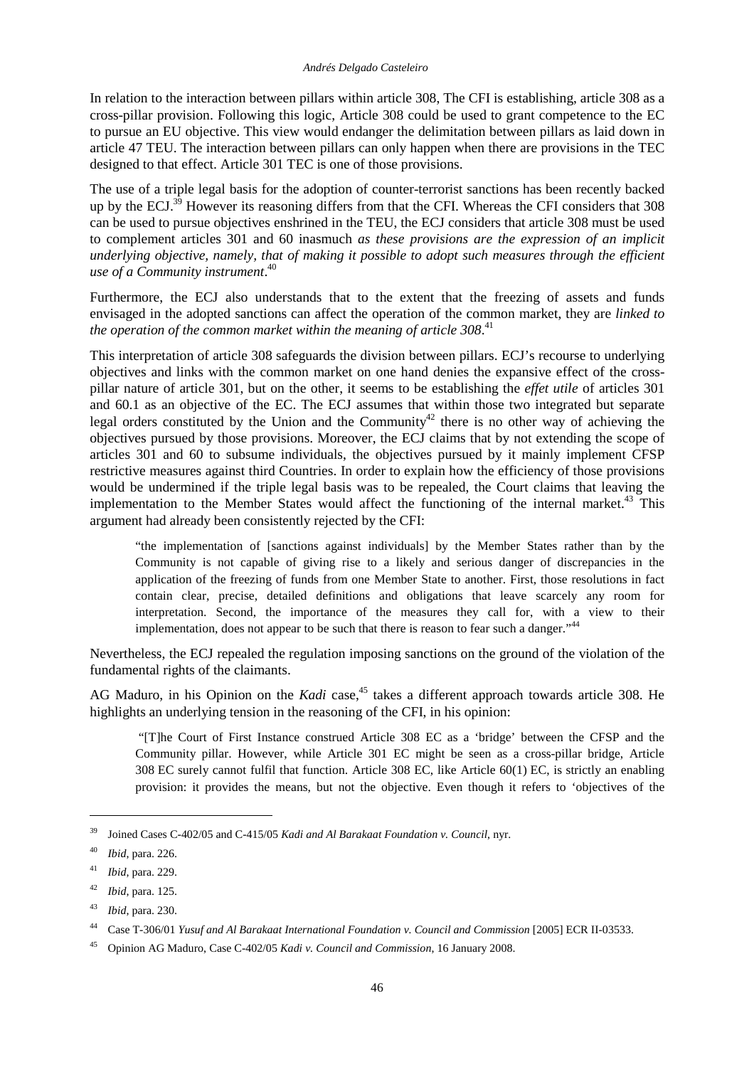In relation to the interaction between pillars within article 308, The CFI is establishing, article 308 as a cross-pillar provision. Following this logic, Article 308 could be used to grant competence to the EC to pursue an EU objective. This view would endanger the delimitation between pillars as laid down in article 47 TEU. The interaction between pillars can only happen when there are provisions in the TEC designed to that effect. Article 301 TEC is one of those provisions.

The use of a triple legal basis for the adoption of counter-terrorist sanctions has been recently backed up by the ECJ.[39] However its reasoning differs from that the CFI. Whereas the CFI considers that 308 can be used to pursue objectives enshrined in the TEU, the ECJ considers that article 308 must be used to complement articles 301 and 60 inasmuch *as these provisions are the expression of an implicit underlying objective, namely, that of making it possible to adopt such measures through the efficient use of a Community instrument*.[40]

Furthermore, the ECJ also understands that to the extent that the freezing of assets and funds envisaged in the adopted sanctions can affect the operation of the common market, they are *linked to the operation of the common market within the meaning of article 308*.[41]

This interpretation of article 308 safeguards the division between pillars. ECJ's recourse to underlying objectives and links with the common market on one hand denies the expansive effect of the cross-pillar nature of article 301, but on the other, it seems to be establishing the *effet utile* of articles 301 and 60.1 as an objective of the EC. The ECJ assumes that within those two integrated but separate legal orders constituted by the Union and the Community[42] there is no other way of achieving the objectives pursued by those provisions. Moreover, the ECJ claims that by not extending the scope of articles 301 and 60 to subsume individuals, the objectives pursued by it mainly implement CFSP restrictive measures against third Countries. In order to explain how the efficiency of those provisions would be undermined if the triple legal basis was to be repealed, the Court claims that leaving the implementation to the Member States would affect the functioning of the internal market.[43] This argument had already been consistently rejected by the CFI:

> "the implementation of [sanctions against individuals] by the Member States rather than by the Community is not capable of giving rise to a likely and serious danger of discrepancies in the application of the freezing of funds from one Member State to another. First, those resolutions in fact contain clear, precise, detailed definitions and obligations that leave scarcely any room for interpretation. Second, the importance of the measures they call for, with a view to their implementation, does not appear to be such that there is reason to fear such a danger."[44]

Nevertheless, the ECJ repealed the regulation imposing sanctions on the ground of the violation of the fundamental rights of the claimants.

AG Maduro, in his Opinion on the *Kadi* case,[45] takes a different approach towards article 308. He highlights an underlying tension in the reasoning of the CFI, in his opinion:

> "[T]he Court of First Instance construed Article 308 EC as a 'bridge' between the CFSP and the Community pillar. However, while Article 301 EC might be seen as a cross-pillar bridge, Article 308 EC surely cannot fulfil that function. Article 308 EC, like Article 60(1) EC, is strictly an enabling provision: it provides the means, but not the objective. Even though it refers to 'objectives of the

---

[39] Joined Cases C-402/05 and C-415/05 *Kadi and Al Barakaat Foundation v. Council*, nyr.

[40] *Ibid*, para. 226.

[41] *Ibid*, para. 229.

[42] *Ibid*, para. 125.

[43] *Ibid*, para. 230.

[44] Case T-306/01 *Yusuf and Al Barakaat International Foundation v. Council and Commission* [2005] ECR II-03533.

[45] Opinion AG Maduro, Case C-402/05 *Kadi v. Council and Commission*, 16 January 2008.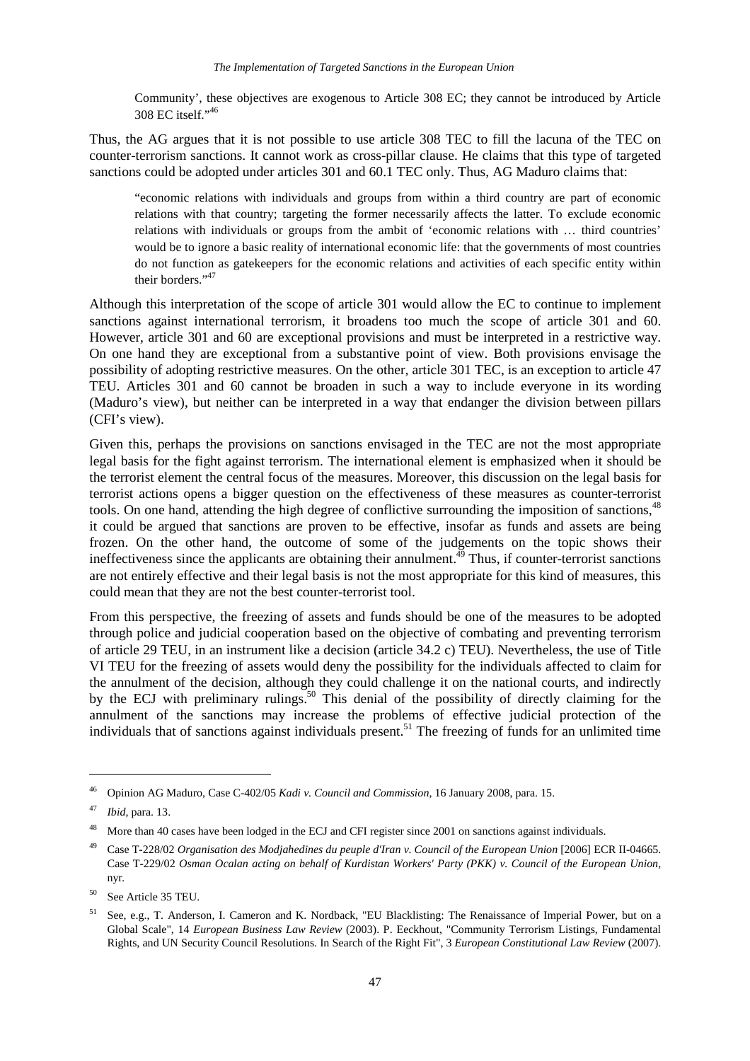> Community', these objectives are exogenous to Article 308 EC; they cannot be introduced by Article 308 EC itself."[46]

Thus, the AG argues that it is not possible to use article 308 TEC to fill the lacuna of the TEC on counter-terrorism sanctions. It cannot work as cross-pillar clause. He claims that this type of targeted sanctions could be adopted under articles 301 and 60.1 TEC only. Thus, AG Maduro claims that:

> "economic relations with individuals and groups from within a third country are part of economic relations with that country; targeting the former necessarily affects the latter. To exclude economic relations with individuals or groups from the ambit of 'economic relations with … third countries' would be to ignore a basic reality of international economic life: that the governments of most countries do not function as gatekeepers for the economic relations and activities of each specific entity within their borders."[47]

Although this interpretation of the scope of article 301 would allow the EC to continue to implement sanctions against international terrorism, it broadens too much the scope of article 301 and 60. However, article 301 and 60 are exceptional provisions and must be interpreted in a restrictive way. On one hand they are exceptional from a substantive point of view. Both provisions envisage the possibility of adopting restrictive measures. On the other, article 301 TEC, is an exception to article 47 TEU. Articles 301 and 60 cannot be broaden in such a way to include everyone in its wording (Maduro's view), but neither can be interpreted in a way that endanger the division between pillars (CFI's view).

Given this, perhaps the provisions on sanctions envisaged in the TEC are not the most appropriate legal basis for the fight against terrorism. The international element is emphasized when it should be the terrorist element the central focus of the measures. Moreover, this discussion on the legal basis for terrorist actions opens a bigger question on the effectiveness of these measures as counter-terrorist tools. On one hand, attending the high degree of conflictive surrounding the imposition of sanctions,[48] it could be argued that sanctions are proven to be effective, insofar as funds and assets are being frozen. On the other hand, the outcome of some of the judgements on the topic shows their ineffectiveness since the applicants are obtaining their annulment.[49] Thus, if counter-terrorist sanctions are not entirely effective and their legal basis is not the most appropriate for this kind of measures, this could mean that they are not the best counter-terrorist tool.

From this perspective, the freezing of assets and funds should be one of the measures to be adopted through police and judicial cooperation based on the objective of combating and preventing terrorism of article 29 TEU, in an instrument like a decision (article 34.2 c) TEU). Nevertheless, the use of Title VI TEU for the freezing of assets would deny the possibility for the individuals affected to claim for the annulment of the decision, although they could challenge it on the national courts, and indirectly by the ECJ with preliminary rulings.[50] This denial of the possibility of directly claiming for the annulment of the sanctions may increase the problems of effective judicial protection of the individuals that of sanctions against individuals present.[51] The freezing of funds for an unlimited time

---

[46] Opinion AG Maduro, Case C-402/05 *Kadi v. Council and Commission*, 16 January 2008, para. 15.

[47] *Ibid*, para. 13.

[48] More than 40 cases have been lodged in the ECJ and CFI register since 2001 on sanctions against individuals.

[49] Case T-228/02 *Organisation des Modjahedines du peuple d'Iran v. Council of the European Union* [2006] ECR II-04665. Case T-229/02 *Osman Ocalan acting on behalf of Kurdistan Workers' Party (PKK) v. Council of the European Union*, nyr.

[50] See Article 35 TEU.

[51] See, e.g., T. Anderson, I. Cameron and K. Nordback, "EU Blacklisting: The Renaissance of Imperial Power, but on a Global Scale", 14 *European Business Law Review* (2003). P. Eeckhout, "Community Terrorism Listings, Fundamental Rights, and UN Security Council Resolutions. In Search of the Right Fit", 3 *European Constitutional Law Review* (2007).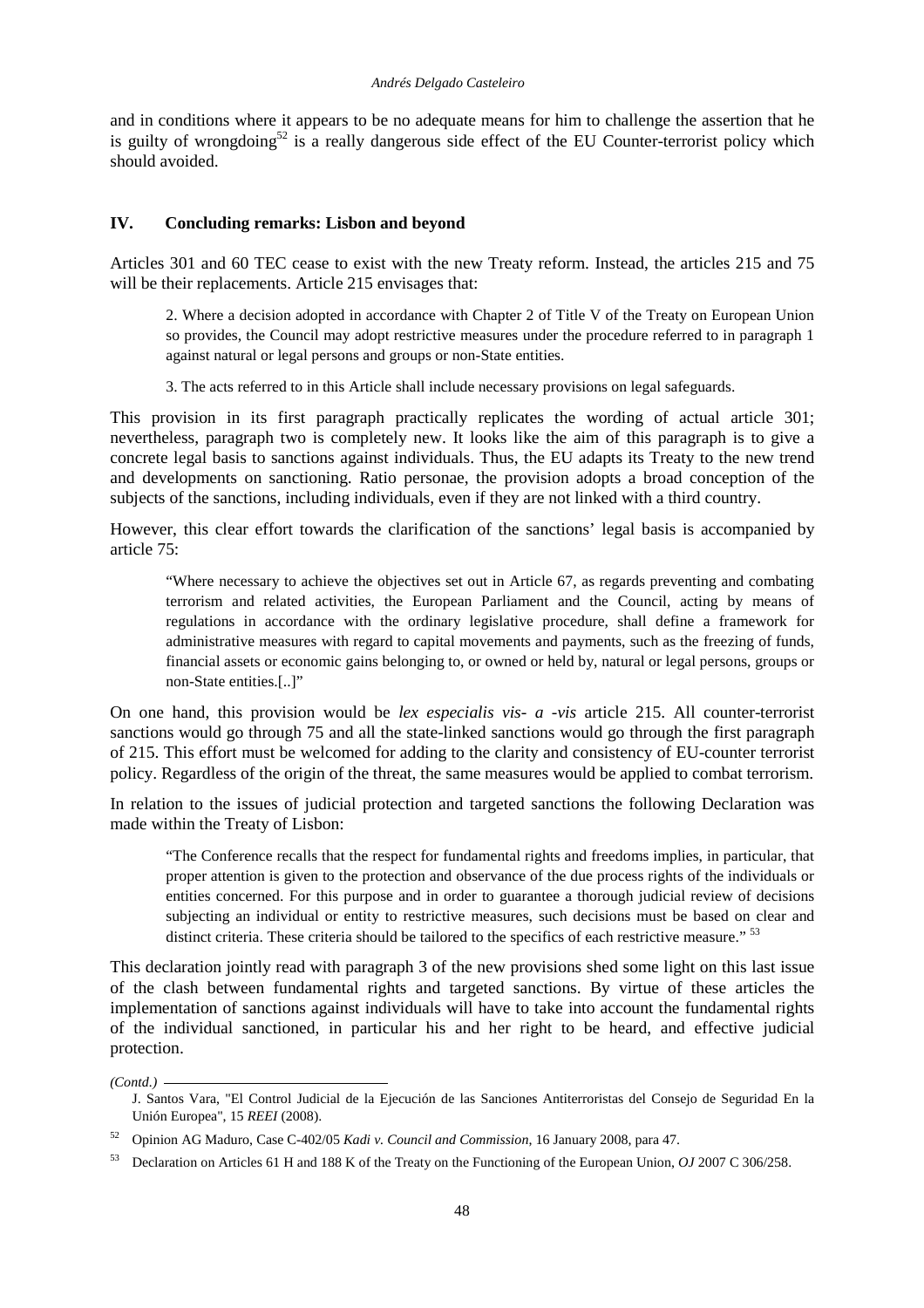and in conditions where it appears to be no adequate means for him to challenge the assertion that he is guilty of wrongdoing[52] is a really dangerous side effect of the EU Counter-terrorist policy which should avoided.

## IV. Concluding remarks: Lisbon and beyond

Articles 301 and 60 TEC cease to exist with the new Treaty reform. Instead, the articles 215 and 75 will be their replacements. Article 215 envisages that:

> 2. Where a decision adopted in accordance with Chapter 2 of Title V of the Treaty on European Union so provides, the Council may adopt restrictive measures under the procedure referred to in paragraph 1 against natural or legal persons and groups or non-State entities.
>
> 3. The acts referred to in this Article shall include necessary provisions on legal safeguards.

This provision in its first paragraph practically replicates the wording of actual article 301; nevertheless, paragraph two is completely new. It looks like the aim of this paragraph is to give a concrete legal basis to sanctions against individuals. Thus, the EU adapts its Treaty to the new trend and developments on sanctioning. Ratio personae, the provision adopts a broad conception of the subjects of the sanctions, including individuals, even if they are not linked with a third country.

However, this clear effort towards the clarification of the sanctions' legal basis is accompanied by article 75:

> "Where necessary to achieve the objectives set out in Article 67, as regards preventing and combating terrorism and related activities, the European Parliament and the Council, acting by means of regulations in accordance with the ordinary legislative procedure, shall define a framework for administrative measures with regard to capital movements and payments, such as the freezing of funds, financial assets or economic gains belonging to, or owned or held by, natural or legal persons, groups or non-State entities.[..]"

On one hand, this provision would be *lex especialis vis- a -vis* article 215. All counter-terrorist sanctions would go through 75 and all the state-linked sanctions would go through the first paragraph of 215. This effort must be welcomed for adding to the clarity and consistency of EU-counter terrorist policy. Regardless of the origin of the threat, the same measures would be applied to combat terrorism.

In relation to the issues of judicial protection and targeted sanctions the following Declaration was made within the Treaty of Lisbon:

> "The Conference recalls that the respect for fundamental rights and freedoms implies, in particular, that proper attention is given to the protection and observance of the due process rights of the individuals or entities concerned. For this purpose and in order to guarantee a thorough judicial review of decisions subjecting an individual or entity to restrictive measures, such decisions must be based on clear and distinct criteria. These criteria should be tailored to the specifics of each restrictive measure." [53]

This declaration jointly read with paragraph 3 of the new provisions shed some light on this last issue of the clash between fundamental rights and targeted sanctions. By virtue of these articles the implementation of sanctions against individuals will have to take into account the fundamental rights of the individual sanctioned, in particular his and her right to be heard, and effective judicial protection.

---

*(Contd.)*

J. Santos Vara, "El Control Judicial de la Ejecución de las Sanciones Antiterroristas del Consejo de Seguridad En la Unión Europea", 15 *REEI* (2008).

[52] Opinion AG Maduro, Case C-402/05 *Kadi v. Council and Commission*, 16 January 2008, para 47.

[53] Declaration on Articles 61 H and 188 K of the Treaty on the Functioning of the European Union, *OJ* 2007 C 306/258.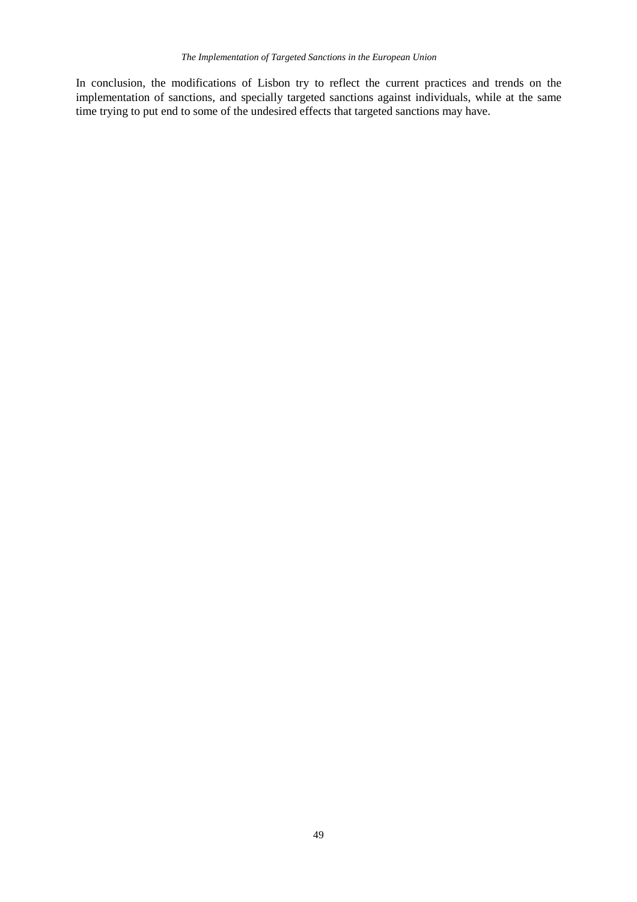In conclusion, the modifications of Lisbon try to reflect the current practices and trends on the implementation of sanctions, and specially targeted sanctions against individuals, while at the same time trying to put end to some of the undesired effects that targeted sanctions may have.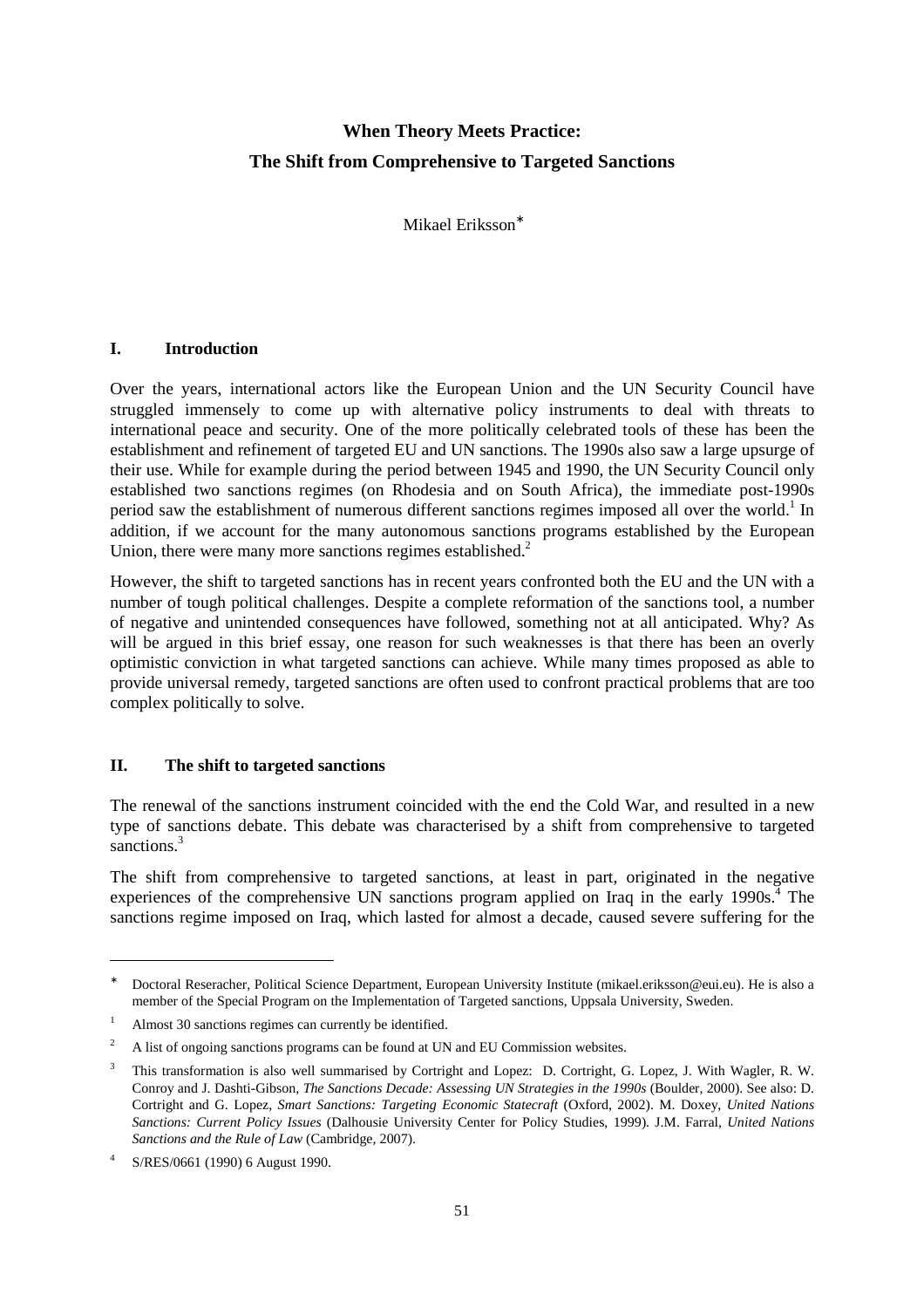# When Theory Meets Practice: The Shift from Comprehensive to Targeted Sanctions

Mikael Eriksson*

## I. Introduction

Over the years, international actors like the European Union and the UN Security Council have struggled immensely to come up with alternative policy instruments to deal with threats to international peace and security. One of the more politically celebrated tools of these has been the establishment and refinement of targeted EU and UN sanctions. The 1990s also saw a large upsurge of their use. While for example during the period between 1945 and 1990, the UN Security Council only established two sanctions regimes (on Rhodesia and on South Africa), the immediate post-1990s period saw the establishment of numerous different sanctions regimes imposed all over the world.[1] In addition, if we account for the many autonomous sanctions programs established by the European Union, there were many more sanctions regimes established.[2]

However, the shift to targeted sanctions has in recent years confronted both the EU and the UN with a number of tough political challenges. Despite a complete reformation of the sanctions tool, a number of negative and unintended consequences have followed, something not at all anticipated. Why? As will be argued in this brief essay, one reason for such weaknesses is that there has been an overly optimistic conviction in what targeted sanctions can achieve. While many times proposed as able to provide universal remedy, targeted sanctions are often used to confront practical problems that are too complex politically to solve.

## II. The shift to targeted sanctions

The renewal of the sanctions instrument coincided with the end the Cold War, and resulted in a new type of sanctions debate. This debate was characterised by a shift from comprehensive to targeted sanctions.[3]

The shift from comprehensive to targeted sanctions, at least in part, originated in the negative experiences of the comprehensive UN sanctions program applied on Iraq in the early 1990s.[4] The sanctions regime imposed on Iraq, which lasted for almost a decade, caused severe suffering for the

---

* Doctoral Reseracher, Political Science Department, European University Institute (mikael.eriksson@eui.eu). He is also a member of the Special Program on the Implementation of Targeted sanctions, Uppsala University, Sweden.

[1] Almost 30 sanctions regimes can currently be identified.

[2] A list of ongoing sanctions programs can be found at UN and EU Commission websites.

[3] This transformation is also well summarised by Cortright and Lopez: D. Cortright, G. Lopez, J. With Wagler, R. W. Conroy and J. Dashti-Gibson, *The Sanctions Decade: Assessing UN Strategies in the 1990s* (Boulder, 2000). See also: D. Cortright and G. Lopez, *Smart Sanctions: Targeting Economic Statecraft* (Oxford, 2002). M. Doxey, *United Nations Sanctions: Current Policy Issues* (Dalhousie University Center for Policy Studies, 1999). J.M. Farral, *United Nations Sanctions and the Rule of Law* (Cambridge, 2007).

[4] S/RES/0661 (1990) 6 August 1990.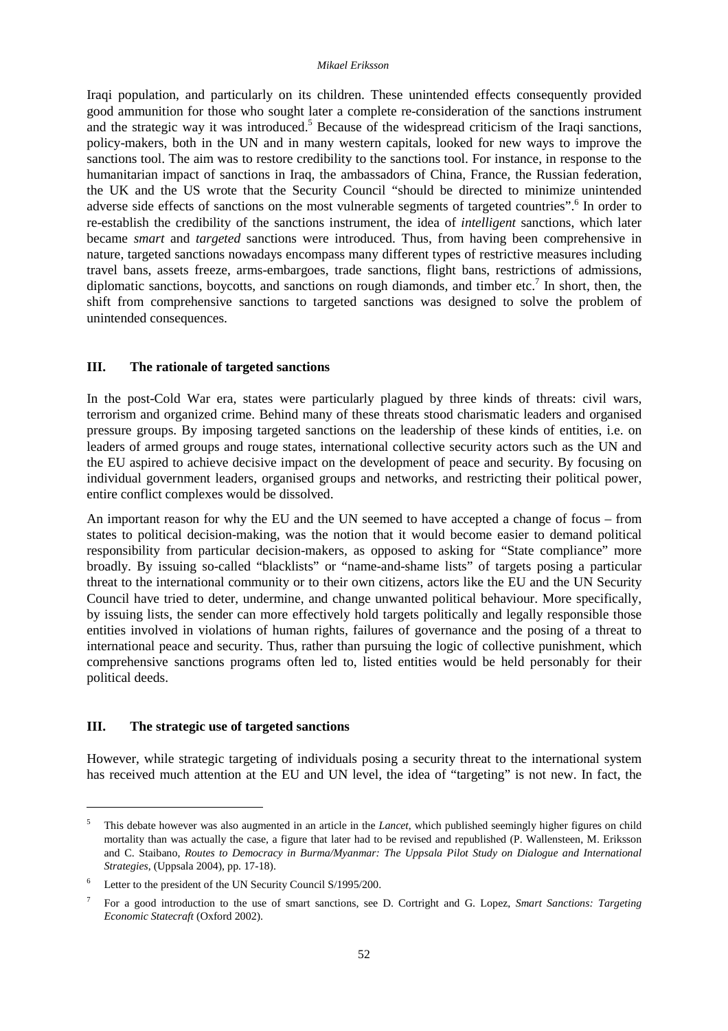Iraqi population, and particularly on its children. These unintended effects consequently provided good ammunition for those who sought later a complete re-consideration of the sanctions instrument and the strategic way it was introduced.[5] Because of the widespread criticism of the Iraqi sanctions, policy-makers, both in the UN and in many western capitals, looked for new ways to improve the sanctions tool. The aim was to restore credibility to the sanctions tool. For instance, in response to the humanitarian impact of sanctions in Iraq, the ambassadors of China, France, the Russian federation, the UK and the US wrote that the Security Council "should be directed to minimize unintended adverse side effects of sanctions on the most vulnerable segments of targeted countries".[6] In order to re-establish the credibility of the sanctions instrument, the idea of *intelligent* sanctions, which later became *smart* and *targeted* sanctions were introduced. Thus, from having been comprehensive in nature, targeted sanctions nowadays encompass many different types of restrictive measures including travel bans, assets freeze, arms-embargoes, trade sanctions, flight bans, restrictions of admissions, diplomatic sanctions, boycotts, and sanctions on rough diamonds, and timber etc.[7] In short, then, the shift from comprehensive sanctions to targeted sanctions was designed to solve the problem of unintended consequences.

## III. The rationale of targeted sanctions

In the post-Cold War era, states were particularly plagued by three kinds of threats: civil wars, terrorism and organized crime. Behind many of these threats stood charismatic leaders and organised pressure groups. By imposing targeted sanctions on the leadership of these kinds of entities, i.e. on leaders of armed groups and rouge states, international collective security actors such as the UN and the EU aspired to achieve decisive impact on the development of peace and security. By focusing on individual government leaders, organised groups and networks, and restricting their political power, entire conflict complexes would be dissolved.

An important reason for why the EU and the UN seemed to have accepted a change of focus – from states to political decision-making, was the notion that it would become easier to demand political responsibility from particular decision-makers, as opposed to asking for "State compliance" more broadly. By issuing so-called "blacklists" or "name-and-shame lists" of targets posing a particular threat to the international community or to their own citizens, actors like the EU and the UN Security Council have tried to deter, undermine, and change unwanted political behaviour. More specifically, by issuing lists, the sender can more effectively hold targets politically and legally responsible those entities involved in violations of human rights, failures of governance and the posing of a threat to international peace and security. Thus, rather than pursuing the logic of collective punishment, which comprehensive sanctions programs often led to, listed entities would be held personally for their political deeds.

## III. The strategic use of targeted sanctions

However, while strategic targeting of individuals posing a security threat to the international system has received much attention at the EU and UN level, the idea of "targeting" is not new. In fact, the

---

[5] This debate however was also augmented in an article in the *Lancet*, which published seemingly higher figures on child mortality than was actually the case, a figure that later had to be revised and republished (P. Wallensteen, M. Eriksson and C. Staibano, *Routes to Democracy in Burma/Myanmar: The Uppsala Pilot Study on Dialogue and International Strategies*, (Uppsala 2004), pp. 17-18).

[6] Letter to the president of the UN Security Council S/1995/200.

[7] For a good introduction to the use of smart sanctions, see D. Cortright and G. Lopez, *Smart Sanctions: Targeting Economic Statecraft* (Oxford 2002).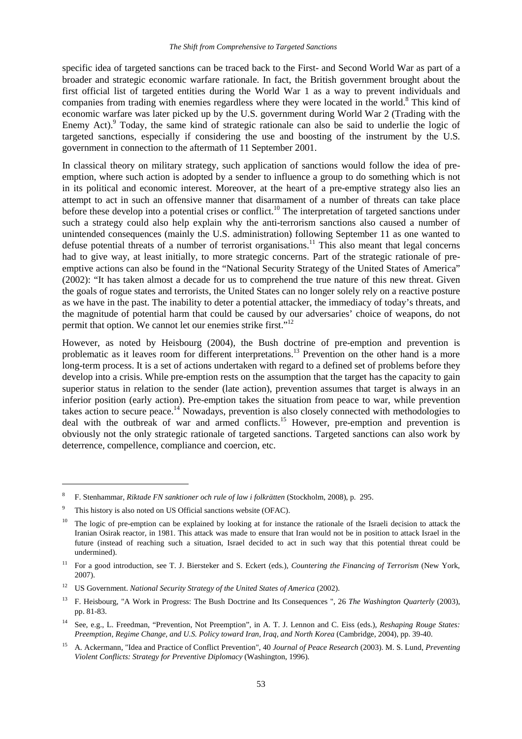specific idea of targeted sanctions can be traced back to the First- and Second World War as part of a broader and strategic economic warfare rationale. In fact, the British government brought about the first official list of targeted entities during the World War 1 as a way to prevent individuals and companies from trading with enemies regardless where they were located in the world.[8] This kind of economic warfare was later picked up by the U.S. government during World War 2 (Trading with the Enemy Act).[9] Today, the same kind of strategic rationale can also be said to underlie the logic of targeted sanctions, especially if considering the use and boosting of the instrument by the U.S. government in connection to the aftermath of 11 September 2001.

In classical theory on military strategy, such application of sanctions would follow the idea of pre-emption, where such action is adopted by a sender to influence a group to do something which is not in its political and economic interest. Moreover, at the heart of a pre-emptive strategy also lies an attempt to act in such an offensive manner that disarmament of a number of threats can take place before these develop into a potential crises or conflict.[10] The interpretation of targeted sanctions under such a strategy could also help explain why the anti-terrorism sanctions also caused a number of unintended consequences (mainly the U.S. administration) following September 11 as one wanted to defuse potential threats of a number of terrorist organisations.[11] This also meant that legal concerns had to give way, at least initially, to more strategic concerns. Part of the strategic rationale of pre-emptive actions can also be found in the "National Security Strategy of the United States of America" (2002): "It has taken almost a decade for us to comprehend the true nature of this new threat. Given the goals of rogue states and terrorists, the United States can no longer solely rely on a reactive posture as we have in the past. The inability to deter a potential attacker, the immediacy of today's threats, and the magnitude of potential harm that could be caused by our adversaries' choice of weapons, do not permit that option. We cannot let our enemies strike first."[12]

However, as noted by Heisbourg (2004), the Bush doctrine of pre-emption and prevention is problematic as it leaves room for different interpretations.[13] Prevention on the other hand is a more long-term process. It is a set of actions undertaken with regard to a defined set of problems before they develop into a crisis. While pre-emption rests on the assumption that the target has the capacity to gain superior status in relation to the sender (late action), prevention assumes that target is always in an inferior position (early action). Pre-emption takes the situation from peace to war, while prevention takes action to secure peace.[14] Nowadays, prevention is also closely connected with methodologies to deal with the outbreak of war and armed conflicts.[15] However, pre-emption and prevention is obviously not the only strategic rationale of targeted sanctions. Targeted sanctions can also work by deterrence, compellence, compliance and coercion, etc.

---

[8] F. Stenhammar, *Riktade FN sanktioner och rule of law i folkrätten* (Stockholm, 2008), p. 295.

[9] This history is also noted on US Official sanctions website (OFAC).

[10] The logic of pre-emption can be explained by looking at for instance the rationale of the Israeli decision to attack the Iranian Osirak reactor, in 1981. This attack was made to ensure that Iran would not be in position to attack Israel in the future (instead of reaching such a situation, Israel decided to act in such way that this potential threat could be undermined).

[11] For a good introduction, see T. J. Biersteker and S. Eckert (eds.), *Countering the Financing of Terrorism* (New York, 2007).

[12] US Government. *National Security Strategy of the United States of America* (2002).

[13] F. Heisbourg, "A Work in Progress: The Bush Doctrine and Its Consequences ", 26 *The Washington Quarterly* (2003), pp. 81-83.

[14] See, e.g., L. Freedman, "Prevention, Not Preemption", in A. T. J. Lennon and C. Eiss (eds.), *Reshaping Rouge States: Preemption, Regime Change, and U.S. Policy toward Iran, Iraq, and North Korea* (Cambridge, 2004), pp. 39-40.

[15] A. Ackermann, "Idea and Practice of Conflict Prevention", 40 *Journal of Peace Research* (2003). M. S. Lund, *Preventing Violent Conflicts: Strategy for Preventive Diplomacy* (Washington, 1996).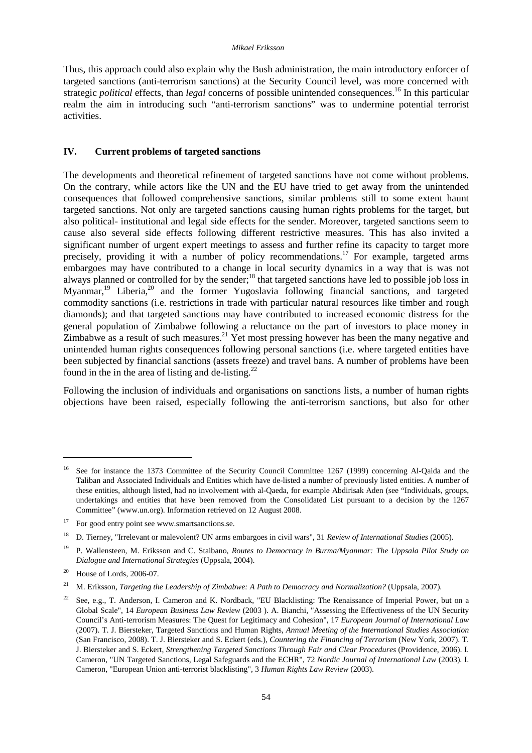Thus, this approach could also explain why the Bush administration, the main introductory enforcer of targeted sanctions (anti-terrorism sanctions) at the Security Council level, was more concerned with strategic *political* effects, than *legal* concerns of possible unintended consequences.[16] In this particular realm the aim in introducing such "anti-terrorism sanctions" was to undermine potential terrorist activities.

## IV. Current problems of targeted sanctions

The developments and theoretical refinement of targeted sanctions have not come without problems. On the contrary, while actors like the UN and the EU have tried to get away from the unintended consequences that followed comprehensive sanctions, similar problems still to some extent haunt targeted sanctions. Not only are targeted sanctions causing human rights problems for the target, but also political- institutional and legal side effects for the sender. Moreover, targeted sanctions seem to cause also several side effects following different restrictive measures. This has also invited a significant number of urgent expert meetings to assess and further refine its capacity to target more precisely, providing it with a number of policy recommendations.[17] For example, targeted arms embargoes may have contributed to a change in local security dynamics in a way that is was not always planned or controlled for by the sender;[18] that targeted sanctions have led to possible job loss in Myanmar,[19] Liberia,[20] and the former Yugoslavia following financial sanctions, and targeted commodity sanctions (i.e. restrictions in trade with particular natural resources like timber and rough diamonds); and that targeted sanctions may have contributed to increased economic distress for the general population of Zimbabwe following a reluctance on the part of investors to place money in Zimbabwe as a result of such measures.[21] Yet most pressing however has been the many negative and unintended human rights consequences following personal sanctions (i.e. where targeted entities have been subjected by financial sanctions (assets freeze) and travel bans. A number of problems have been found in the in the area of listing and de-listing.[22]

Following the inclusion of individuals and organisations on sanctions lists, a number of human rights objections have been raised, especially following the anti-terrorism sanctions, but also for other

---

[16] See for instance the 1373 Committee of the Security Council Committee 1267 (1999) concerning Al-Qaida and the Taliban and Associated Individuals and Entities which have de-listed a number of previously listed entities. A number of these entities, although listed, had no involvement with al-Qaeda, for example Abdirisak Aden (see "Individuals, groups, undertakings and entities that have been removed from the Consolidated List pursuant to a decision by the 1267 Committee" (www.un.org). Information retrieved on 12 August 2008.

[17] For good entry point see www.smartsanctions.se.

[18] D. Tierney, "Irrelevant or malevolent? UN arms embargoes in civil wars", 31 *Review of International Studies* (2005).

[19] P. Wallensteen, M. Eriksson and C. Staibano, *Routes to Democracy in Burma/Myanmar: The Uppsala Pilot Study on Dialogue and International Strategies* (Uppsala, 2004).

[20] House of Lords, 2006-07.

[21] M. Eriksson, *Targeting the Leadership of Zimbabwe: A Path to Democracy and Normalization?* (Uppsala, 2007).

[22] See, e.g., T. Anderson, I. Cameron and K. Nordback, "EU Blacklisting: The Renaissance of Imperial Power, but on a Global Scale", 14 *European Business Law Review* (2003 ). A. Bianchi, "Assessing the Effectiveness of the UN Security Council's Anti-terrorism Measures: The Quest for Legitimacy and Cohesion", 17 *European Journal of International Law* (2007). T. J. Biersteker, Targeted Sanctions and Human Rights, *Annual Meeting of the International Studies Association* (San Francisco, 2008). T. J. Biersteker and S. Eckert (eds.), *Countering the Financing of Terrorism* (New York, 2007). T. J. Biersteker and S. Eckert, *Strengthening Targeted Sanctions Through Fair and Clear Procedures* (Providence, 2006). I. Cameron, "UN Targeted Sanctions, Legal Safeguards and the ECHR", 72 *Nordic Journal of International Law* (2003). I. Cameron, "European Union anti-terrorist blacklisting", 3 *Human Rights Law Review* (2003).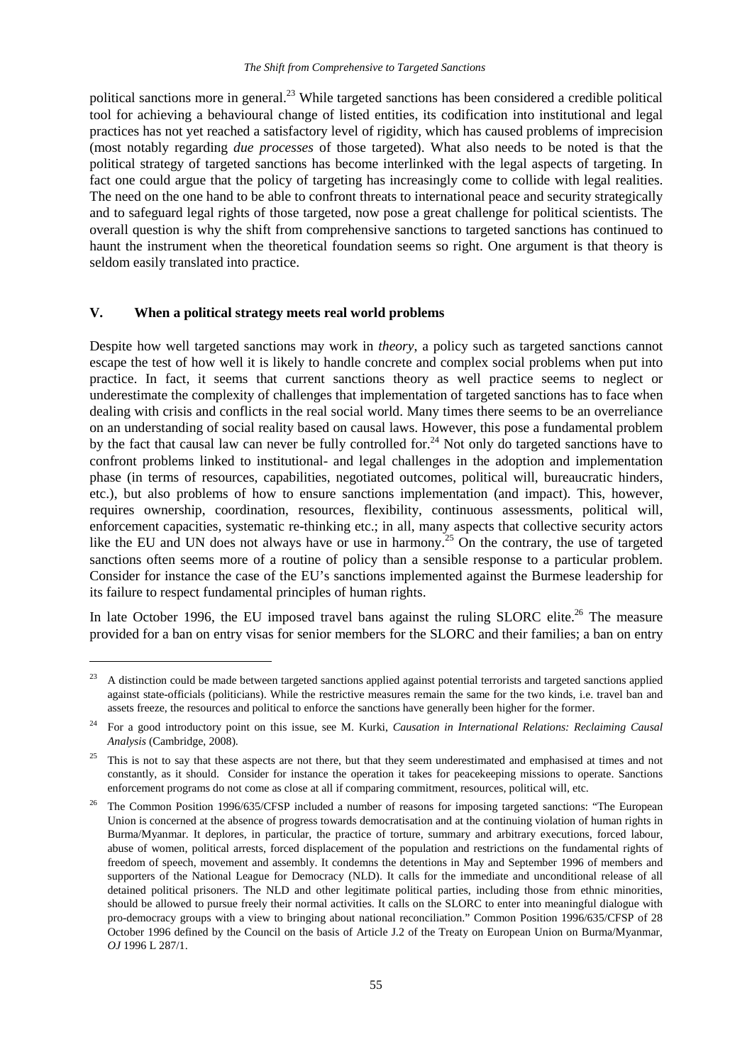political sanctions more in general.[23] While targeted sanctions has been considered a credible political tool for achieving a behavioural change of listed entities, its codification into institutional and legal practices has not yet reached a satisfactory level of rigidity, which has caused problems of imprecision (most notably regarding *due processes* of those targeted). What also needs to be noted is that the political strategy of targeted sanctions has become interlinked with the legal aspects of targeting. In fact one could argue that the policy of targeting has increasingly come to collide with legal realities. The need on the one hand to be able to confront threats to international peace and security strategically and to safeguard legal rights of those targeted, now pose a great challenge for political scientists. The overall question is why the shift from comprehensive sanctions to targeted sanctions has continued to haunt the instrument when the theoretical foundation seems so right. One argument is that theory is seldom easily translated into practice.

## V. When a political strategy meets real world problems

Despite how well targeted sanctions may work in *theory*, a policy such as targeted sanctions cannot escape the test of how well it is likely to handle concrete and complex social problems when put into practice. In fact, it seems that current sanctions theory as well practice seems to neglect or underestimate the complexity of challenges that implementation of targeted sanctions has to face when dealing with crisis and conflicts in the real social world. Many times there seems to be an overreliance on an understanding of social reality based on causal laws. However, this pose a fundamental problem by the fact that causal law can never be fully controlled for.[24] Not only do targeted sanctions have to confront problems linked to institutional- and legal challenges in the adoption and implementation phase (in terms of resources, capabilities, negotiated outcomes, political will, bureaucratic hinders, etc.), but also problems of how to ensure sanctions implementation (and impact). This, however, requires ownership, coordination, resources, flexibility, continuous assessments, political will, enforcement capacities, systematic re-thinking etc.; in all, many aspects that collective security actors like the EU and UN does not always have or use in harmony.[25] On the contrary, the use of targeted sanctions often seems more of a routine of policy than a sensible response to a particular problem. Consider for instance the case of the EU's sanctions implemented against the Burmese leadership for its failure to respect fundamental principles of human rights.

In late October 1996, the EU imposed travel bans against the ruling SLORC elite.[26] The measure provided for a ban on entry visas for senior members for the SLORC and their families; a ban on entry

---

[23] A distinction could be made between targeted sanctions applied against potential terrorists and targeted sanctions applied against state-officials (politicians). While the restrictive measures remain the same for the two kinds, i.e. travel ban and assets freeze, the resources and political to enforce the sanctions have generally been higher for the former.

[24] For a good introductory point on this issue, see M. Kurki, *Causation in International Relations: Reclaiming Causal Analysis* (Cambridge, 2008).

[25] This is not to say that these aspects are not there, but that they seem underestimated and emphasised at times and not constantly, as it should. Consider for instance the operation it takes for peacekeeping missions to operate. Sanctions enforcement programs do not come as close at all if comparing commitment, resources, political will, etc.

[26] The Common Position 1996/635/CFSP included a number of reasons for imposing targeted sanctions: "The European Union is concerned at the absence of progress towards democratisation and at the continuing violation of human rights in Burma/Myanmar. It deplores, in particular, the practice of torture, summary and arbitrary executions, forced labour, abuse of women, political arrests, forced displacement of the population and restrictions on the fundamental rights of freedom of speech, movement and assembly. It condemns the detentions in May and September 1996 of members and supporters of the National League for Democracy (NLD). It calls for the immediate and unconditional release of all detained political prisoners. The NLD and other legitimate political parties, including those from ethnic minorities, should be allowed to pursue freely their normal activities. It calls on the SLORC to enter into meaningful dialogue with pro-democracy groups with a view to bringing about national reconciliation." Common Position 1996/635/CFSP of 28 October 1996 defined by the Council on the basis of Article J.2 of the Treaty on European Union on Burma/Myanmar, *OJ* 1996 L 287/1.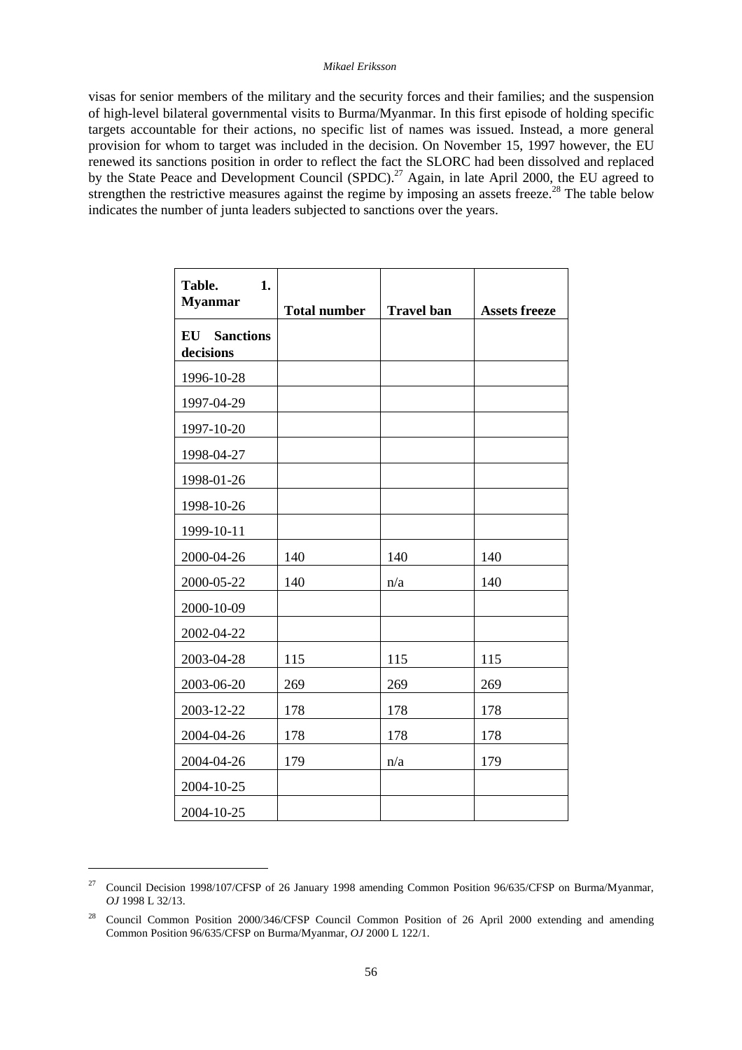visas for senior members of the military and the security forces and their families; and the suspension of high-level bilateral governmental visits to Burma/Myanmar. In this first episode of holding specific targets accountable for their actions, no specific list of names was issued. Instead, a more general provision for whom to target was included in the decision. On November 15, 1997 however, the EU renewed its sanctions position in order to reflect the fact the SLORC had been dissolved and replaced by the State Peace and Development Council (SPDC).[27] Again, in late April 2000, the EU agreed to strengthen the restrictive measures against the regime by imposing an assets freeze.[28] The table below indicates the number of junta leaders subjected to sanctions over the years.

| **Table. 1. Myanmar** | **Total number** | **Travel ban** | **Assets freeze** |
|---|---|---|---|
| **EU Sanctions decisions** | | | |
| 1996-10-28 | | | |
| 1997-04-29 | | | |
| 1997-10-20 | | | |
| 1998-04-27 | | | |
| 1998-01-26 | | | |
| 1998-10-26 | | | |
| 1999-10-11 | | | |
| 2000-04-26 | 140 | 140 | 140 |
| 2000-05-22 | 140 | n/a | 140 |
| 2000-10-09 | | | |
| 2002-04-22 | | | |
| 2003-04-28 | 115 | 115 | 115 |
| 2003-06-20 | 269 | 269 | 269 |
| 2003-12-22 | 178 | 178 | 178 |
| 2004-04-26 | 178 | 178 | 178 |
| 2004-04-26 | 179 | n/a | 179 |
| 2004-10-25 | | | |
| 2004-10-25 | | | |

[27] Council Decision 1998/107/CFSP of 26 January 1998 amending Common Position 96/635/CFSP on Burma/Myanmar, *OJ* 1998 L 32/13.

[28] Council Common Position 2000/346/CFSP Council Common Position of 26 April 2000 extending and amending Common Position 96/635/CFSP on Burma/Myanmar, *OJ* 2000 L 122/1.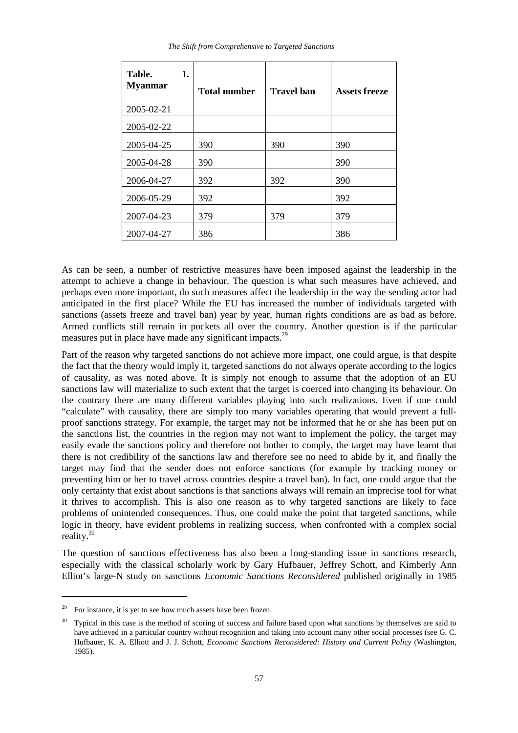| Table. 1. Myanmar | Total number | Travel ban | Assets freeze |
|---|---|---|---|
| 2005-02-21 | | | |
| 2005-02-22 | | | |
| 2005-04-25 | 390 | 390 | 390 |
| 2005-04-28 | 390 | | 390 |
| 2006-04-27 | 392 | 392 | 390 |
| 2006-05-29 | 392 | | 392 |
| 2007-04-23 | 379 | 379 | 379 |
| 2007-04-27 | 386 | | 386 |

As can be seen, a number of restrictive measures have been imposed against the leadership in the attempt to achieve a change in behaviour. The question is what such measures have achieved, and perhaps even more important, do such measures affect the leadership in the way the sending actor had anticipated in the first place? While the EU has increased the number of individuals targeted with sanctions (assets freeze and travel ban) year by year, human rights conditions are as bad as before. Armed conflicts still remain in pockets all over the country. Another question is if the particular measures put in place have made any significant impacts.[29]

Part of the reason why targeted sanctions do not achieve more impact, one could argue, is that despite the fact that the theory would imply it, targeted sanctions do not always operate according to the logics of causality, as was noted above. It is simply not enough to assume that the adoption of an EU sanctions law will materialize to such extent that the target is coerced into changing its behaviour. On the contrary there are many different variables playing into such realizations. Even if one could "calculate" with causality, there are simply too many variables operating that would prevent a full-proof sanctions strategy. For example, the target may not be informed that he or she has been put on the sanctions list, the countries in the region may not want to implement the policy, the target may easily evade the sanctions policy and therefore not bother to comply, the target may have learnt that there is not credibility of the sanctions law and therefore see no need to abide by it, and finally the target may find that the sender does not enforce sanctions (for example by tracking money or preventing him or her to travel across countries despite a travel ban). In fact, one could argue that the only certainty that exist about sanctions is that sanctions always will remain an imprecise tool for what it thrives to accomplish. This is also one reason as to why targeted sanctions are likely to face problems of unintended consequences. Thus, one could make the point that targeted sanctions, while logic in theory, have evident problems in realizing success, when confronted with a complex social reality.[30]

The question of sanctions effectiveness has also been a long-standing issue in sanctions research, especially with the classical scholarly work by Gary Hufbauer, Jeffrey Schott, and Kimberly Ann Elliot's large-N study on sanctions *Economic Sanctions Reconsidered* published originally in 1985

---

[29] For instance, it is yet to see how much assets have been frozen.

[30] Typical in this case is the method of scoring of success and failure based upon what sanctions by themselves are said to have achieved in a particular country without recognition and taking into account many other social processes (see G. C. Hufbauer, K. A. Elliott and J. J. Schott, *Economic Sanctions Reconsidered: History and Current Policy* (Washington, 1985).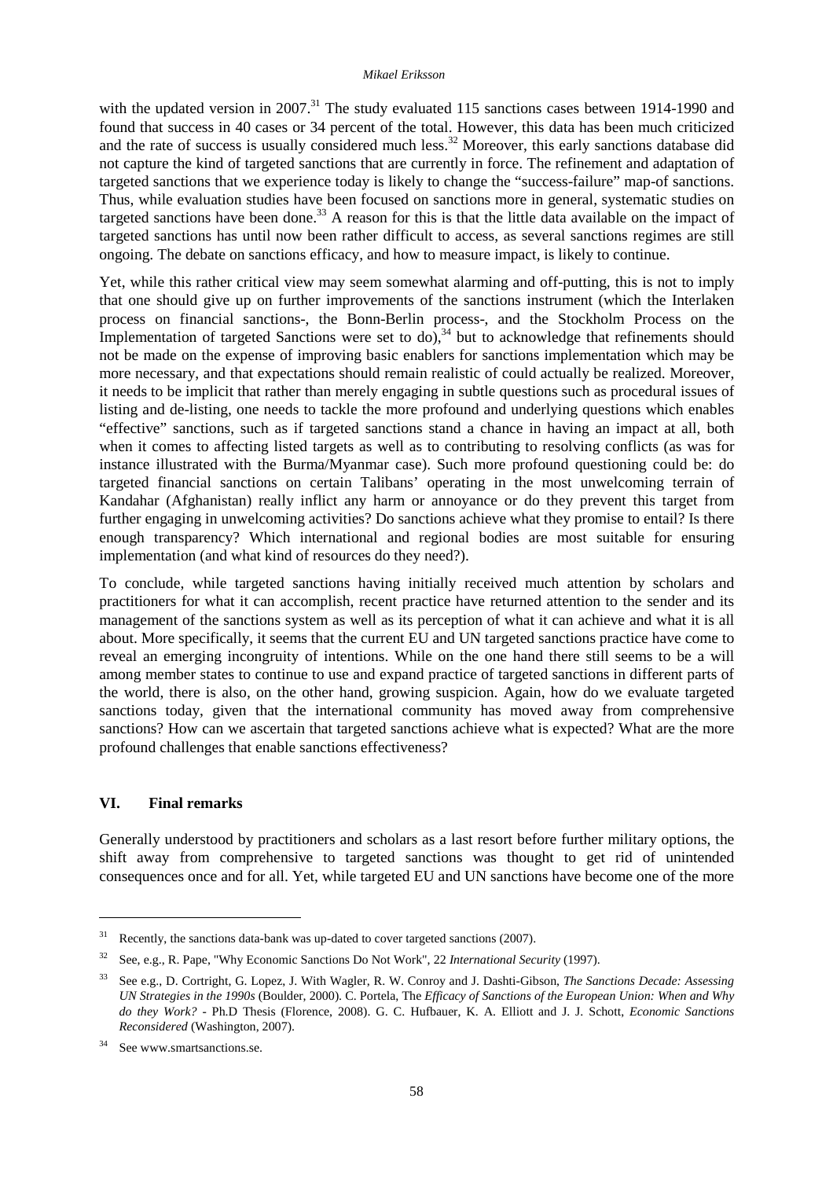with the updated version in 2007.[31] The study evaluated 115 sanctions cases between 1914-1990 and found that success in 40 cases or 34 percent of the total. However, this data has been much criticized and the rate of success is usually considered much less.[32] Moreover, this early sanctions database did not capture the kind of targeted sanctions that are currently in force. The refinement and adaptation of targeted sanctions that we experience today is likely to change the "success-failure" map-of sanctions. Thus, while evaluation studies have been focused on sanctions more in general, systematic studies on targeted sanctions have been done.[33] A reason for this is that the little data available on the impact of targeted sanctions has until now been rather difficult to access, as several sanctions regimes are still ongoing. The debate on sanctions efficacy, and how to measure impact, is likely to continue.

Yet, while this rather critical view may seem somewhat alarming and off-putting, this is not to imply that one should give up on further improvements of the sanctions instrument (which the Interlaken process on financial sanctions-, the Bonn-Berlin process-, and the Stockholm Process on the Implementation of targeted Sanctions were set to do),[34] but to acknowledge that refinements should not be made on the expense of improving basic enablers for sanctions implementation which may be more necessary, and that expectations should remain realistic of could actually be realized. Moreover, it needs to be implicit that rather than merely engaging in subtle questions such as procedural issues of listing and de-listing, one needs to tackle the more profound and underlying questions which enables "effective" sanctions, such as if targeted sanctions stand a chance in having an impact at all, both when it comes to affecting listed targets as well as to contributing to resolving conflicts (as was for instance illustrated with the Burma/Myanmar case). Such more profound questioning could be: do targeted financial sanctions on certain Talibans' operating in the most unwelcoming terrain of Kandahar (Afghanistan) really inflict any harm or annoyance or do they prevent this target from further engaging in unwelcoming activities? Do sanctions achieve what they promise to entail? Is there enough transparency? Which international and regional bodies are most suitable for ensuring implementation (and what kind of resources do they need?).

To conclude, while targeted sanctions having initially received much attention by scholars and practitioners for what it can accomplish, recent practice have returned attention to the sender and its management of the sanctions system as well as its perception of what it can achieve and what it is all about. More specifically, it seems that the current EU and UN targeted sanctions practice have come to reveal an emerging incongruity of intentions. While on the one hand there still seems to be a will among member states to continue to use and expand practice of targeted sanctions in different parts of the world, there is also, on the other hand, growing suspicion. Again, how do we evaluate targeted sanctions today, given that the international community has moved away from comprehensive sanctions? How can we ascertain that targeted sanctions achieve what is expected? What are the more profound challenges that enable sanctions effectiveness?

## VI. Final remarks

Generally understood by practitioners and scholars as a last resort before further military options, the shift away from comprehensive to targeted sanctions was thought to get rid of unintended consequences once and for all. Yet, while targeted EU and UN sanctions have become one of the more

---

[31] Recently, the sanctions data-bank was up-dated to cover targeted sanctions (2007).

[32] See, e.g., R. Pape, "Why Economic Sanctions Do Not Work", 22 *International Security* (1997).

[33] See e.g., D. Cortright, G. Lopez, J. With Wagler, R. W. Conroy and J. Dashti-Gibson, *The Sanctions Decade: Assessing UN Strategies in the 1990s* (Boulder, 2000). C. Portela, The *Efficacy of Sanctions of the European Union: When and Why do they Work?* - Ph.D Thesis (Florence, 2008). G. C. Hufbauer, K. A. Elliott and J. J. Schott, *Economic Sanctions Reconsidered* (Washington, 2007).

[34] See www.smartsanctions.se.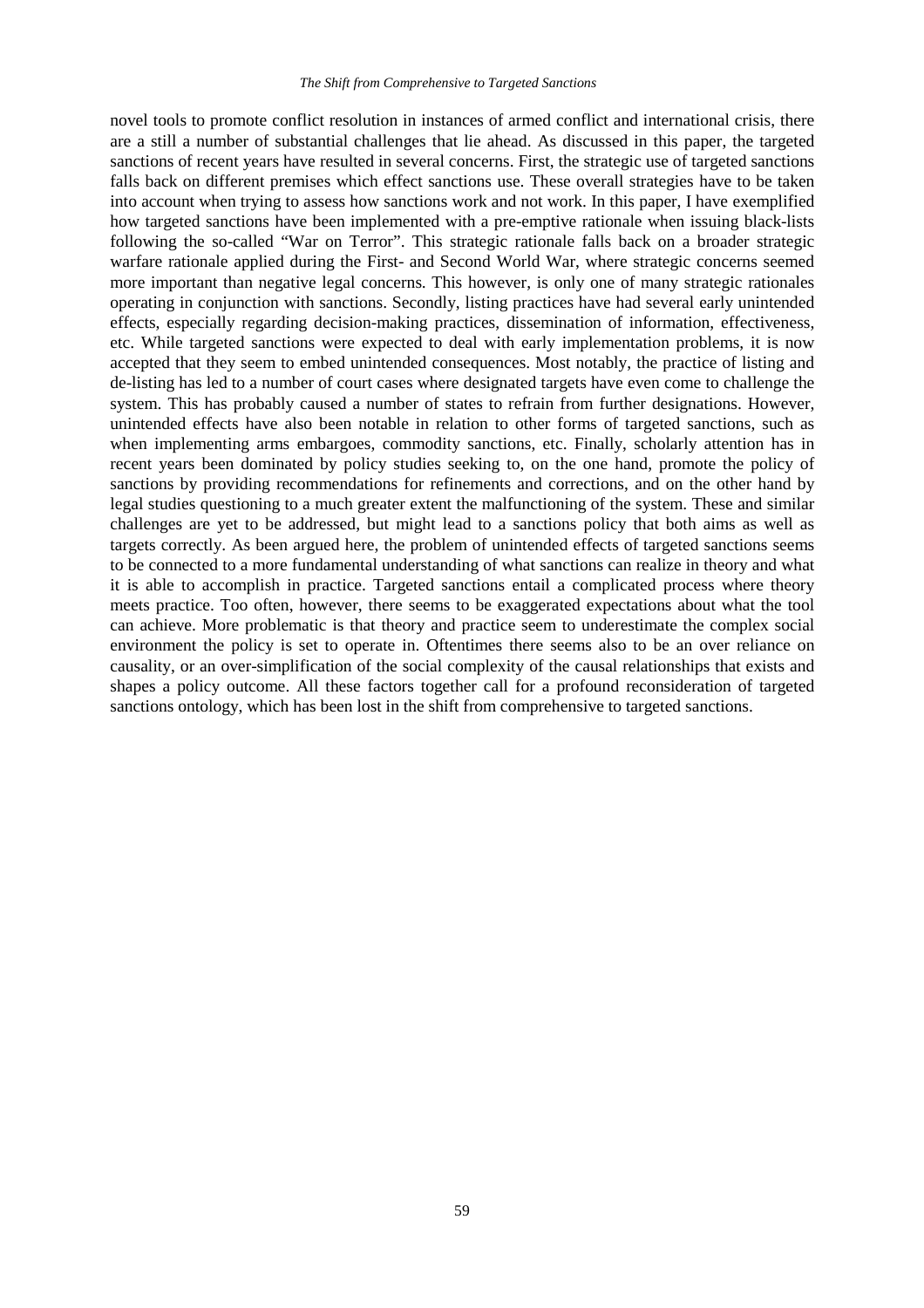novel tools to promote conflict resolution in instances of armed conflict and international crisis, there are a still a number of substantial challenges that lie ahead. As discussed in this paper, the targeted sanctions of recent years have resulted in several concerns. First, the strategic use of targeted sanctions falls back on different premises which effect sanctions use. These overall strategies have to be taken into account when trying to assess how sanctions work and not work. In this paper, I have exemplified how targeted sanctions have been implemented with a pre-emptive rationale when issuing black-lists following the so-called "War on Terror". This strategic rationale falls back on a broader strategic warfare rationale applied during the First- and Second World War, where strategic concerns seemed more important than negative legal concerns. This however, is only one of many strategic rationales operating in conjunction with sanctions. Secondly, listing practices have had several early unintended effects, especially regarding decision-making practices, dissemination of information, effectiveness, etc. While targeted sanctions were expected to deal with early implementation problems, it is now accepted that they seem to embed unintended consequences. Most notably, the practice of listing and de-listing has led to a number of court cases where designated targets have even come to challenge the system. This has probably caused a number of states to refrain from further designations. However, unintended effects have also been notable in relation to other forms of targeted sanctions, such as when implementing arms embargoes, commodity sanctions, etc. Finally, scholarly attention has in recent years been dominated by policy studies seeking to, on the one hand, promote the policy of sanctions by providing recommendations for refinements and corrections, and on the other hand by legal studies questioning to a much greater extent the malfunctioning of the system. These and similar challenges are yet to be addressed, but might lead to a sanctions policy that both aims as well as targets correctly. As been argued here, the problem of unintended effects of targeted sanctions seems to be connected to a more fundamental understanding of what sanctions can realize in theory and what it is able to accomplish in practice. Targeted sanctions entail a complicated process where theory meets practice. Too often, however, there seems to be exaggerated expectations about what the tool can achieve. More problematic is that theory and practice seem to underestimate the complex social environment the policy is set to operate in. Oftentimes there seems also to be an over reliance on causality, or an over-simplification of the social complexity of the causal relationships that exists and shapes a policy outcome. All these factors together call for a profound reconsideration of targeted sanctions ontology, which has been lost in the shift from comprehensive to targeted sanctions.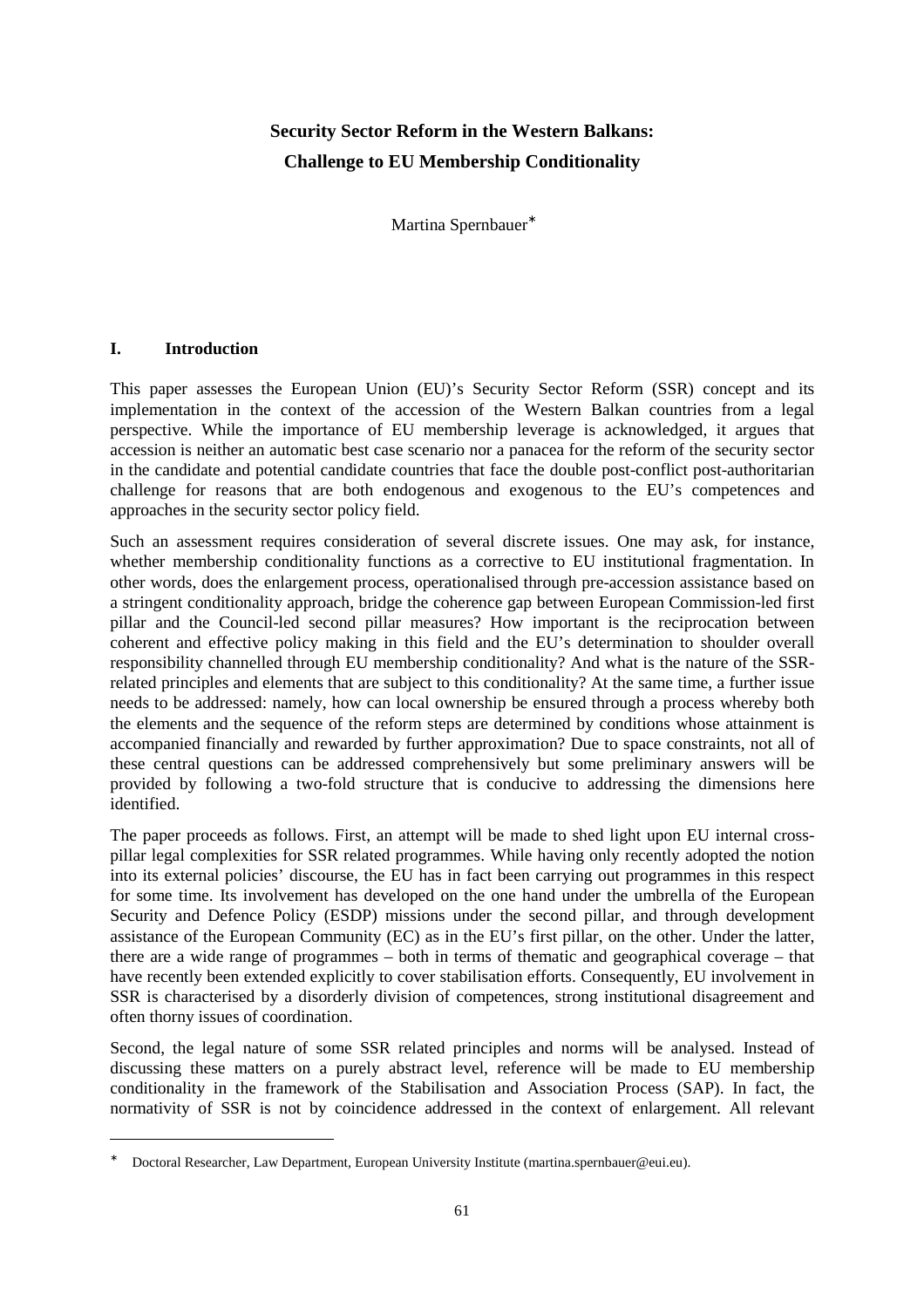# Security Sector Reform in the Western Balkans: Challenge to EU Membership Conditionality

Martina Spernbauer[*]

## I. Introduction

This paper assesses the European Union (EU)'s Security Sector Reform (SSR) concept and its implementation in the context of the accession of the Western Balkan countries from a legal perspective. While the importance of EU membership leverage is acknowledged, it argues that accession is neither an automatic best case scenario nor a panacea for the reform of the security sector in the candidate and potential candidate countries that face the double post-conflict post-authoritarian challenge for reasons that are both endogenous and exogenous to the EU's competences and approaches in the security sector policy field.

Such an assessment requires consideration of several discrete issues. One may ask, for instance, whether membership conditionality functions as a corrective to EU institutional fragmentation. In other words, does the enlargement process, operationalised through pre-accession assistance based on a stringent conditionality approach, bridge the coherence gap between European Commission-led first pillar and the Council-led second pillar measures? How important is the reciprocation between coherent and effective policy making in this field and the EU's determination to shoulder overall responsibility channelled through EU membership conditionality? And what is the nature of the SSR-related principles and elements that are subject to this conditionality? At the same time, a further issue needs to be addressed: namely, how can local ownership be ensured through a process whereby both the elements and the sequence of the reform steps are determined by conditions whose attainment is accompanied financially and rewarded by further approximation? Due to space constraints, not all of these central questions can be addressed comprehensively but some preliminary answers will be provided by following a two-fold structure that is conducive to addressing the dimensions here identified.

The paper proceeds as follows. First, an attempt will be made to shed light upon EU internal cross-pillar legal complexities for SSR related programmes. While having only recently adopted the notion into its external policies' discourse, the EU has in fact been carrying out programmes in this respect for some time. Its involvement has developed on the one hand under the umbrella of the European Security and Defence Policy (ESDP) missions under the second pillar, and through development assistance of the European Community (EC) as in the EU's first pillar, on the other. Under the latter, there are a wide range of programmes – both in terms of thematic and geographical coverage – that have recently been extended explicitly to cover stabilisation efforts. Consequently, EU involvement in SSR is characterised by a disorderly division of competences, strong institutional disagreement and often thorny issues of coordination.

Second, the legal nature of some SSR related principles and norms will be analysed. Instead of discussing these matters on a purely abstract level, reference will be made to EU membership conditionality in the framework of the Stabilisation and Association Process (SAP). In fact, the normativity of SSR is not by coincidence addressed in the context of enlargement. All relevant

---

[*] Doctoral Researcher, Law Department, European University Institute (martina.spernbauer@eui.eu).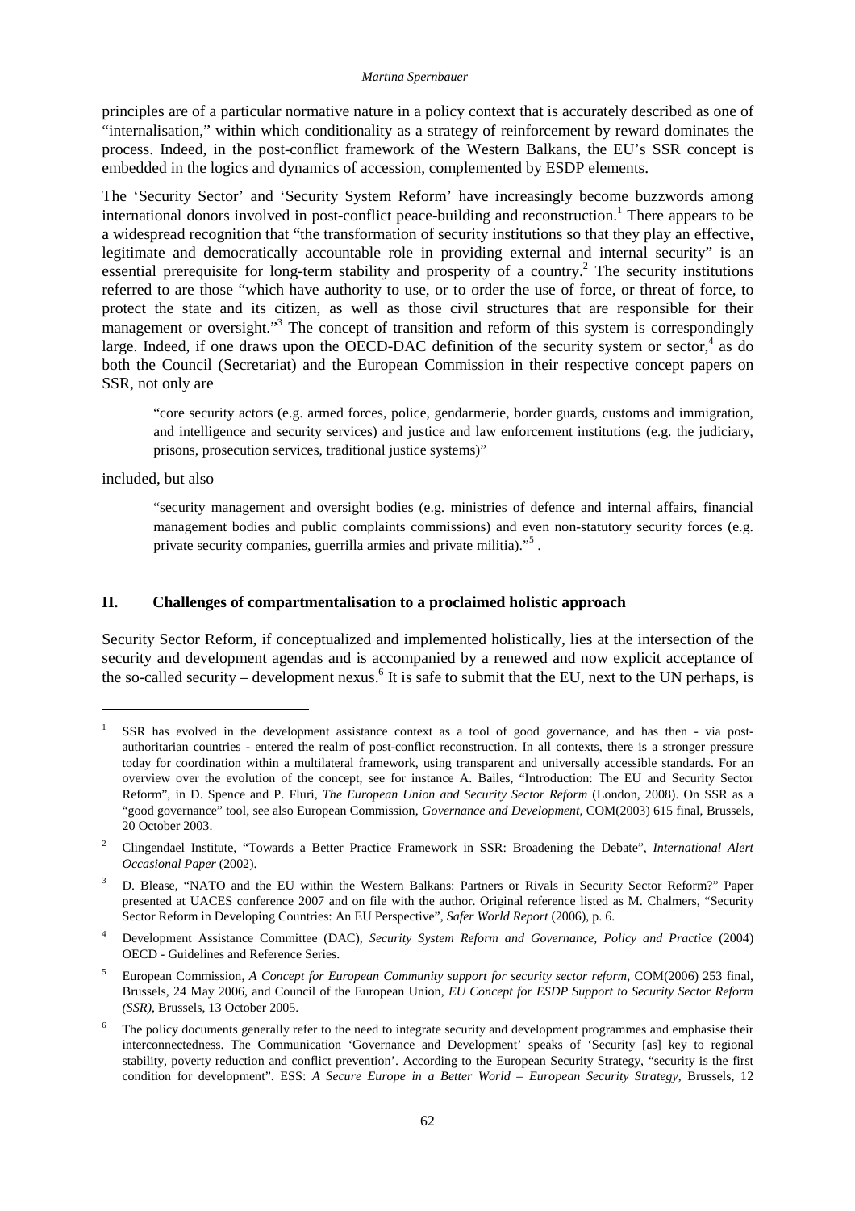principles are of a particular normative nature in a policy context that is accurately described as one of "internalisation," within which conditionality as a strategy of reinforcement by reward dominates the process. Indeed, in the post-conflict framework of the Western Balkans, the EU's SSR concept is embedded in the logics and dynamics of accession, complemented by ESDP elements.

The 'Security Sector' and 'Security System Reform' have increasingly become buzzwords among international donors involved in post-conflict peace-building and reconstruction.[1] There appears to be a widespread recognition that "the transformation of security institutions so that they play an effective, legitimate and democratically accountable role in providing external and internal security" is an essential prerequisite for long-term stability and prosperity of a country.[2] The security institutions referred to are those "which have authority to use, or to order the use of force, or threat of force, to protect the state and its citizen, as well as those civil structures that are responsible for their management or oversight."[3] The concept of transition and reform of this system is correspondingly large. Indeed, if one draws upon the OECD-DAC definition of the security system or sector,[4] as do both the Council (Secretariat) and the European Commission in their respective concept papers on SSR, not only are

> "core security actors (e.g. armed forces, police, gendarmerie, border guards, customs and immigration, and intelligence and security services) and justice and law enforcement institutions (e.g. the judiciary, prisons, prosecution services, traditional justice systems)"

included, but also

> "security management and oversight bodies (e.g. ministries of defence and internal affairs, financial management bodies and public complaints commissions) and even non-statutory security forces (e.g. private security companies, guerrilla armies and private militia)."[5] .

## II. Challenges of compartmentalisation to a proclaimed holistic approach

Security Sector Reform, if conceptualized and implemented holistically, lies at the intersection of the security and development agendas and is accompanied by a renewed and now explicit acceptance of the so-called security – development nexus.[6] It is safe to submit that the EU, next to the UN perhaps, is

---

[1] SSR has evolved in the development assistance context as a tool of good governance, and has then - via post-authoritarian countries - entered the realm of post-conflict reconstruction. In all contexts, there is a stronger pressure today for coordination within a multilateral framework, using transparent and universally accessible standards. For an overview over the evolution of the concept, see for instance A. Bailes, "Introduction: The EU and Security Sector Reform", in D. Spence and P. Fluri, *The European Union and Security Sector Reform* (London, 2008). On SSR as a "good governance" tool, see also European Commission, *Governance and Development*, COM(2003) 615 final, Brussels, 20 October 2003.

[2] Clingendael Institute, "Towards a Better Practice Framework in SSR: Broadening the Debate", *International Alert Occasional Paper* (2002).

[3] D. Blease, "NATO and the EU within the Western Balkans: Partners or Rivals in Security Sector Reform?" Paper presented at UACES conference 2007 and on file with the author. Original reference listed as M. Chalmers, "Security Sector Reform in Developing Countries: An EU Perspective", *Safer World Report* (2006), p. 6.

[4] Development Assistance Committee (DAC), *Security System Reform and Governance, Policy and Practice* (2004) OECD - Guidelines and Reference Series.

[5] European Commission, *A Concept for European Community support for security sector reform*, COM(2006) 253 final, Brussels, 24 May 2006, and Council of the European Union, *EU Concept for ESDP Support to Security Sector Reform (SSR)*, Brussels, 13 October 2005.

[6] The policy documents generally refer to the need to integrate security and development programmes and emphasise their interconnectedness. The Communication 'Governance and Development' speaks of 'Security [as] key to regional stability, poverty reduction and conflict prevention'. According to the European Security Strategy, "security is the first condition for development". ESS: *A Secure Europe in a Better World – European Security Strategy*, Brussels, 12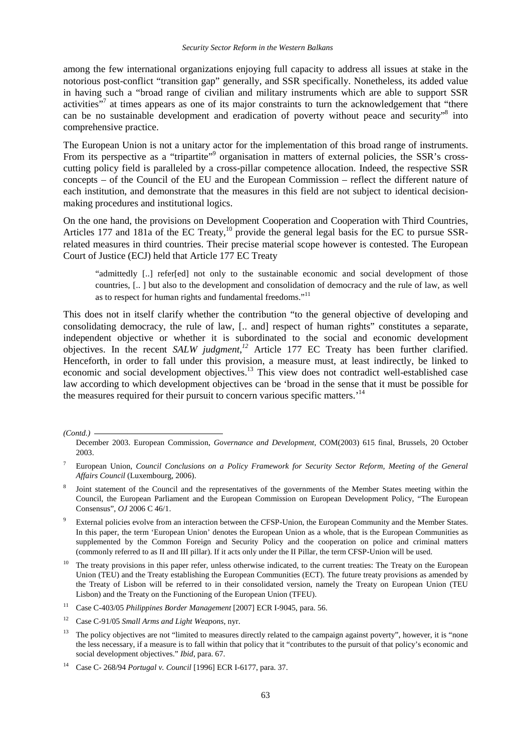among the few international organizations enjoying full capacity to address all issues at stake in the notorious post-conflict "transition gap" generally, and SSR specifically. Nonetheless, its added value in having such a "broad range of civilian and military instruments which are able to support SSR activities"[7] at times appears as one of its major constraints to turn the acknowledgement that "there can be no sustainable development and eradication of poverty without peace and security"[8] into comprehensive practice.

The European Union is not a unitary actor for the implementation of this broad range of instruments. From its perspective as a "tripartite"[9] organisation in matters of external policies, the SSR's cross-cutting policy field is paralleled by a cross-pillar competence allocation. Indeed, the respective SSR concepts – of the Council of the EU and the European Commission – reflect the different nature of each institution, and demonstrate that the measures in this field are not subject to identical decision-making procedures and institutional logics.

On the one hand, the provisions on Development Cooperation and Cooperation with Third Countries, Articles 177 and 181a of the EC Treaty,[10] provide the general legal basis for the EC to pursue SSR-related measures in third countries. Their precise material scope however is contested. The European Court of Justice (ECJ) held that Article 177 EC Treaty

> "admittedly [..] refer[ed] not only to the sustainable economic and social development of those countries, [.. ] but also to the development and consolidation of democracy and the rule of law, as well as to respect for human rights and fundamental freedoms."[11]

This does not in itself clarify whether the contribution "to the general objective of developing and consolidating democracy, the rule of law, [.. and] respect of human rights" constitutes a separate, independent objective or whether it is subordinated to the social and economic development objectives. In the recent *SALW judgment*,[12] Article 177 EC Treaty has been further clarified. Henceforth, in order to fall under this provision, a measure must, at least indirectly, be linked to economic and social development objectives.[13] This view does not contradict well-established case law according to which development objectives can be 'broad in the sense that it must be possible for the measures required for their pursuit to concern various specific matters.'[14]

---

*(Contd.)*

December 2003. European Commission, *Governance and Development,* COM(2003) 615 final, Brussels, 20 October 2003.

[7] European Union, *Council Conclusions on a Policy Framework for Security Sector Reform, Meeting of the General Affairs Council* (Luxembourg, 2006).

[8] Joint statement of the Council and the representatives of the governments of the Member States meeting within the Council, the European Parliament and the European Commission on European Development Policy, "The European Consensus", *OJ* 2006 C 46/1.

[9] External policies evolve from an interaction between the CFSP-Union, the European Community and the Member States. In this paper, the term 'European Union' denotes the European Union as a whole, that is the European Communities as supplemented by the Common Foreign and Security Policy and the cooperation on police and criminal matters (commonly referred to as II and III pillar). If it acts only under the II Pillar, the term CFSP-Union will be used.

[10] The treaty provisions in this paper refer, unless otherwise indicated, to the current treaties: The Treaty on the European Union (TEU) and the Treaty establishing the European Communities (ECT). The future treaty provisions as amended by the Treaty of Lisbon will be referred to in their consolidated version, namely the Treaty on European Union (TEU Lisbon) and the Treaty on the Functioning of the European Union (TFEU).

[11] Case C-403/05 *Philippines Border Management* [2007] ECR I-9045, para. 56.

[12] Case C-91/05 *Small Arms and Light Weapons*, nyr.

[13] The policy objectives are not "limited to measures directly related to the campaign against poverty", however, it is "none the less necessary, if a measure is to fall within that policy that it "contributes to the pursuit of that policy's economic and social development objectives." *Ibid*, para. 67.

[14] Case C- 268/94 *Portugal v. Council* [1996] ECR I-6177, para. 37.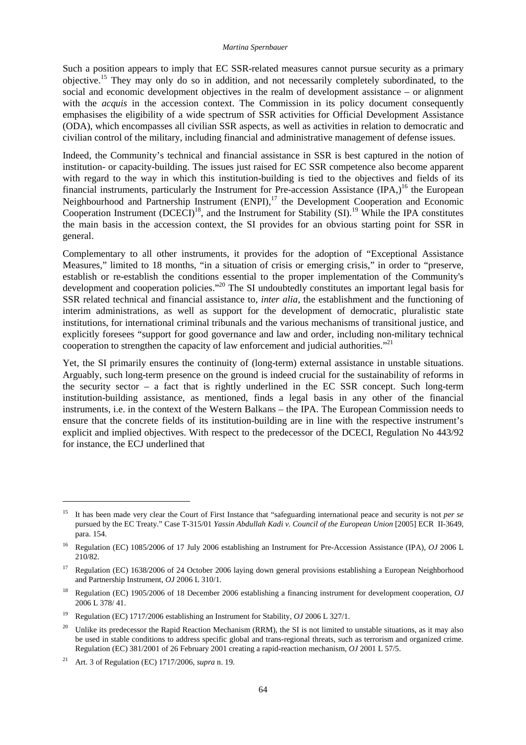Such a position appears to imply that EC SSR-related measures cannot pursue security as a primary objective.[15] They may only do so in addition, and not necessarily completely subordinated, to the social and economic development objectives in the realm of development assistance – or alignment with the *acquis* in the accession context. The Commission in its policy document consequently emphasises the eligibility of a wide spectrum of SSR activities for Official Development Assistance (ODA), which encompasses all civilian SSR aspects, as well as activities in relation to democratic and civilian control of the military, including financial and administrative management of defense issues.

Indeed, the Community's technical and financial assistance in SSR is best captured in the notion of institution- or capacity-building. The issues just raised for EC SSR competence also become apparent with regard to the way in which this institution-building is tied to the objectives and fields of its financial instruments, particularly the Instrument for Pre-accession Assistance (IPA,)[16] the European Neighbourhood and Partnership Instrument (ENPI),[17] the Development Cooperation and Economic Cooperation Instrument (DCECI)[18], and the Instrument for Stability (SI).[19] While the IPA constitutes the main basis in the accession context, the SI provides for an obvious starting point for SSR in general.

Complementary to all other instruments, it provides for the adoption of "Exceptional Assistance Measures," limited to 18 months, "in a situation of crisis or emerging crisis," in order to "preserve, establish or re-establish the conditions essential to the proper implementation of the Community's development and cooperation policies."[20] The SI undoubtedly constitutes an important legal basis for SSR related technical and financial assistance to, *inter alia*, the establishment and the functioning of interim administrations, as well as support for the development of democratic, pluralistic state institutions, for international criminal tribunals and the various mechanisms of transitional justice, and explicitly foresees "support for good governance and law and order, including non-military technical cooperation to strengthen the capacity of law enforcement and judicial authorities."[21]

Yet, the SI primarily ensures the continuity of (long-term) external assistance in unstable situations. Arguably, such long-term presence on the ground is indeed crucial for the sustainability of reforms in the security sector – a fact that is rightly underlined in the EC SSR concept. Such long-term institution-building assistance, as mentioned, finds a legal basis in any other of the financial instruments, i.e. in the context of the Western Balkans – the IPA. The European Commission needs to ensure that the concrete fields of its institution-building are in line with the respective instrument's explicit and implied objectives. With respect to the predecessor of the DCECI, Regulation No 443/92 for instance, the ECJ underlined that

---

[15] It has been made very clear the Court of First Instance that "safeguarding international peace and security is not *per se* pursued by the EC Treaty." Case T-315/01 *Yassin Abdullah Kadi v. Council of the European Union* [2005] ECR II-3649, para. 154.

[16] Regulation (EC) 1085/2006 of 17 July 2006 establishing an Instrument for Pre-Accession Assistance (IPA), *OJ* 2006 L 210/82.

[17] Regulation (EC) 1638/2006 of 24 October 2006 laying down general provisions establishing a European Neighborhood and Partnership Instrument, *OJ* 2006 L 310/1.

[18] Regulation (EC) 1905/2006 of 18 December 2006 establishing a financing instrument for development cooperation, *OJ* 2006 L 378/ 41.

[19] Regulation (EC) 1717/2006 establishing an Instrument for Stability, *OJ* 2006 L 327/1.

[20] Unlike its predecessor the Rapid Reaction Mechanism (RRM), the SI is not limited to unstable situations, as it may also be used in stable conditions to address specific global and trans-regional threats, such as terrorism and organized crime. Regulation (EC) 381/2001 of 26 February 2001 creating a rapid-reaction mechanism, *OJ* 2001 L 57/5.

[21] Art. 3 of Regulation (EC) 1717/2006, *supra* n. 19.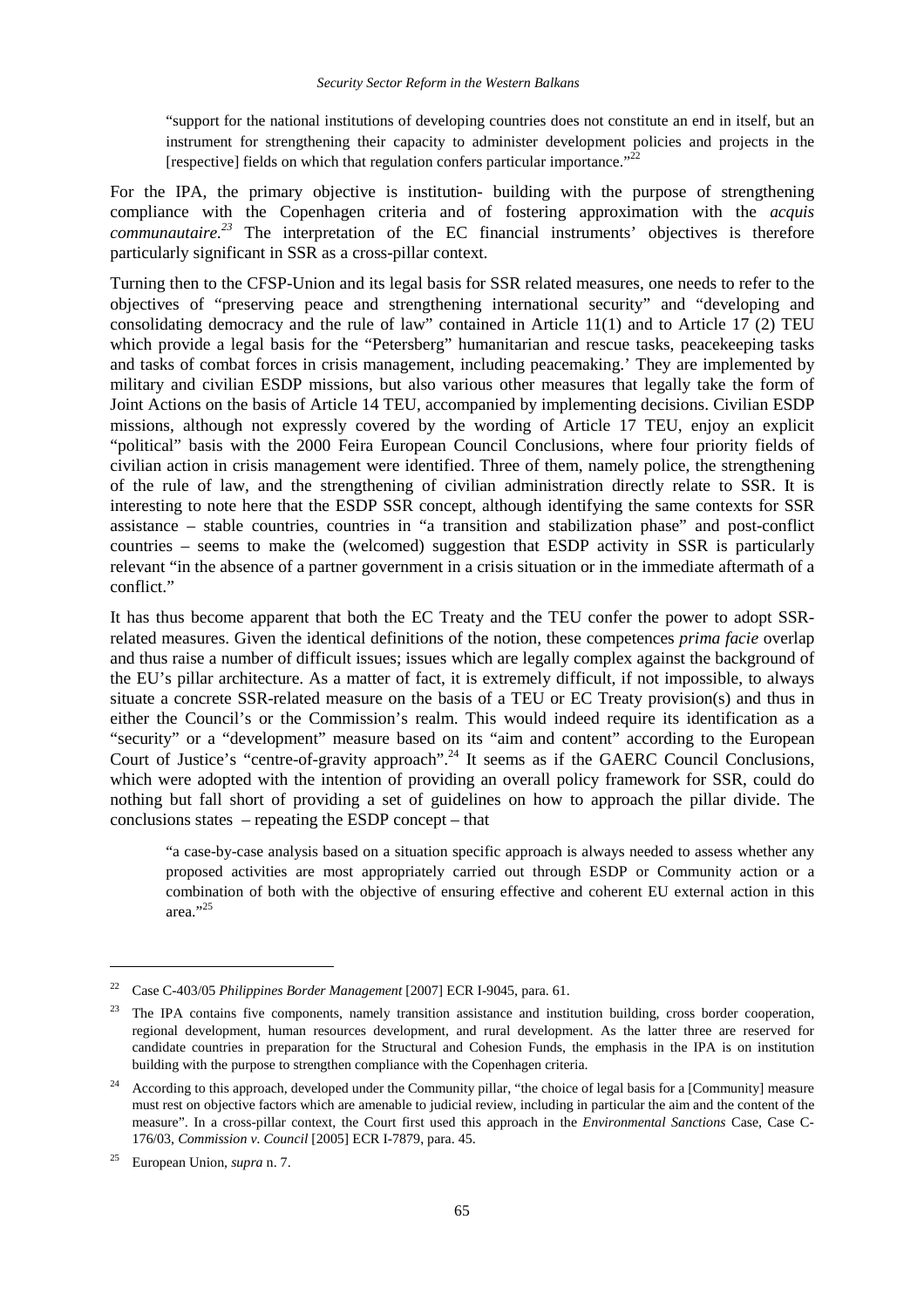> "support for the national institutions of developing countries does not constitute an end in itself, but an instrument for strengthening their capacity to administer development policies and projects in the [respective] fields on which that regulation confers particular importance."[22]

For the IPA, the primary objective is institution- building with the purpose of strengthening compliance with the Copenhagen criteria and of fostering approximation with the *acquis communautaire.*[23] The interpretation of the EC financial instruments' objectives is therefore particularly significant in SSR as a cross-pillar context.

Turning then to the CFSP-Union and its legal basis for SSR related measures, one needs to refer to the objectives of "preserving peace and strengthening international security" and "developing and consolidating democracy and the rule of law" contained in Article 11(1) and to Article 17 (2) TEU which provide a legal basis for the "Petersberg" humanitarian and rescue tasks, peacekeeping tasks and tasks of combat forces in crisis management, including peacemaking.' They are implemented by military and civilian ESDP missions, but also various other measures that legally take the form of Joint Actions on the basis of Article 14 TEU, accompanied by implementing decisions. Civilian ESDP missions, although not expressly covered by the wording of Article 17 TEU, enjoy an explicit "political" basis with the 2000 Feira European Council Conclusions, where four priority fields of civilian action in crisis management were identified. Three of them, namely police, the strengthening of the rule of law, and the strengthening of civilian administration directly relate to SSR. It is interesting to note here that the ESDP SSR concept, although identifying the same contexts for SSR assistance – stable countries, countries in "a transition and stabilization phase" and post-conflict countries – seems to make the (welcomed) suggestion that ESDP activity in SSR is particularly relevant "in the absence of a partner government in a crisis situation or in the immediate aftermath of a conflict."

It has thus become apparent that both the EC Treaty and the TEU confer the power to adopt SSR-related measures. Given the identical definitions of the notion, these competences *prima facie* overlap and thus raise a number of difficult issues; issues which are legally complex against the background of the EU's pillar architecture. As a matter of fact, it is extremely difficult, if not impossible, to always situate a concrete SSR-related measure on the basis of a TEU or EC Treaty provision(s) and thus in either the Council's or the Commission's realm. This would indeed require its identification as a "security" or a "development" measure based on its "aim and content" according to the European Court of Justice's "centre-of-gravity approach".[24] It seems as if the GAERC Council Conclusions, which were adopted with the intention of providing an overall policy framework for SSR, could do nothing but fall short of providing a set of guidelines on how to approach the pillar divide. The conclusions states – repeating the ESDP concept – that

> "a case-by-case analysis based on a situation specific approach is always needed to assess whether any proposed activities are most appropriately carried out through ESDP or Community action or a combination of both with the objective of ensuring effective and coherent EU external action in this area."[25]

---

[22] Case C-403/05 *Philippines Border Management* [2007] ECR I-9045, para. 61.

[23] The IPA contains five components, namely transition assistance and institution building, cross border cooperation, regional development, human resources development, and rural development. As the latter three are reserved for candidate countries in preparation for the Structural and Cohesion Funds, the emphasis in the IPA is on institution building with the purpose to strengthen compliance with the Copenhagen criteria.

[24] According to this approach, developed under the Community pillar, "the choice of legal basis for a [Community] measure must rest on objective factors which are amenable to judicial review, including in particular the aim and the content of the measure". In a cross-pillar context, the Court first used this approach in the *Environmental Sanctions* Case, Case C-176/03, *Commission v. Council* [2005] ECR I-7879, para. 45.

[25] European Union, *supra* n. 7.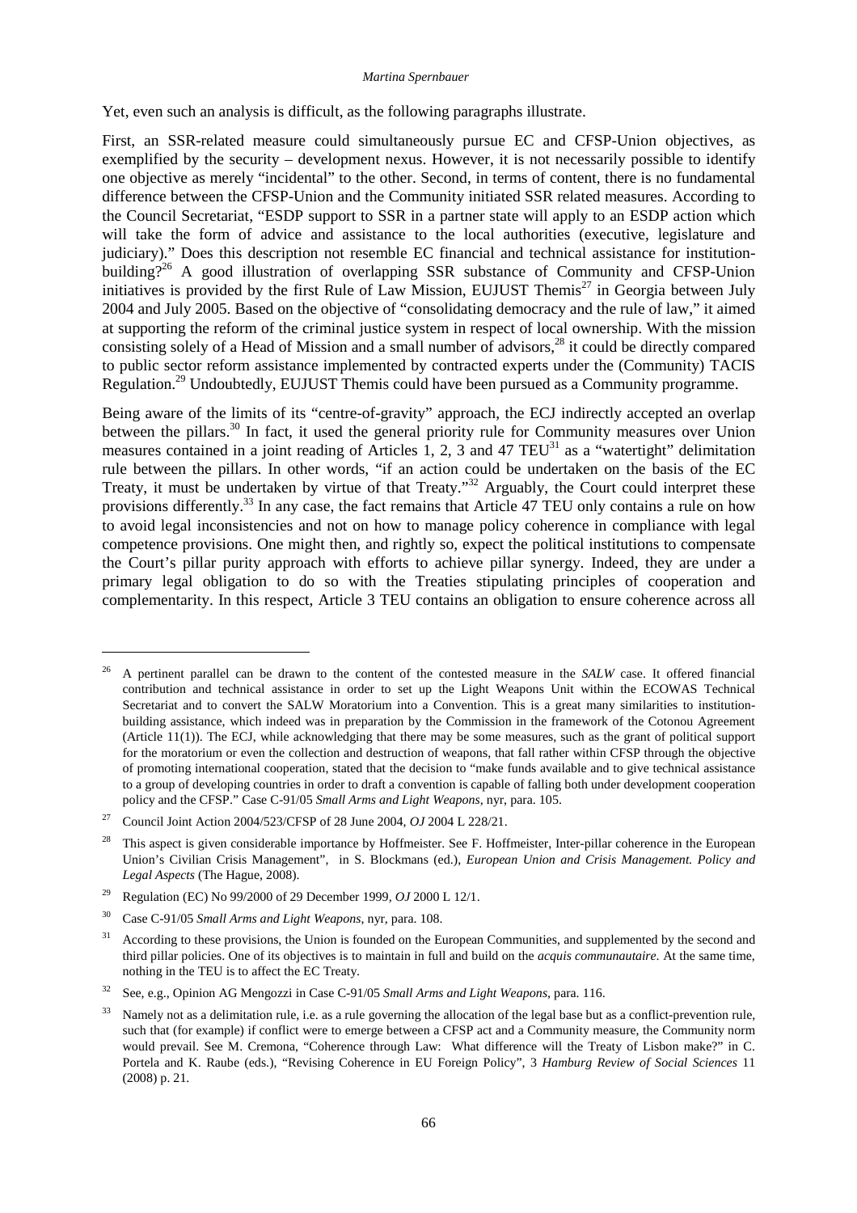Yet, even such an analysis is difficult, as the following paragraphs illustrate.

First, an SSR-related measure could simultaneously pursue EC and CFSP-Union objectives, as exemplified by the security – development nexus. However, it is not necessarily possible to identify one objective as merely "incidental" to the other. Second, in terms of content, there is no fundamental difference between the CFSP-Union and the Community initiated SSR related measures. According to the Council Secretariat, "ESDP support to SSR in a partner state will apply to an ESDP action which will take the form of advice and assistance to the local authorities (executive, legislature and judiciary)." Does this description not resemble EC financial and technical assistance for institution-building?[26] A good illustration of overlapping SSR substance of Community and CFSP-Union initiatives is provided by the first Rule of Law Mission, EUJUST Themis[27] in Georgia between July 2004 and July 2005. Based on the objective of "consolidating democracy and the rule of law," it aimed at supporting the reform of the criminal justice system in respect of local ownership. With the mission consisting solely of a Head of Mission and a small number of advisors,[28] it could be directly compared to public sector reform assistance implemented by contracted experts under the (Community) TACIS Regulation.[29] Undoubtedly, EUJUST Themis could have been pursued as a Community programme.

Being aware of the limits of its "centre-of-gravity" approach, the ECJ indirectly accepted an overlap between the pillars.[30] In fact, it used the general priority rule for Community measures over Union measures contained in a joint reading of Articles 1, 2, 3 and 47 TEU[31] as a "watertight" delimitation rule between the pillars. In other words, "if an action could be undertaken on the basis of the EC Treaty, it must be undertaken by virtue of that Treaty."[32] Arguably, the Court could interpret these provisions differently.[33] In any case, the fact remains that Article 47 TEU only contains a rule on how to avoid legal inconsistencies and not on how to manage policy coherence in compliance with legal competence provisions. One might then, and rightly so, expect the political institutions to compensate the Court's pillar purity approach with efforts to achieve pillar synergy. Indeed, they are under a primary legal obligation to do so with the Treaties stipulating principles of cooperation and complementarity. In this respect, Article 3 TEU contains an obligation to ensure coherence across all

---

[26] A pertinent parallel can be drawn to the content of the contested measure in the *SALW* case. It offered financial contribution and technical assistance in order to set up the Light Weapons Unit within the ECOWAS Technical Secretariat and to convert the SALW Moratorium into a Convention. This is a great many similarities to institution-building assistance, which indeed was in preparation by the Commission in the framework of the Cotonou Agreement (Article 11(1)). The ECJ, while acknowledging that there may be some measures, such as the grant of political support for the moratorium or even the collection and destruction of weapons, that fall rather within CFSP through the objective of promoting international cooperation, stated that the decision to "make funds available and to give technical assistance to a group of developing countries in order to draft a convention is capable of falling both under development cooperation policy and the CFSP." Case C-91/05 *Small Arms and Light Weapons*, nyr, para. 105.

[27] Council Joint Action 2004/523/CFSP of 28 June 2004, *OJ* 2004 L 228/21.

[28] This aspect is given considerable importance by Hoffmeister. See F. Hoffmeister, Inter-pillar coherence in the European Union's Civilian Crisis Management", in S. Blockmans (ed.), *European Union and Crisis Management. Policy and Legal Aspects* (The Hague, 2008).

[29] Regulation (EC) No 99/2000 of 29 December 1999, *OJ* 2000 L 12/1.

[30] Case C-91/05 *Small Arms and Light Weapons*, nyr, para. 108.

[31] According to these provisions, the Union is founded on the European Communities, and supplemented by the second and third pillar policies. One of its objectives is to maintain in full and build on the *acquis communautaire*. At the same time, nothing in the TEU is to affect the EC Treaty.

[32] See, e.g., Opinion AG Mengozzi in Case C-91/05 *Small Arms and Light Weapons*, para. 116.

[33] Namely not as a delimitation rule, i.e. as a rule governing the allocation of the legal base but as a conflict-prevention rule, such that (for example) if conflict were to emerge between a CFSP act and a Community measure, the Community norm would prevail. See M. Cremona, "Coherence through Law: What difference will the Treaty of Lisbon make?" in C. Portela and K. Raube (eds.), "Revising Coherence in EU Foreign Policy", 3 *Hamburg Review of Social Sciences* 11 (2008) p. 21.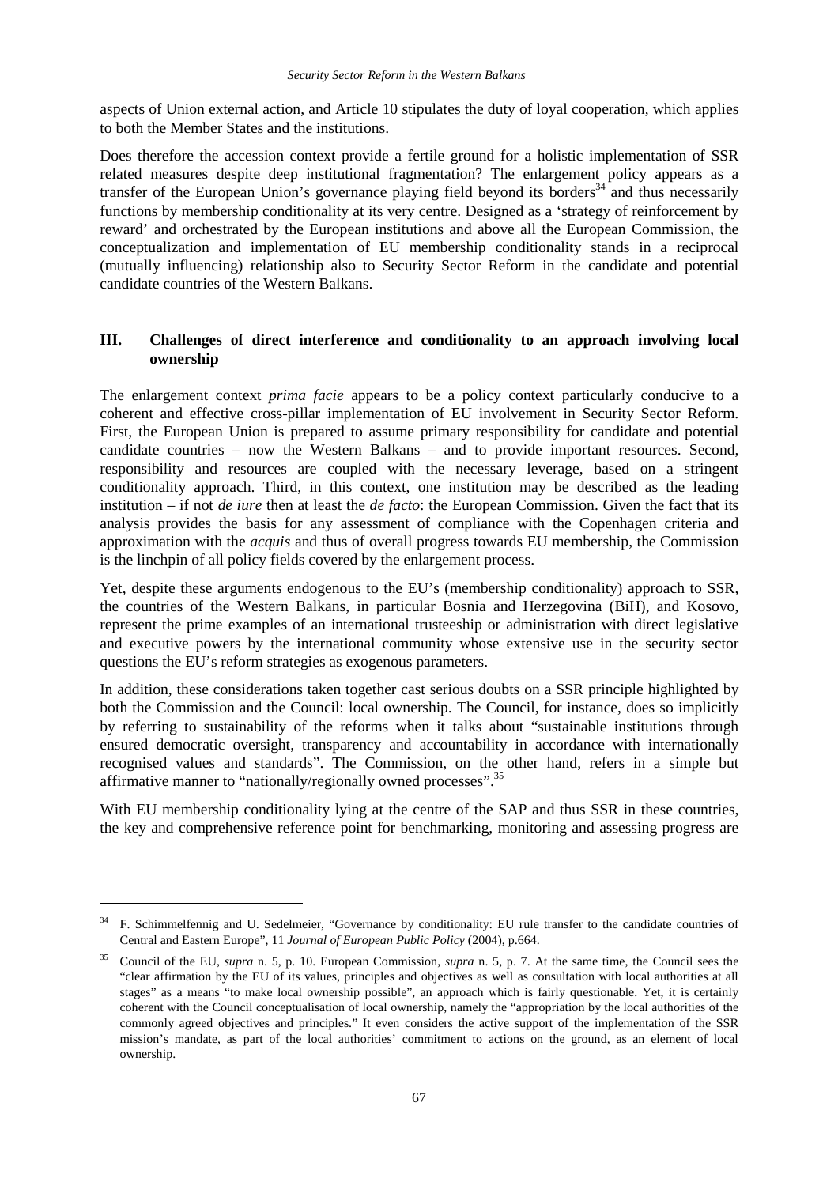aspects of Union external action, and Article 10 stipulates the duty of loyal cooperation, which applies to both the Member States and the institutions.

Does therefore the accession context provide a fertile ground for a holistic implementation of SSR related measures despite deep institutional fragmentation? The enlargement policy appears as a transfer of the European Union's governance playing field beyond its borders[34] and thus necessarily functions by membership conditionality at its very centre. Designed as a 'strategy of reinforcement by reward' and orchestrated by the European institutions and above all the European Commission, the conceptualization and implementation of EU membership conditionality stands in a reciprocal (mutually influencing) relationship also to Security Sector Reform in the candidate and potential candidate countries of the Western Balkans.

## III. Challenges of direct interference and conditionality to an approach involving local ownership

The enlargement context *prima facie* appears to be a policy context particularly conducive to a coherent and effective cross-pillar implementation of EU involvement in Security Sector Reform. First, the European Union is prepared to assume primary responsibility for candidate and potential candidate countries – now the Western Balkans – and to provide important resources. Second, responsibility and resources are coupled with the necessary leverage, based on a stringent conditionality approach. Third, in this context, one institution may be described as the leading institution – if not *de iure* then at least the *de facto*: the European Commission. Given the fact that its analysis provides the basis for any assessment of compliance with the Copenhagen criteria and approximation with the *acquis* and thus of overall progress towards EU membership, the Commission is the linchpin of all policy fields covered by the enlargement process.

Yet, despite these arguments endogenous to the EU's (membership conditionality) approach to SSR, the countries of the Western Balkans, in particular Bosnia and Herzegovina (BiH), and Kosovo, represent the prime examples of an international trusteeship or administration with direct legislative and executive powers by the international community whose extensive use in the security sector questions the EU's reform strategies as exogenous parameters.

In addition, these considerations taken together cast serious doubts on a SSR principle highlighted by both the Commission and the Council: local ownership. The Council, for instance, does so implicitly by referring to sustainability of the reforms when it talks about "sustainable institutions through ensured democratic oversight, transparency and accountability in accordance with internationally recognised values and standards". The Commission, on the other hand, refers in a simple but affirmative manner to "nationally/regionally owned processes".[35]

With EU membership conditionality lying at the centre of the SAP and thus SSR in these countries, the key and comprehensive reference point for benchmarking, monitoring and assessing progress are

---

[34] F. Schimmelfennig and U. Sedelmeier, "Governance by conditionality: EU rule transfer to the candidate countries of Central and Eastern Europe", 11 *Journal of European Public Policy* (2004), p.664.

[35] Council of the EU, *supra* n. 5, p. 10. European Commission, *supra* n. 5, p. 7. At the same time, the Council sees the "clear affirmation by the EU of its values, principles and objectives as well as consultation with local authorities at all stages" as a means "to make local ownership possible", an approach which is fairly questionable. Yet, it is certainly coherent with the Council conceptualisation of local ownership, namely the "appropriation by the local authorities of the commonly agreed objectives and principles." It even considers the active support of the implementation of the SSR mission's mandate, as part of the local authorities' commitment to actions on the ground, as an element of local ownership.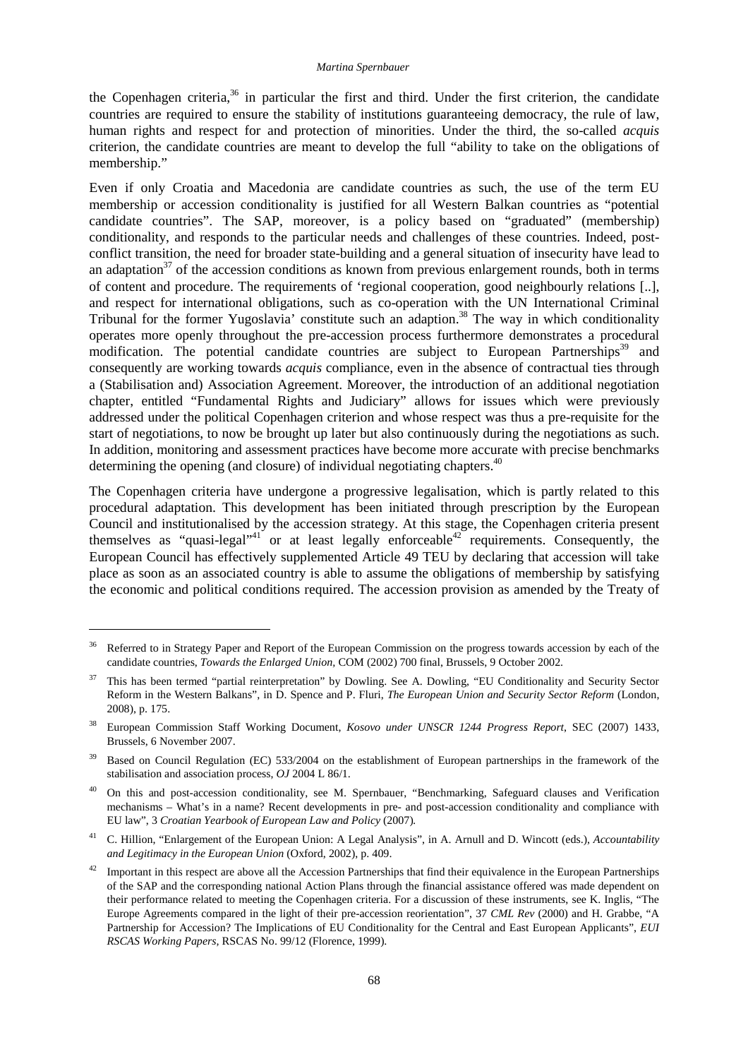the Copenhagen criteria,[36] in particular the first and third. Under the first criterion, the candidate countries are required to ensure the stability of institutions guaranteeing democracy, the rule of law, human rights and respect for and protection of minorities. Under the third, the so-called *acquis* criterion, the candidate countries are meant to develop the full "ability to take on the obligations of membership."

Even if only Croatia and Macedonia are candidate countries as such, the use of the term EU membership or accession conditionality is justified for all Western Balkan countries as "potential candidate countries". The SAP, moreover, is a policy based on "graduated" (membership) conditionality, and responds to the particular needs and challenges of these countries. Indeed, post-conflict transition, the need for broader state-building and a general situation of insecurity have lead to an adaptation[37] of the accession conditions as known from previous enlargement rounds, both in terms of content and procedure. The requirements of 'regional cooperation, good neighbourly relations [..], and respect for international obligations, such as co-operation with the UN International Criminal Tribunal for the former Yugoslavia' constitute such an adaption.[38] The way in which conditionality operates more openly throughout the pre-accession process furthermore demonstrates a procedural modification. The potential candidate countries are subject to European Partnerships[39] and consequently are working towards *acquis* compliance, even in the absence of contractual ties through a (Stabilisation and) Association Agreement. Moreover, the introduction of an additional negotiation chapter, entitled "Fundamental Rights and Judiciary" allows for issues which were previously addressed under the political Copenhagen criterion and whose respect was thus a pre-requisite for the start of negotiations, to now be brought up later but also continuously during the negotiations as such. In addition, monitoring and assessment practices have become more accurate with precise benchmarks determining the opening (and closure) of individual negotiating chapters.[40]

The Copenhagen criteria have undergone a progressive legalisation, which is partly related to this procedural adaptation. This development has been initiated through prescription by the European Council and institutionalised by the accession strategy. At this stage, the Copenhagen criteria present themselves as "quasi-legal"[41] or at least legally enforceable[42] requirements. Consequently, the European Council has effectively supplemented Article 49 TEU by declaring that accession will take place as soon as an associated country is able to assume the obligations of membership by satisfying the economic and political conditions required. The accession provision as amended by the Treaty of

---

[36] Referred to in Strategy Paper and Report of the European Commission on the progress towards accession by each of the candidate countries, *Towards the Enlarged Union,* COM (2002) 700 final, Brussels, 9 October 2002.

[37] This has been termed "partial reinterpretation" by Dowling. See A. Dowling, "EU Conditionality and Security Sector Reform in the Western Balkans", in D. Spence and P. Fluri, *The European Union and Security Sector Reform* (London, 2008), p. 175.

[38] European Commission Staff Working Document, *Kosovo under UNSCR 1244 Progress Report*, SEC (2007) 1433, Brussels, 6 November 2007.

[39] Based on Council Regulation (EC) 533/2004 on the establishment of European partnerships in the framework of the stabilisation and association process, *OJ* 2004 L 86/1.

[40] On this and post-accession conditionality, see M. Spernbauer, "Benchmarking, Safeguard clauses and Verification mechanisms – What's in a name? Recent developments in pre- and post-accession conditionality and compliance with EU law", 3 *Croatian Yearbook of European Law and Policy* (2007).

[41] C. Hillion, "Enlargement of the European Union: A Legal Analysis", in A. Arnull and D. Wincott (eds.), *Accountability and Legitimacy in the European Union* (Oxford, 2002), p. 409.

[42] Important in this respect are above all the Accession Partnerships that find their equivalence in the European Partnerships of the SAP and the corresponding national Action Plans through the financial assistance offered was made dependent on their performance related to meeting the Copenhagen criteria. For a discussion of these instruments, see K. Inglis, "The Europe Agreements compared in the light of their pre-accession reorientation", 37 *CML Rev* (2000) and H. Grabbe, "A Partnership for Accession? The Implications of EU Conditionality for the Central and East European Applicants", *EUI RSCAS Working Papers,* RSCAS No. 99/12 (Florence, 1999).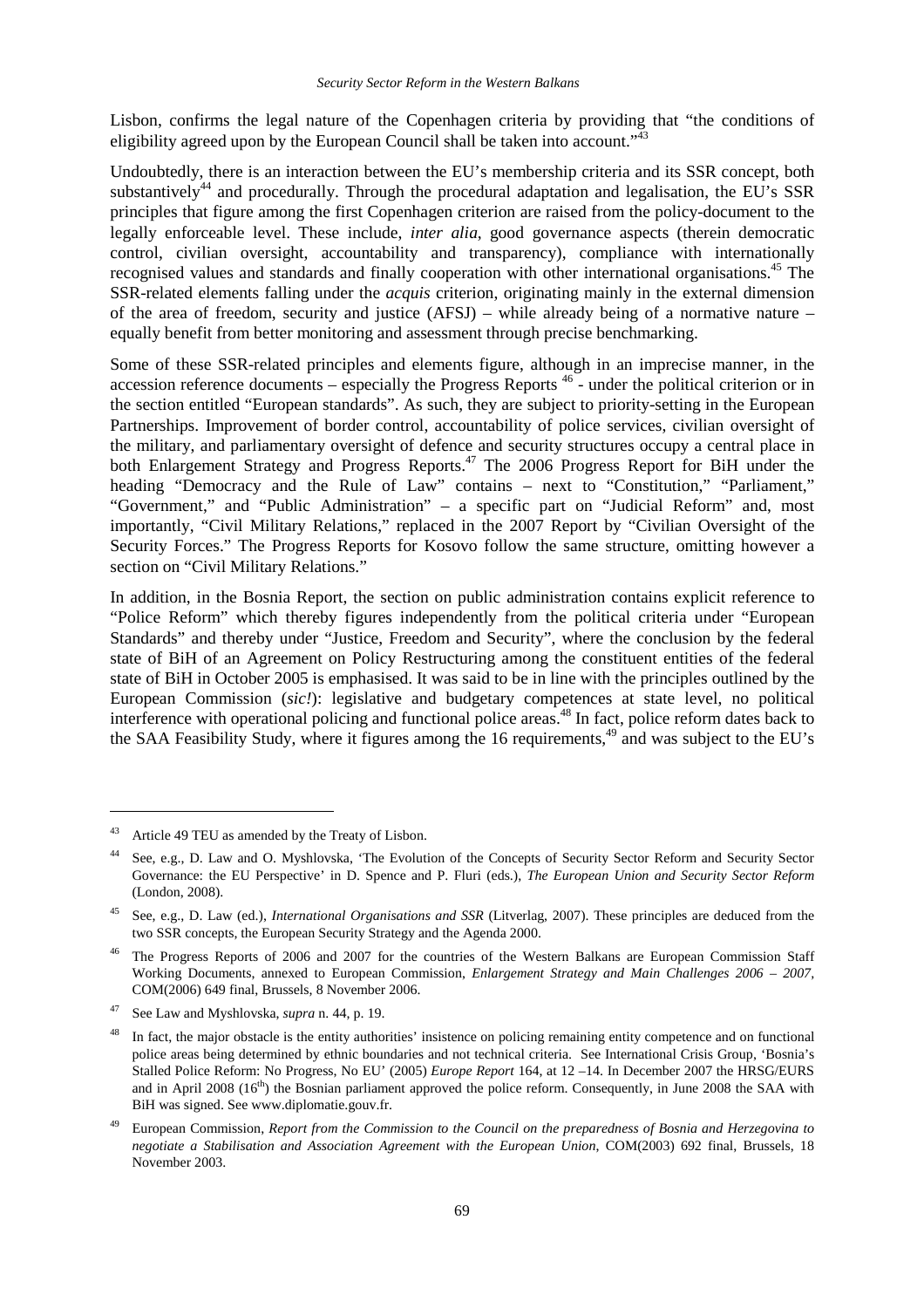Lisbon, confirms the legal nature of the Copenhagen criteria by providing that "the conditions of eligibility agreed upon by the European Council shall be taken into account."[43]

Undoubtedly, there is an interaction between the EU's membership criteria and its SSR concept, both substantively[44] and procedurally. Through the procedural adaptation and legalisation, the EU's SSR principles that figure among the first Copenhagen criterion are raised from the policy-document to the legally enforceable level. These include, *inter alia*, good governance aspects (therein democratic control, civilian oversight, accountability and transparency), compliance with internationally recognised values and standards and finally cooperation with other international organisations.[45] The SSR-related elements falling under the *acquis* criterion, originating mainly in the external dimension of the area of freedom, security and justice (AFSJ) – while already being of a normative nature – equally benefit from better monitoring and assessment through precise benchmarking.

Some of these SSR-related principles and elements figure, although in an imprecise manner, in the accession reference documents – especially the Progress Reports [46] - under the political criterion or in the section entitled "European standards". As such, they are subject to priority-setting in the European Partnerships. Improvement of border control, accountability of police services, civilian oversight of the military, and parliamentary oversight of defence and security structures occupy a central place in both Enlargement Strategy and Progress Reports.[47] The 2006 Progress Report for BiH under the heading "Democracy and the Rule of Law" contains – next to "Constitution," "Parliament," "Government," and "Public Administration" – a specific part on "Judicial Reform" and, most importantly, "Civil Military Relations," replaced in the 2007 Report by "Civilian Oversight of the Security Forces." The Progress Reports for Kosovo follow the same structure, omitting however a section on "Civil Military Relations."

In addition, in the Bosnia Report, the section on public administration contains explicit reference to "Police Reform" which thereby figures independently from the political criteria under "European Standards" and thereby under "Justice, Freedom and Security", where the conclusion by the federal state of BiH of an Agreement on Policy Restructuring among the constituent entities of the federal state of BiH in October 2005 is emphasised. It was said to be in line with the principles outlined by the European Commission (*sic!*): legislative and budgetary competences at state level, no political interference with operational policing and functional police areas.[48] In fact, police reform dates back to the SAA Feasibility Study, where it figures among the 16 requirements,[49] and was subject to the EU's

---

[43] Article 49 TEU as amended by the Treaty of Lisbon.

[44] See, e.g., D. Law and O. Myshlovska, 'The Evolution of the Concepts of Security Sector Reform and Security Sector Governance: the EU Perspective' in D. Spence and P. Fluri (eds.), *The European Union and Security Sector Reform* (London, 2008).

[45] See, e.g., D. Law (ed.), *International Organisations and SSR* (Litverlag, 2007). These principles are deduced from the two SSR concepts, the European Security Strategy and the Agenda 2000.

[46] The Progress Reports of 2006 and 2007 for the countries of the Western Balkans are European Commission Staff Working Documents, annexed to European Commission, *Enlargement Strategy and Main Challenges 2006 – 2007*, COM(2006) 649 final, Brussels, 8 November 2006.

[47] See Law and Myshlovska, *supra* n. 44, p. 19.

[48] In fact, the major obstacle is the entity authorities' insistence on policing remaining entity competence and on functional police areas being determined by ethnic boundaries and not technical criteria. See International Crisis Group, 'Bosnia's Stalled Police Reform: No Progress, No EU' (2005) *Europe Report* 164, at 12 –14. In December 2007 the HRSG/EURS and in April 2008 (16th) the Bosnian parliament approved the police reform. Consequently, in June 2008 the SAA with BiH was signed. See www.diplomatie.gouv.fr.

[49] European Commission, *Report from the Commission to the Council on the preparedness of Bosnia and Herzegovina to negotiate a Stabilisation and Association Agreement with the European Union*, COM(2003) 692 final, Brussels, 18 November 2003.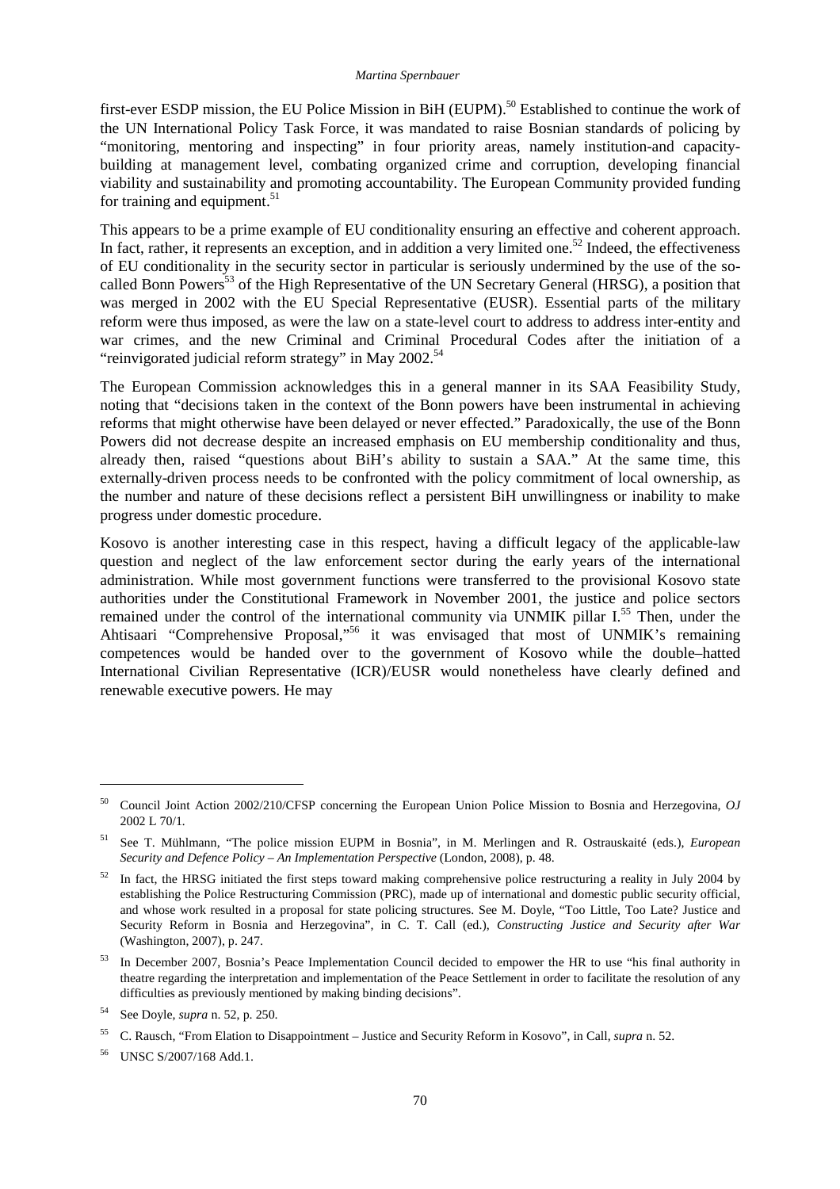first-ever ESDP mission, the EU Police Mission in BiH (EUPM).[50] Established to continue the work of the UN International Policy Task Force, it was mandated to raise Bosnian standards of policing by "monitoring, mentoring and inspecting" in four priority areas, namely institution-and capacity-building at management level, combating organized crime and corruption, developing financial viability and sustainability and promoting accountability. The European Community provided funding for training and equipment.[51]

This appears to be a prime example of EU conditionality ensuring an effective and coherent approach. In fact, rather, it represents an exception, and in addition a very limited one.[52] Indeed, the effectiveness of EU conditionality in the security sector in particular is seriously undermined by the use of the so-called Bonn Powers[53] of the High Representative of the UN Secretary General (HRSG), a position that was merged in 2002 with the EU Special Representative (EUSR). Essential parts of the military reform were thus imposed, as were the law on a state-level court to address to address inter-entity and war crimes, and the new Criminal and Criminal Procedural Codes after the initiation of a "reinvigorated judicial reform strategy" in May 2002.[54]

The European Commission acknowledges this in a general manner in its SAA Feasibility Study, noting that "decisions taken in the context of the Bonn powers have been instrumental in achieving reforms that might otherwise have been delayed or never effected." Paradoxically, the use of the Bonn Powers did not decrease despite an increased emphasis on EU membership conditionality and thus, already then, raised "questions about BiH's ability to sustain a SAA." At the same time, this externally-driven process needs to be confronted with the policy commitment of local ownership, as the number and nature of these decisions reflect a persistent BiH unwillingness or inability to make progress under domestic procedure.

Kosovo is another interesting case in this respect, having a difficult legacy of the applicable-law question and neglect of the law enforcement sector during the early years of the international administration. While most government functions were transferred to the provisional Kosovo state authorities under the Constitutional Framework in November 2001, the justice and police sectors remained under the control of the international community via UNMIK pillar I.[55] Then, under the Ahtisaari "Comprehensive Proposal,"[56] it was envisaged that most of UNMIK's remaining competences would be handed over to the government of Kosovo while the double–hatted International Civilian Representative (ICR)/EUSR would nonetheless have clearly defined and renewable executive powers. He may

---

[50] Council Joint Action 2002/210/CFSP concerning the European Union Police Mission to Bosnia and Herzegovina, *OJ* 2002 L 70/1.

[51] See T. Mühlmann, "The police mission EUPM in Bosnia", in M. Merlingen and R. Ostrauskaité (eds.), *European Security and Defence Policy – An Implementation Perspective* (London, 2008), p. 48.

[52] In fact, the HRSG initiated the first steps toward making comprehensive police restructuring a reality in July 2004 by establishing the Police Restructuring Commission (PRC), made up of international and domestic public security official, and whose work resulted in a proposal for state policing structures. See M. Doyle, "Too Little, Too Late? Justice and Security Reform in Bosnia and Herzegovina", in C. T. Call (ed.), *Constructing Justice and Security after War* (Washington, 2007), p. 247.

[53] In December 2007, Bosnia's Peace Implementation Council decided to empower the HR to use "his final authority in theatre regarding the interpretation and implementation of the Peace Settlement in order to facilitate the resolution of any difficulties as previously mentioned by making binding decisions".

[54] See Doyle, *supra* n. 52, p. 250.

[55] C. Rausch, "From Elation to Disappointment – Justice and Security Reform in Kosovo", in Call, *supra* n. 52.

[56] UNSC S/2007/168 Add.1.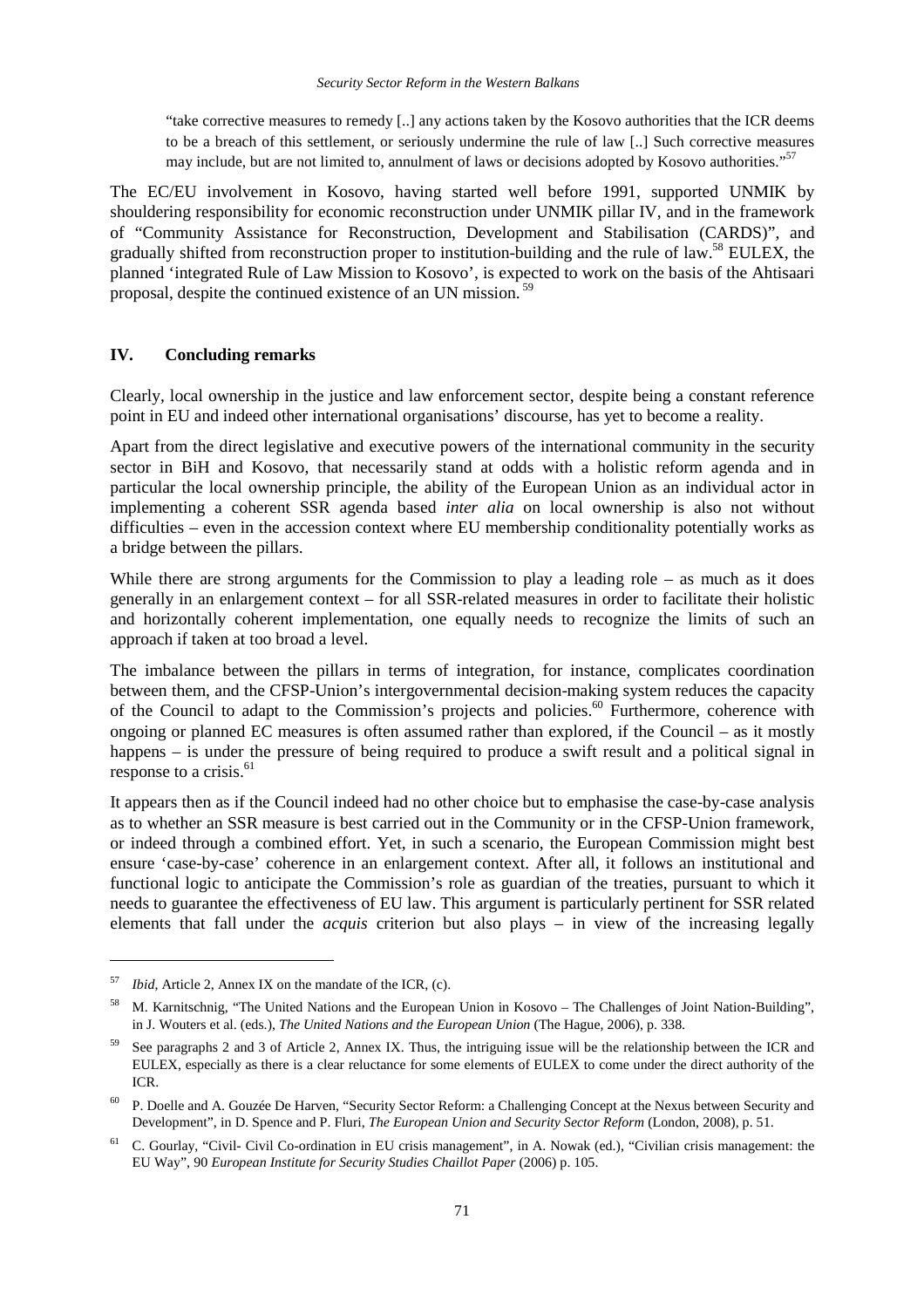> "take corrective measures to remedy [..] any actions taken by the Kosovo authorities that the ICR deems to be a breach of this settlement, or seriously undermine the rule of law [..] Such corrective measures may include, but are not limited to, annulment of laws or decisions adopted by Kosovo authorities."[57]

The EC/EU involvement in Kosovo, having started well before 1991, supported UNMIK by shouldering responsibility for economic reconstruction under UNMIK pillar IV, and in the framework of "Community Assistance for Reconstruction, Development and Stabilisation (CARDS)", and gradually shifted from reconstruction proper to institution-building and the rule of law.[58] EULEX, the planned 'integrated Rule of Law Mission to Kosovo', is expected to work on the basis of the Ahtisaari proposal, despite the continued existence of an UN mission.[59]

## IV. Concluding remarks

Clearly, local ownership in the justice and law enforcement sector, despite being a constant reference point in EU and indeed other international organisations' discourse, has yet to become a reality.

Apart from the direct legislative and executive powers of the international community in the security sector in BiH and Kosovo, that necessarily stand at odds with a holistic reform agenda and in particular the local ownership principle, the ability of the European Union as an individual actor in implementing a coherent SSR agenda based *inter alia* on local ownership is also not without difficulties – even in the accession context where EU membership conditionality potentially works as a bridge between the pillars.

While there are strong arguments for the Commission to play a leading role – as much as it does generally in an enlargement context – for all SSR-related measures in order to facilitate their holistic and horizontally coherent implementation, one equally needs to recognize the limits of such an approach if taken at too broad a level.

The imbalance between the pillars in terms of integration, for instance, complicates coordination between them, and the CFSP-Union's intergovernmental decision-making system reduces the capacity of the Council to adapt to the Commission's projects and policies.[60] Furthermore, coherence with ongoing or planned EC measures is often assumed rather than explored, if the Council – as it mostly happens – is under the pressure of being required to produce a swift result and a political signal in response to a crisis.[61]

It appears then as if the Council indeed had no other choice but to emphasise the case-by-case analysis as to whether an SSR measure is best carried out in the Community or in the CFSP-Union framework, or indeed through a combined effort. Yet, in such a scenario, the European Commission might best ensure 'case-by-case' coherence in an enlargement context. After all, it follows an institutional and functional logic to anticipate the Commission's role as guardian of the treaties, pursuant to which it needs to guarantee the effectiveness of EU law. This argument is particularly pertinent for SSR related elements that fall under the *acquis* criterion but also plays – in view of the increasing legally

---

[57] *Ibid*, Article 2, Annex IX on the mandate of the ICR, (c).

[58] M. Karnitschnig, "The United Nations and the European Union in Kosovo – The Challenges of Joint Nation-Building", in J. Wouters et al. (eds.), *The United Nations and the European Union* (The Hague, 2006), p. 338.

[59] See paragraphs 2 and 3 of Article 2, Annex IX. Thus, the intriguing issue will be the relationship between the ICR and EULEX, especially as there is a clear reluctance for some elements of EULEX to come under the direct authority of the ICR.

[60] P. Doelle and A. Gouzée De Harven, "Security Sector Reform: a Challenging Concept at the Nexus between Security and Development", in D. Spence and P. Fluri, *The European Union and Security Sector Reform* (London, 2008), p. 51.

[61] C. Gourlay, "Civil- Civil Co-ordination in EU crisis management", in A. Nowak (ed.), "Civilian crisis management: the EU Way", 90 *European Institute for Security Studies Chaillot Paper* (2006) p. 105.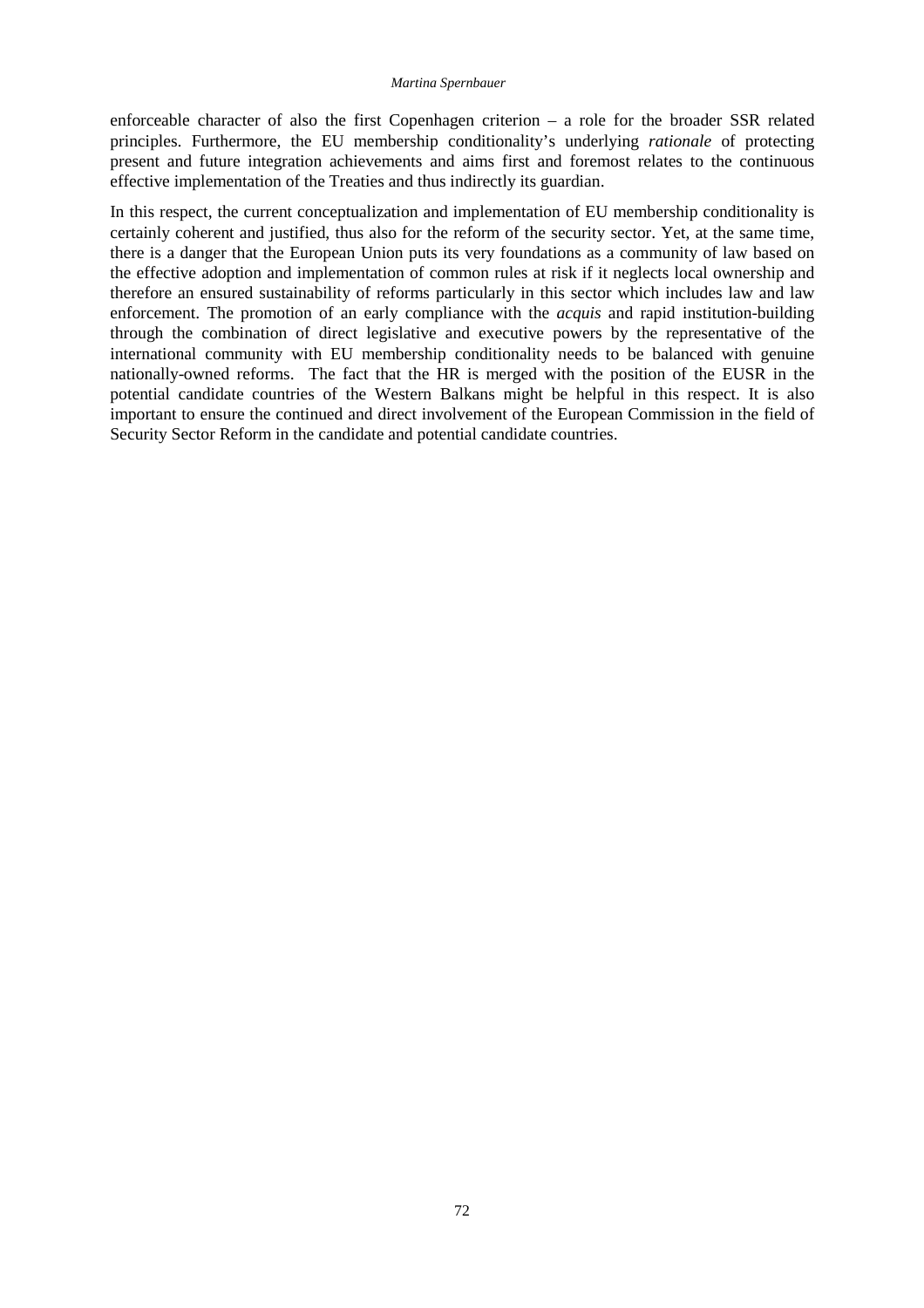enforceable character of also the first Copenhagen criterion – a role for the broader SSR related principles. Furthermore, the EU membership conditionality's underlying *rationale* of protecting present and future integration achievements and aims first and foremost relates to the continuous effective implementation of the Treaties and thus indirectly its guardian.

In this respect, the current conceptualization and implementation of EU membership conditionality is certainly coherent and justified, thus also for the reform of the security sector. Yet, at the same time, there is a danger that the European Union puts its very foundations as a community of law based on the effective adoption and implementation of common rules at risk if it neglects local ownership and therefore an ensured sustainability of reforms particularly in this sector which includes law and law enforcement. The promotion of an early compliance with the *acquis* and rapid institution-building through the combination of direct legislative and executive powers by the representative of the international community with EU membership conditionality needs to be balanced with genuine nationally-owned reforms. The fact that the HR is merged with the position of the EUSR in the potential candidate countries of the Western Balkans might be helpful in this respect. It is also important to ensure the continued and direct involvement of the European Commission in the field of Security Sector Reform in the candidate and potential candidate countries.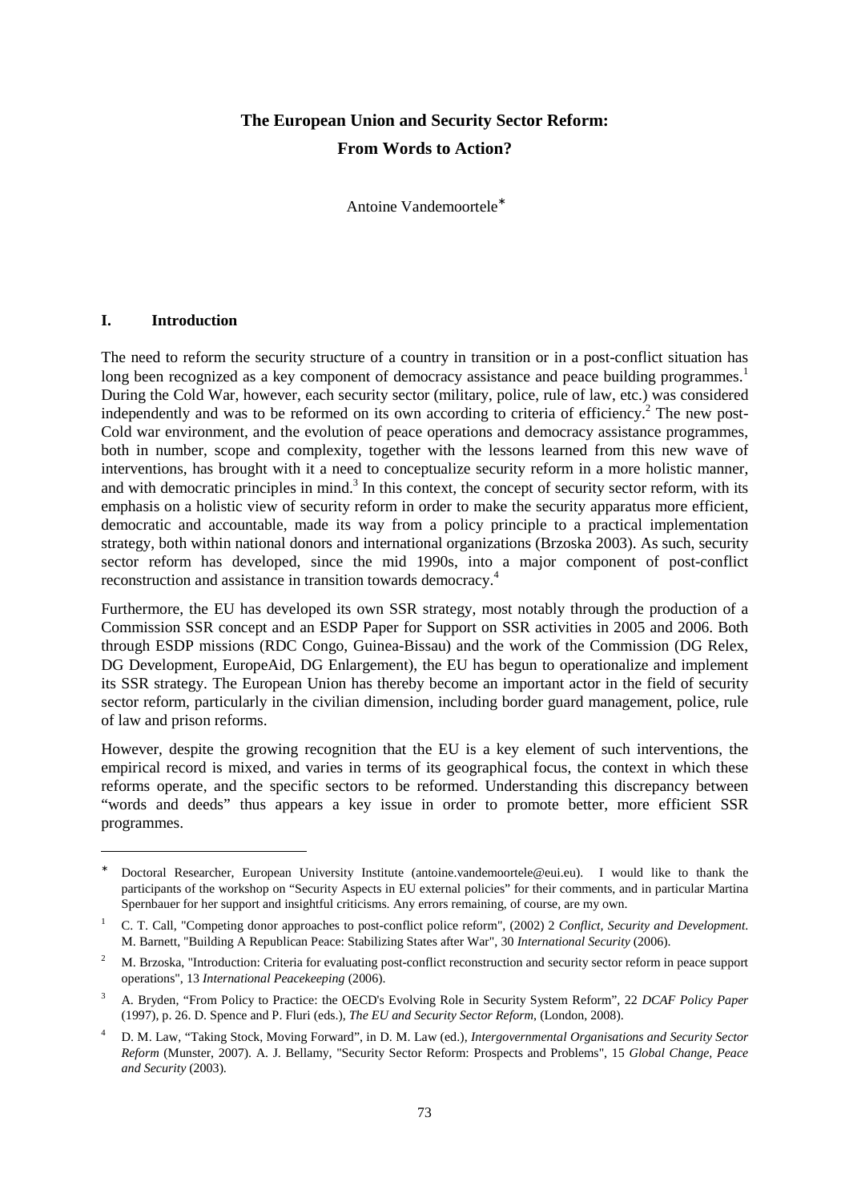# The European Union and Security Sector Reform: From Words to Action?

Antoine Vandemoortele*

## I. Introduction

The need to reform the security structure of a country in transition or in a post-conflict situation has long been recognized as a key component of democracy assistance and peace building programmes.[1] During the Cold War, however, each security sector (military, police, rule of law, etc.) was considered independently and was to be reformed on its own according to criteria of efficiency.[2] The new post-Cold war environment, and the evolution of peace operations and democracy assistance programmes, both in number, scope and complexity, together with the lessons learned from this new wave of interventions, has brought with it a need to conceptualize security reform in a more holistic manner, and with democratic principles in mind.[3] In this context, the concept of security sector reform, with its emphasis on a holistic view of security reform in order to make the security apparatus more efficient, democratic and accountable, made its way from a policy principle to a practical implementation strategy, both within national donors and international organizations (Brzoska 2003). As such, security sector reform has developed, since the mid 1990s, into a major component of post-conflict reconstruction and assistance in transition towards democracy.[4]

Furthermore, the EU has developed its own SSR strategy, most notably through the production of a Commission SSR concept and an ESDP Paper for Support on SSR activities in 2005 and 2006. Both through ESDP missions (RDC Congo, Guinea-Bissau) and the work of the Commission (DG Relex, DG Development, EuropeAid, DG Enlargement), the EU has begun to operationalize and implement its SSR strategy. The European Union has thereby become an important actor in the field of security sector reform, particularly in the civilian dimension, including border guard management, police, rule of law and prison reforms.

However, despite the growing recognition that the EU is a key element of such interventions, the empirical record is mixed, and varies in terms of its geographical focus, the context in which these reforms operate, and the specific sectors to be reformed. Understanding this discrepancy between "words and deeds" thus appears a key issue in order to promote better, more efficient SSR programmes.

---

* Doctoral Researcher, European University Institute (antoine.vandemoortele@eui.eu). I would like to thank the participants of the workshop on "Security Aspects in EU external policies" for their comments, and in particular Martina Spernbauer for her support and insightful criticisms. Any errors remaining, of course, are my own.

[1] C. T. Call, "Competing donor approaches to post-conflict police reform", (2002) 2 *Conflict, Security and Development*. M. Barnett, "Building A Republican Peace: Stabilizing States after War", 30 *International Security* (2006).

[2] M. Brzoska, "Introduction: Criteria for evaluating post-conflict reconstruction and security sector reform in peace support operations", 13 *International Peacekeeping* (2006).

[3] A. Bryden, "From Policy to Practice: the OECD's Evolving Role in Security System Reform", 22 *DCAF Policy Paper* (1997), p. 26. D. Spence and P. Fluri (eds.), *The EU and Security Sector Reform*, (London, 2008).

[4] D. M. Law, "Taking Stock, Moving Forward", in D. M. Law (ed.), *Intergovernmental Organisations and Security Sector Reform* (Munster, 2007). A. J. Bellamy, "Security Sector Reform: Prospects and Problems", 15 *Global Change, Peace and Security* (2003).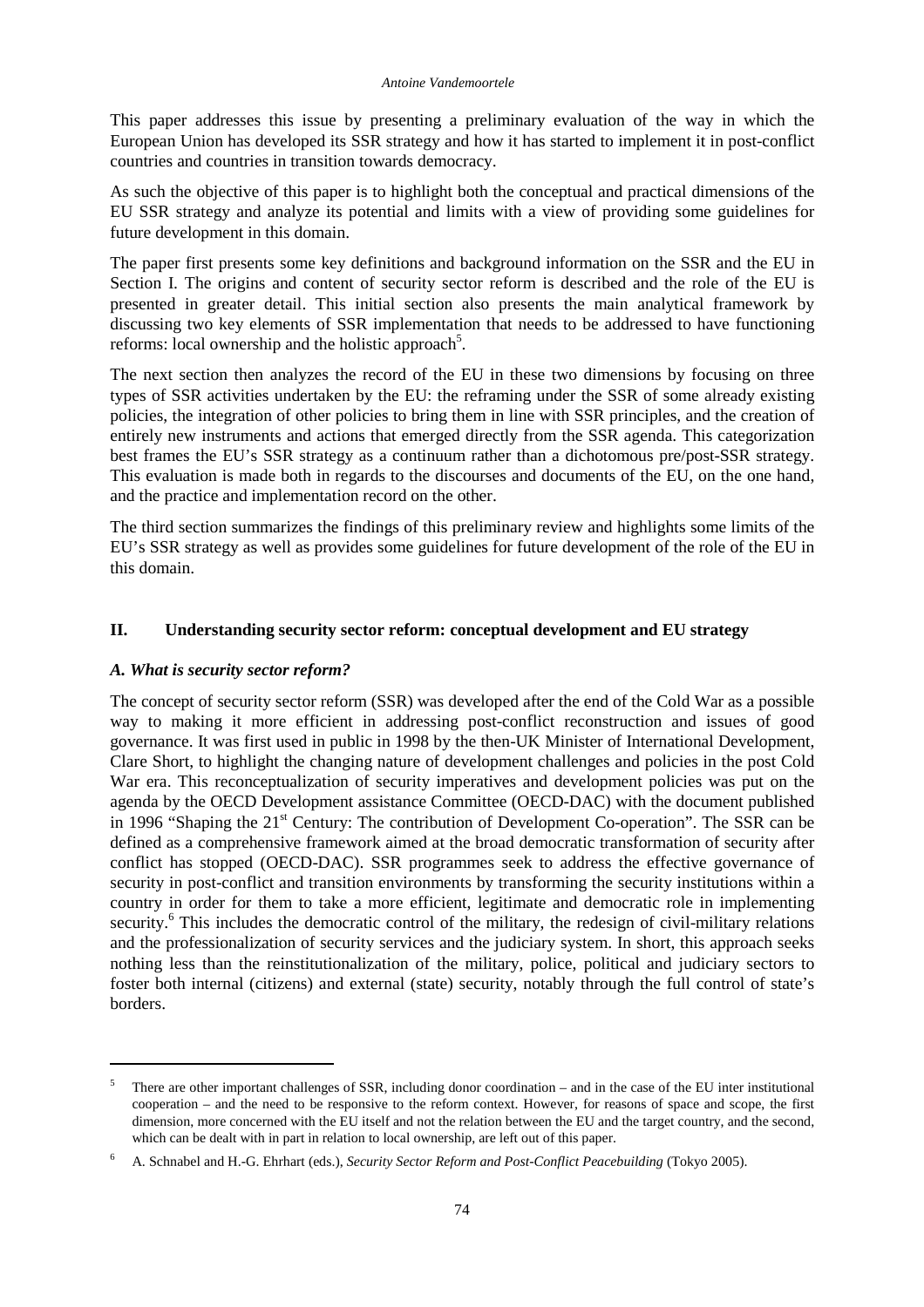This paper addresses this issue by presenting a preliminary evaluation of the way in which the European Union has developed its SSR strategy and how it has started to implement it in post-conflict countries and countries in transition towards democracy.

As such the objective of this paper is to highlight both the conceptual and practical dimensions of the EU SSR strategy and analyze its potential and limits with a view of providing some guidelines for future development in this domain.

The paper first presents some key definitions and background information on the SSR and the EU in Section I. The origins and content of security sector reform is described and the role of the EU is presented in greater detail. This initial section also presents the main analytical framework by discussing two key elements of SSR implementation that needs to be addressed to have functioning reforms: local ownership and the holistic approach[5].

The next section then analyzes the record of the EU in these two dimensions by focusing on three types of SSR activities undertaken by the EU: the reframing under the SSR of some already existing policies, the integration of other policies to bring them in line with SSR principles, and the creation of entirely new instruments and actions that emerged directly from the SSR agenda. This categorization best frames the EU's SSR strategy as a continuum rather than a dichotomous pre/post-SSR strategy. This evaluation is made both in regards to the discourses and documents of the EU, on the one hand, and the practice and implementation record on the other.

The third section summarizes the findings of this preliminary review and highlights some limits of the EU's SSR strategy as well as provides some guidelines for future development of the role of the EU in this domain.

## II. Understanding security sector reform: conceptual development and EU strategy

### *A. What is security sector reform?*

The concept of security sector reform (SSR) was developed after the end of the Cold War as a possible way to making it more efficient in addressing post-conflict reconstruction and issues of good governance. It was first used in public in 1998 by the then-UK Minister of International Development, Clare Short, to highlight the changing nature of development challenges and policies in the post Cold War era. This reconceptualization of security imperatives and development policies was put on the agenda by the OECD Development assistance Committee (OECD-DAC) with the document published in 1996 "Shaping the 21st Century: The contribution of Development Co-operation". The SSR can be defined as a comprehensive framework aimed at the broad democratic transformation of security after conflict has stopped (OECD-DAC). SSR programmes seek to address the effective governance of security in post-conflict and transition environments by transforming the security institutions within a country in order for them to take a more efficient, legitimate and democratic role in implementing security.[6] This includes the democratic control of the military, the redesign of civil-military relations and the professionalization of security services and the judiciary system. In short, this approach seeks nothing less than the reinstitutionalization of the military, police, political and judiciary sectors to foster both internal (citizens) and external (state) security, notably through the full control of state's borders.

---

[5] There are other important challenges of SSR, including donor coordination – and in the case of the EU inter institutional cooperation – and the need to be responsive to the reform context. However, for reasons of space and scope, the first dimension, more concerned with the EU itself and not the relation between the EU and the target country, and the second, which can be dealt with in part in relation to local ownership, are left out of this paper.

[6] A. Schnabel and H.-G. Ehrhart (eds.), *Security Sector Reform and Post-Conflict Peacebuilding* (Tokyo 2005).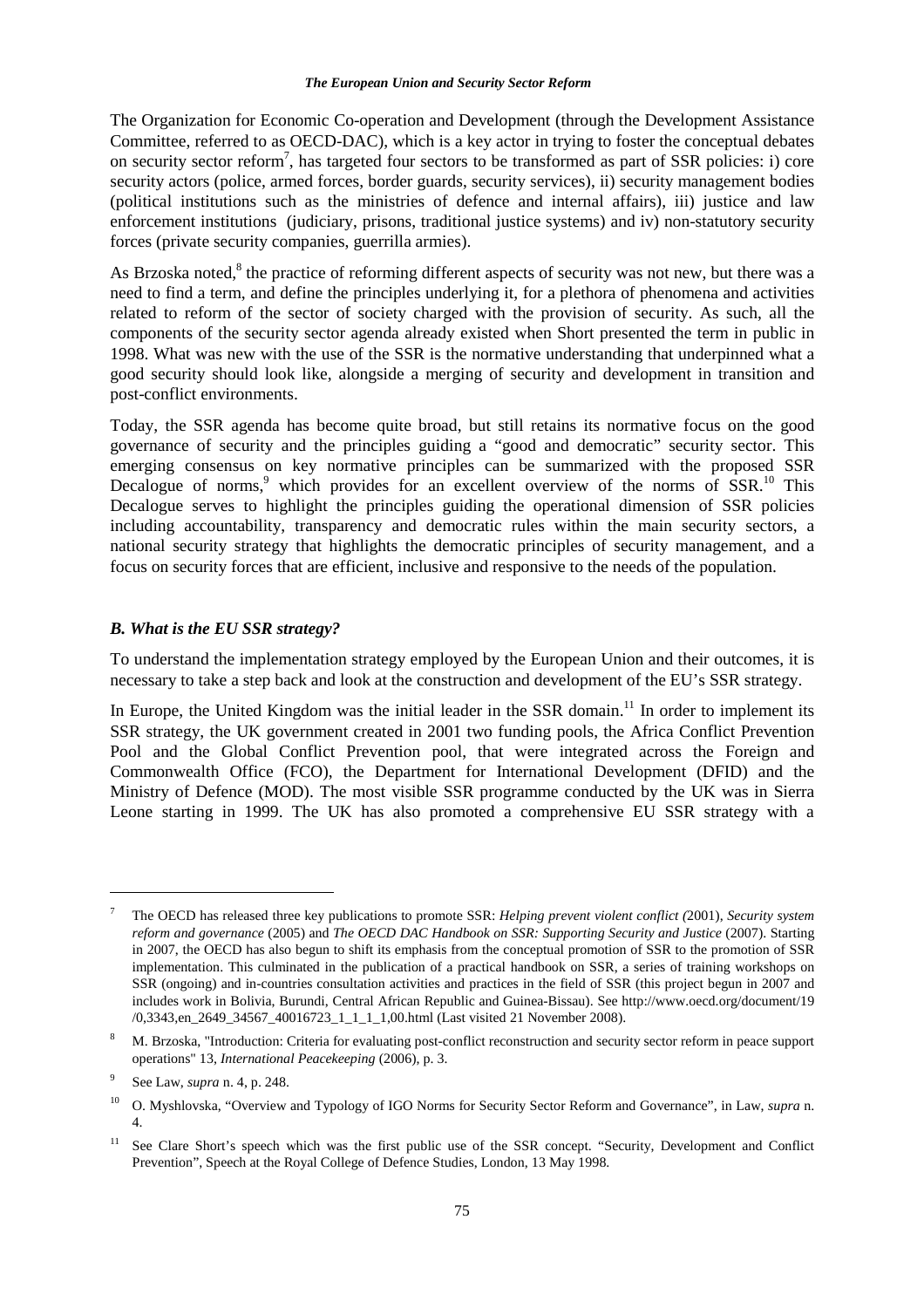The Organization for Economic Co-operation and Development (through the Development Assistance Committee, referred to as OECD-DAC), which is a key actor in trying to foster the conceptual debates on security sector reform[7], has targeted four sectors to be transformed as part of SSR policies: i) core security actors (police, armed forces, border guards, security services), ii) security management bodies (political institutions such as the ministries of defence and internal affairs), iii) justice and law enforcement institutions (judiciary, prisons, traditional justice systems) and iv) non-statutory security forces (private security companies, guerrilla armies).

As Brzoska noted,[8] the practice of reforming different aspects of security was not new, but there was a need to find a term, and define the principles underlying it, for a plethora of phenomena and activities related to reform of the sector of society charged with the provision of security. As such, all the components of the security sector agenda already existed when Short presented the term in public in 1998. What was new with the use of the SSR is the normative understanding that underpinned what a good security should look like, alongside a merging of security and development in transition and post-conflict environments.

Today, the SSR agenda has become quite broad, but still retains its normative focus on the good governance of security and the principles guiding a "good and democratic" security sector. This emerging consensus on key normative principles can be summarized with the proposed SSR Decalogue of norms,[9] which provides for an excellent overview of the norms of SSR.[10] This Decalogue serves to highlight the principles guiding the operational dimension of SSR policies including accountability, transparency and democratic rules within the main security sectors, a national security strategy that highlights the democratic principles of security management, and a focus on security forces that are efficient, inclusive and responsive to the needs of the population.

### *B. What is the EU SSR strategy?*

To understand the implementation strategy employed by the European Union and their outcomes, it is necessary to take a step back and look at the construction and development of the EU's SSR strategy.

In Europe, the United Kingdom was the initial leader in the SSR domain.[11] In order to implement its SSR strategy, the UK government created in 2001 two funding pools, the Africa Conflict Prevention Pool and the Global Conflict Prevention pool, that were integrated across the Foreign and Commonwealth Office (FCO), the Department for International Development (DFID) and the Ministry of Defence (MOD). The most visible SSR programme conducted by the UK was in Sierra Leone starting in 1999. The UK has also promoted a comprehensive EU SSR strategy with a

---

[7] The OECD has released three key publications to promote SSR: *Helping prevent violent conflict (*2001), *Security system reform and governance* (2005) and *The OECD DAC Handbook on SSR: Supporting Security and Justice* (2007). Starting in 2007, the OECD has also begun to shift its emphasis from the conceptual promotion of SSR to the promotion of SSR implementation. This culminated in the publication of a practical handbook on SSR, a series of training workshops on SSR (ongoing) and in-countries consultation activities and practices in the field of SSR (this project begun in 2007 and includes work in Bolivia, Burundi, Central African Republic and Guinea-Bissau). See http://www.oecd.org/document/19/0,3343,en_2649_34567_40016723_1_1_1_1,00.html (Last visited 21 November 2008).

[8] M. Brzoska, "Introduction: Criteria for evaluating post-conflict reconstruction and security sector reform in peace support operations" 13, *International Peacekeeping* (2006), p. 3.

[9] See Law, *supra* n. 4, p. 248.

[10] O. Myshlovska, "Overview and Typology of IGO Norms for Security Sector Reform and Governance", in Law, *supra* n. 4.

[11] See Clare Short's speech which was the first public use of the SSR concept. "Security, Development and Conflict Prevention", Speech at the Royal College of Defence Studies, London, 13 May 1998.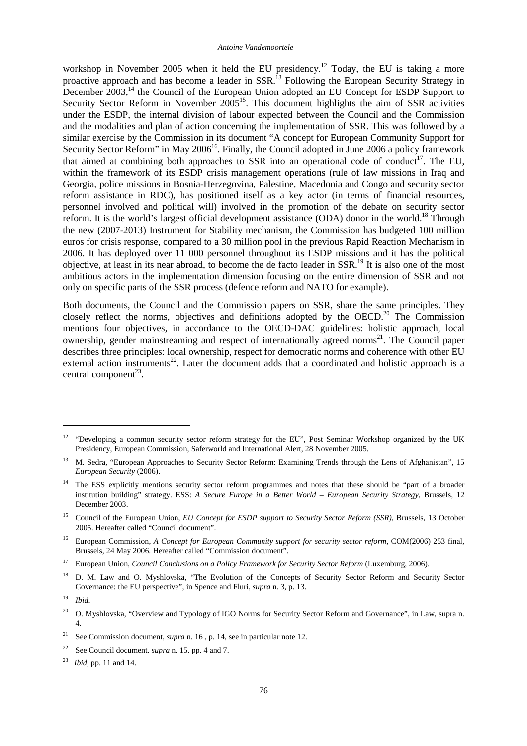workshop in November 2005 when it held the EU presidency.[12] Today, the EU is taking a more proactive approach and has become a leader in SSR.[13] Following the European Security Strategy in December 2003,[14] the Council of the European Union adopted an EU Concept for ESDP Support to Security Sector Reform in November 2005[15]. This document highlights the aim of SSR activities under the ESDP, the internal division of labour expected between the Council and the Commission and the modalities and plan of action concerning the implementation of SSR. This was followed by a similar exercise by the Commission in its document "A concept for European Community Support for Security Sector Reform" in May 2006[16]. Finally, the Council adopted in June 2006 a policy framework that aimed at combining both approaches to SSR into an operational code of conduct[17]. The EU, within the framework of its ESDP crisis management operations (rule of law missions in Iraq and Georgia, police missions in Bosnia-Herzegovina, Palestine, Macedonia and Congo and security sector reform assistance in RDC), has positioned itself as a key actor (in terms of financial resources, personnel involved and political will) involved in the promotion of the debate on security sector reform. It is the world's largest official development assistance (ODA) donor in the world.[18] Through the new (2007-2013) Instrument for Stability mechanism, the Commission has budgeted 100 million euros for crisis response, compared to a 30 million pool in the previous Rapid Reaction Mechanism in 2006. It has deployed over 11 000 personnel throughout its ESDP missions and it has the political objective, at least in its near abroad, to become the de facto leader in SSR.[19] It is also one of the most ambitious actors in the implementation dimension focusing on the entire dimension of SSR and not only on specific parts of the SSR process (defence reform and NATO for example).

Both documents, the Council and the Commission papers on SSR, share the same principles. They closely reflect the norms, objectives and definitions adopted by the OECD.[20] The Commission mentions four objectives, in accordance to the OECD-DAC guidelines: holistic approach, local ownership, gender mainstreaming and respect of internationally agreed norms[21]. The Council paper describes three principles: local ownership, respect for democratic norms and coherence with other EU external action instruments[22]. Later the document adds that a coordinated and holistic approach is a central component[23].

---

[12] "Developing a common security sector reform strategy for the EU", Post Seminar Workshop organized by the UK Presidency, European Commission, Saferworld and International Alert, 28 November 2005.

[13] M. Sedra, "European Approaches to Security Sector Reform: Examining Trends through the Lens of Afghanistan", 15 *European Security* (2006).

[14] The ESS explicitly mentions security sector reform programmes and notes that these should be "part of a broader institution building" strategy. ESS: *A Secure Europe in a Better World – European Security Strategy*, Brussels, 12 December 2003.

[15] Council of the European Union, *EU Concept for ESDP support to Security Sector Reform (SSR)*, Brussels, 13 October 2005. Hereafter called "Council document".

[16] European Commission, *A Concept for European Community support for security sector reform*, COM(2006) 253 final, Brussels, 24 May 2006. Hereafter called "Commission document".

[17] European Union, *Council Conclusions on a Policy Framework for Security Sector Reform* (Luxemburg, 2006).

[18] D. M. Law and O. Myshlovska, "The Evolution of the Concepts of Security Sector Reform and Security Sector Governance: the EU perspective", in Spence and Fluri, *supra* n. 3, p. 13.

[19] *Ibid*.

[20] O. Myshlovska, "Overview and Typology of IGO Norms for Security Sector Reform and Governance", in Law, supra n. 4.

[21] See Commission document, *supra* n. 16 , p. 14, see in particular note 12.

[22] See Council document, *supra* n. 15, pp. 4 and 7.

[23] *Ibid*, pp. 11 and 14.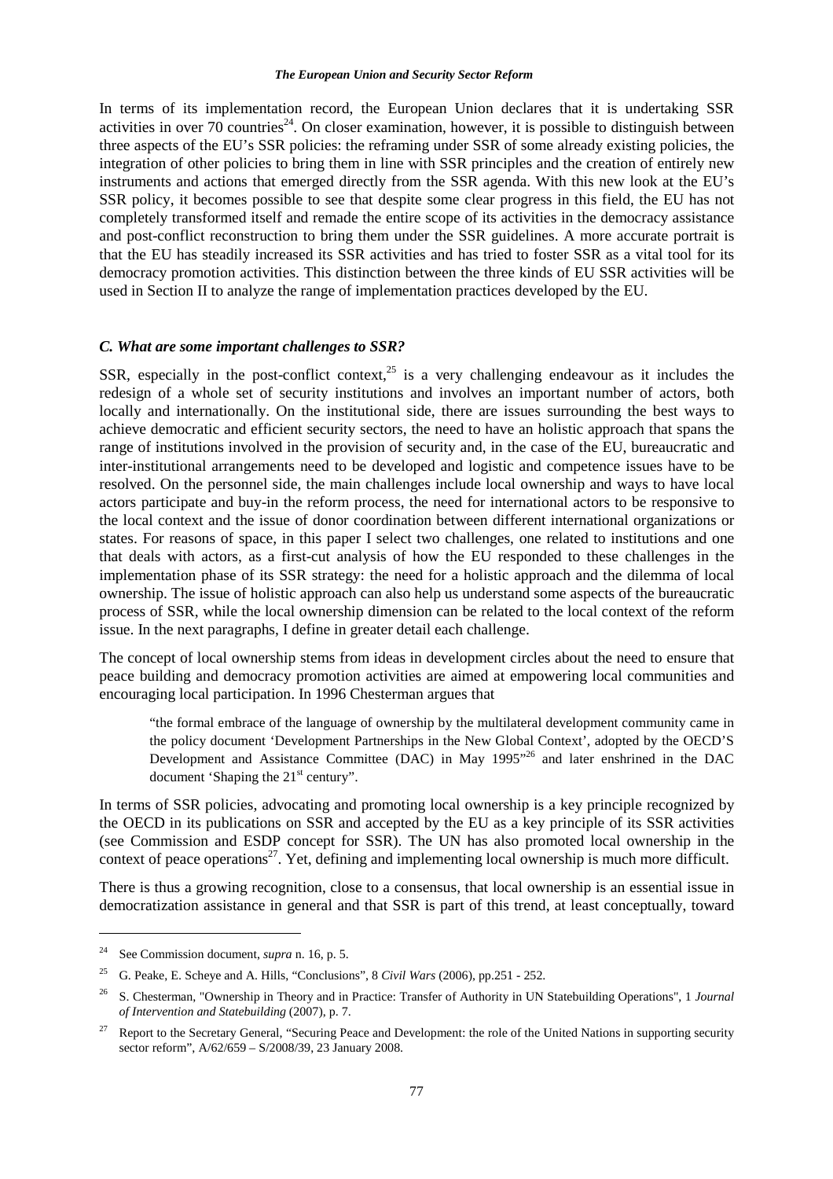In terms of its implementation record, the European Union declares that it is undertaking SSR activities in over 70 countries[24]. On closer examination, however, it is possible to distinguish between three aspects of the EU's SSR policies: the reframing under SSR of some already existing policies, the integration of other policies to bring them in line with SSR principles and the creation of entirely new instruments and actions that emerged directly from the SSR agenda. With this new look at the EU's SSR policy, it becomes possible to see that despite some clear progress in this field, the EU has not completely transformed itself and remade the entire scope of its activities in the democracy assistance and post-conflict reconstruction to bring them under the SSR guidelines. A more accurate portrait is that the EU has steadily increased its SSR activities and has tried to foster SSR as a vital tool for its democracy promotion activities. This distinction between the three kinds of EU SSR activities will be used in Section II to analyze the range of implementation practices developed by the EU.

### *C. What are some important challenges to SSR?*

SSR, especially in the post-conflict context,[25] is a very challenging endeavour as it includes the redesign of a whole set of security institutions and involves an important number of actors, both locally and internationally. On the institutional side, there are issues surrounding the best ways to achieve democratic and efficient security sectors, the need to have an holistic approach that spans the range of institutions involved in the provision of security and, in the case of the EU, bureaucratic and inter-institutional arrangements need to be developed and logistic and competence issues have to be resolved. On the personnel side, the main challenges include local ownership and ways to have local actors participate and buy-in the reform process, the need for international actors to be responsive to the local context and the issue of donor coordination between different international organizations or states. For reasons of space, in this paper I select two challenges, one related to institutions and one that deals with actors, as a first-cut analysis of how the EU responded to these challenges in the implementation phase of its SSR strategy: the need for a holistic approach and the dilemma of local ownership. The issue of holistic approach can also help us understand some aspects of the bureaucratic process of SSR, while the local ownership dimension can be related to the local context of the reform issue. In the next paragraphs, I define in greater detail each challenge.

The concept of local ownership stems from ideas in development circles about the need to ensure that peace building and democracy promotion activities are aimed at empowering local communities and encouraging local participation. In 1996 Chesterman argues that

> "the formal embrace of the language of ownership by the multilateral development community came in the policy document 'Development Partnerships in the New Global Context', adopted by the OECD'S Development and Assistance Committee (DAC) in May 1995"[26] and later enshrined in the DAC document 'Shaping the 21st century".

In terms of SSR policies, advocating and promoting local ownership is a key principle recognized by the OECD in its publications on SSR and accepted by the EU as a key principle of its SSR activities (see Commission and ESDP concept for SSR). The UN has also promoted local ownership in the context of peace operations[27]. Yet, defining and implementing local ownership is much more difficult.

There is thus a growing recognition, close to a consensus, that local ownership is an essential issue in democratization assistance in general and that SSR is part of this trend, at least conceptually, toward

---

[24] See Commission document, *supra* n. 16, p. 5.

[25] G. Peake, E. Scheye and A. Hills, "Conclusions", 8 *Civil Wars* (2006), pp.251 - 252.

[26] S. Chesterman, "Ownership in Theory and in Practice: Transfer of Authority in UN Statebuilding Operations", 1 *Journal of Intervention and Statebuilding* (2007), p. 7.

[27] Report to the Secretary General, "Securing Peace and Development: the role of the United Nations in supporting security sector reform", A/62/659 – S/2008/39, 23 January 2008.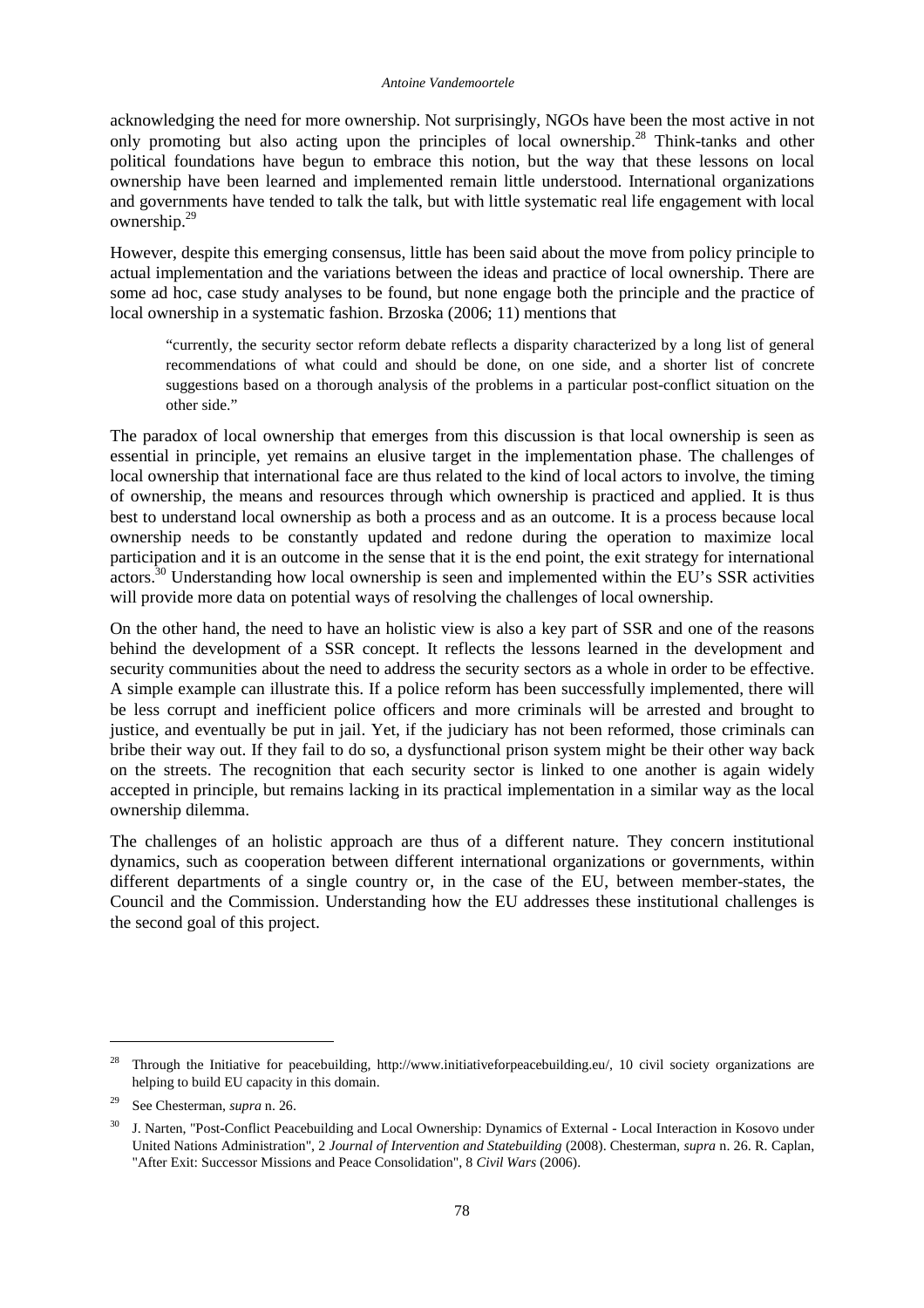acknowledging the need for more ownership. Not surprisingly, NGOs have been the most active in not only promoting but also acting upon the principles of local ownership.[28] Think-tanks and other political foundations have begun to embrace this notion, but the way that these lessons on local ownership have been learned and implemented remain little understood. International organizations and governments have tended to talk the talk, but with little systematic real life engagement with local ownership.[29]

However, despite this emerging consensus, little has been said about the move from policy principle to actual implementation and the variations between the ideas and practice of local ownership. There are some ad hoc, case study analyses to be found, but none engage both the principle and the practice of local ownership in a systematic fashion. Brzoska (2006; 11) mentions that

> "currently, the security sector reform debate reflects a disparity characterized by a long list of general recommendations of what could and should be done, on one side, and a shorter list of concrete suggestions based on a thorough analysis of the problems in a particular post-conflict situation on the other side."

The paradox of local ownership that emerges from this discussion is that local ownership is seen as essential in principle, yet remains an elusive target in the implementation phase. The challenges of local ownership that international face are thus related to the kind of local actors to involve, the timing of ownership, the means and resources through which ownership is practiced and applied. It is thus best to understand local ownership as both a process and as an outcome. It is a process because local ownership needs to be constantly updated and redone during the operation to maximize local participation and it is an outcome in the sense that it is the end point, the exit strategy for international actors.[30] Understanding how local ownership is seen and implemented within the EU's SSR activities will provide more data on potential ways of resolving the challenges of local ownership.

On the other hand, the need to have an holistic view is also a key part of SSR and one of the reasons behind the development of a SSR concept. It reflects the lessons learned in the development and security communities about the need to address the security sectors as a whole in order to be effective. A simple example can illustrate this. If a police reform has been successfully implemented, there will be less corrupt and inefficient police officers and more criminals will be arrested and brought to justice, and eventually be put in jail. Yet, if the judiciary has not been reformed, those criminals can bribe their way out. If they fail to do so, a dysfunctional prison system might be their other way back on the streets. The recognition that each security sector is linked to one another is again widely accepted in principle, but remains lacking in its practical implementation in a similar way as the local ownership dilemma.

The challenges of an holistic approach are thus of a different nature. They concern institutional dynamics, such as cooperation between different international organizations or governments, within different departments of a single country or, in the case of the EU, between member-states, the Council and the Commission. Understanding how the EU addresses these institutional challenges is the second goal of this project.

---

[28] Through the Initiative for peacebuilding, http://www.initiativeforpeacebuilding.eu/, 10 civil society organizations are helping to build EU capacity in this domain.

[29] See Chesterman, *supra* n. 26.

[30] J. Narten, "Post-Conflict Peacebuilding and Local Ownership: Dynamics of External - Local Interaction in Kosovo under United Nations Administration", 2 *Journal of Intervention and Statebuilding* (2008). Chesterman, *supra* n. 26. R. Caplan, "After Exit: Successor Missions and Peace Consolidation", 8 *Civil Wars* (2006).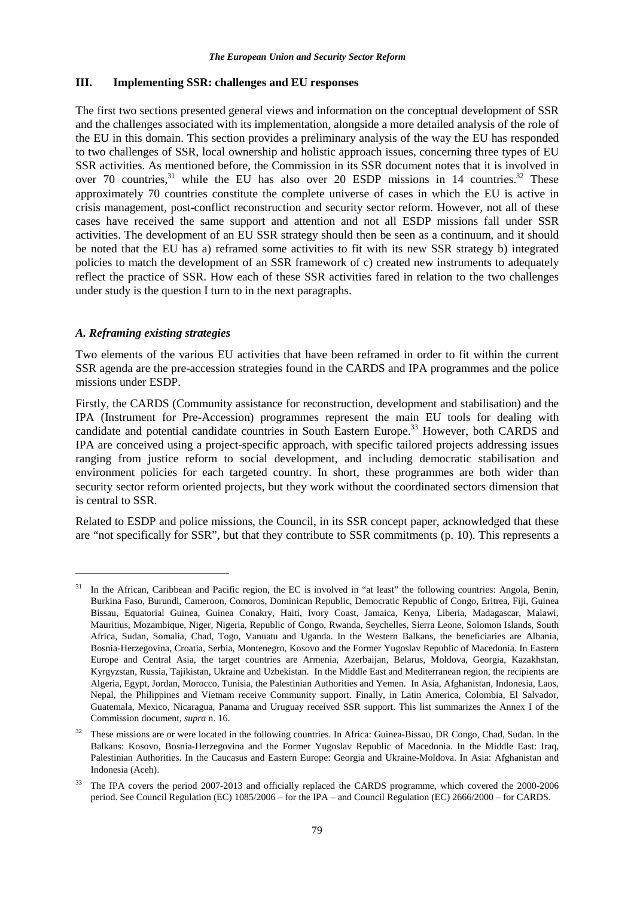## III. Implementing SSR: challenges and EU responses

The first two sections presented general views and information on the conceptual development of SSR and the challenges associated with its implementation, alongside a more detailed analysis of the role of the EU in this domain. This section provides a preliminary analysis of the way the EU has responded to two challenges of SSR, local ownership and holistic approach issues, concerning three types of EU SSR activities. As mentioned before, the Commission in its SSR document notes that it is involved in over 70 countries,[31] while the EU has also over 20 ESDP missions in 14 countries.[32] These approximately 70 countries constitute the complete universe of cases in which the EU is active in crisis management, post-conflict reconstruction and security sector reform. However, not all of these cases have received the same support and attention and not all ESDP missions fall under SSR activities. The development of an EU SSR strategy should then be seen as a continuum, and it should be noted that the EU has a) reframed some activities to fit with its new SSR strategy b) integrated policies to match the development of an SSR framework of c) created new instruments to adequately reflect the practice of SSR. How each of these SSR activities fared in relation to the two challenges under study is the question I turn to in the next paragraphs.

### *A. Reframing existing strategies*

Two elements of the various EU activities that have been reframed in order to fit within the current SSR agenda are the pre-accession strategies found in the CARDS and IPA programmes and the police missions under ESDP.

Firstly, the CARDS (Community assistance for reconstruction, development and stabilisation) and the IPA (Instrument for Pre-Accession) programmes represent the main EU tools for dealing with candidate and potential candidate countries in South Eastern Europe.[33] However, both CARDS and IPA are conceived using a project-specific approach, with specific tailored projects addressing issues ranging from justice reform to social development, and including democratic stabilisation and environment policies for each targeted country. In short, these programmes are both wider than security sector reform oriented projects, but they work without the coordinated sectors dimension that is central to SSR.

Related to ESDP and police missions, the Council, in its SSR concept paper, acknowledged that these are "not specifically for SSR", but that they contribute to SSR commitments (p. 10). This represents a

---

[31] In the African, Caribbean and Pacific region, the EC is involved in "at least" the following countries: Angola, Benin, Burkina Faso, Burundi, Cameroon, Comoros, Dominican Republic, Democratic Republic of Congo, Eritrea, Fiji, Guinea Bissau, Equatorial Guinea, Guinea Conakry, Haiti, Ivory Coast, Jamaica, Kenya, Liberia, Madagascar, Malawi, Mauritius, Mozambique, Niger, Nigeria, Republic of Congo, Rwanda, Seychelles, Sierra Leone, Solomon Islands, South Africa, Sudan, Somalia, Chad, Togo, Vanuatu and Uganda. In the Western Balkans, the beneficiaries are Albania, Bosnia-Herzegovina, Croatia, Serbia, Montenegro, Kosovo and the Former Yugoslav Republic of Macedonia. In Eastern Europe and Central Asia, the target countries are Armenia, Azerbaijan, Belarus, Moldova, Georgia, Kazakhstan, Kyrgyzstan, Russia, Tajikistan, Ukraine and Uzbekistan. In the Middle East and Mediterranean region, the recipients are Algeria, Egypt, Jordan, Morocco, Tunisia, the Palestinian Authorities and Yemen. In Asia, Afghanistan, Indonesia, Laos, Nepal, the Philippines and Vietnam receive Community support. Finally, in Latin America, Colombia, El Salvador, Guatemala, Mexico, Nicaragua, Panama and Uruguay received SSR support. This list summarizes the Annex I of the Commission document, *supra* n. 16.

[32] These missions are or were located in the following countries. In Africa: Guinea-Bissau, DR Congo, Chad, Sudan. In the Balkans: Kosovo, Bosnia-Herzegovina and the Former Yugoslav Republic of Macedonia. In the Middle East: Iraq, Palestinian Authorities. In the Caucasus and Eastern Europe: Georgia and Ukraine-Moldova. In Asia: Afghanistan and Indonesia (Aceh).

[33] The IPA covers the period 2007-2013 and officially replaced the CARDS programme, which covered the 2000-2006 period. See Council Regulation (EC) 1085/2006 – for the IPA – and Council Regulation (EC) 2666/2000 – for CARDS.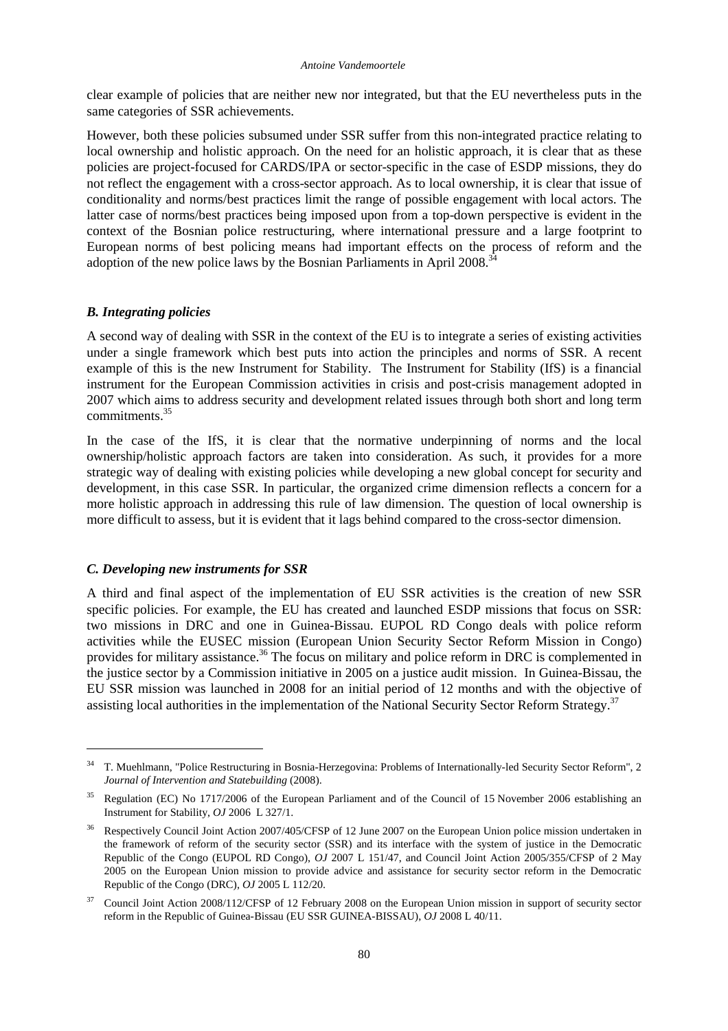clear example of policies that are neither new nor integrated, but that the EU nevertheless puts in the same categories of SSR achievements.

However, both these policies subsumed under SSR suffer from this non-integrated practice relating to local ownership and holistic approach. On the need for an holistic approach, it is clear that as these policies are project-focused for CARDS/IPA or sector-specific in the case of ESDP missions, they do not reflect the engagement with a cross-sector approach. As to local ownership, it is clear that issue of conditionality and norms/best practices limit the range of possible engagement with local actors. The latter case of norms/best practices being imposed upon from a top-down perspective is evident in the context of the Bosnian police restructuring, where international pressure and a large footprint to European norms of best policing means had important effects on the process of reform and the adoption of the new police laws by the Bosnian Parliaments in April 2008.[34]

### *B. Integrating policies*

A second way of dealing with SSR in the context of the EU is to integrate a series of existing activities under a single framework which best puts into action the principles and norms of SSR. A recent example of this is the new Instrument for Stability. The Instrument for Stability (IfS) is a financial instrument for the European Commission activities in crisis and post-crisis management adopted in 2007 which aims to address security and development related issues through both short and long term commitments.[35]

In the case of the IfS, it is clear that the normative underpinning of norms and the local ownership/holistic approach factors are taken into consideration. As such, it provides for a more strategic way of dealing with existing policies while developing a new global concept for security and development, in this case SSR. In particular, the organized crime dimension reflects a concern for a more holistic approach in addressing this rule of law dimension. The question of local ownership is more difficult to assess, but it is evident that it lags behind compared to the cross-sector dimension.

### *C. Developing new instruments for SSR*

A third and final aspect of the implementation of EU SSR activities is the creation of new SSR specific policies. For example, the EU has created and launched ESDP missions that focus on SSR: two missions in DRC and one in Guinea-Bissau. EUPOL RD Congo deals with police reform activities while the EUSEC mission (European Union Security Sector Reform Mission in Congo) provides for military assistance.[36] The focus on military and police reform in DRC is complemented in the justice sector by a Commission initiative in 2005 on a justice audit mission. In Guinea-Bissau, the EU SSR mission was launched in 2008 for an initial period of 12 months and with the objective of assisting local authorities in the implementation of the National Security Sector Reform Strategy.[37]

---

[34] T. Muehlmann, "Police Restructuring in Bosnia-Herzegovina: Problems of Internationally-led Security Sector Reform", 2 *Journal of Intervention and Statebuilding* (2008).

[35] Regulation (EC) No 1717/2006 of the European Parliament and of the Council of 15 November 2006 establishing an Instrument for Stability, *OJ* 2006 L 327/1.

[36] Respectively Council Joint Action 2007/405/CFSP of 12 June 2007 on the European Union police mission undertaken in the framework of reform of the security sector (SSR) and its interface with the system of justice in the Democratic Republic of the Congo (EUPOL RD Congo), *OJ* 2007 L 151/47, and Council Joint Action 2005/355/CFSP of 2 May 2005 on the European Union mission to provide advice and assistance for security sector reform in the Democratic Republic of the Congo (DRC), *OJ* 2005 L 112/20.

[37] Council Joint Action 2008/112/CFSP of 12 February 2008 on the European Union mission in support of security sector reform in the Republic of Guinea-Bissau (EU SSR GUINEA-BISSAU), *OJ* 2008 L 40/11.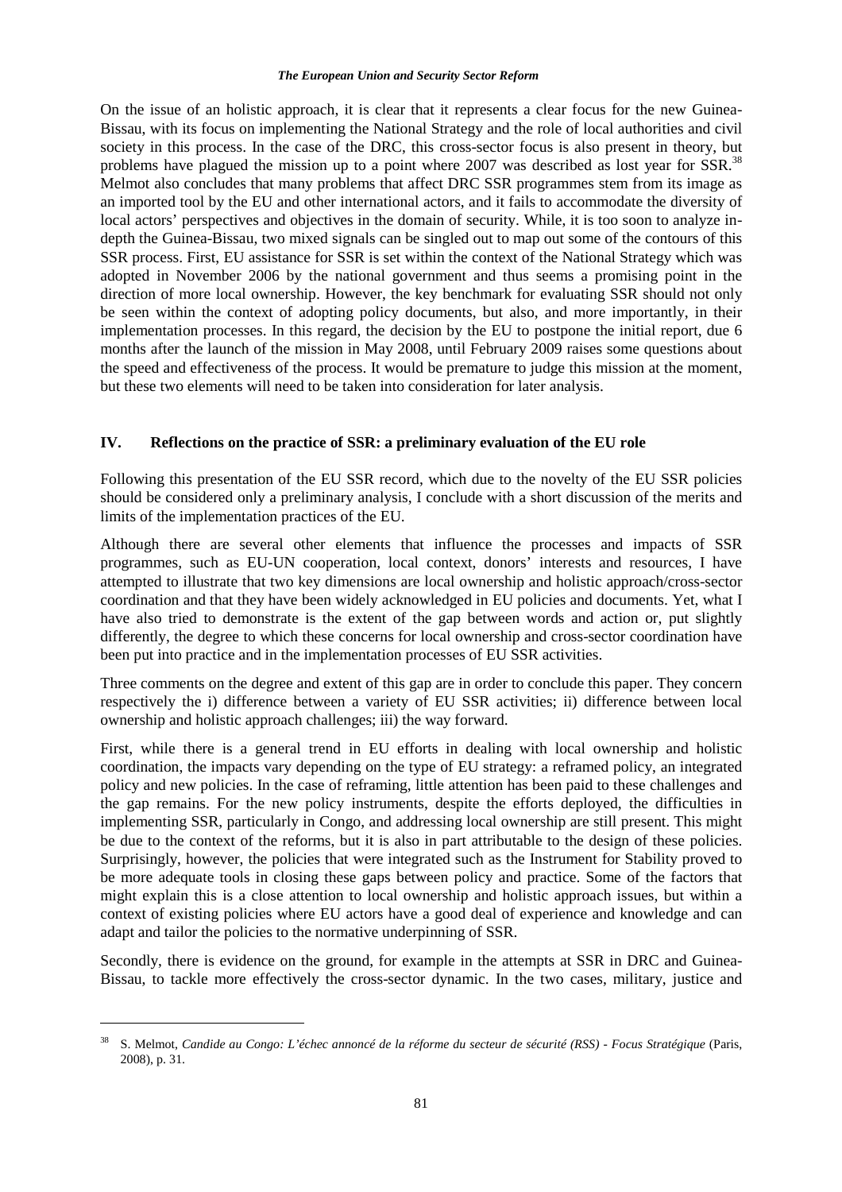On the issue of an holistic approach, it is clear that it represents a clear focus for the new Guinea-Bissau, with its focus on implementing the National Strategy and the role of local authorities and civil society in this process. In the case of the DRC, this cross-sector focus is also present in theory, but problems have plagued the mission up to a point where 2007 was described as lost year for SSR.[38] Melmot also concludes that many problems that affect DRC SSR programmes stem from its image as an imported tool by the EU and other international actors, and it fails to accommodate the diversity of local actors' perspectives and objectives in the domain of security. While, it is too soon to analyze in-depth the Guinea-Bissau, two mixed signals can be singled out to map out some of the contours of this SSR process. First, EU assistance for SSR is set within the context of the National Strategy which was adopted in November 2006 by the national government and thus seems a promising point in the direction of more local ownership. However, the key benchmark for evaluating SSR should not only be seen within the context of adopting policy documents, but also, and more importantly, in their implementation processes. In this regard, the decision by the EU to postpone the initial report, due 6 months after the launch of the mission in May 2008, until February 2009 raises some questions about the speed and effectiveness of the process. It would be premature to judge this mission at the moment, but these two elements will need to be taken into consideration for later analysis.

## IV. Reflections on the practice of SSR: a preliminary evaluation of the EU role

Following this presentation of the EU SSR record, which due to the novelty of the EU SSR policies should be considered only a preliminary analysis, I conclude with a short discussion of the merits and limits of the implementation practices of the EU.

Although there are several other elements that influence the processes and impacts of SSR programmes, such as EU-UN cooperation, local context, donors' interests and resources, I have attempted to illustrate that two key dimensions are local ownership and holistic approach/cross-sector coordination and that they have been widely acknowledged in EU policies and documents. Yet, what I have also tried to demonstrate is the extent of the gap between words and action or, put slightly differently, the degree to which these concerns for local ownership and cross-sector coordination have been put into practice and in the implementation processes of EU SSR activities.

Three comments on the degree and extent of this gap are in order to conclude this paper. They concern respectively the i) difference between a variety of EU SSR activities; ii) difference between local ownership and holistic approach challenges; iii) the way forward.

First, while there is a general trend in EU efforts in dealing with local ownership and holistic coordination, the impacts vary depending on the type of EU strategy: a reframed policy, an integrated policy and new policies. In the case of reframing, little attention has been paid to these challenges and the gap remains. For the new policy instruments, despite the efforts deployed, the difficulties in implementing SSR, particularly in Congo, and addressing local ownership are still present. This might be due to the context of the reforms, but it is also in part attributable to the design of these policies. Surprisingly, however, the policies that were integrated such as the Instrument for Stability proved to be more adequate tools in closing these gaps between policy and practice. Some of the factors that might explain this is a close attention to local ownership and holistic approach issues, but within a context of existing policies where EU actors have a good deal of experience and knowledge and can adapt and tailor the policies to the normative underpinning of SSR.

Secondly, there is evidence on the ground, for example in the attempts at SSR in DRC and Guinea-Bissau, to tackle more effectively the cross-sector dynamic. In the two cases, military, justice and

---

[38] S. Melmot, *Candide au Congo: L'échec annoncé de la réforme du secteur de sécurité (RSS) - Focus Stratégique* (Paris, 2008), p. 31.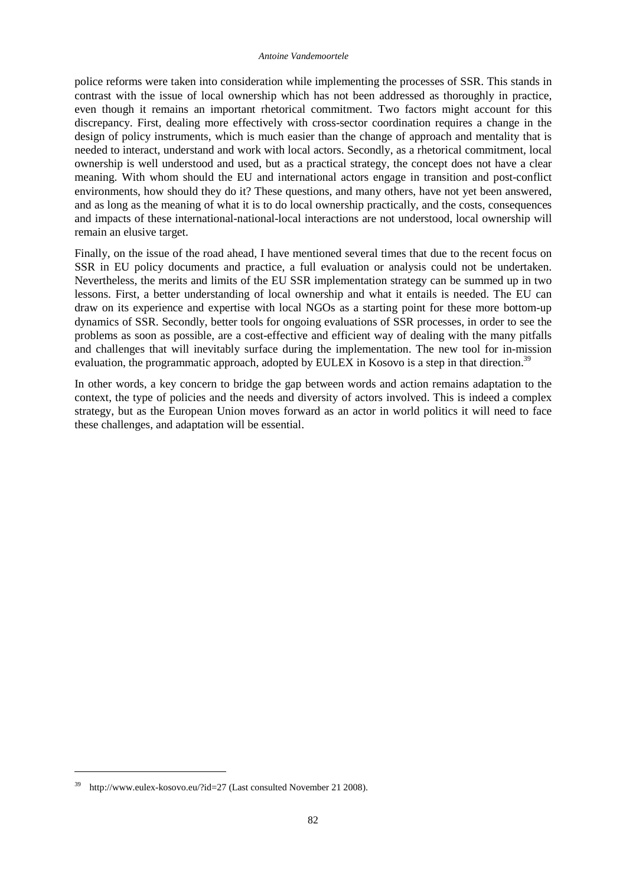police reforms were taken into consideration while implementing the processes of SSR. This stands in contrast with the issue of local ownership which has not been addressed as thoroughly in practice, even though it remains an important rhetorical commitment. Two factors might account for this discrepancy. First, dealing more effectively with cross-sector coordination requires a change in the design of policy instruments, which is much easier than the change of approach and mentality that is needed to interact, understand and work with local actors. Secondly, as a rhetorical commitment, local ownership is well understood and used, but as a practical strategy, the concept does not have a clear meaning. With whom should the EU and international actors engage in transition and post-conflict environments, how should they do it? These questions, and many others, have not yet been answered, and as long as the meaning of what it is to do local ownership practically, and the costs, consequences and impacts of these international-national-local interactions are not understood, local ownership will remain an elusive target.

Finally, on the issue of the road ahead, I have mentioned several times that due to the recent focus on SSR in EU policy documents and practice, a full evaluation or analysis could not be undertaken. Nevertheless, the merits and limits of the EU SSR implementation strategy can be summed up in two lessons. First, a better understanding of local ownership and what it entails is needed. The EU can draw on its experience and expertise with local NGOs as a starting point for these more bottom-up dynamics of SSR. Secondly, better tools for ongoing evaluations of SSR processes, in order to see the problems as soon as possible, are a cost-effective and efficient way of dealing with the many pitfalls and challenges that will inevitably surface during the implementation. The new tool for in-mission evaluation, the programmatic approach, adopted by EULEX in Kosovo is a step in that direction.[39]

In other words, a key concern to bridge the gap between words and action remains adaptation to the context, the type of policies and the needs and diversity of actors involved. This is indeed a complex strategy, but as the European Union moves forward as an actor in world politics it will need to face these challenges, and adaptation will be essential.

---

[39] http://www.eulex-kosovo.eu/?id=27 (Last consulted November 21 2008).